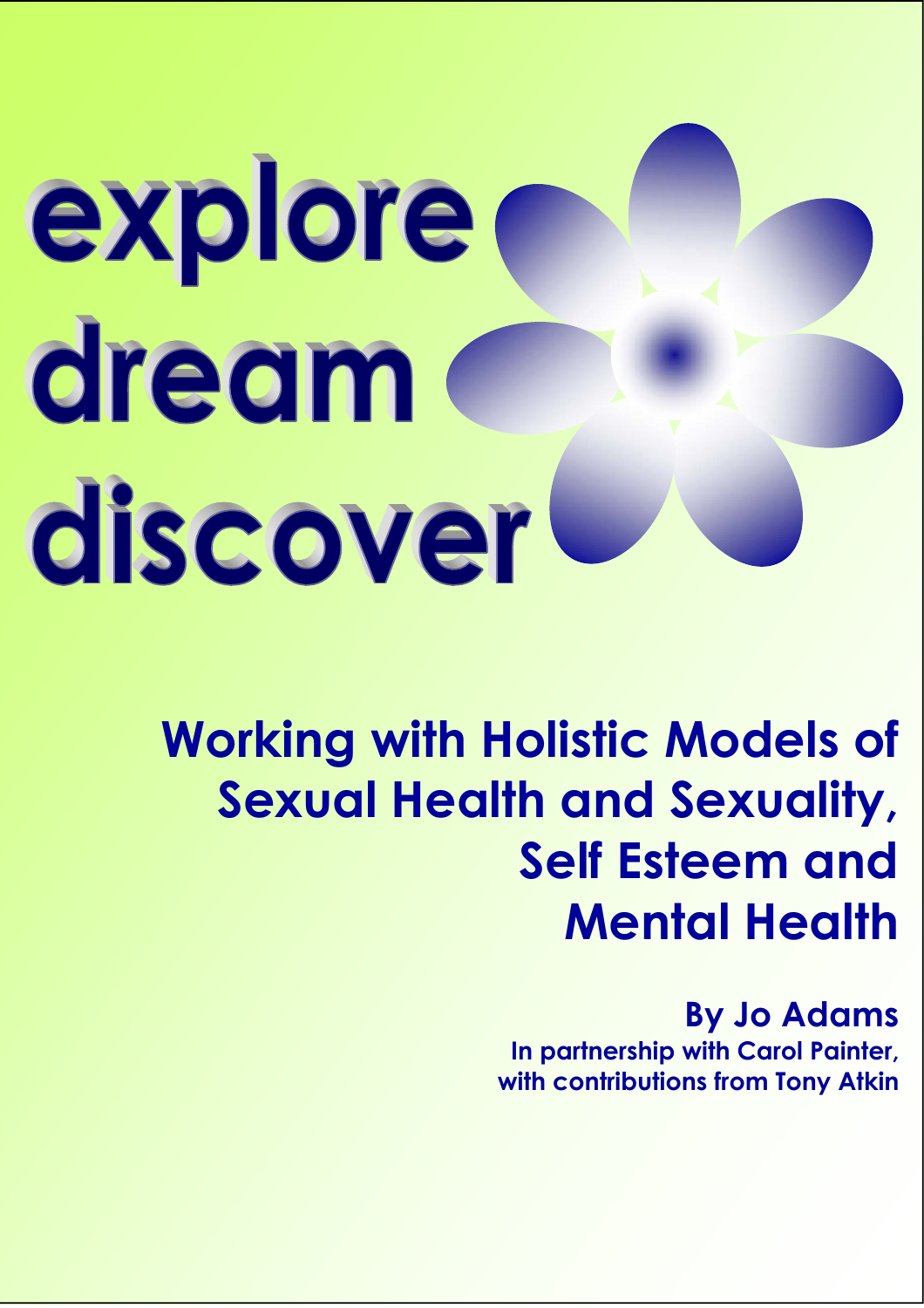# explore dream discover

## Working with Holistic Models of Sexual Health and Sexuality, Self Esteem and Mental Health

**By Jo Adams**

**In partnership with Carol Painter, with contributions from Tony Atkin**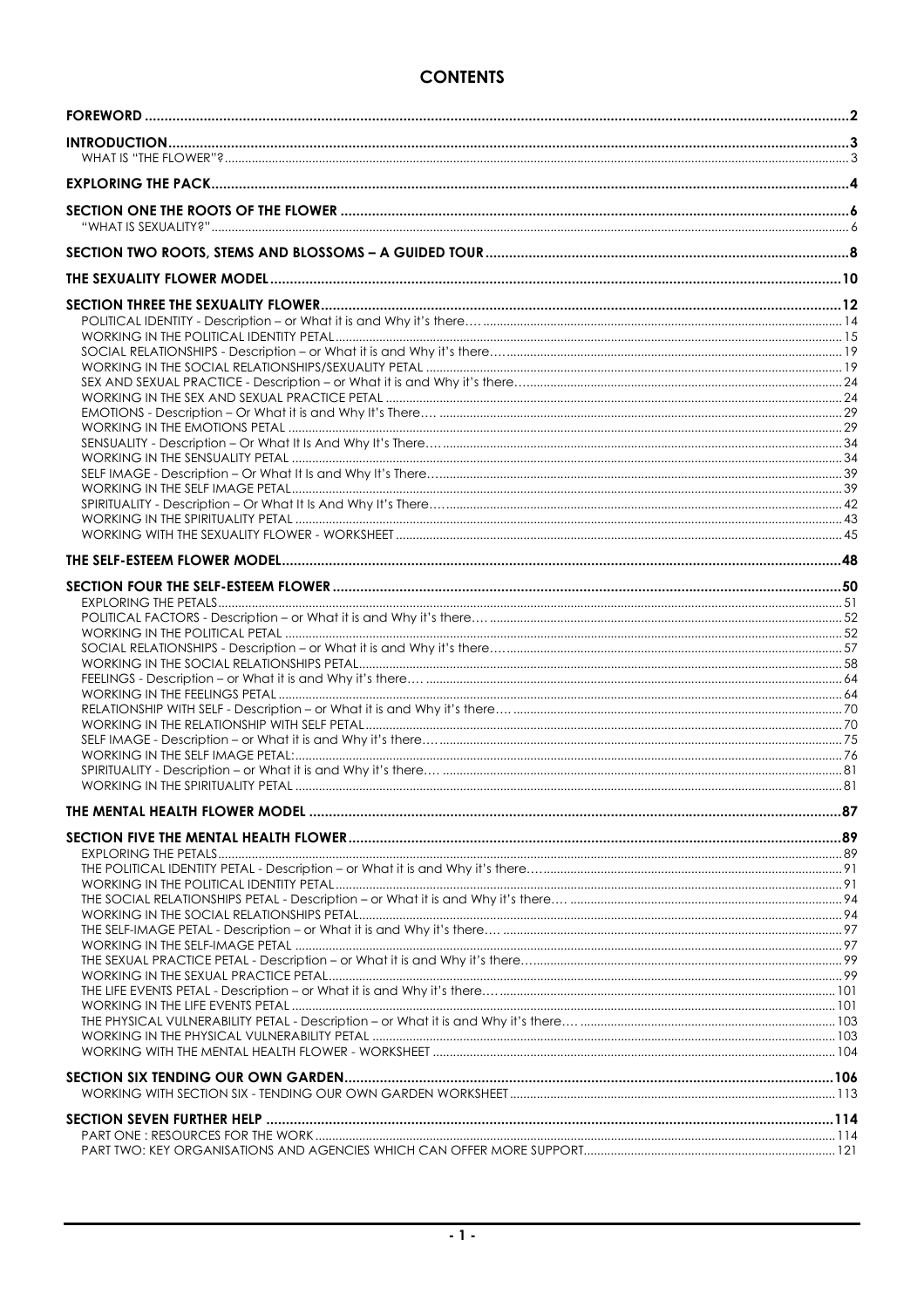# CONTENTS

**FOREWORD** .......... **2**

**INTRODUCTION** .......... **3**

WHAT IS "THE FLOWER"? .......... 3

**EXPLORING THE PACK** .......... **4**

**SECTION ONE THE ROOTS OF THE FLOWER** .......... **6**

"WHAT IS SEXUALITY?" .......... 6

**SECTION TWO ROOTS, STEMS AND BLOSSOMS – A GUIDED TOUR** .......... **8**

**THE SEXUALITY FLOWER MODEL** .......... **10**

**SECTION THREE THE SEXUALITY FLOWER** .......... **12**

POLITICAL IDENTITY - Description – or What it is and Why it's there…. .......... 14
WORKING IN THE POLITICAL IDENTITY PETAL .......... 15
SOCIAL RELATIONSHIPS - Description – or What it is and Why it's there…. .......... 19
WORKING IN THE SOCIAL RELATIONSHIPS/SEXUALITY PETAL .......... 19
SEX AND SEXUAL PRACTICE - Description – or What it is and Why it's there…. .......... 24
WORKING IN THE SEX AND SEXUAL PRACTICE PETAL .......... 24
EMOTIONS - Description – Or What it is and Why It's There…. .......... 29
WORKING IN THE EMOTIONS PETAL .......... 29
SENSUALITY - Description – Or What It Is And Why It's There…. .......... 34
WORKING IN THE SENSUALITY PETAL .......... 34
SELF IMAGE - Description – Or What It Is and Why It's There…. .......... 39
WORKING IN THE SELF IMAGE PETAL .......... 39
SPIRITUALITY - Description – Or What It Is And Why It's There…. .......... 42
WORKING IN THE SPIRITUALITY PETAL .......... 43
WORKING WITH THE SEXUALITY FLOWER - WORKSHEET .......... 45

**THE SELF-ESTEEM FLOWER MODEL** .......... **48**

**SECTION FOUR THE SELF-ESTEEM FLOWER** .......... **50**

EXPLORING THE PETALS .......... 51
POLITICAL FACTORS - Description – or What it is and Why it's there…. .......... 52
WORKING IN THE POLITICAL PETAL .......... 52
SOCIAL RELATIONSHIPS - Description – or What it is and Why it's there…. .......... 57
WORKING IN THE SOCIAL RELATIONSHIPS PETAL .......... 58
FEELINGS - Description – or What it is and Why it's there…. .......... 64
WORKING IN THE FEELINGS PETAL .......... 64
RELATIONSHIP WITH SELF - Description – or What it is and Why it's there…. .......... 70
WORKING IN THE RELATIONSHIP WITH SELF PETAL .......... 70
SELF IMAGE - Description – or What it is and Why it's there…. .......... 75
WORKING IN THE SELF IMAGE PETAL: .......... 76
SPIRITUALITY - Description – or What it is and Why it's there…. .......... 81
WORKING IN THE SPIRITUALITY PETAL .......... 81

**THE MENTAL HEALTH FLOWER MODEL** .......... **87**

**SECTION FIVE THE MENTAL HEALTH FLOWER** .......... **89**

EXPLORING THE PETALS .......... 89
THE POLITICAL IDENTITY PETAL - Description – or What it is and Why it's there…. .......... 91
WORKING IN THE POLITICAL IDENTITY PETAL .......... 91
THE SOCIAL RELATIONSHIPS PETAL - Description – or What it is and Why it's there…. .......... 94
WORKING IN THE SOCIAL RELATIONSHIPS PETAL .......... 94
THE SELF-IMAGE PETAL - Description – or What it is and Why it's there…. .......... 97
WORKING IN THE SELF-IMAGE PETAL .......... 97
THE SEXUAL PRACTICE PETAL - Description – or What it is and Why it's there…. .......... 99
WORKING IN THE SEXUAL PRACTICE PETAL .......... 99
THE LIFE EVENTS PETAL - Description – or What it is and Why it's there…. .......... 101
WORKING IN THE LIFE EVENTS PETAL .......... 101
THE PHYSICAL VULNERABILITY PETAL - Description – or What it is and Why it's there…. .......... 103
WORKING IN THE PHYSICAL VULNERABILITY PETAL .......... 103
WORKING WITH THE MENTAL HEALTH FLOWER - WORKSHEET .......... 104

**SECTION SIX TENDING OUR OWN GARDEN** .......... **106**

WORKING WITH SECTION SIX - TENDING OUR OWN GARDEN WORKSHEET .......... 113

**SECTION SEVEN FURTHER HELP** .......... **114**

PART ONE : RESOURCES FOR THE WORK .......... 114
PART TWO: KEY ORGANISATIONS AND AGENCIES WHICH CAN OFFER MORE SUPPORT .......... 121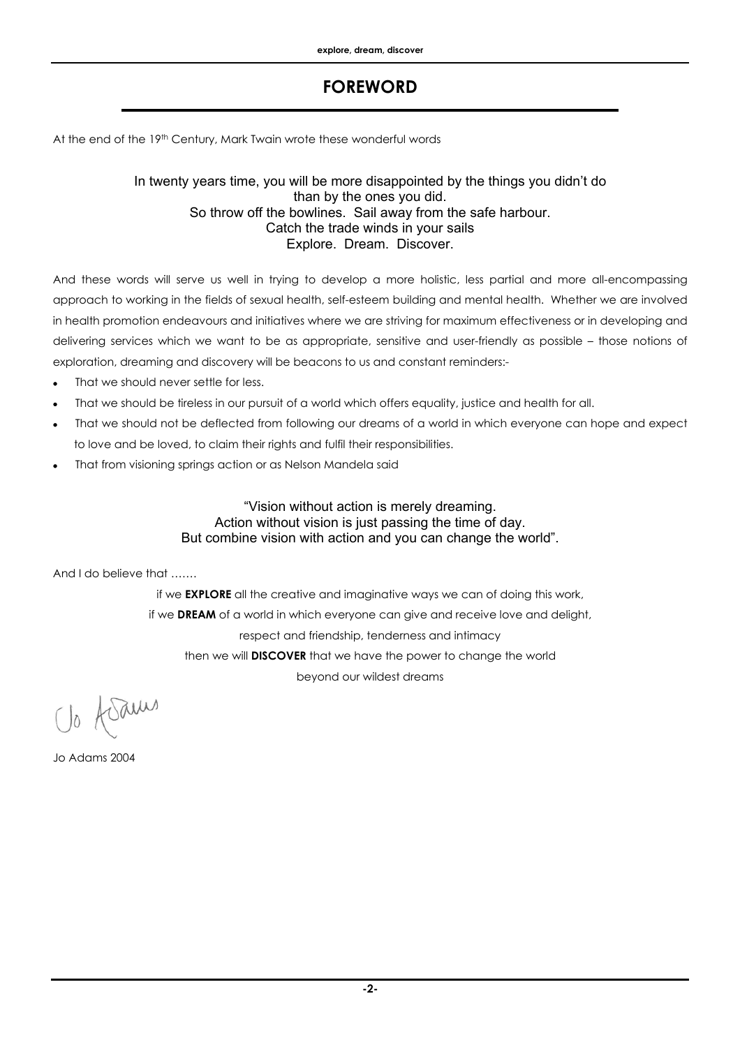# FOREWORD

At the end of the 19th Century, Mark Twain wrote these wonderful words

> In twenty years time, you will be more disappointed by the things you didn't do than by the ones you did.
> So throw off the bowlines. Sail away from the safe harbour.
> Catch the trade winds in your sails
> Explore. Dream. Discover.

And these words will serve us well in trying to develop a more holistic, less partial and more all-encompassing approach to working in the fields of sexual health, self-esteem building and mental health. Whether we are involved in health promotion endeavours and initiatives where we are striving for maximum effectiveness or in developing and delivering services which we want to be as appropriate, sensitive and user-friendly as possible – those notions of exploration, dreaming and discovery will be beacons to us and constant reminders:-

- That we should never settle for less.
- That we should be tireless in our pursuit of a world which offers equality, justice and health for all.
- That we should not be deflected from following our dreams of a world in which everyone can hope and expect to love and be loved, to claim their rights and fulfil their responsibilities.
- That from visioning springs action or as Nelson Mandela said

> "Vision without action is merely dreaming.
> Action without vision is just passing the time of day.
> But combine vision with action and you can change the world".

And I do believe that …….

if we **EXPLORE** all the creative and imaginative ways we can of doing this work,
if we **DREAM** of a world in which everyone can give and receive love and delight,
respect and friendship, tenderness and intimacy
then we will **DISCOVER** that we have the power to change the world
beyond our wildest dreams

Jo Adams

Jo Adams 2004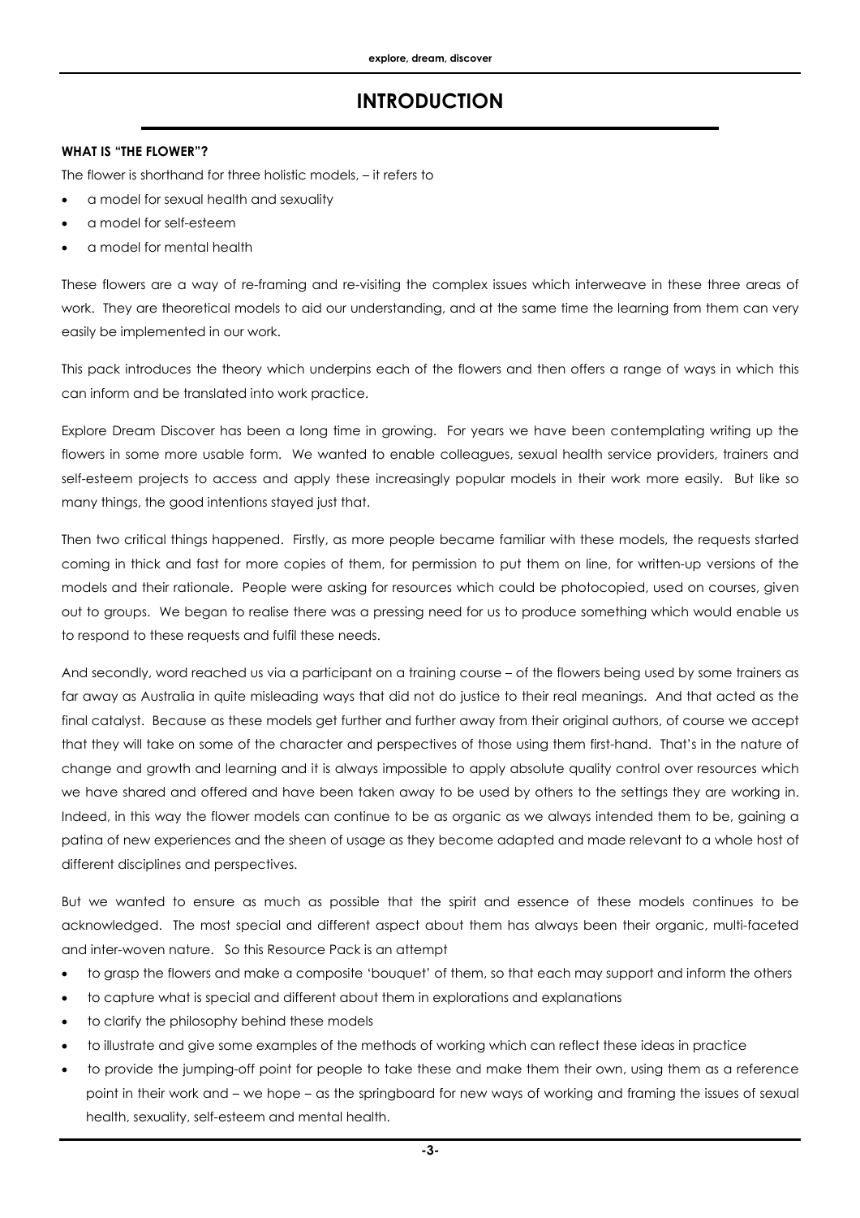# INTRODUCTION

**WHAT IS "THE FLOWER"?**

The flower is shorthand for three holistic models, – it refers to

- a model for sexual health and sexuality
- a model for self-esteem
- a model for mental health

These flowers are a way of re-framing and re-visiting the complex issues which interweave in these three areas of work. They are theoretical models to aid our understanding, and at the same time the learning from them can very easily be implemented in our work.

This pack introduces the theory which underpins each of the flowers and then offers a range of ways in which this can inform and be translated into work practice.

Explore Dream Discover has been a long time in growing. For years we have been contemplating writing up the flowers in some more usable form. We wanted to enable colleagues, sexual health service providers, trainers and self-esteem projects to access and apply these increasingly popular models in their work more easily. But like so many things, the good intentions stayed just that.

Then two critical things happened. Firstly, as more people became familiar with these models, the requests started coming in thick and fast for more copies of them, for permission to put them on line, for written-up versions of the models and their rationale. People were asking for resources which could be photocopied, used on courses, given out to groups. We began to realise there was a pressing need for us to produce something which would enable us to respond to these requests and fulfil these needs.

And secondly, word reached us via a participant on a training course – of the flowers being used by some trainers as far away as Australia in quite misleading ways that did not do justice to their real meanings. And that acted as the final catalyst. Because as these models get further and further away from their original authors, of course we accept that they will take on some of the character and perspectives of those using them first-hand. That's in the nature of change and growth and learning and it is always impossible to apply absolute quality control over resources which we have shared and offered and have been taken away to be used by others to the settings they are working in. Indeed, in this way the flower models can continue to be as organic as we always intended them to be, gaining a patina of new experiences and the sheen of usage as they become adapted and made relevant to a whole host of different disciplines and perspectives.

But we wanted to ensure as much as possible that the spirit and essence of these models continues to be acknowledged. The most special and different aspect about them has always been their organic, multi-faceted and inter-woven nature. So this Resource Pack is an attempt

- to grasp the flowers and make a composite 'bouquet' of them, so that each may support and inform the others
- to capture what is special and different about them in explorations and explanations
- to clarify the philosophy behind these models
- to illustrate and give some examples of the methods of working which can reflect these ideas in practice
- to provide the jumping-off point for people to take these and make them their own, using them as a reference point in their work and – we hope – as the springboard for new ways of working and framing the issues of sexual health, sexuality, self-esteem and mental health.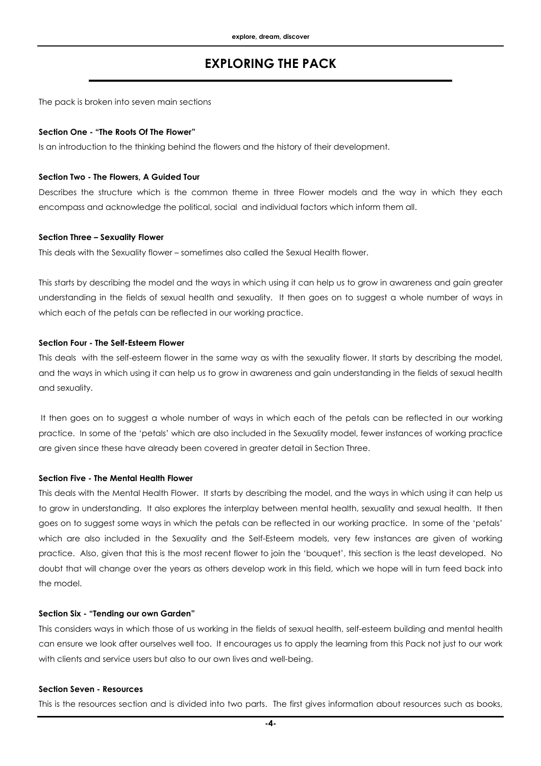# EXPLORING THE PACK

The pack is broken into seven main sections

**Section One - "The Roots Of The Flower"**

Is an introduction to the thinking behind the flowers and the history of their development.

**Section Two - The Flowers, A Guided Tour**

Describes the structure which is the common theme in three Flower models and the way in which they each encompass and acknowledge the political, social and individual factors which inform them all.

**Section Three – Sexuality Flower**

This deals with the Sexuality flower – sometimes also called the Sexual Health flower.

This starts by describing the model and the ways in which using it can help us to grow in awareness and gain greater understanding in the fields of sexual health and sexuality. It then goes on to suggest a whole number of ways in which each of the petals can be reflected in our working practice.

**Section Four - The Self-Esteem Flower**

This deals with the self-esteem flower in the same way as with the sexuality flower. It starts by describing the model, and the ways in which using it can help us to grow in awareness and gain understanding in the fields of sexual health and sexuality.

It then goes on to suggest a whole number of ways in which each of the petals can be reflected in our working practice. In some of the 'petals' which are also included in the Sexuality model, fewer instances of working practice are given since these have already been covered in greater detail in Section Three.

**Section Five - The Mental Health Flower**

This deals with the Mental Health Flower. It starts by describing the model, and the ways in which using it can help us to grow in understanding. It also explores the interplay between mental health, sexuality and sexual health. It then goes on to suggest some ways in which the petals can be reflected in our working practice. In some of the 'petals' which are also included in the Sexuality and the Self-Esteem models, very few instances are given of working practice. Also, given that this is the most recent flower to join the 'bouquet', this section is the least developed. No doubt that will change over the years as others develop work in this field, which we hope will in turn feed back into the model.

**Section Six - "Tending our own Garden"**

This considers ways in which those of us working in the fields of sexual health, self-esteem building and mental health can ensure we look after ourselves well too. It encourages us to apply the learning from this Pack not just to our work with clients and service users but also to our own lives and well-being.

**Section Seven - Resources**

This is the resources section and is divided into two parts. The first gives information about resources such as books,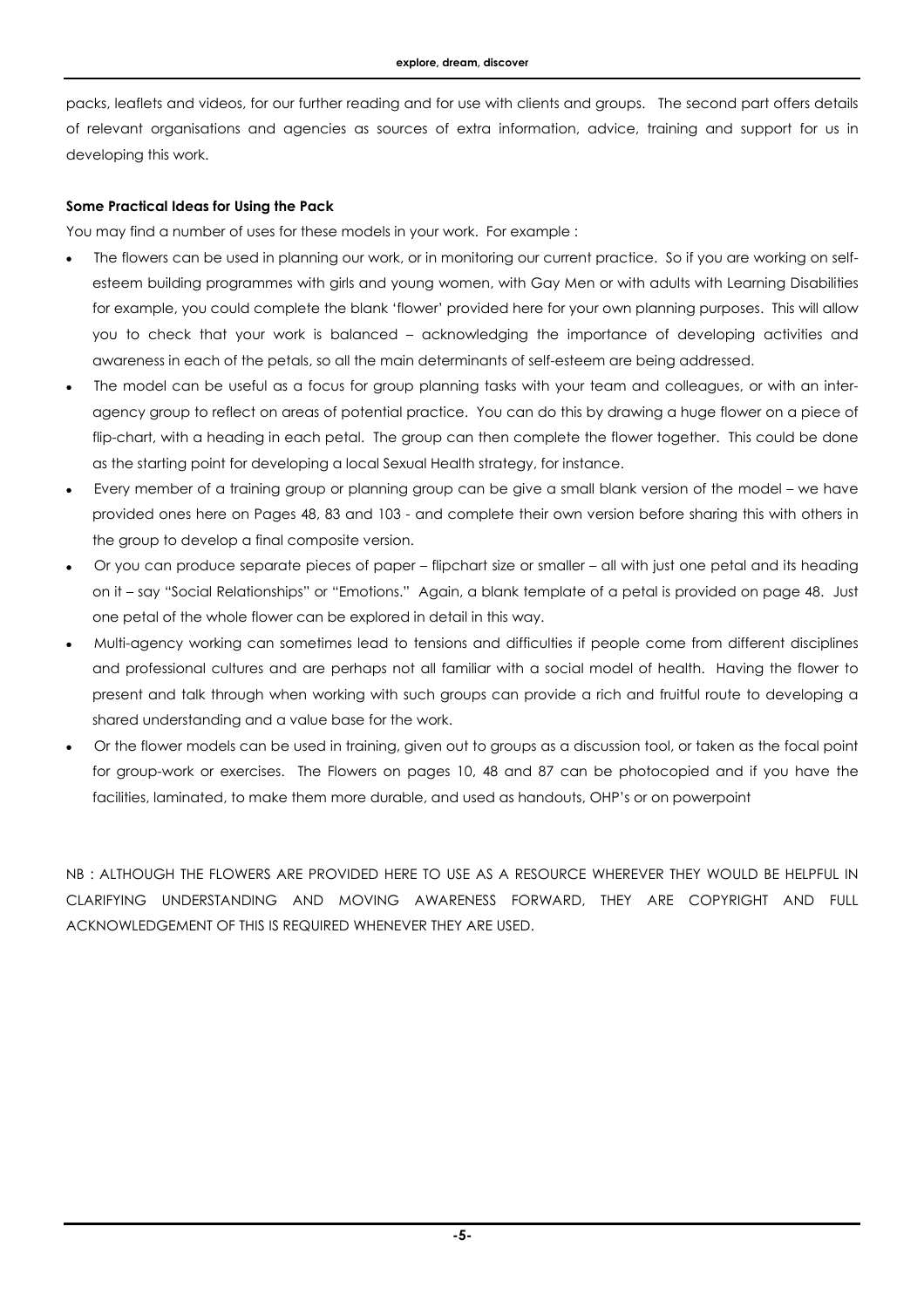packs, leaflets and videos, for our further reading and for use with clients and groups. The second part offers details of relevant organisations and agencies as sources of extra information, advice, training and support for us in developing this work.

**Some Practical Ideas for Using the Pack**

You may find a number of uses for these models in your work. For example :

- The flowers can be used in planning our work, or in monitoring our current practice. So if you are working on self-esteem building programmes with girls and young women, with Gay Men or with adults with Learning Disabilities for example, you could complete the blank 'flower' provided here for your own planning purposes. This will allow you to check that your work is balanced – acknowledging the importance of developing activities and awareness in each of the petals, so all the main determinants of self-esteem are being addressed.
- The model can be useful as a focus for group planning tasks with your team and colleagues, or with an inter-agency group to reflect on areas of potential practice. You can do this by drawing a huge flower on a piece of flip-chart, with a heading in each petal. The group can then complete the flower together. This could be done as the starting point for developing a local Sexual Health strategy, for instance.
- Every member of a training group or planning group can be give a small blank version of the model – we have provided ones here on Pages 48, 83 and 103 - and complete their own version before sharing this with others in the group to develop a final composite version.
- Or you can produce separate pieces of paper – flipchart size or smaller – all with just one petal and its heading on it – say "Social Relationships" or "Emotions." Again, a blank template of a petal is provided on page 48. Just one petal of the whole flower can be explored in detail in this way.
- Multi-agency working can sometimes lead to tensions and difficulties if people come from different disciplines and professional cultures and are perhaps not all familiar with a social model of health. Having the flower to present and talk through when working with such groups can provide a rich and fruitful route to developing a shared understanding and a value base for the work.
- Or the flower models can be used in training, given out to groups as a discussion tool, or taken as the focal point for group-work or exercises. The Flowers on pages 10, 48 and 87 can be photocopied and if you have the facilities, laminated, to make them more durable, and used as handouts, OHP's or on powerpoint

NB : ALTHOUGH THE FLOWERS ARE PROVIDED HERE TO USE AS A RESOURCE WHEREVER THEY WOULD BE HELPFUL IN CLARIFYING UNDERSTANDING AND MOVING AWARENESS FORWARD, THEY ARE COPYRIGHT AND FULL ACKNOWLEDGEMENT OF THIS IS REQUIRED WHENEVER THEY ARE USED.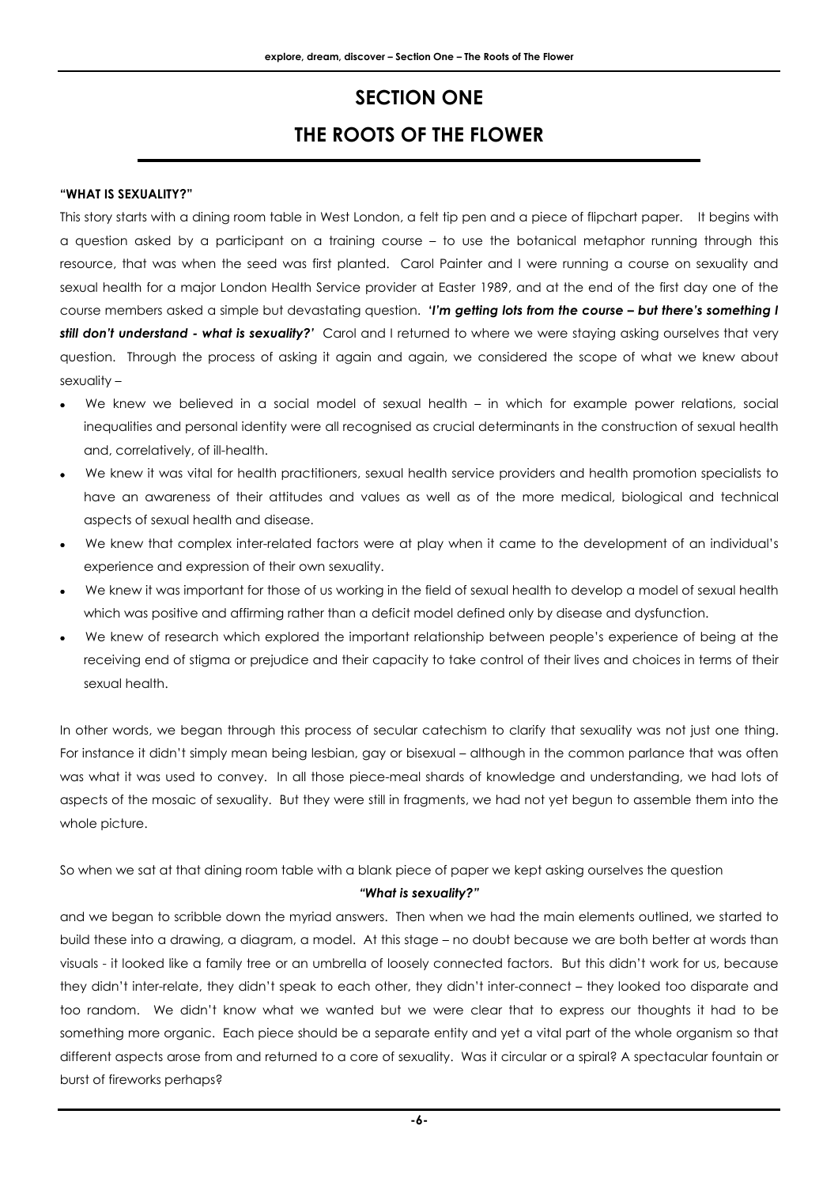# SECTION ONE

# THE ROOTS OF THE FLOWER

**"WHAT IS SEXUALITY?"**

This story starts with a dining room table in West London, a felt tip pen and a piece of flipchart paper. It begins with a question asked by a participant on a training course – to use the botanical metaphor running through this resource, that was when the seed was first planted. Carol Painter and I were running a course on sexuality and sexual health for a major London Health Service provider at Easter 1989, and at the end of the first day one of the course members asked a simple but devastating question. ***'I'm getting lots from the course – but there's something I still don't understand - what is sexuality?'*** Carol and I returned to where we were staying asking ourselves that very question. Through the process of asking it again and again, we considered the scope of what we knew about sexuality –

- We knew we believed in a social model of sexual health – in which for example power relations, social inequalities and personal identity were all recognised as crucial determinants in the construction of sexual health and, correlatively, of ill-health.
- We knew it was vital for health practitioners, sexual health service providers and health promotion specialists to have an awareness of their attitudes and values as well as of the more medical, biological and technical aspects of sexual health and disease.
- We knew that complex inter-related factors were at play when it came to the development of an individual's experience and expression of their own sexuality.
- We knew it was important for those of us working in the field of sexual health to develop a model of sexual health which was positive and affirming rather than a deficit model defined only by disease and dysfunction.
- We knew of research which explored the important relationship between people's experience of being at the receiving end of stigma or prejudice and their capacity to take control of their lives and choices in terms of their sexual health.

In other words, we began through this process of secular catechism to clarify that sexuality was not just one thing. For instance it didn't simply mean being lesbian, gay or bisexual – although in the common parlance that was often was what it was used to convey. In all those piece-meal shards of knowledge and understanding, we had lots of aspects of the mosaic of sexuality. But they were still in fragments, we had not yet begun to assemble them into the whole picture.

So when we sat at that dining room table with a blank piece of paper we kept asking ourselves the question

***"What is sexuality?"***

and we began to scribble down the myriad answers. Then when we had the main elements outlined, we started to build these into a drawing, a diagram, a model. At this stage – no doubt because we are both better at words than visuals - it looked like a family tree or an umbrella of loosely connected factors. But this didn't work for us, because they didn't inter-relate, they didn't speak to each other, they didn't inter-connect – they looked too disparate and too random. We didn't know what we wanted but we were clear that to express our thoughts it had to be something more organic. Each piece should be a separate entity and yet a vital part of the whole organism so that different aspects arose from and returned to a core of sexuality. Was it circular or a spiral? A spectacular fountain or burst of fireworks perhaps?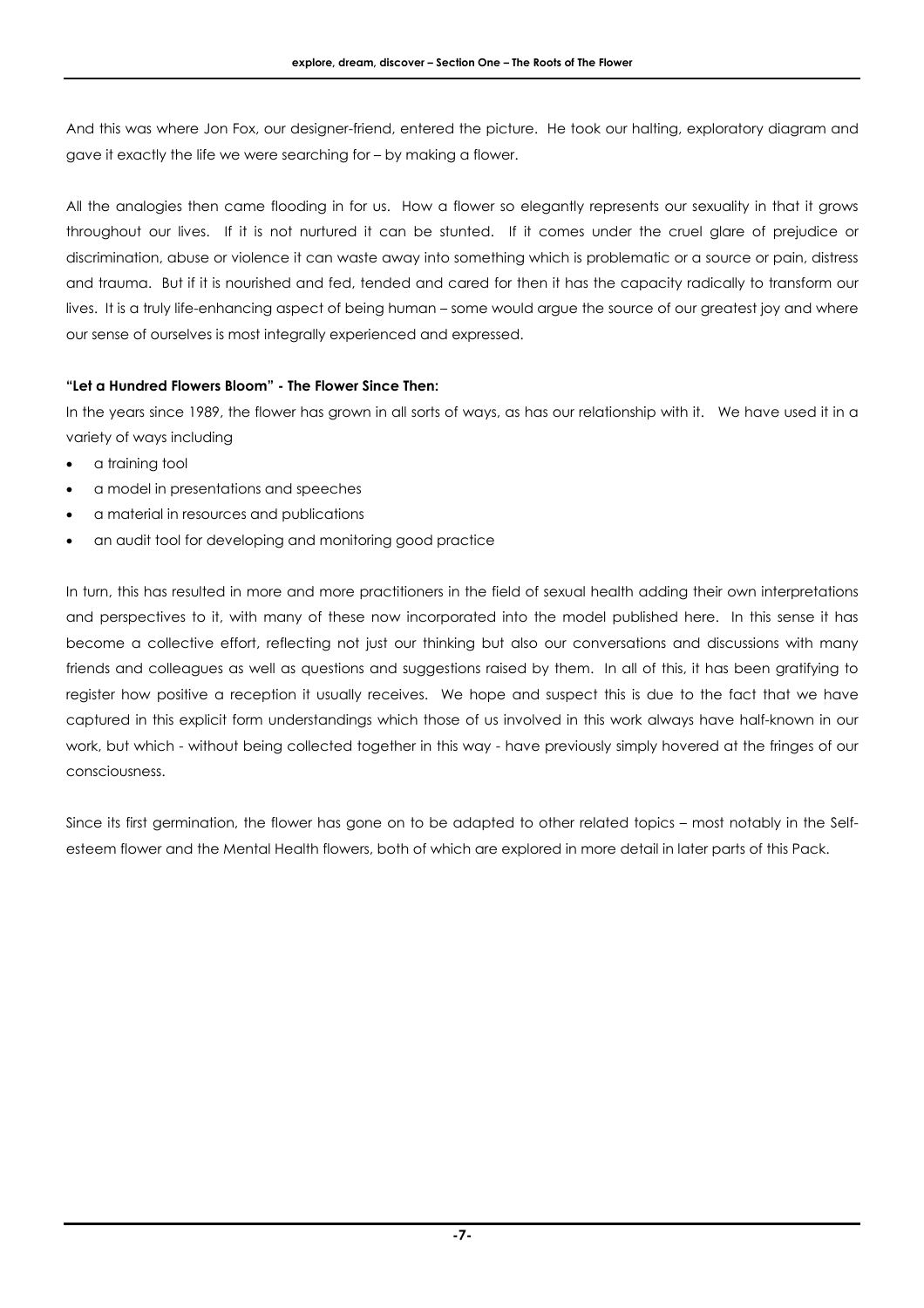And this was where Jon Fox, our designer-friend, entered the picture. He took our halting, exploratory diagram and gave it exactly the life we were searching for – by making a flower.

All the analogies then came flooding in for us. How a flower so elegantly represents our sexuality in that it grows throughout our lives. If it is not nurtured it can be stunted. If it comes under the cruel glare of prejudice or discrimination, abuse or violence it can waste away into something which is problematic or a source or pain, distress and trauma. But if it is nourished and fed, tended and cared for then it has the capacity radically to transform our lives. It is a truly life-enhancing aspect of being human – some would argue the source of our greatest joy and where our sense of ourselves is most integrally experienced and expressed.

**"Let a Hundred Flowers Bloom" - The Flower Since Then:**

In the years since 1989, the flower has grown in all sorts of ways, as has our relationship with it. We have used it in a variety of ways including

- a training tool
- a model in presentations and speeches
- a material in resources and publications
- an audit tool for developing and monitoring good practice

In turn, this has resulted in more and more practitioners in the field of sexual health adding their own interpretations and perspectives to it, with many of these now incorporated into the model published here. In this sense it has become a collective effort, reflecting not just our thinking but also our conversations and discussions with many friends and colleagues as well as questions and suggestions raised by them. In all of this, it has been gratifying to register how positive a reception it usually receives. We hope and suspect this is due to the fact that we have captured in this explicit form understandings which those of us involved in this work always have half-known in our work, but which - without being collected together in this way - have previously simply hovered at the fringes of our consciousness.

Since its first germination, the flower has gone on to be adapted to other related topics – most notably in the Self-esteem flower and the Mental Health flowers, both of which are explored in more detail in later parts of this Pack.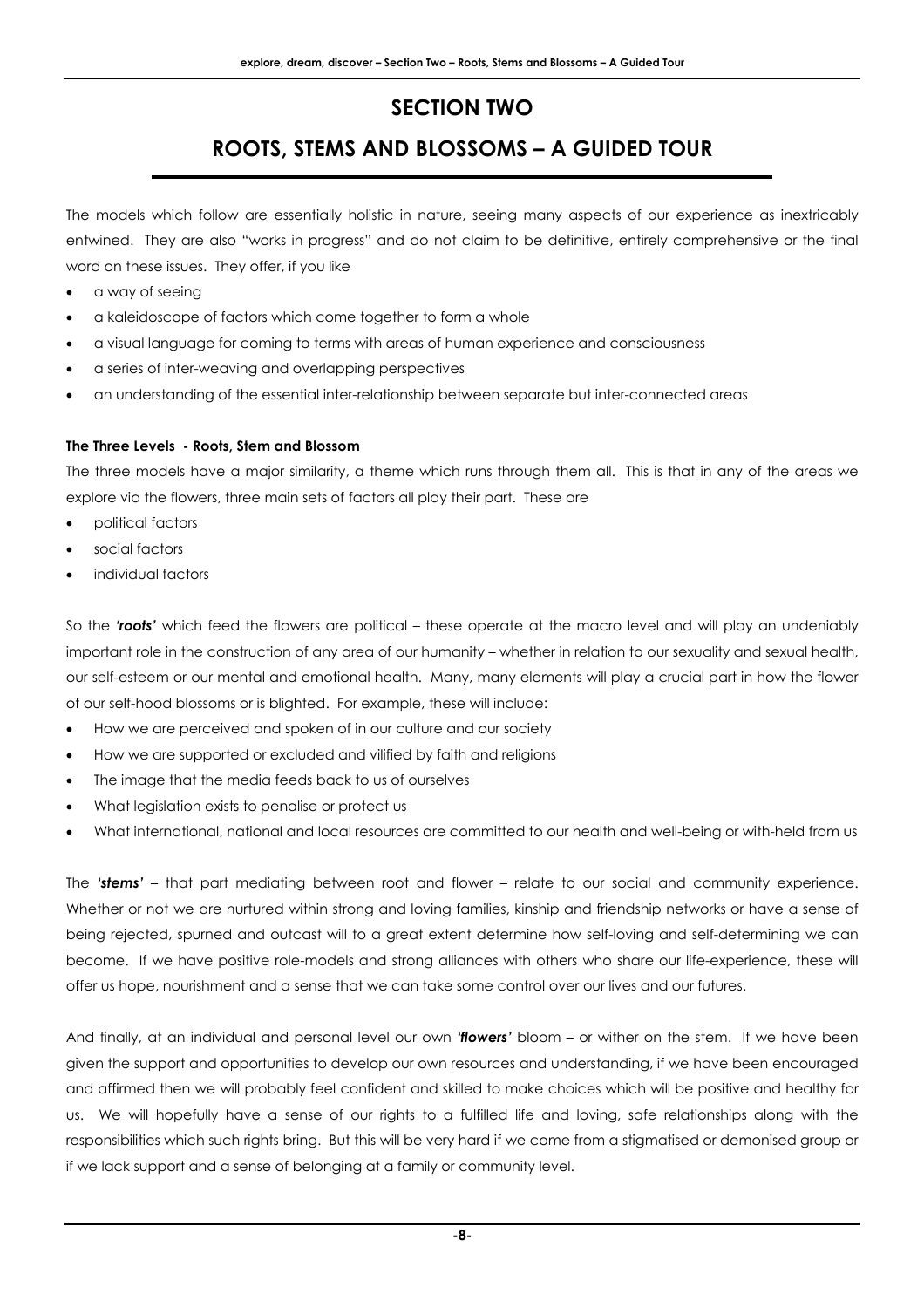# SECTION TWO

## ROOTS, STEMS AND BLOSSOMS – A GUIDED TOUR

The models which follow are essentially holistic in nature, seeing many aspects of our experience as inextricably entwined. They are also "works in progress" and do not claim to be definitive, entirely comprehensive or the final word on these issues. They offer, if you like

- a way of seeing
- a kaleidoscope of factors which come together to form a whole
- a visual language for coming to terms with areas of human experience and consciousness
- a series of inter-weaving and overlapping perspectives
- an understanding of the essential inter-relationship between separate but inter-connected areas

**The Three Levels - Roots, Stem and Blossom**

The three models have a major similarity, a theme which runs through them all. This is that in any of the areas we explore via the flowers, three main sets of factors all play their part. These are

- political factors
- social factors
- individual factors

So the ***'roots'*** which feed the flowers are political – these operate at the macro level and will play an undeniably important role in the construction of any area of our humanity – whether in relation to our sexuality and sexual health, our self-esteem or our mental and emotional health. Many, many elements will play a crucial part in how the flower of our self-hood blossoms or is blighted. For example, these will include:

- How we are perceived and spoken of in our culture and our society
- How we are supported or excluded and vilified by faith and religions
- The image that the media feeds back to us of ourselves
- What legislation exists to penalise or protect us
- What international, national and local resources are committed to our health and well-being or with-held from us

The ***'stems'*** – that part mediating between root and flower – relate to our social and community experience. Whether or not we are nurtured within strong and loving families, kinship and friendship networks or have a sense of being rejected, spurned and outcast will to a great extent determine how self-loving and self-determining we can become. If we have positive role-models and strong alliances with others who share our life-experience, these will offer us hope, nourishment and a sense that we can take some control over our lives and our futures.

And finally, at an individual and personal level our own ***'flowers'*** bloom – or wither on the stem. If we have been given the support and opportunities to develop our own resources and understanding, if we have been encouraged and affirmed then we will probably feel confident and skilled to make choices which will be positive and healthy for us. We will hopefully have a sense of our rights to a fulfilled life and loving, safe relationships along with the responsibilities which such rights bring. But this will be very hard if we come from a stigmatised or demonised group or if we lack support and a sense of belonging at a family or community level.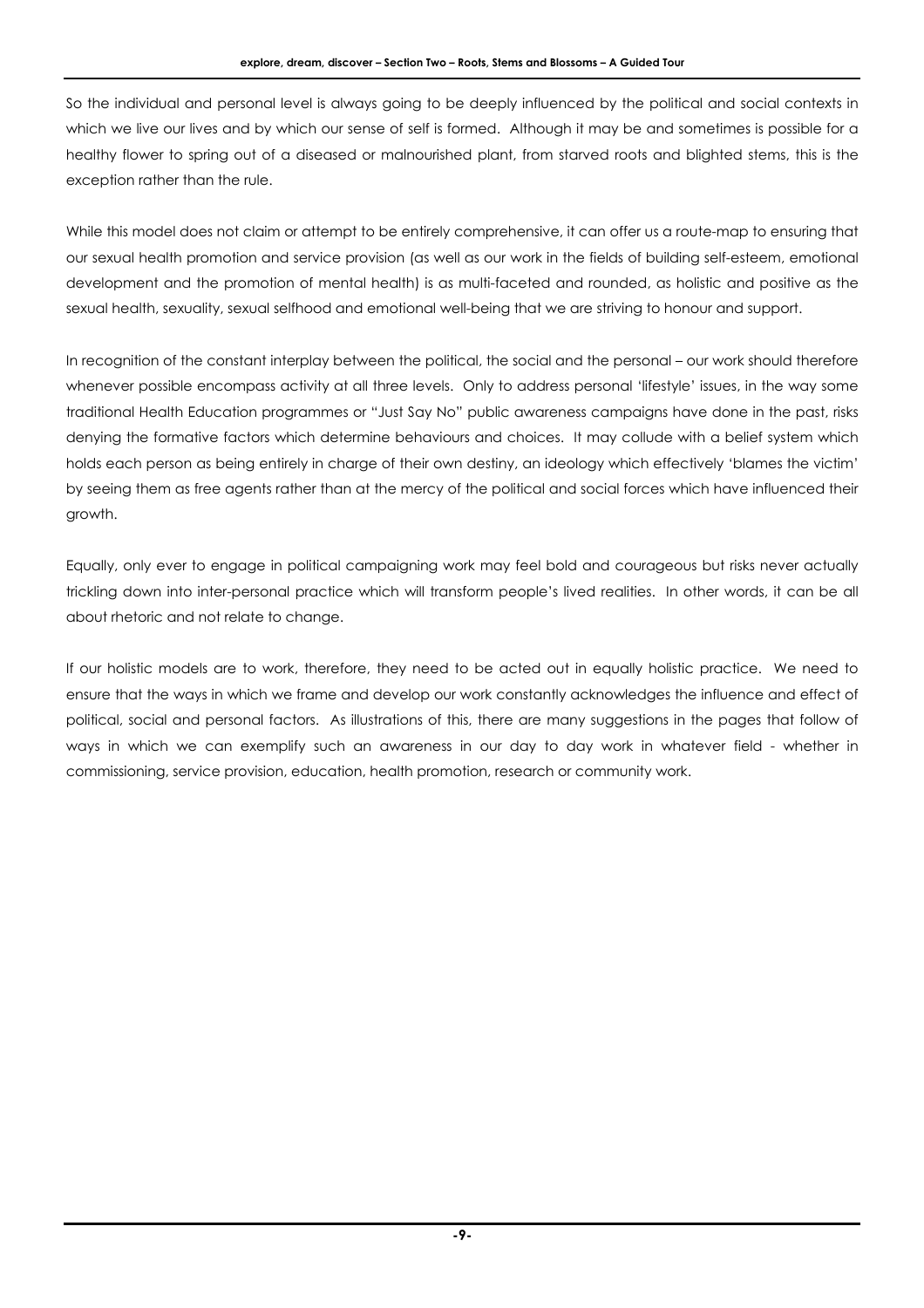So the individual and personal level is always going to be deeply influenced by the political and social contexts in which we live our lives and by which our sense of self is formed. Although it may be and sometimes is possible for a healthy flower to spring out of a diseased or malnourished plant, from starved roots and blighted stems, this is the exception rather than the rule.

While this model does not claim or attempt to be entirely comprehensive, it can offer us a route-map to ensuring that our sexual health promotion and service provision (as well as our work in the fields of building self-esteem, emotional development and the promotion of mental health) is as multi-faceted and rounded, as holistic and positive as the sexual health, sexuality, sexual selfhood and emotional well-being that we are striving to honour and support.

In recognition of the constant interplay between the political, the social and the personal – our work should therefore whenever possible encompass activity at all three levels. Only to address personal 'lifestyle' issues, in the way some traditional Health Education programmes or "Just Say No" public awareness campaigns have done in the past, risks denying the formative factors which determine behaviours and choices. It may collude with a belief system which holds each person as being entirely in charge of their own destiny, an ideology which effectively 'blames the victim' by seeing them as free agents rather than at the mercy of the political and social forces which have influenced their growth.

Equally, only ever to engage in political campaigning work may feel bold and courageous but risks never actually trickling down into inter-personal practice which will transform people's lived realities. In other words, it can be all about rhetoric and not relate to change.

If our holistic models are to work, therefore, they need to be acted out in equally holistic practice. We need to ensure that the ways in which we frame and develop our work constantly acknowledges the influence and effect of political, social and personal factors. As illustrations of this, there are many suggestions in the pages that follow of ways in which we can exemplify such an awareness in our day to day work in whatever field - whether in commissioning, service provision, education, health promotion, research or community work.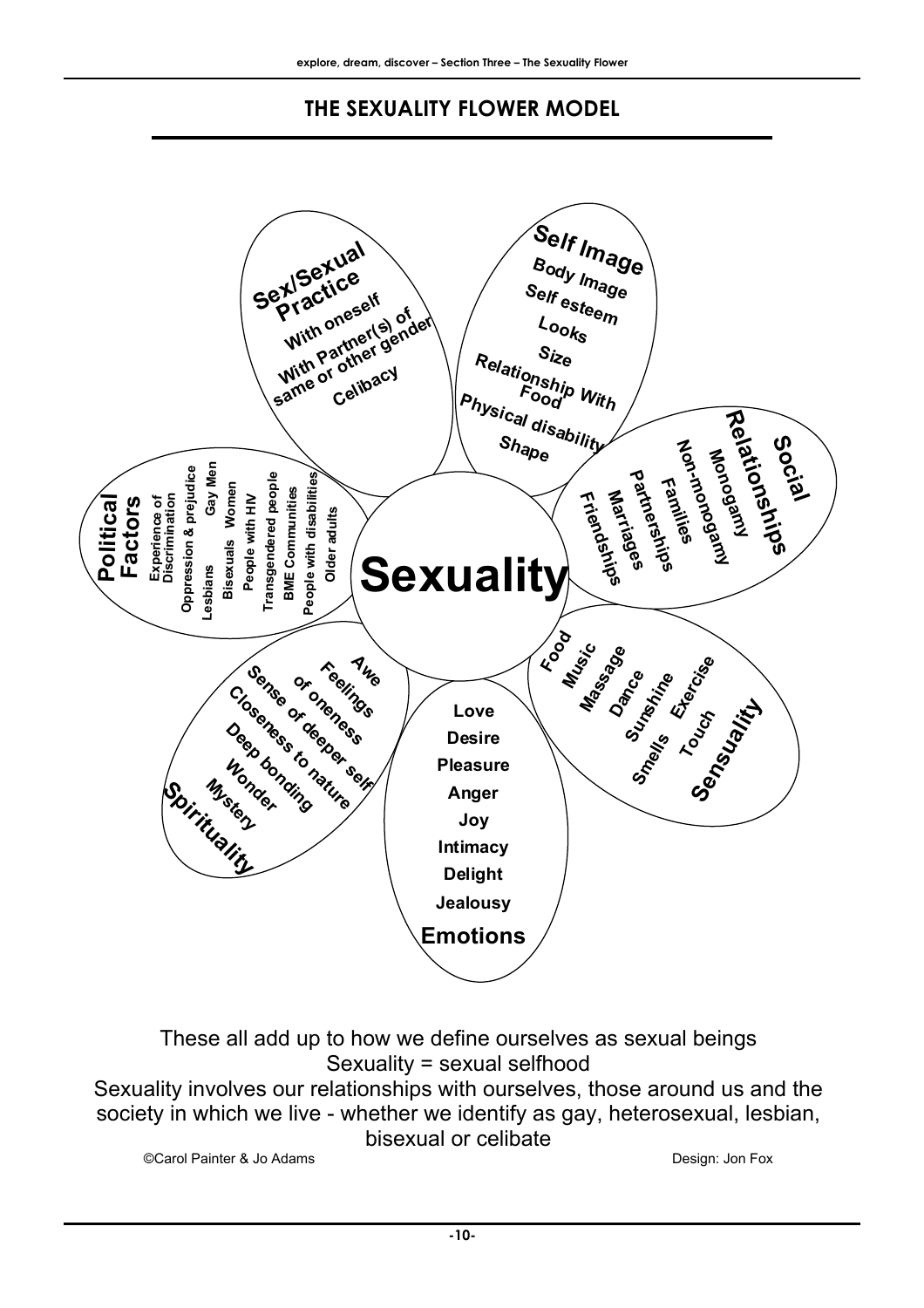# THE SEXUALITY FLOWER MODEL

**Sexuality**

**Sex/Sexual Practice**
- With oneself
- With Partner(s) of same or other gender
- Celibacy

**Self Image**
- Body Image
- Self esteem
- Looks
- Size
- Relationship With Food
- Physical disability
- Shape

**Social Relationships**
- Monogamy
- Non-monogamy
- Families
- Partnerships
- Marriages
- Friendships

**Sensuality**
- Food
- Music
- Massage
- Dance
- Sunshine
- Exercise
- Smells
- Touch

**Emotions**
- Love
- Desire
- Pleasure
- Anger
- Joy
- Intimacy
- Delight
- Jealousy

**Spirituality**
- Awe
- Feelings of oneness
- Sense of deeper self
- Closeness to nature
- Deep bonding
- Wonder
- Mystery

**Political Factors**
- Experience of Discrimination
- Oppression & prejudice
- Lesbians
- Gay Men
- Bisexuals
- Women
- People with HIV
- Transgendered people
- BME Communities
- People with disabilities
- Older adults

These all add up to how we define ourselves as sexual beings
Sexuality = sexual selfhood
Sexuality involves our relationships with ourselves, those around us and the society in which we live - whether we identify as gay, heterosexual, lesbian, bisexual or celibate

©Carol Painter & Jo Adams    Design: Jon Fox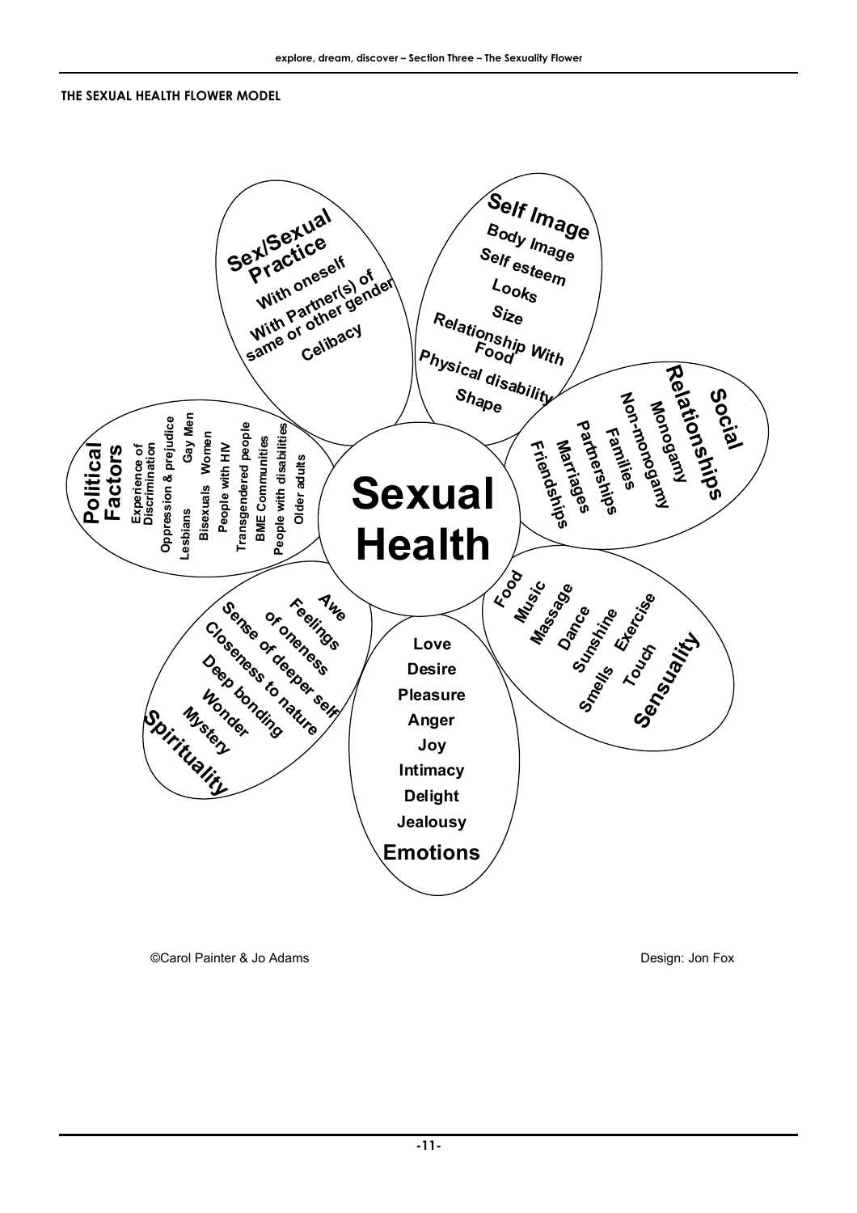## THE SEXUAL HEALTH FLOWER MODEL

**Sexual Health**

**Sex/Sexual Practice**
- With oneself
- With Partner(s) of same or other gender
- Celibacy

**Self Image**
- Body Image
- Self esteem
- Looks
- Size
- Relationship With Food
- Physical disability
- Shape

**Social Relationships**
- Monogamy
- Non-monogamy
- Families
- Partnerships
- Marriages
- Friendships

**Sensuality**
- Food
- Music
- Massage
- Dance
- Sunshine
- Exercise
- Smells
- Touch

**Emotions**
- Love
- Desire
- Pleasure
- Anger
- Joy
- Intimacy
- Delight
- Jealousy

**Spirituality**
- Awe
- Feelings of oneness
- Sense of deeper self
- Closeness to nature
- Deep bonding
- Wonder
- Mystery

**Political Factors**
- Experience of Discrimination
- Oppression & prejudice
- Lesbians
- Gay Men
- Bisexuals
- Women
- People with HIV
- Transgendered people
- BME Communities
- People with disabilities
- Older adults

©Carol Painter & Jo Adams

Design: Jon Fox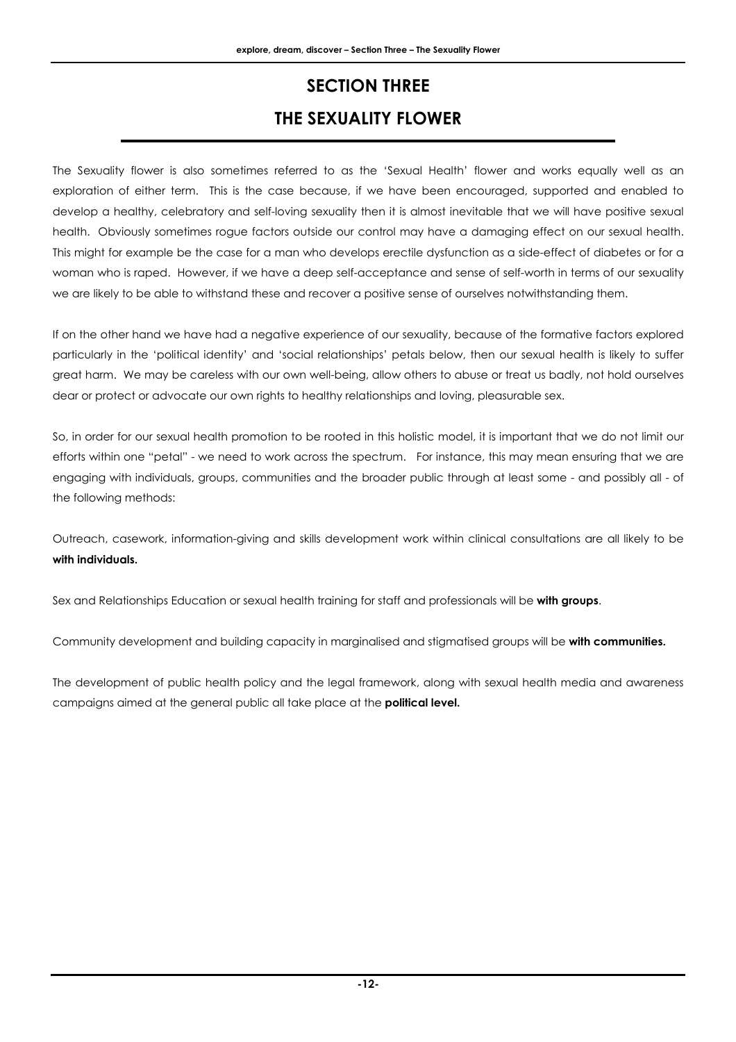# SECTION THREE

# THE SEXUALITY FLOWER

The Sexuality flower is also sometimes referred to as the 'Sexual Health' flower and works equally well as an exploration of either term. This is the case because, if we have been encouraged, supported and enabled to develop a healthy, celebratory and self-loving sexuality then it is almost inevitable that we will have positive sexual health. Obviously sometimes rogue factors outside our control may have a damaging effect on our sexual health. This might for example be the case for a man who develops erectile dysfunction as a side-effect of diabetes or for a woman who is raped. However, if we have a deep self-acceptance and sense of self-worth in terms of our sexuality we are likely to be able to withstand these and recover a positive sense of ourselves notwithstanding them.

If on the other hand we have had a negative experience of our sexuality, because of the formative factors explored particularly in the 'political identity' and 'social relationships' petals below, then our sexual health is likely to suffer great harm. We may be careless with our own well-being, allow others to abuse or treat us badly, not hold ourselves dear or protect or advocate our own rights to healthy relationships and loving, pleasurable sex.

So, in order for our sexual health promotion to be rooted in this holistic model, it is important that we do not limit our efforts within one "petal" - we need to work across the spectrum. For instance, this may mean ensuring that we are engaging with individuals, groups, communities and the broader public through at least some - and possibly all - of the following methods:

Outreach, casework, information-giving and skills development work within clinical consultations are all likely to be **with individuals.**

Sex and Relationships Education or sexual health training for staff and professionals will be **with groups**.

Community development and building capacity in marginalised and stigmatised groups will be **with communities.**

The development of public health policy and the legal framework, along with sexual health media and awareness campaigns aimed at the general public all take place at the **political level.**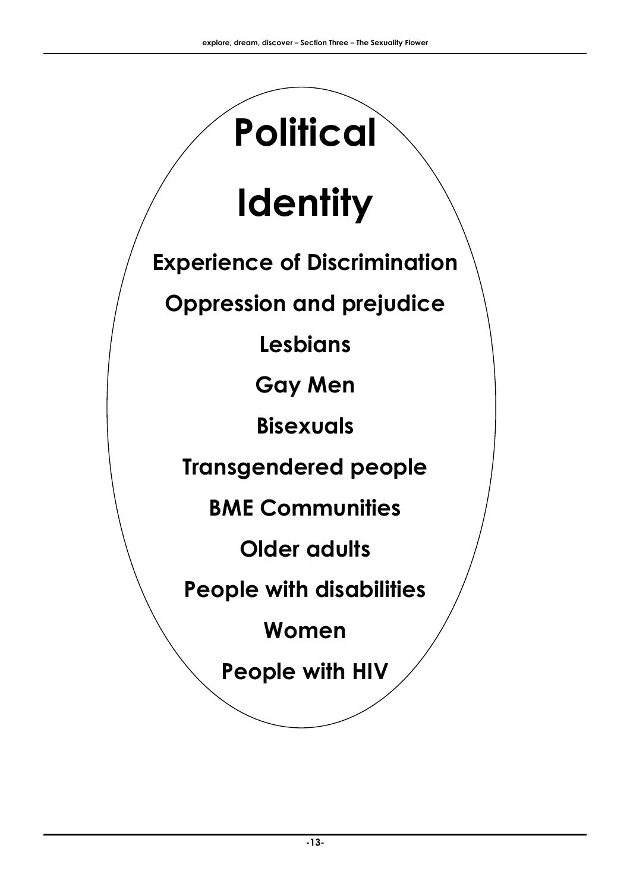# Political Identity

**Experience of Discrimination**

**Oppression and prejudice**

**Lesbians**

**Gay Men**

**Bisexuals**

**Transgendered people**

**BME Communities**

**Older adults**

**People with disabilities**

**Women**

**People with HIV**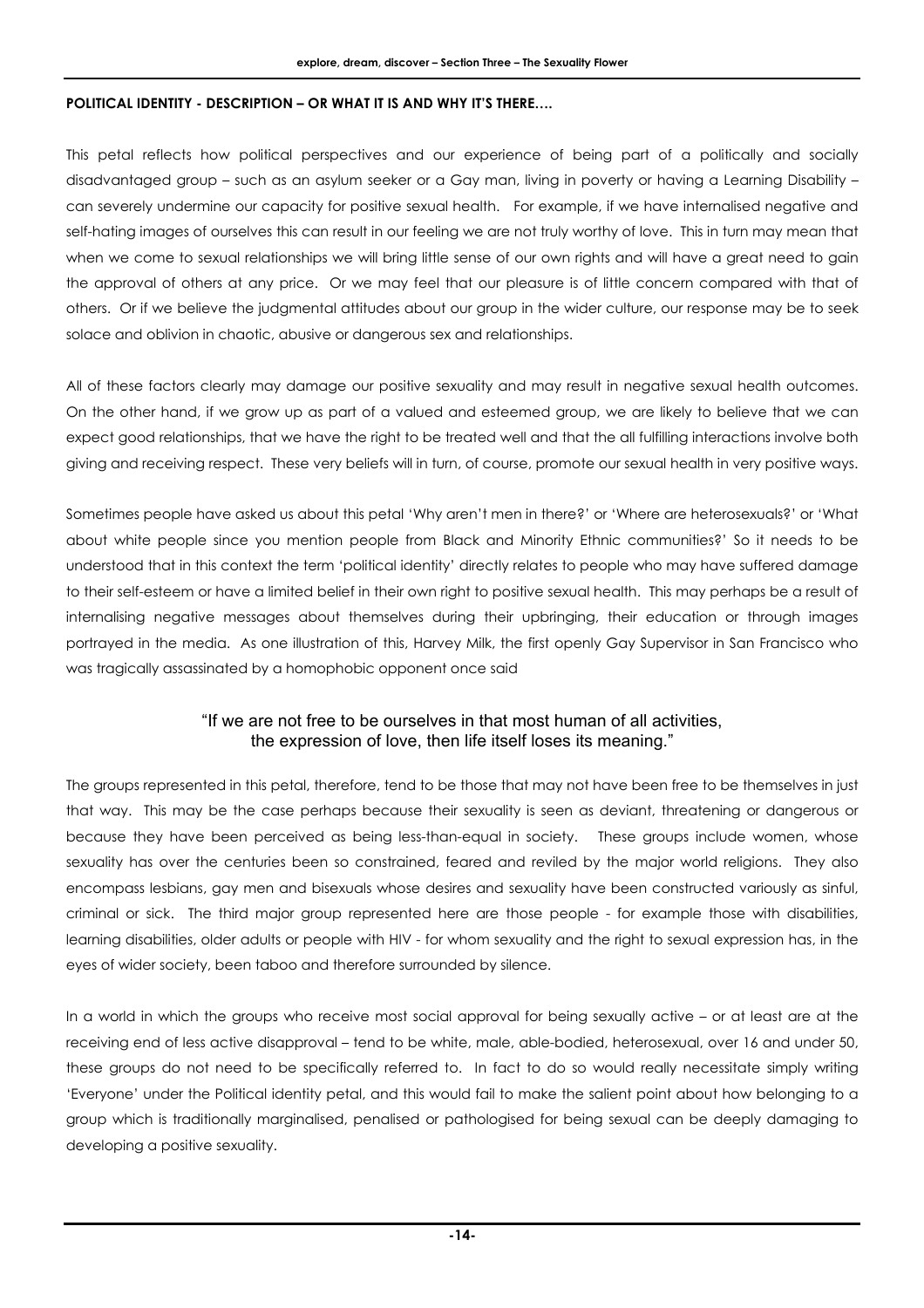**POLITICAL IDENTITY - DESCRIPTION – OR WHAT IT IS AND WHY IT'S THERE….**

This petal reflects how political perspectives and our experience of being part of a politically and socially disadvantaged group – such as an asylum seeker or a Gay man, living in poverty or having a Learning Disability – can severely undermine our capacity for positive sexual health. For example, if we have internalised negative and self-hating images of ourselves this can result in our feeling we are not truly worthy of love. This in turn may mean that when we come to sexual relationships we will bring little sense of our own rights and will have a great need to gain the approval of others at any price. Or we may feel that our pleasure is of little concern compared with that of others. Or if we believe the judgmental attitudes about our group in the wider culture, our response may be to seek solace and oblivion in chaotic, abusive or dangerous sex and relationships.

All of these factors clearly may damage our positive sexuality and may result in negative sexual health outcomes. On the other hand, if we grow up as part of a valued and esteemed group, we are likely to believe that we can expect good relationships, that we have the right to be treated well and that the all fulfilling interactions involve both giving and receiving respect. These very beliefs will in turn, of course, promote our sexual health in very positive ways.

Sometimes people have asked us about this petal 'Why aren't men in there?' or 'Where are heterosexuals?' or 'What about white people since you mention people from Black and Minority Ethnic communities?' So it needs to be understood that in this context the term 'political identity' directly relates to people who may have suffered damage to their self-esteem or have a limited belief in their own right to positive sexual health. This may perhaps be a result of internalising negative messages about themselves during their upbringing, their education or through images portrayed in the media. As one illustration of this, Harvey Milk, the first openly Gay Supervisor in San Francisco who was tragically assassinated by a homophobic opponent once said

> "If we are not free to be ourselves in that most human of all activities, the expression of love, then life itself loses its meaning."

The groups represented in this petal, therefore, tend to be those that may not have been free to be themselves in just that way. This may be the case perhaps because their sexuality is seen as deviant, threatening or dangerous or because they have been perceived as being less-than-equal in society. These groups include women, whose sexuality has over the centuries been so constrained, feared and reviled by the major world religions. They also encompass lesbians, gay men and bisexuals whose desires and sexuality have been constructed variously as sinful, criminal or sick. The third major group represented here are those people - for example those with disabilities, learning disabilities, older adults or people with HIV - for whom sexuality and the right to sexual expression has, in the eyes of wider society, been taboo and therefore surrounded by silence.

In a world in which the groups who receive most social approval for being sexually active – or at least are at the receiving end of less active disapproval – tend to be white, male, able-bodied, heterosexual, over 16 and under 50, these groups do not need to be specifically referred to. In fact to do so would really necessitate simply writing 'Everyone' under the Political identity petal, and this would fail to make the salient point about how belonging to a group which is traditionally marginalised, penalised or pathologised for being sexual can be deeply damaging to developing a positive sexuality.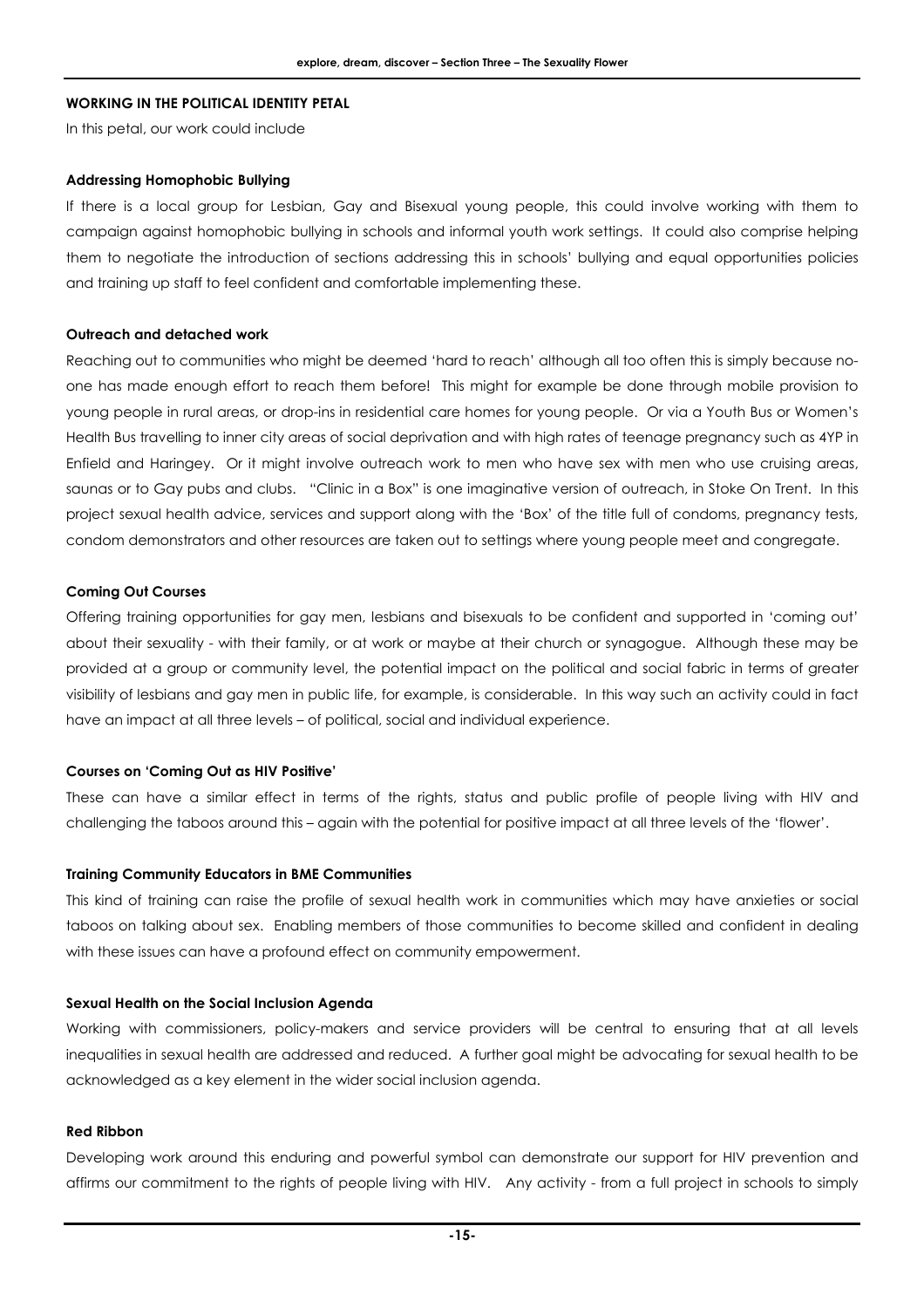#### WORKING IN THE POLITICAL IDENTITY PETAL

In this petal, our work could include

**Addressing Homophobic Bullying**

If there is a local group for Lesbian, Gay and Bisexual young people, this could involve working with them to campaign against homophobic bullying in schools and informal youth work settings. It could also comprise helping them to negotiate the introduction of sections addressing this in schools' bullying and equal opportunities policies and training up staff to feel confident and comfortable implementing these.

**Outreach and detached work**

Reaching out to communities who might be deemed 'hard to reach' although all too often this is simply because no-one has made enough effort to reach them before! This might for example be done through mobile provision to young people in rural areas, or drop-ins in residential care homes for young people. Or via a Youth Bus or Women's Health Bus travelling to inner city areas of social deprivation and with high rates of teenage pregnancy such as 4YP in Enfield and Haringey. Or it might involve outreach work to men who have sex with men who use cruising areas, saunas or to Gay pubs and clubs. "Clinic in a Box" is one imaginative version of outreach, in Stoke On Trent. In this project sexual health advice, services and support along with the 'Box' of the title full of condoms, pregnancy tests, condom demonstrators and other resources are taken out to settings where young people meet and congregate.

**Coming Out Courses**

Offering training opportunities for gay men, lesbians and bisexuals to be confident and supported in 'coming out' about their sexuality - with their family, or at work or maybe at their church or synagogue. Although these may be provided at a group or community level, the potential impact on the political and social fabric in terms of greater visibility of lesbians and gay men in public life, for example, is considerable. In this way such an activity could in fact have an impact at all three levels – of political, social and individual experience.

**Courses on 'Coming Out as HIV Positive'**

These can have a similar effect in terms of the rights, status and public profile of people living with HIV and challenging the taboos around this – again with the potential for positive impact at all three levels of the 'flower'.

**Training Community Educators in BME Communities**

This kind of training can raise the profile of sexual health work in communities which may have anxieties or social taboos on talking about sex. Enabling members of those communities to become skilled and confident in dealing with these issues can have a profound effect on community empowerment.

**Sexual Health on the Social Inclusion Agenda**

Working with commissioners, policy-makers and service providers will be central to ensuring that at all levels inequalities in sexual health are addressed and reduced. A further goal might be advocating for sexual health to be acknowledged as a key element in the wider social inclusion agenda.

**Red Ribbon**

Developing work around this enduring and powerful symbol can demonstrate our support for HIV prevention and affirms our commitment to the rights of people living with HIV. Any activity - from a full project in schools to simply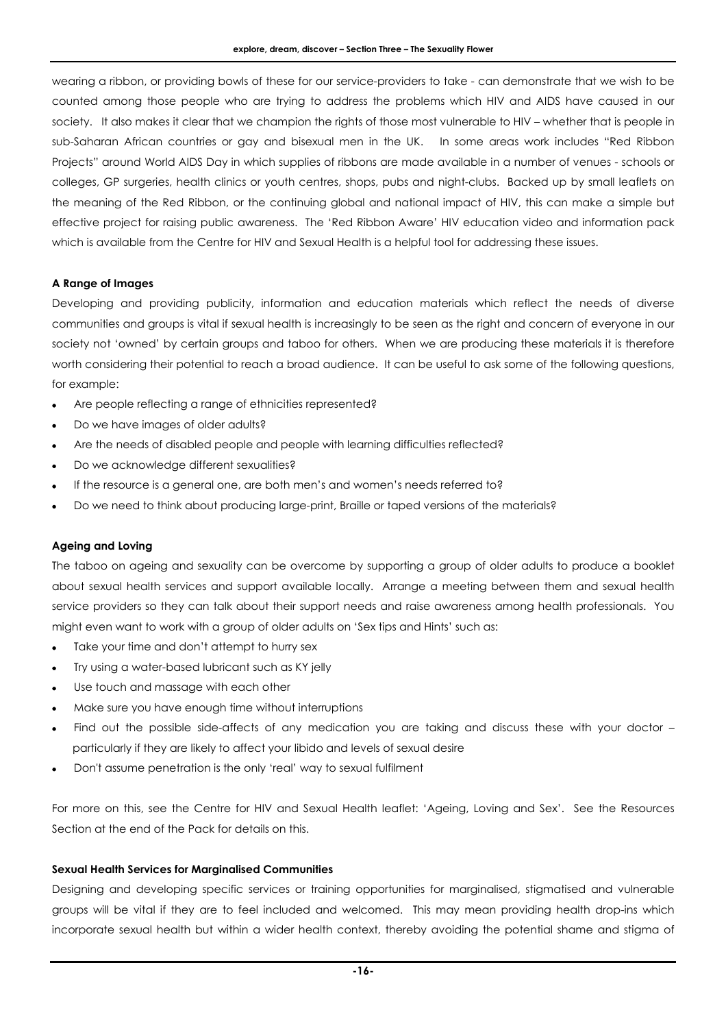wearing a ribbon, or providing bowls of these for our service-providers to take - can demonstrate that we wish to be counted among those people who are trying to address the problems which HIV and AIDS have caused in our society. It also makes it clear that we champion the rights of those most vulnerable to HIV – whether that is people in sub-Saharan African countries or gay and bisexual men in the UK. In some areas work includes "Red Ribbon Projects" around World AIDS Day in which supplies of ribbons are made available in a number of venues - schools or colleges, GP surgeries, health clinics or youth centres, shops, pubs and night-clubs. Backed up by small leaflets on the meaning of the Red Ribbon, or the continuing global and national impact of HIV, this can make a simple but effective project for raising public awareness. The 'Red Ribbon Aware' HIV education video and information pack which is available from the Centre for HIV and Sexual Health is a helpful tool for addressing these issues.

**A Range of Images**

Developing and providing publicity, information and education materials which reflect the needs of diverse communities and groups is vital if sexual health is increasingly to be seen as the right and concern of everyone in our society not 'owned' by certain groups and taboo for others. When we are producing these materials it is therefore worth considering their potential to reach a broad audience. It can be useful to ask some of the following questions, for example:

- Are people reflecting a range of ethnicities represented?
- Do we have images of older adults?
- Are the needs of disabled people and people with learning difficulties reflected?
- Do we acknowledge different sexualities?
- If the resource is a general one, are both men's and women's needs referred to?
- Do we need to think about producing large-print, Braille or taped versions of the materials?

**Ageing and Loving**

The taboo on ageing and sexuality can be overcome by supporting a group of older adults to produce a booklet about sexual health services and support available locally. Arrange a meeting between them and sexual health service providers so they can talk about their support needs and raise awareness among health professionals. You might even want to work with a group of older adults on 'Sex tips and Hints' such as:

- Take your time and don't attempt to hurry sex
- Try using a water-based lubricant such as KY jelly
- Use touch and massage with each other
- Make sure you have enough time without interruptions
- Find out the possible side-affects of any medication you are taking and discuss these with your doctor – particularly if they are likely to affect your libido and levels of sexual desire
- Don't assume penetration is the only 'real' way to sexual fulfilment

For more on this, see the Centre for HIV and Sexual Health leaflet: 'Ageing, Loving and Sex'. See the Resources Section at the end of the Pack for details on this.

**Sexual Health Services for Marginalised Communities**

Designing and developing specific services or training opportunities for marginalised, stigmatised and vulnerable groups will be vital if they are to feel included and welcomed. This may mean providing health drop-ins which incorporate sexual health but within a wider health context, thereby avoiding the potential shame and stigma of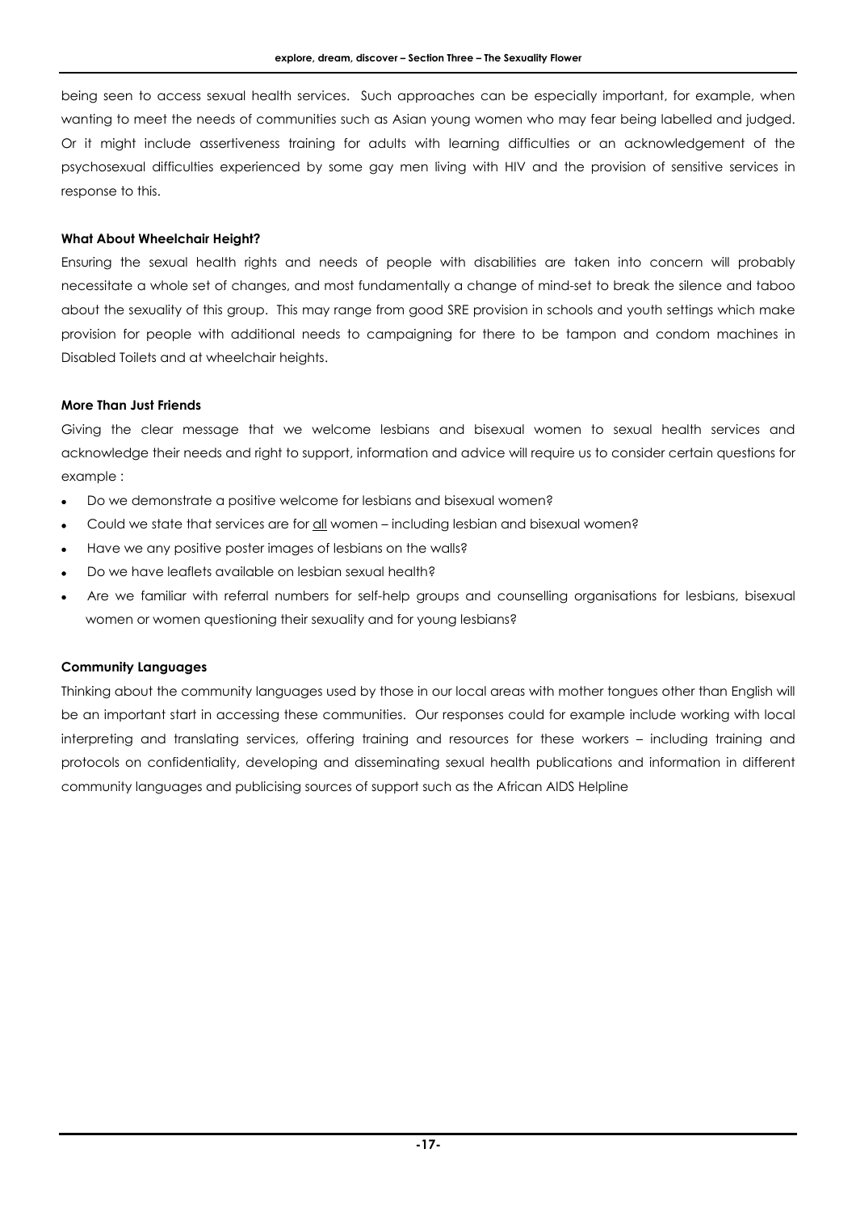being seen to access sexual health services. Such approaches can be especially important, for example, when wanting to meet the needs of communities such as Asian young women who may fear being labelled and judged. Or it might include assertiveness training for adults with learning difficulties or an acknowledgement of the psychosexual difficulties experienced by some gay men living with HIV and the provision of sensitive services in response to this.

**What About Wheelchair Height?**

Ensuring the sexual health rights and needs of people with disabilities are taken into concern will probably necessitate a whole set of changes, and most fundamentally a change of mind-set to break the silence and taboo about the sexuality of this group. This may range from good SRE provision in schools and youth settings which make provision for people with additional needs to campaigning for there to be tampon and condom machines in Disabled Toilets and at wheelchair heights.

**More Than Just Friends**

Giving the clear message that we welcome lesbians and bisexual women to sexual health services and acknowledge their needs and right to support, information and advice will require us to consider certain questions for example :

- Do we demonstrate a positive welcome for lesbians and bisexual women?
- Could we state that services are for <u>all</u> women – including lesbian and bisexual women?
- Have we any positive poster images of lesbians on the walls?
- Do we have leaflets available on lesbian sexual health?
- Are we familiar with referral numbers for self-help groups and counselling organisations for lesbians, bisexual women or women questioning their sexuality and for young lesbians?

**Community Languages**

Thinking about the community languages used by those in our local areas with mother tongues other than English will be an important start in accessing these communities. Our responses could for example include working with local interpreting and translating services, offering training and resources for these workers – including training and protocols on confidentiality, developing and disseminating sexual health publications and information in different community languages and publicising sources of support such as the African AIDS Helpline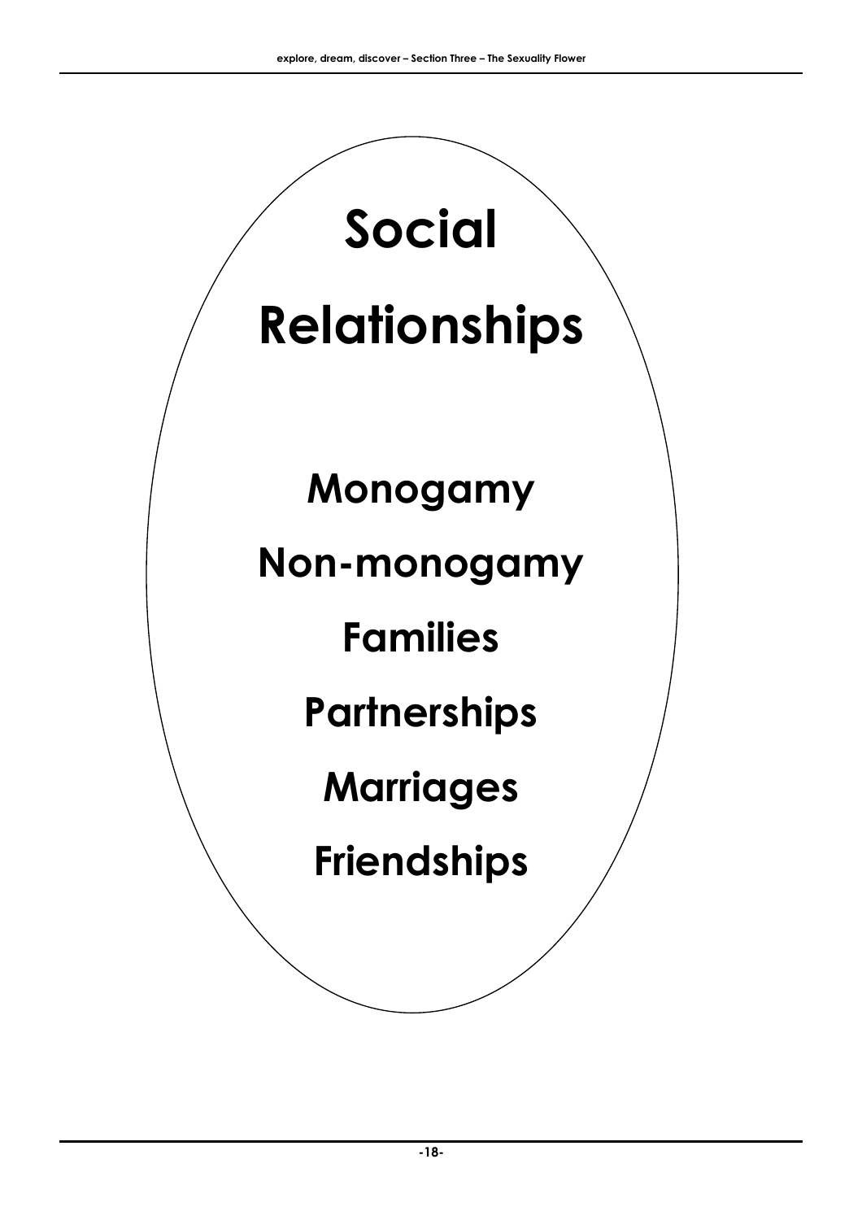# Social Relationships

**Monogamy**

**Non-monogamy**

**Families**

**Partnerships**

**Marriages**

**Friendships**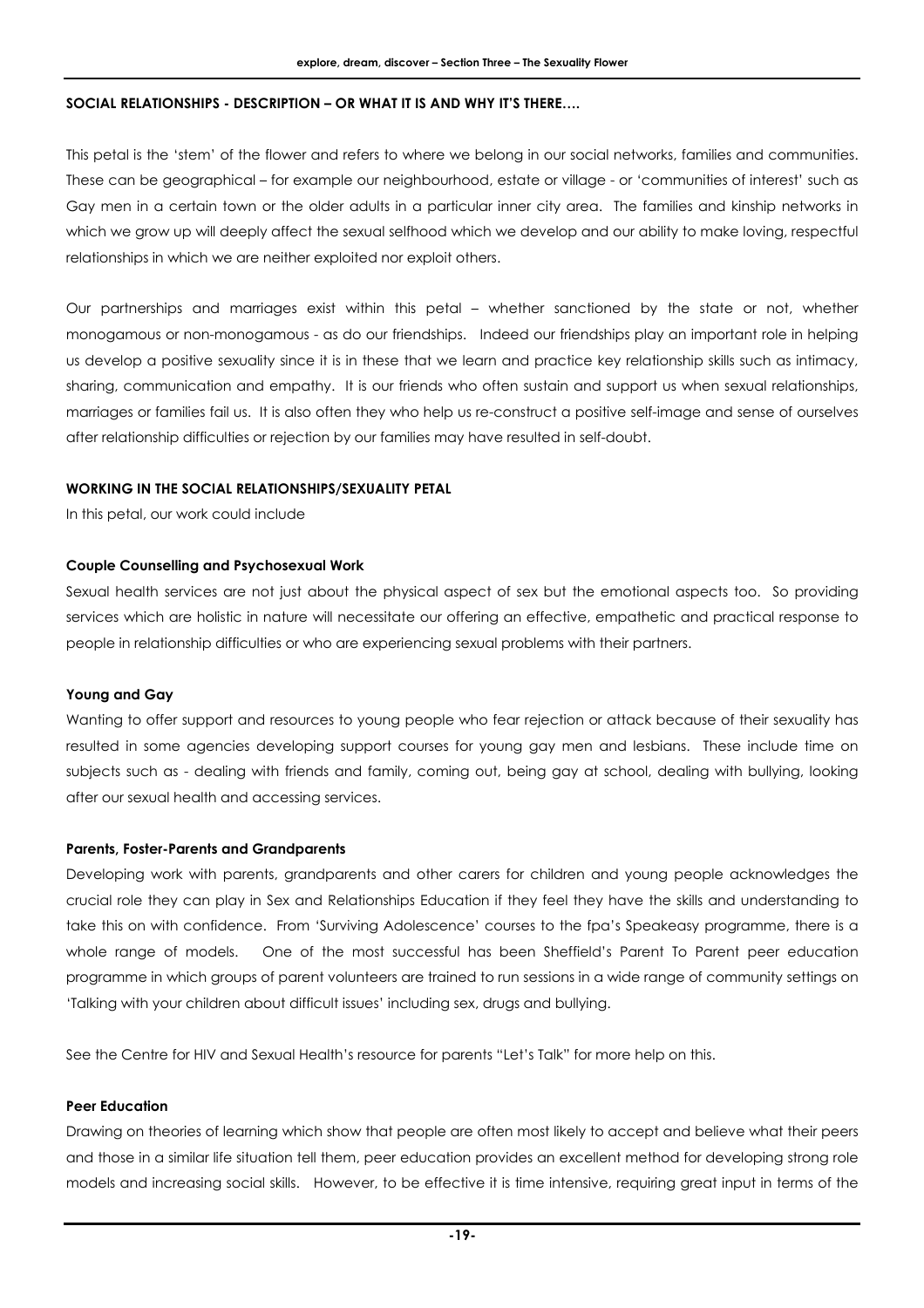**SOCIAL RELATIONSHIPS - DESCRIPTION – OR WHAT IT IS AND WHY IT'S THERE….**

This petal is the 'stem' of the flower and refers to where we belong in our social networks, families and communities. These can be geographical – for example our neighbourhood, estate or village - or 'communities of interest' such as Gay men in a certain town or the older adults in a particular inner city area. The families and kinship networks in which we grow up will deeply affect the sexual selfhood which we develop and our ability to make loving, respectful relationships in which we are neither exploited nor exploit others.

Our partnerships and marriages exist within this petal – whether sanctioned by the state or not, whether monogamous or non-monogamous - as do our friendships. Indeed our friendships play an important role in helping us develop a positive sexuality since it is in these that we learn and practice key relationship skills such as intimacy, sharing, communication and empathy. It is our friends who often sustain and support us when sexual relationships, marriages or families fail us. It is also often they who help us re-construct a positive self-image and sense of ourselves after relationship difficulties or rejection by our families may have resulted in self-doubt.

**WORKING IN THE SOCIAL RELATIONSHIPS/SEXUALITY PETAL**

In this petal, our work could include

**Couple Counselling and Psychosexual Work**

Sexual health services are not just about the physical aspect of sex but the emotional aspects too. So providing services which are holistic in nature will necessitate our offering an effective, empathetic and practical response to people in relationship difficulties or who are experiencing sexual problems with their partners.

**Young and Gay**

Wanting to offer support and resources to young people who fear rejection or attack because of their sexuality has resulted in some agencies developing support courses for young gay men and lesbians. These include time on subjects such as - dealing with friends and family, coming out, being gay at school, dealing with bullying, looking after our sexual health and accessing services.

**Parents, Foster-Parents and Grandparents**

Developing work with parents, grandparents and other carers for children and young people acknowledges the crucial role they can play in Sex and Relationships Education if they feel they have the skills and understanding to take this on with confidence. From 'Surviving Adolescence' courses to the fpa's Speakeasy programme, there is a whole range of models. One of the most successful has been Sheffield's Parent To Parent peer education programme in which groups of parent volunteers are trained to run sessions in a wide range of community settings on 'Talking with your children about difficult issues' including sex, drugs and bullying.

See the Centre for HIV and Sexual Health's resource for parents "Let's Talk" for more help on this.

**Peer Education**

Drawing on theories of learning which show that people are often most likely to accept and believe what their peers and those in a similar life situation tell them, peer education provides an excellent method for developing strong role models and increasing social skills. However, to be effective it is time intensive, requiring great input in terms of the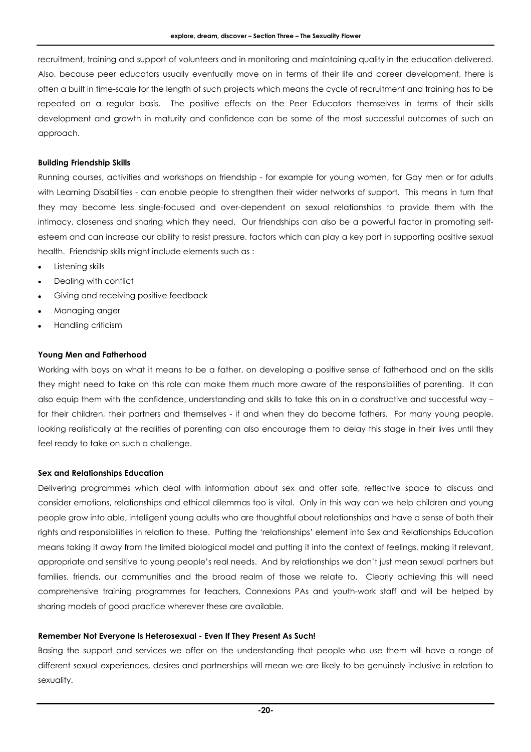recruitment, training and support of volunteers and in monitoring and maintaining quality in the education delivered. Also, because peer educators usually eventually move on in terms of their life and career development, there is often a built in time-scale for the length of such projects which means the cycle of recruitment and training has to be repeated on a regular basis. The positive effects on the Peer Educators themselves in terms of their skills development and growth in maturity and confidence can be some of the most successful outcomes of such an approach.

**Building Friendship Skills**

Running courses, activities and workshops on friendship - for example for young women, for Gay men or for adults with Learning Disabilities - can enable people to strengthen their wider networks of support. This means in turn that they may become less single-focused and over-dependent on sexual relationships to provide them with the intimacy, closeness and sharing which they need. Our friendships can also be a powerful factor in promoting self-esteem and can increase our ability to resist pressure, factors which can play a key part in supporting positive sexual health. Friendship skills might include elements such as :

- Listening skills
- Dealing with conflict
- Giving and receiving positive feedback
- Managing anger
- Handling criticism

**Young Men and Fatherhood**

Working with boys on what it means to be a father, on developing a positive sense of fatherhood and on the skills they might need to take on this role can make them much more aware of the responsibilities of parenting. It can also equip them with the confidence, understanding and skills to take this on in a constructive and successful way – for their children, their partners and themselves - if and when they do become fathers. For many young people, looking realistically at the realities of parenting can also encourage them to delay this stage in their lives until they feel ready to take on such a challenge.

**Sex and Relationships Education**

Delivering programmes which deal with information about sex and offer safe, reflective space to discuss and consider emotions, relationships and ethical dilemmas too is vital. Only in this way can we help children and young people grow into able, intelligent young adults who are thoughtful about relationships and have a sense of both their rights and responsibilities in relation to these. Putting the 'relationships' element into Sex and Relationships Education means taking it away from the limited biological model and putting it into the context of feelings, making it relevant, appropriate and sensitive to young people's real needs. And by relationships we don't just mean sexual partners but families, friends, our communities and the broad realm of those we relate to. Clearly achieving this will need comprehensive training programmes for teachers, Connexions PAs and youth-work staff and will be helped by sharing models of good practice wherever these are available.

**Remember Not Everyone Is Heterosexual - Even If They Present As Such!**

Basing the support and services we offer on the understanding that people who use them will have a range of different sexual experiences, desires and partnerships will mean we are likely to be genuinely inclusive in relation to sexuality.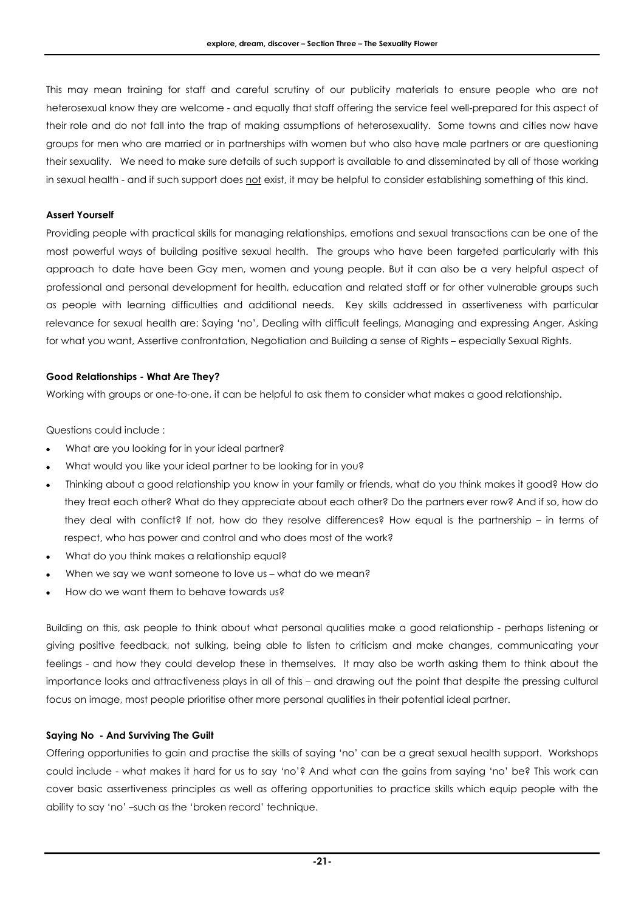This may mean training for staff and careful scrutiny of our publicity materials to ensure people who are not heterosexual know they are welcome - and equally that staff offering the service feel well-prepared for this aspect of their role and do not fall into the trap of making assumptions of heterosexuality. Some towns and cities now have groups for men who are married or in partnerships with women but who also have male partners or are questioning their sexuality. We need to make sure details of such support is available to and disseminated by all of those working in sexual health - and if such support does <u>not</u> exist, it may be helpful to consider establishing something of this kind.

**Assert Yourself**

Providing people with practical skills for managing relationships, emotions and sexual transactions can be one of the most powerful ways of building positive sexual health. The groups who have been targeted particularly with this approach to date have been Gay men, women and young people. But it can also be a very helpful aspect of professional and personal development for health, education and related staff or for other vulnerable groups such as people with learning difficulties and additional needs. Key skills addressed in assertiveness with particular relevance for sexual health are: Saying 'no', Dealing with difficult feelings, Managing and expressing Anger, Asking for what you want, Assertive confrontation, Negotiation and Building a sense of Rights – especially Sexual Rights.

**Good Relationships - What Are They?**

Working with groups or one-to-one, it can be helpful to ask them to consider what makes a good relationship.

Questions could include :

- What are you looking for in your ideal partner?
- What would you like your ideal partner to be looking for in you?
- Thinking about a good relationship you know in your family or friends, what do you think makes it good? How do they treat each other? What do they appreciate about each other? Do the partners ever row? And if so, how do they deal with conflict? If not, how do they resolve differences? How equal is the partnership – in terms of respect, who has power and control and who does most of the work?
- What do you think makes a relationship equal?
- When we say we want someone to love us – what do we mean?
- How do we want them to behave towards us?

Building on this, ask people to think about what personal qualities make a good relationship - perhaps listening or giving positive feedback, not sulking, being able to listen to criticism and make changes, communicating your feelings - and how they could develop these in themselves. It may also be worth asking them to think about the importance looks and attractiveness plays in all of this – and drawing out the point that despite the pressing cultural focus on image, most people prioritise other more personal qualities in their potential ideal partner.

**Saying No - And Surviving The Guilt**

Offering opportunities to gain and practise the skills of saying 'no' can be a great sexual health support. Workshops could include - what makes it hard for us to say 'no'? And what can the gains from saying 'no' be? This work can cover basic assertiveness principles as well as offering opportunities to practice skills which equip people with the ability to say 'no' –such as the 'broken record' technique.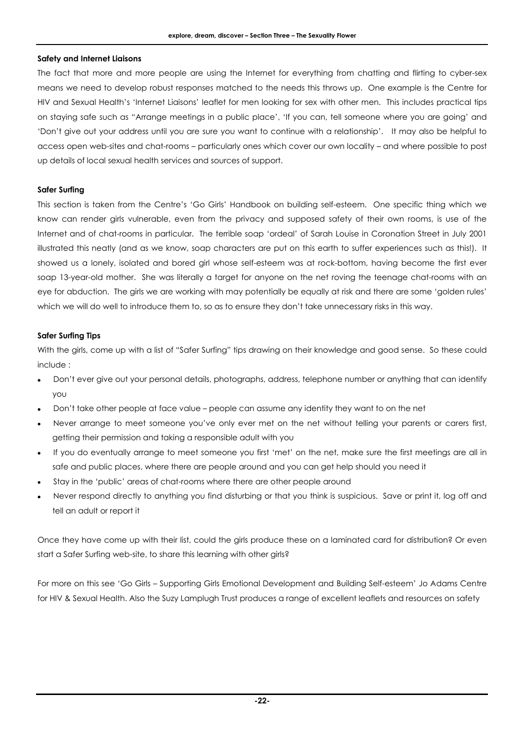**Safety and Internet Liaisons**

The fact that more and more people are using the Internet for everything from chatting and flirting to cyber-sex means we need to develop robust responses matched to the needs this throws up. One example is the Centre for HIV and Sexual Health's 'Internet Liaisons' leaflet for men looking for sex with other men. This includes practical tips on staying safe such as "Arrange meetings in a public place', 'If you can, tell someone where you are going' and 'Don't give out your address until you are sure you want to continue with a relationship'. It may also be helpful to access open web-sites and chat-rooms – particularly ones which cover our own locality – and where possible to post up details of local sexual health services and sources of support.

**Safer Surfing**

This section is taken from the Centre's 'Go Girls' Handbook on building self-esteem. One specific thing which we know can render girls vulnerable, even from the privacy and supposed safety of their own rooms, is use of the Internet and of chat-rooms in particular. The terrible soap 'ordeal' of Sarah Louise in Coronation Street in July 2001 illustrated this neatly (and as we know, soap characters are put on this earth to suffer experiences such as this!). It showed us a lonely, isolated and bored girl whose self-esteem was at rock-bottom, having become the first ever soap 13-year-old mother. She was literally a target for anyone on the net roving the teenage chat-rooms with an eye for abduction. The girls we are working with may potentially be equally at risk and there are some 'golden rules' which we will do well to introduce them to, so as to ensure they don't take unnecessary risks in this way.

**Safer Surfing Tips**

With the girls, come up with a list of "Safer Surfing" tips drawing on their knowledge and good sense. So these could include :

- Don't ever give out your personal details, photographs, address, telephone number or anything that can identify you
- Don't take other people at face value – people can assume any identity they want to on the net
- Never arrange to meet someone you've only ever met on the net without telling your parents or carers first, getting their permission and taking a responsible adult with you
- If you do eventually arrange to meet someone you first 'met' on the net, make sure the first meetings are all in safe and public places, where there are people around and you can get help should you need it
- Stay in the 'public' areas of chat-rooms where there are other people around
- Never respond directly to anything you find disturbing or that you think is suspicious. Save or print it, log off and tell an adult or report it

Once they have come up with their list, could the girls produce these on a laminated card for distribution? Or even start a Safer Surfing web-site, to share this learning with other girls?

For more on this see 'Go Girls – Supporting Girls Emotional Development and Building Self-esteem' Jo Adams Centre for HIV & Sexual Health. Also the Suzy Lamplugh Trust produces a range of excellent leaflets and resources on safety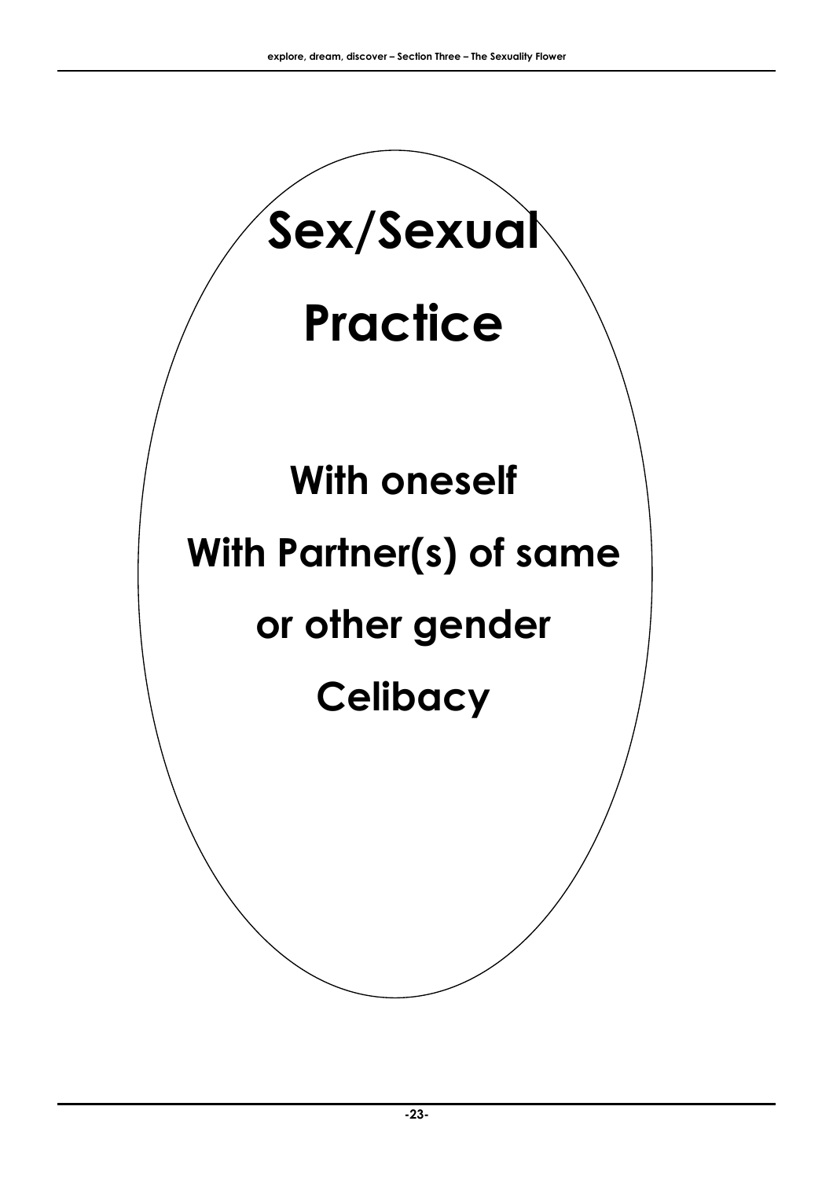# Sex/Sexual Practice

**With oneself**

**With Partner(s) of same or other gender**

**Celibacy**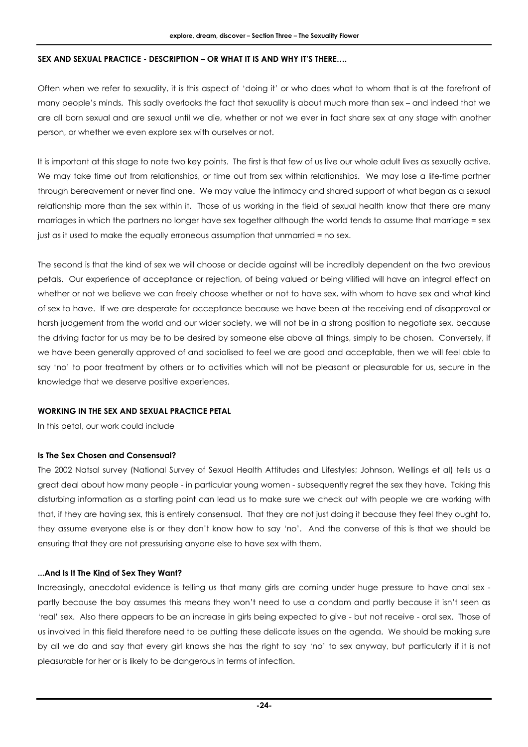## SEX AND SEXUAL PRACTICE - DESCRIPTION – OR WHAT IT IS AND WHY IT'S THERE….

Often when we refer to sexuality, it is this aspect of 'doing it' or who does what to whom that is at the forefront of many people's minds. This sadly overlooks the fact that sexuality is about much more than sex – and indeed that we are all born sexual and are sexual until we die, whether or not we ever in fact share sex at any stage with another person, or whether we even explore sex with ourselves or not.

It is important at this stage to note two key points. The first is that few of us live our whole adult lives as sexually active. We may take time out from relationships, or time out from sex within relationships. We may lose a life-time partner through bereavement or never find one. We may value the intimacy and shared support of what began as a sexual relationship more than the sex within it. Those of us working in the field of sexual health know that there are many marriages in which the partners no longer have sex together although the world tends to assume that marriage = sex just as it used to make the equally erroneous assumption that unmarried = no sex.

The second is that the kind of sex we will choose or decide against will be incredibly dependent on the two previous petals. Our experience of acceptance or rejection, of being valued or being vilified will have an integral effect on whether or not we believe we can freely choose whether or not to have sex, with whom to have sex and what kind of sex to have. If we are desperate for acceptance because we have been at the receiving end of disapproval or harsh judgement from the world and our wider society, we will not be in a strong position to negotiate sex, because the driving factor for us may be to be desired by someone else above all things, simply to be chosen. Conversely, if we have been generally approved of and socialised to feel we are good and acceptable, then we will feel able to say 'no' to poor treatment by others or to activities which will not be pleasant or pleasurable for us, secure in the knowledge that we deserve positive experiences.

## WORKING IN THE SEX AND SEXUAL PRACTICE PETAL

In this petal, our work could include

### Is The Sex Chosen and Consensual?

The 2002 Natsal survey (National Survey of Sexual Health Attitudes and Lifestyles; Johnson, Wellings et al) tells us a great deal about how many people - in particular young women - subsequently regret the sex they have. Taking this disturbing information as a starting point can lead us to make sure we check out with people we are working with that, if they are having sex, this is entirely consensual. That they are not just doing it because they feel they ought to, they assume everyone else is or they don't know how to say 'no'. And the converse of this is that we should be ensuring that they are not pressurising anyone else to have sex with them.

### ...And Is It The Kind of Sex They Want?

Increasingly, anecdotal evidence is telling us that many girls are coming under huge pressure to have anal sex - partly because the boy assumes this means they won't need to use a condom and partly because it isn't seen as 'real' sex. Also there appears to be an increase in girls being expected to give - but not receive - oral sex. Those of us involved in this field therefore need to be putting these delicate issues on the agenda. We should be making sure by all we do and say that every girl knows she has the right to say 'no' to sex anyway, but particularly if it is not pleasurable for her or is likely to be dangerous in terms of infection.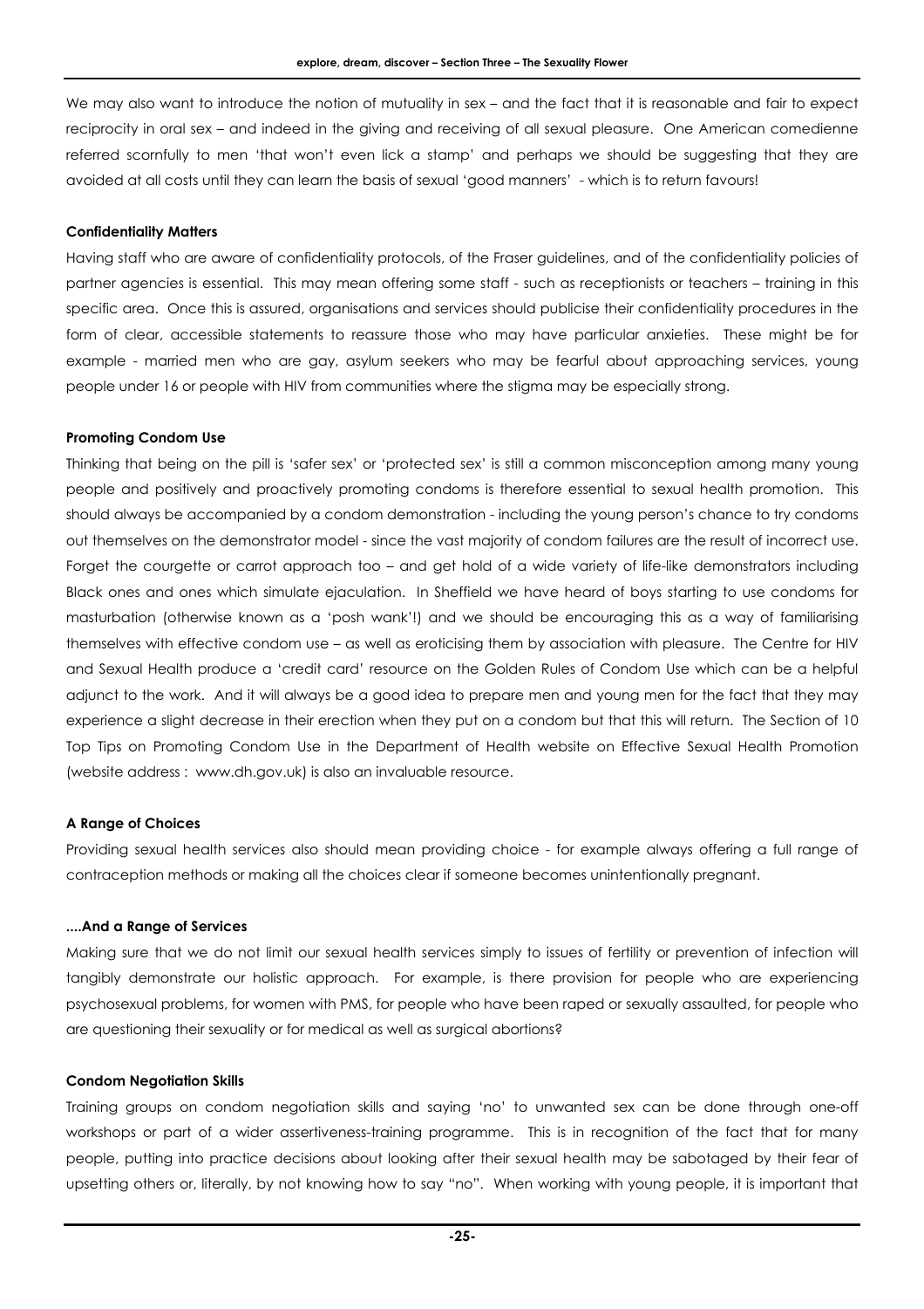We may also want to introduce the notion of mutuality in sex – and the fact that it is reasonable and fair to expect reciprocity in oral sex – and indeed in the giving and receiving of all sexual pleasure. One American comedienne referred scornfully to men 'that won't even lick a stamp' and perhaps we should be suggesting that they are avoided at all costs until they can learn the basis of sexual 'good manners' - which is to return favours!

**Confidentiality Matters**

Having staff who are aware of confidentiality protocols, of the Fraser guidelines, and of the confidentiality policies of partner agencies is essential. This may mean offering some staff - such as receptionists or teachers – training in this specific area. Once this is assured, organisations and services should publicise their confidentiality procedures in the form of clear, accessible statements to reassure those who may have particular anxieties. These might be for example - married men who are gay, asylum seekers who may be fearful about approaching services, young people under 16 or people with HIV from communities where the stigma may be especially strong.

**Promoting Condom Use**

Thinking that being on the pill is 'safer sex' or 'protected sex' is still a common misconception among many young people and positively and proactively promoting condoms is therefore essential to sexual health promotion. This should always be accompanied by a condom demonstration - including the young person's chance to try condoms out themselves on the demonstrator model - since the vast majority of condom failures are the result of incorrect use. Forget the courgette or carrot approach too – and get hold of a wide variety of life-like demonstrators including Black ones and ones which simulate ejaculation. In Sheffield we have heard of boys starting to use condoms for masturbation (otherwise known as a 'posh wank'!) and we should be encouraging this as a way of familiarising themselves with effective condom use – as well as eroticising them by association with pleasure. The Centre for HIV and Sexual Health produce a 'credit card' resource on the Golden Rules of Condom Use which can be a helpful adjunct to the work. And it will always be a good idea to prepare men and young men for the fact that they may experience a slight decrease in their erection when they put on a condom but that this will return. The Section of 10 Top Tips on Promoting Condom Use in the Department of Health website on Effective Sexual Health Promotion (website address : www.dh.gov.uk) is also an invaluable resource.

**A Range of Choices**

Providing sexual health services also should mean providing choice - for example always offering a full range of contraception methods or making all the choices clear if someone becomes unintentionally pregnant.

**....And a Range of Services**

Making sure that we do not limit our sexual health services simply to issues of fertility or prevention of infection will tangibly demonstrate our holistic approach. For example, is there provision for people who are experiencing psychosexual problems, for women with PMS, for people who have been raped or sexually assaulted, for people who are questioning their sexuality or for medical as well as surgical abortions?

**Condom Negotiation Skills**

Training groups on condom negotiation skills and saying 'no' to unwanted sex can be done through one-off workshops or part of a wider assertiveness-training programme. This is in recognition of the fact that for many people, putting into practice decisions about looking after their sexual health may be sabotaged by their fear of upsetting others or, literally, by not knowing how to say "no". When working with young people, it is important that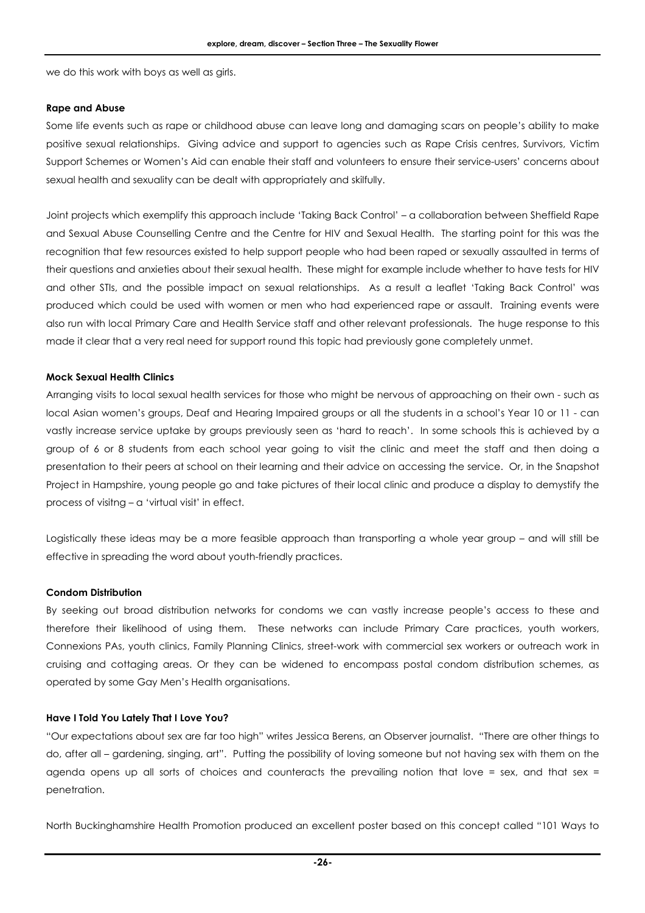we do this work with boys as well as girls.

**Rape and Abuse**

Some life events such as rape or childhood abuse can leave long and damaging scars on people's ability to make positive sexual relationships. Giving advice and support to agencies such as Rape Crisis centres, Survivors, Victim Support Schemes or Women's Aid can enable their staff and volunteers to ensure their service-users' concerns about sexual health and sexuality can be dealt with appropriately and skilfully.

Joint projects which exemplify this approach include 'Taking Back Control' – a collaboration between Sheffield Rape and Sexual Abuse Counselling Centre and the Centre for HIV and Sexual Health. The starting point for this was the recognition that few resources existed to help support people who had been raped or sexually assaulted in terms of their questions and anxieties about their sexual health. These might for example include whether to have tests for HIV and other STIs, and the possible impact on sexual relationships. As a result a leaflet 'Taking Back Control' was produced which could be used with women or men who had experienced rape or assault. Training events were also run with local Primary Care and Health Service staff and other relevant professionals. The huge response to this made it clear that a very real need for support round this topic had previously gone completely unmet.

**Mock Sexual Health Clinics**

Arranging visits to local sexual health services for those who might be nervous of approaching on their own - such as local Asian women's groups, Deaf and Hearing Impaired groups or all the students in a school's Year 10 or 11 - can vastly increase service uptake by groups previously seen as 'hard to reach'. In some schools this is achieved by a group of 6 or 8 students from each school year going to visit the clinic and meet the staff and then doing a presentation to their peers at school on their learning and their advice on accessing the service. Or, in the Snapshot Project in Hampshire, young people go and take pictures of their local clinic and produce a display to demystify the process of visitng – a 'virtual visit' in effect.

Logistically these ideas may be a more feasible approach than transporting a whole year group – and will still be effective in spreading the word about youth-friendly practices.

**Condom Distribution**

By seeking out broad distribution networks for condoms we can vastly increase people's access to these and therefore their likelihood of using them. These networks can include Primary Care practices, youth workers, Connexions PAs, youth clinics, Family Planning Clinics, street-work with commercial sex workers or outreach work in cruising and cottaging areas. Or they can be widened to encompass postal condom distribution schemes, as operated by some Gay Men's Health organisations.

**Have I Told You Lately That I Love You?**

"Our expectations about sex are far too high" writes Jessica Berens, an Observer journalist. "There are other things to do, after all – gardening, singing, art". Putting the possibility of loving someone but not having sex with them on the agenda opens up all sorts of choices and counteracts the prevailing notion that love = sex, and that sex = penetration.

North Buckinghamshire Health Promotion produced an excellent poster based on this concept called "101 Ways to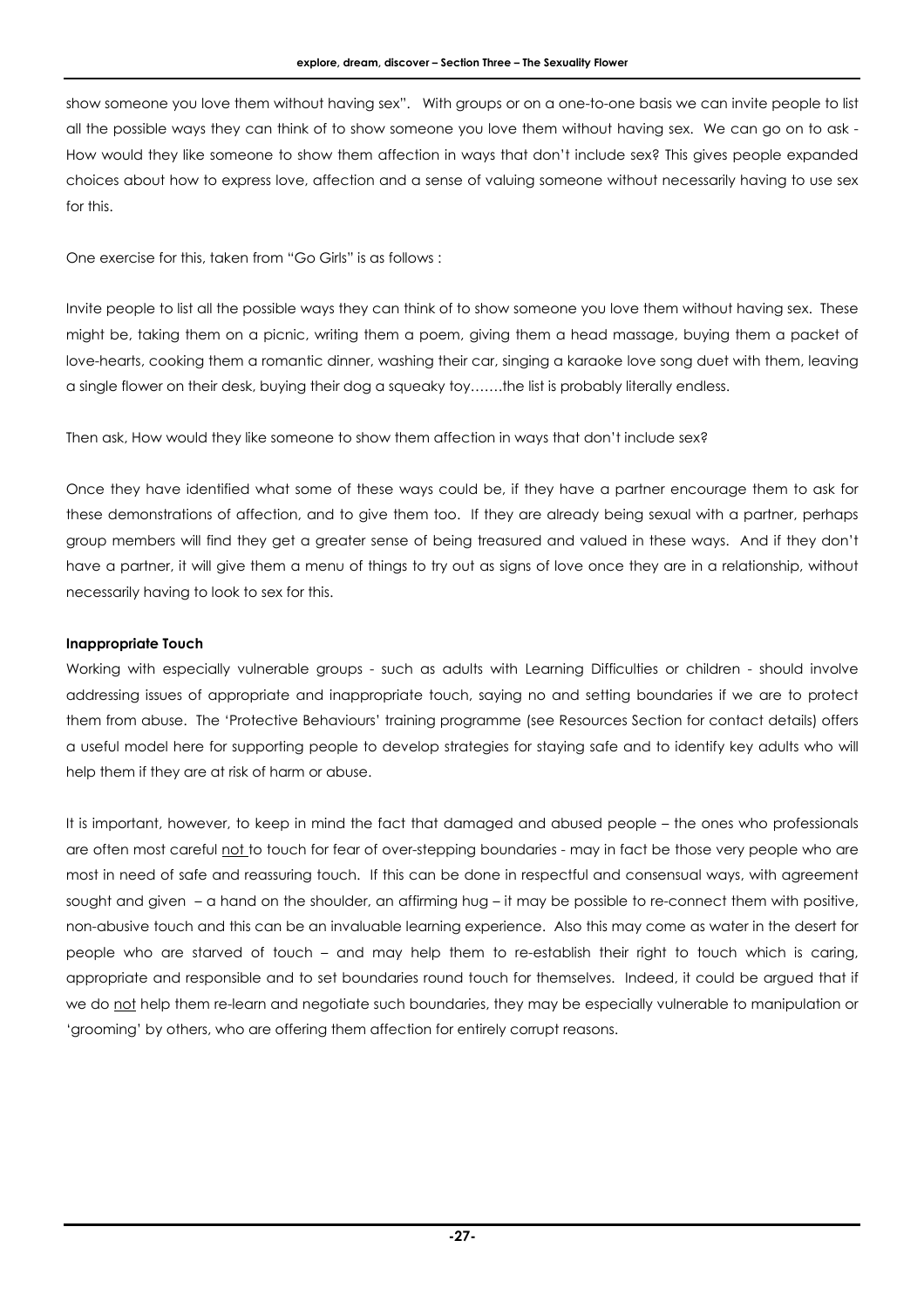show someone you love them without having sex". With groups or on a one-to-one basis we can invite people to list all the possible ways they can think of to show someone you love them without having sex. We can go on to ask - How would they like someone to show them affection in ways that don't include sex? This gives people expanded choices about how to express love, affection and a sense of valuing someone without necessarily having to use sex for this.

One exercise for this, taken from "Go Girls" is as follows :

Invite people to list all the possible ways they can think of to show someone you love them without having sex. These might be, taking them on a picnic, writing them a poem, giving them a head massage, buying them a packet of love-hearts, cooking them a romantic dinner, washing their car, singing a karaoke love song duet with them, leaving a single flower on their desk, buying their dog a squeaky toy…….the list is probably literally endless.

Then ask, How would they like someone to show them affection in ways that don't include sex?

Once they have identified what some of these ways could be, if they have a partner encourage them to ask for these demonstrations of affection, and to give them too. If they are already being sexual with a partner, perhaps group members will find they get a greater sense of being treasured and valued in these ways. And if they don't have a partner, it will give them a menu of things to try out as signs of love once they are in a relationship, without necessarily having to look to sex for this.

**Inappropriate Touch**

Working with especially vulnerable groups - such as adults with Learning Difficulties or children - should involve addressing issues of appropriate and inappropriate touch, saying no and setting boundaries if we are to protect them from abuse. The 'Protective Behaviours' training programme (see Resources Section for contact details) offers a useful model here for supporting people to develop strategies for staying safe and to identify key adults who will help them if they are at risk of harm or abuse.

It is important, however, to keep in mind the fact that damaged and abused people – the ones who professionals are often most careful not to touch for fear of over-stepping boundaries - may in fact be those very people who are most in need of safe and reassuring touch. If this can be done in respectful and consensual ways, with agreement sought and given – a hand on the shoulder, an affirming hug – it may be possible to re-connect them with positive, non-abusive touch and this can be an invaluable learning experience. Also this may come as water in the desert for people who are starved of touch – and may help them to re-establish their right to touch which is caring, appropriate and responsible and to set boundaries round touch for themselves. Indeed, it could be argued that if we do not help them re-learn and negotiate such boundaries, they may be especially vulnerable to manipulation or 'grooming' by others, who are offering them affection for entirely corrupt reasons.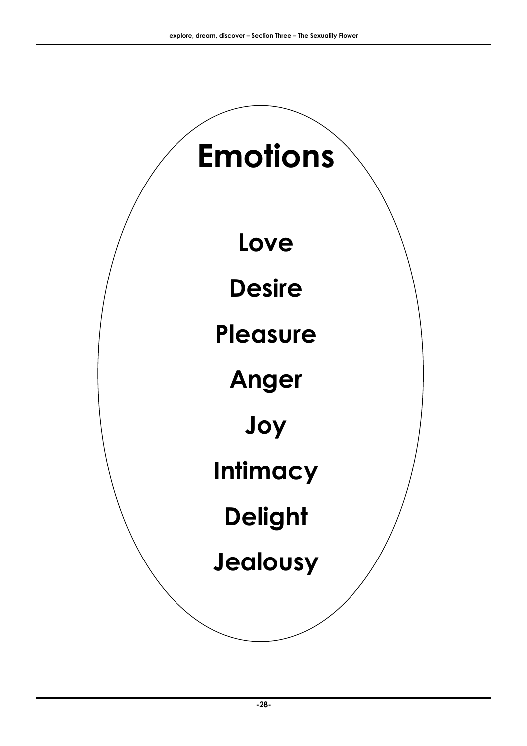# Emotions

**Love**

**Desire**

**Pleasure**

**Anger**

**Joy**

**Intimacy**

**Delight**

**Jealousy**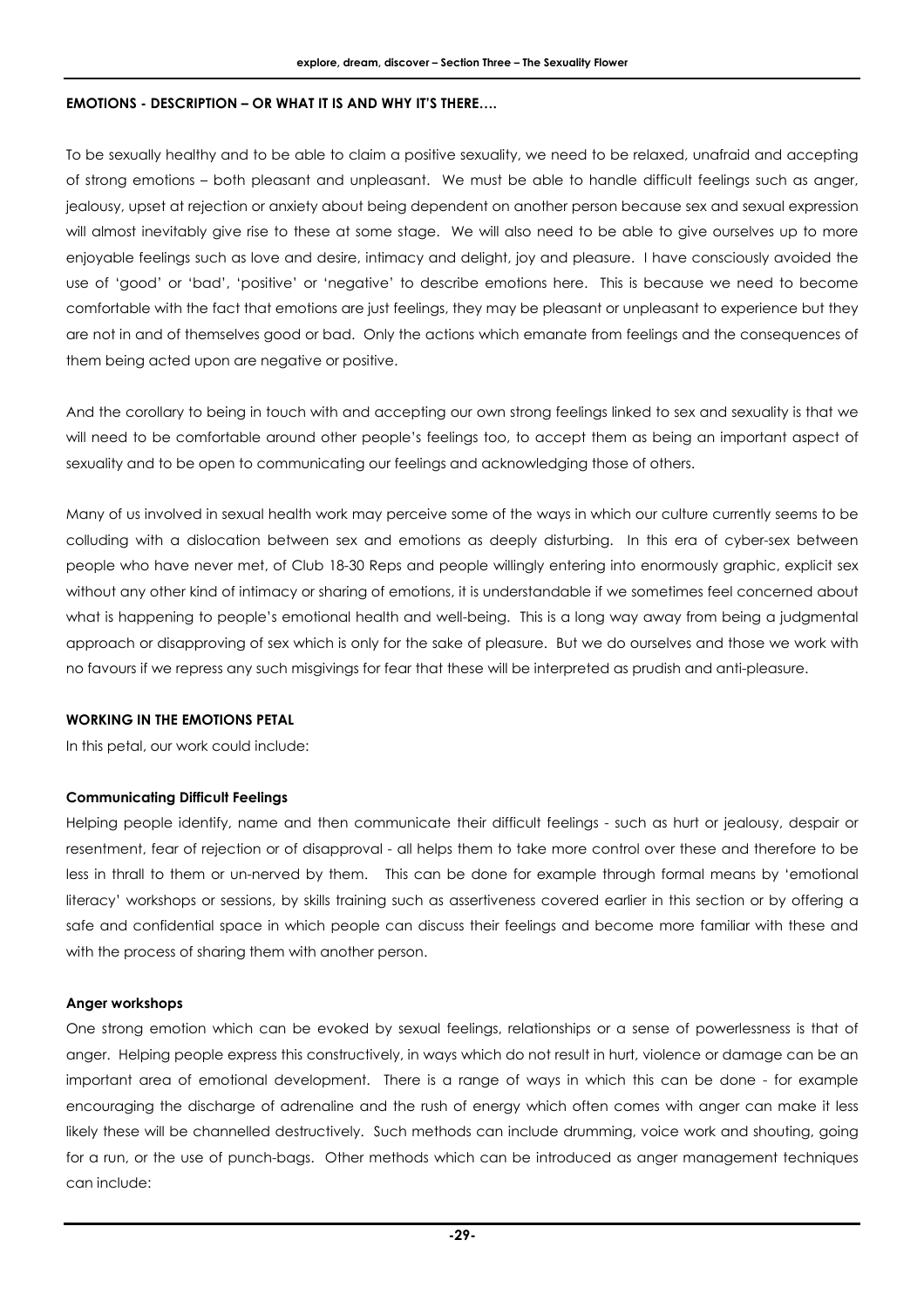**EMOTIONS - DESCRIPTION – OR WHAT IT IS AND WHY IT'S THERE….**

To be sexually healthy and to be able to claim a positive sexuality, we need to be relaxed, unafraid and accepting of strong emotions – both pleasant and unpleasant. We must be able to handle difficult feelings such as anger, jealousy, upset at rejection or anxiety about being dependent on another person because sex and sexual expression will almost inevitably give rise to these at some stage. We will also need to be able to give ourselves up to more enjoyable feelings such as love and desire, intimacy and delight, joy and pleasure. I have consciously avoided the use of 'good' or 'bad', 'positive' or 'negative' to describe emotions here. This is because we need to become comfortable with the fact that emotions are just feelings, they may be pleasant or unpleasant to experience but they are not in and of themselves good or bad. Only the actions which emanate from feelings and the consequences of them being acted upon are negative or positive.

And the corollary to being in touch with and accepting our own strong feelings linked to sex and sexuality is that we will need to be comfortable around other people's feelings too, to accept them as being an important aspect of sexuality and to be open to communicating our feelings and acknowledging those of others.

Many of us involved in sexual health work may perceive some of the ways in which our culture currently seems to be colluding with a dislocation between sex and emotions as deeply disturbing. In this era of cyber-sex between people who have never met, of Club 18-30 Reps and people willingly entering into enormously graphic, explicit sex without any other kind of intimacy or sharing of emotions, it is understandable if we sometimes feel concerned about what is happening to people's emotional health and well-being. This is a long way away from being a judgmental approach or disapproving of sex which is only for the sake of pleasure. But we do ourselves and those we work with no favours if we repress any such misgivings for fear that these will be interpreted as prudish and anti-pleasure.

**WORKING IN THE EMOTIONS PETAL**

In this petal, our work could include:

**Communicating Difficult Feelings**

Helping people identify, name and then communicate their difficult feelings - such as hurt or jealousy, despair or resentment, fear of rejection or of disapproval - all helps them to take more control over these and therefore to be less in thrall to them or un-nerved by them. This can be done for example through formal means by 'emotional literacy' workshops or sessions, by skills training such as assertiveness covered earlier in this section or by offering a safe and confidential space in which people can discuss their feelings and become more familiar with these and with the process of sharing them with another person.

**Anger workshops**

One strong emotion which can be evoked by sexual feelings, relationships or a sense of powerlessness is that of anger. Helping people express this constructively, in ways which do not result in hurt, violence or damage can be an important area of emotional development. There is a range of ways in which this can be done - for example encouraging the discharge of adrenaline and the rush of energy which often comes with anger can make it less likely these will be channelled destructively. Such methods can include drumming, voice work and shouting, going for a run, or the use of punch-bags. Other methods which can be introduced as anger management techniques can include: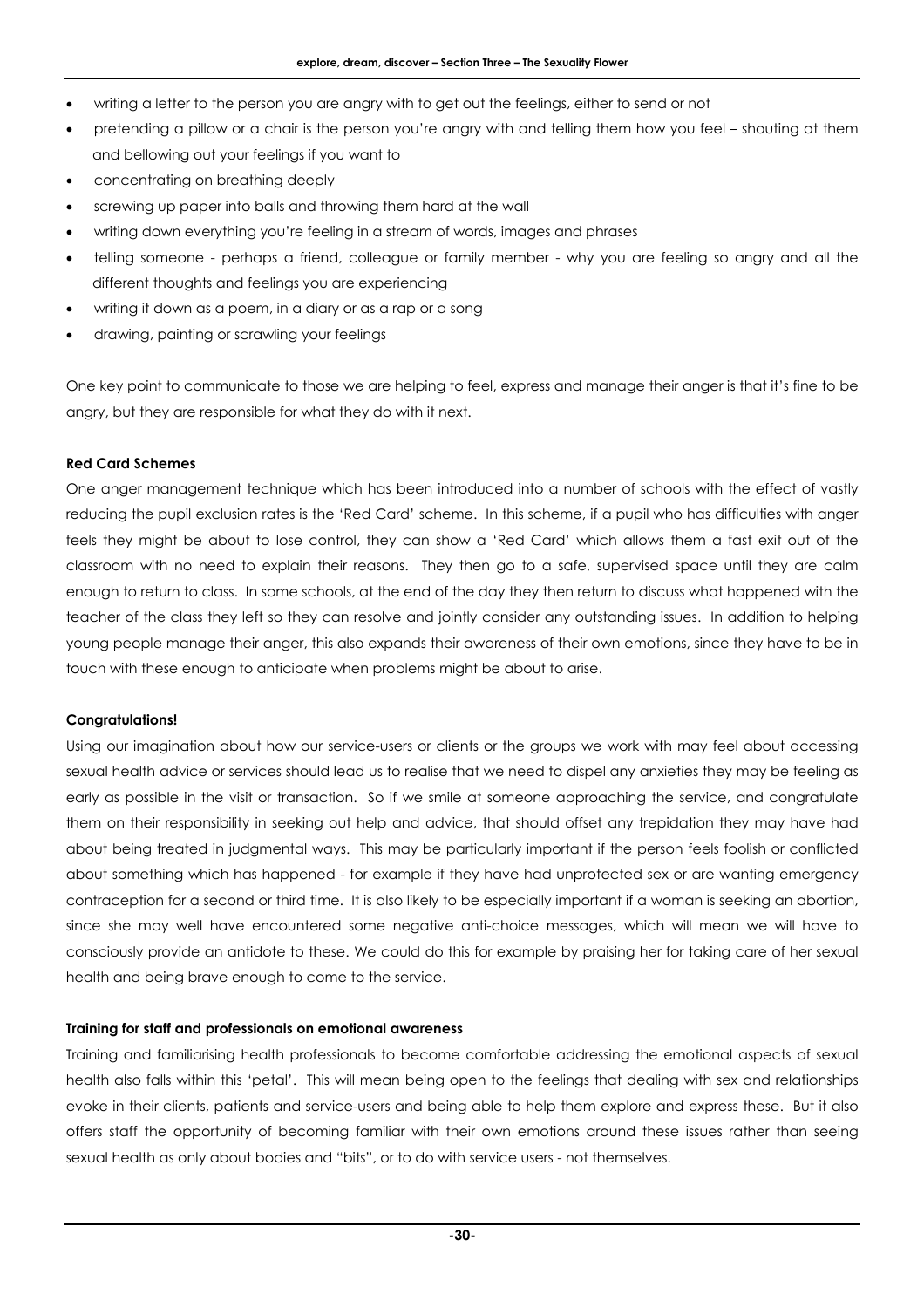- writing a letter to the person you are angry with to get out the feelings, either to send or not
- pretending a pillow or a chair is the person you're angry with and telling them how you feel – shouting at them and bellowing out your feelings if you want to
- concentrating on breathing deeply
- screwing up paper into balls and throwing them hard at the wall
- writing down everything you're feeling in a stream of words, images and phrases
- telling someone - perhaps a friend, colleague or family member - why you are feeling so angry and all the different thoughts and feelings you are experiencing
- writing it down as a poem, in a diary or as a rap or a song
- drawing, painting or scrawling your feelings

One key point to communicate to those we are helping to feel, express and manage their anger is that it's fine to be angry, but they are responsible for what they do with it next.

**Red Card Schemes**

One anger management technique which has been introduced into a number of schools with the effect of vastly reducing the pupil exclusion rates is the 'Red Card' scheme. In this scheme, if a pupil who has difficulties with anger feels they might be about to lose control, they can show a 'Red Card' which allows them a fast exit out of the classroom with no need to explain their reasons. They then go to a safe, supervised space until they are calm enough to return to class. In some schools, at the end of the day they then return to discuss what happened with the teacher of the class they left so they can resolve and jointly consider any outstanding issues. In addition to helping young people manage their anger, this also expands their awareness of their own emotions, since they have to be in touch with these enough to anticipate when problems might be about to arise.

**Congratulations!**

Using our imagination about how our service-users or clients or the groups we work with may feel about accessing sexual health advice or services should lead us to realise that we need to dispel any anxieties they may be feeling as early as possible in the visit or transaction. So if we smile at someone approaching the service, and congratulate them on their responsibility in seeking out help and advice, that should offset any trepidation they may have had about being treated in judgmental ways. This may be particularly important if the person feels foolish or conflicted about something which has happened - for example if they have had unprotected sex or are wanting emergency contraception for a second or third time. It is also likely to be especially important if a woman is seeking an abortion, since she may well have encountered some negative anti-choice messages, which will mean we will have to consciously provide an antidote to these. We could do this for example by praising her for taking care of her sexual health and being brave enough to come to the service.

**Training for staff and professionals on emotional awareness**

Training and familiarising health professionals to become comfortable addressing the emotional aspects of sexual health also falls within this 'petal'. This will mean being open to the feelings that dealing with sex and relationships evoke in their clients, patients and service-users and being able to help them explore and express these. But it also offers staff the opportunity of becoming familiar with their own emotions around these issues rather than seeing sexual health as only about bodies and "bits", or to do with service users - not themselves.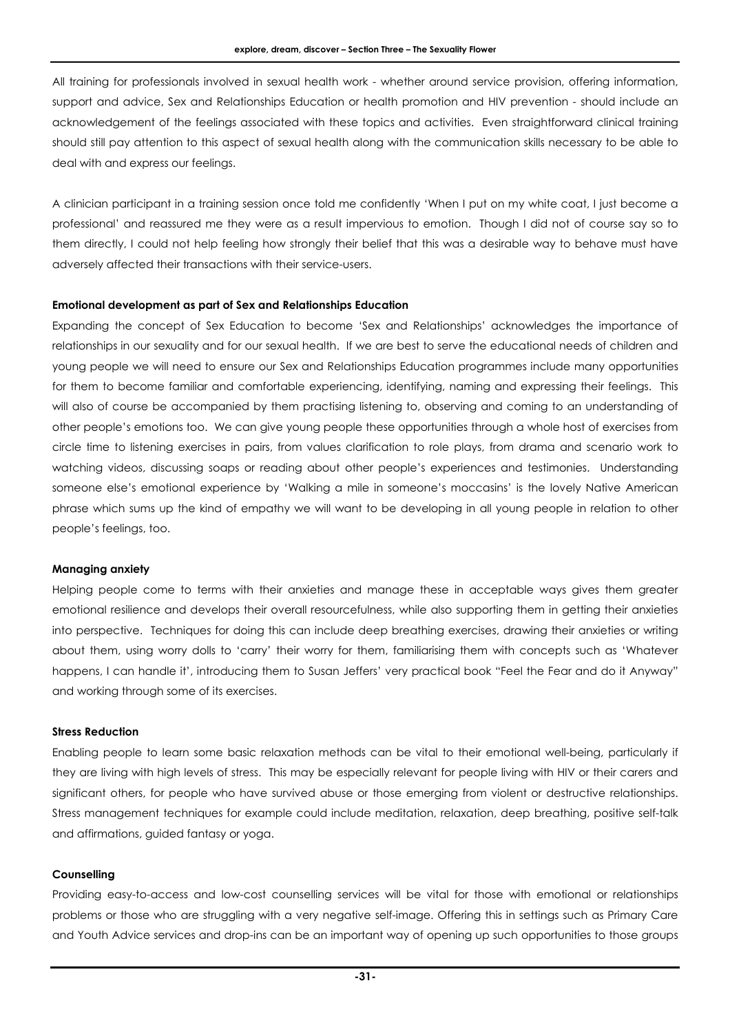All training for professionals involved in sexual health work - whether around service provision, offering information, support and advice, Sex and Relationships Education or health promotion and HIV prevention - should include an acknowledgement of the feelings associated with these topics and activities. Even straightforward clinical training should still pay attention to this aspect of sexual health along with the communication skills necessary to be able to deal with and express our feelings.

A clinician participant in a training session once told me confidently 'When I put on my white coat, I just become a professional' and reassured me they were as a result impervious to emotion. Though I did not of course say so to them directly, I could not help feeling how strongly their belief that this was a desirable way to behave must have adversely affected their transactions with their service-users.

**Emotional development as part of Sex and Relationships Education**

Expanding the concept of Sex Education to become 'Sex and Relationships' acknowledges the importance of relationships in our sexuality and for our sexual health. If we are best to serve the educational needs of children and young people we will need to ensure our Sex and Relationships Education programmes include many opportunities for them to become familiar and comfortable experiencing, identifying, naming and expressing their feelings. This will also of course be accompanied by them practising listening to, observing and coming to an understanding of other people's emotions too. We can give young people these opportunities through a whole host of exercises from circle time to listening exercises in pairs, from values clarification to role plays, from drama and scenario work to watching videos, discussing soaps or reading about other people's experiences and testimonies. Understanding someone else's emotional experience by 'Walking a mile in someone's moccasins' is the lovely Native American phrase which sums up the kind of empathy we will want to be developing in all young people in relation to other people's feelings, too.

**Managing anxiety**

Helping people come to terms with their anxieties and manage these in acceptable ways gives them greater emotional resilience and develops their overall resourcefulness, while also supporting them in getting their anxieties into perspective. Techniques for doing this can include deep breathing exercises, drawing their anxieties or writing about them, using worry dolls to 'carry' their worry for them, familiarising them with concepts such as 'Whatever happens, I can handle it', introducing them to Susan Jeffers' very practical book "Feel the Fear and do it Anyway" and working through some of its exercises.

**Stress Reduction**

Enabling people to learn some basic relaxation methods can be vital to their emotional well-being, particularly if they are living with high levels of stress. This may be especially relevant for people living with HIV or their carers and significant others, for people who have survived abuse or those emerging from violent or destructive relationships. Stress management techniques for example could include meditation, relaxation, deep breathing, positive self-talk and affirmations, guided fantasy or yoga.

**Counselling**

Providing easy-to-access and low-cost counselling services will be vital for those with emotional or relationships problems or those who are struggling with a very negative self-image. Offering this in settings such as Primary Care and Youth Advice services and drop-ins can be an important way of opening up such opportunities to those groups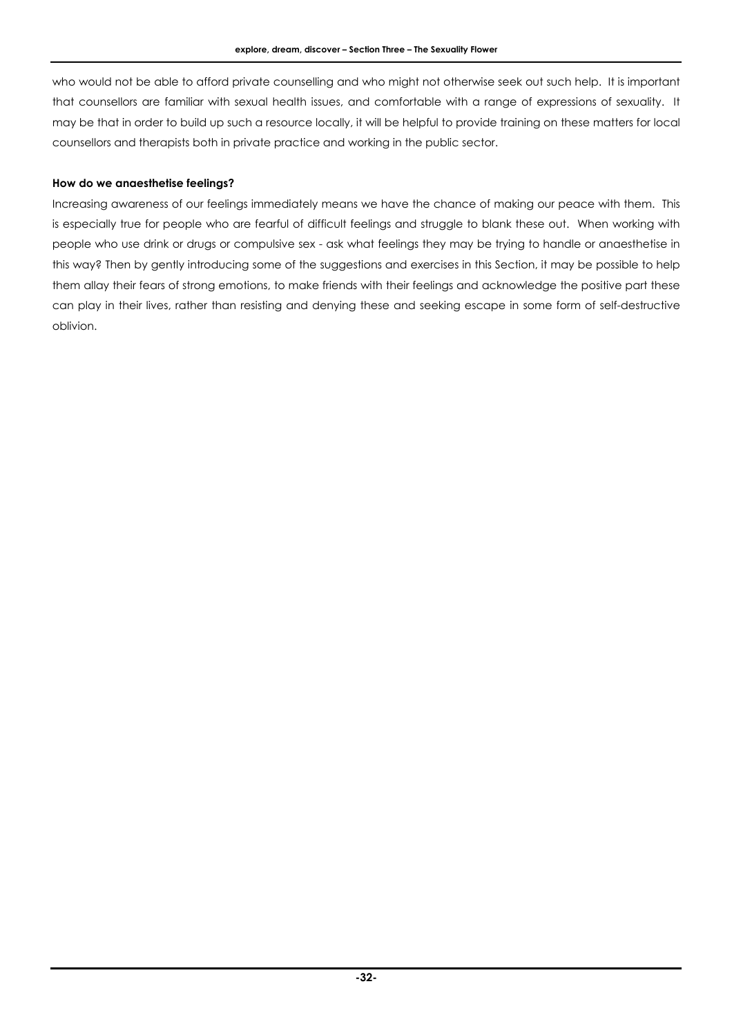who would not be able to afford private counselling and who might not otherwise seek out such help. It is important that counsellors are familiar with sexual health issues, and comfortable with a range of expressions of sexuality. It may be that in order to build up such a resource locally, it will be helpful to provide training on these matters for local counsellors and therapists both in private practice and working in the public sector.

**How do we anaesthetise feelings?**

Increasing awareness of our feelings immediately means we have the chance of making our peace with them. This is especially true for people who are fearful of difficult feelings and struggle to blank these out. When working with people who use drink or drugs or compulsive sex - ask what feelings they may be trying to handle or anaesthetise in this way? Then by gently introducing some of the suggestions and exercises in this Section, it may be possible to help them allay their fears of strong emotions, to make friends with their feelings and acknowledge the positive part these can play in their lives, rather than resisting and denying these and seeking escape in some form of self-destructive oblivion.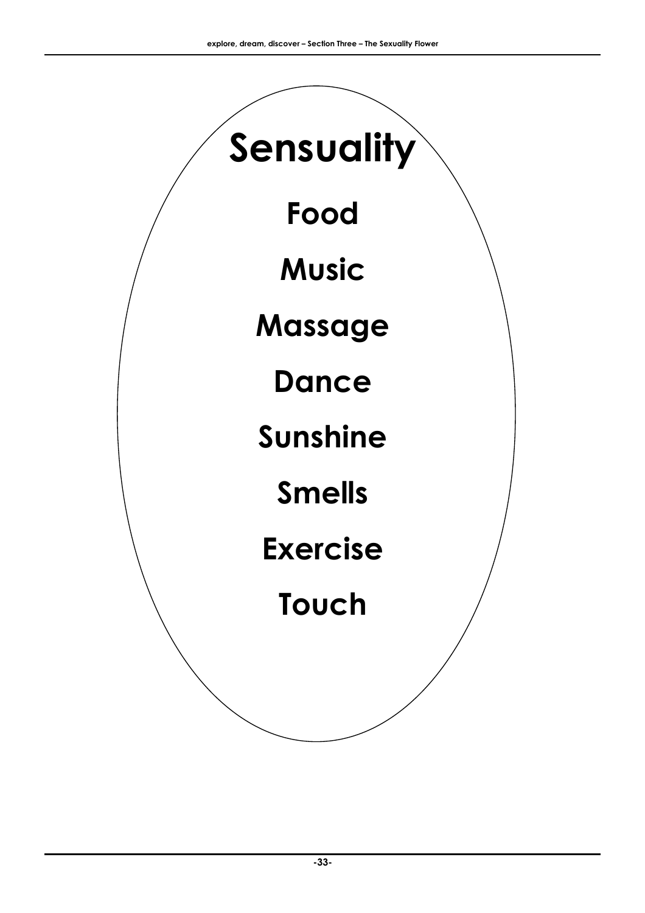# Sensuality

**Food**

**Music**

**Massage**

**Dance**

**Sunshine**

**Smells**

**Exercise**

**Touch**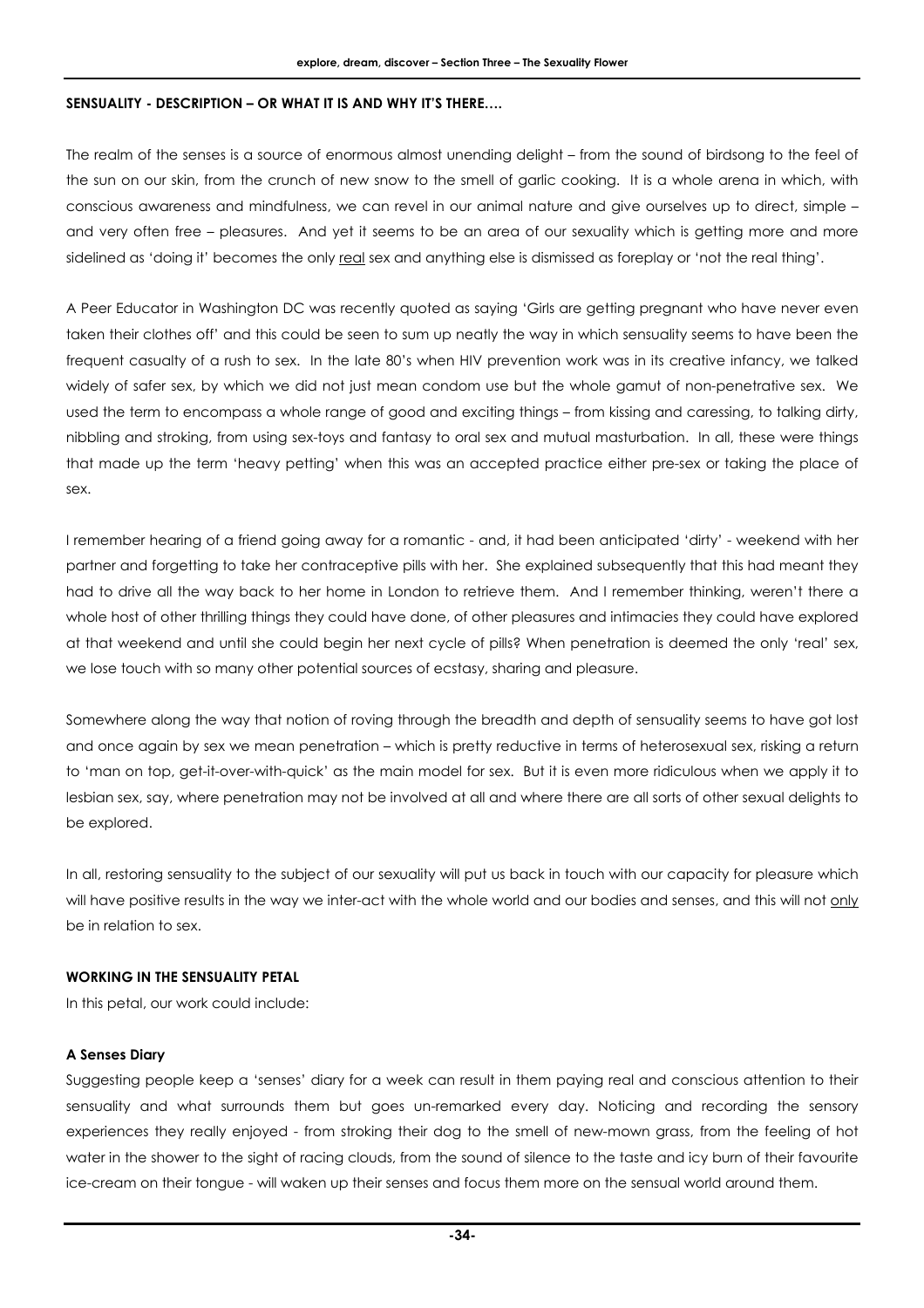**SENSUALITY - DESCRIPTION – OR WHAT IT IS AND WHY IT'S THERE….**

The realm of the senses is a source of enormous almost unending delight – from the sound of birdsong to the feel of the sun on our skin, from the crunch of new snow to the smell of garlic cooking. It is a whole arena in which, with conscious awareness and mindfulness, we can revel in our animal nature and give ourselves up to direct, simple – and very often free – pleasures. And yet it seems to be an area of our sexuality which is getting more and more sidelined as 'doing it' becomes the only <u>real</u> sex and anything else is dismissed as foreplay or 'not the real thing'.

A Peer Educator in Washington DC was recently quoted as saying 'Girls are getting pregnant who have never even taken their clothes off' and this could be seen to sum up neatly the way in which sensuality seems to have been the frequent casualty of a rush to sex. In the late 80's when HIV prevention work was in its creative infancy, we talked widely of safer sex, by which we did not just mean condom use but the whole gamut of non-penetrative sex. We used the term to encompass a whole range of good and exciting things – from kissing and caressing, to talking dirty, nibbling and stroking, from using sex-toys and fantasy to oral sex and mutual masturbation. In all, these were things that made up the term 'heavy petting' when this was an accepted practice either pre-sex or taking the place of sex.

I remember hearing of a friend going away for a romantic - and, it had been anticipated 'dirty' - weekend with her partner and forgetting to take her contraceptive pills with her. She explained subsequently that this had meant they had to drive all the way back to her home in London to retrieve them. And I remember thinking, weren't there a whole host of other thrilling things they could have done, of other pleasures and intimacies they could have explored at that weekend and until she could begin her next cycle of pills? When penetration is deemed the only 'real' sex, we lose touch with so many other potential sources of ecstasy, sharing and pleasure.

Somewhere along the way that notion of roving through the breadth and depth of sensuality seems to have got lost and once again by sex we mean penetration – which is pretty reductive in terms of heterosexual sex, risking a return to 'man on top, get-it-over-with-quick' as the main model for sex. But it is even more ridiculous when we apply it to lesbian sex, say, where penetration may not be involved at all and where there are all sorts of other sexual delights to be explored.

In all, restoring sensuality to the subject of our sexuality will put us back in touch with our capacity for pleasure which will have positive results in the way we inter-act with the whole world and our bodies and senses, and this will not <u>only</u> be in relation to sex.

**WORKING IN THE SENSUALITY PETAL**

In this petal, our work could include:

**A Senses Diary**

Suggesting people keep a 'senses' diary for a week can result in them paying real and conscious attention to their sensuality and what surrounds them but goes un-remarked every day. Noticing and recording the sensory experiences they really enjoyed - from stroking their dog to the smell of new-mown grass, from the feeling of hot water in the shower to the sight of racing clouds, from the sound of silence to the taste and icy burn of their favourite ice-cream on their tongue - will waken up their senses and focus them more on the sensual world around them.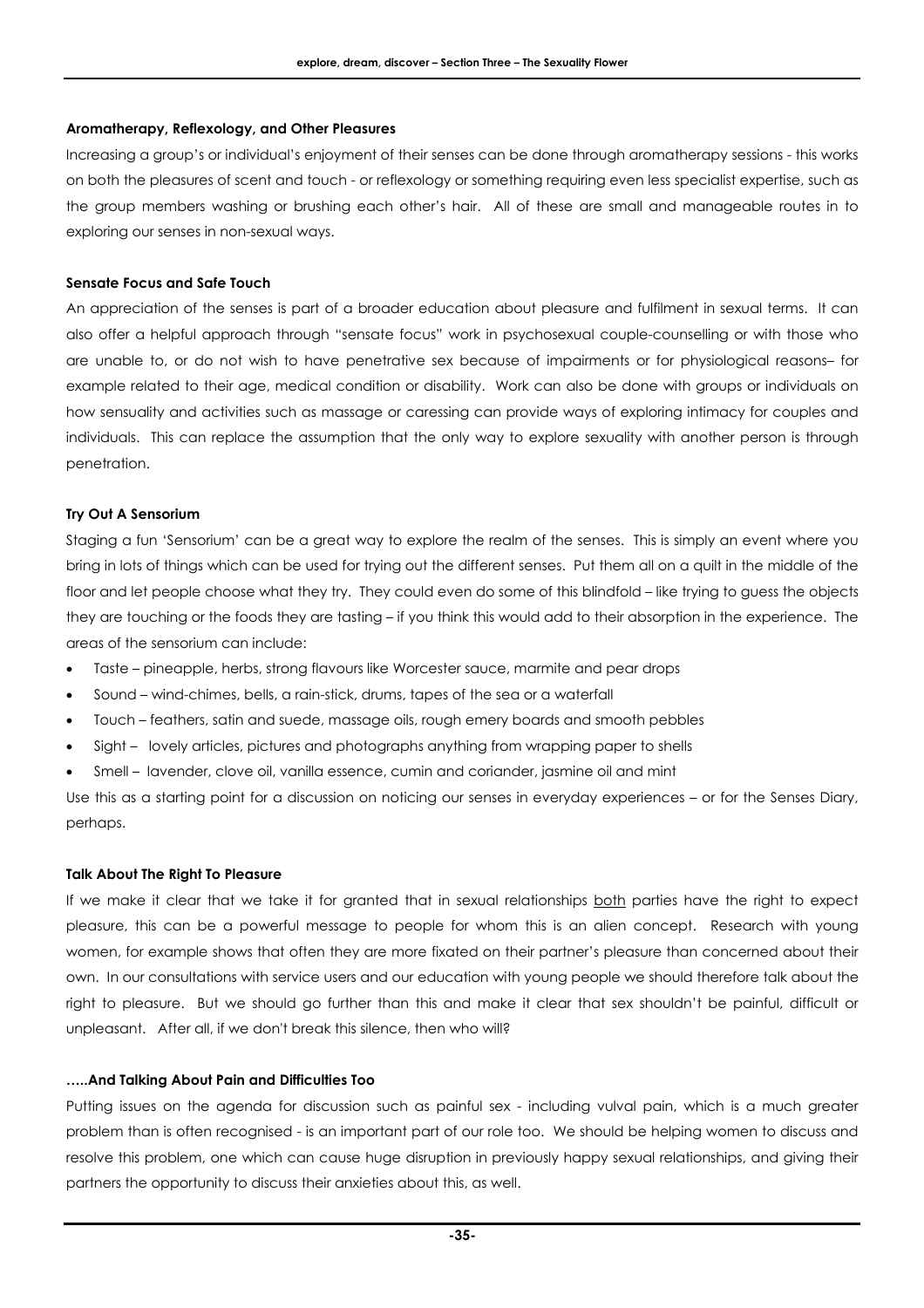### Aromatherapy, Reflexology, and Other Pleasures

Increasing a group's or individual's enjoyment of their senses can be done through aromatherapy sessions - this works on both the pleasures of scent and touch - or reflexology or something requiring even less specialist expertise, such as the group members washing or brushing each other's hair. All of these are small and manageable routes in to exploring our senses in non-sexual ways.

### Sensate Focus and Safe Touch

An appreciation of the senses is part of a broader education about pleasure and fulfilment in sexual terms. It can also offer a helpful approach through "sensate focus" work in psychosexual couple-counselling or with those who are unable to, or do not wish to have penetrative sex because of impairments or for physiological reasons– for example related to their age, medical condition or disability. Work can also be done with groups or individuals on how sensuality and activities such as massage or caressing can provide ways of exploring intimacy for couples and individuals. This can replace the assumption that the only way to explore sexuality with another person is through penetration.

### Try Out A Sensorium

Staging a fun 'Sensorium' can be a great way to explore the realm of the senses. This is simply an event where you bring in lots of things which can be used for trying out the different senses. Put them all on a quilt in the middle of the floor and let people choose what they try. They could even do some of this blindfold – like trying to guess the objects they are touching or the foods they are tasting – if you think this would add to their absorption in the experience. The areas of the sensorium can include:

- Taste – pineapple, herbs, strong flavours like Worcester sauce, marmite and pear drops
- Sound – wind-chimes, bells, a rain-stick, drums, tapes of the sea or a waterfall
- Touch – feathers, satin and suede, massage oils, rough emery boards and smooth pebbles
- Sight – lovely articles, pictures and photographs anything from wrapping paper to shells
- Smell – lavender, clove oil, vanilla essence, cumin and coriander, jasmine oil and mint

Use this as a starting point for a discussion on noticing our senses in everyday experiences – or for the Senses Diary, perhaps.

### Talk About The Right To Pleasure

If we make it clear that we take it for granted that in sexual relationships <u>both</u> parties have the right to expect pleasure, this can be a powerful message to people for whom this is an alien concept. Research with young women, for example shows that often they are more fixated on their partner's pleasure than concerned about their own. In our consultations with service users and our education with young people we should therefore talk about the right to pleasure. But we should go further than this and make it clear that sex shouldn't be painful, difficult or unpleasant. After all, if we don't break this silence, then who will?

### …..And Talking About Pain and Difficulties Too

Putting issues on the agenda for discussion such as painful sex - including vulval pain, which is a much greater problem than is often recognised - is an important part of our role too. We should be helping women to discuss and resolve this problem, one which can cause huge disruption in previously happy sexual relationships, and giving their partners the opportunity to discuss their anxieties about this, as well.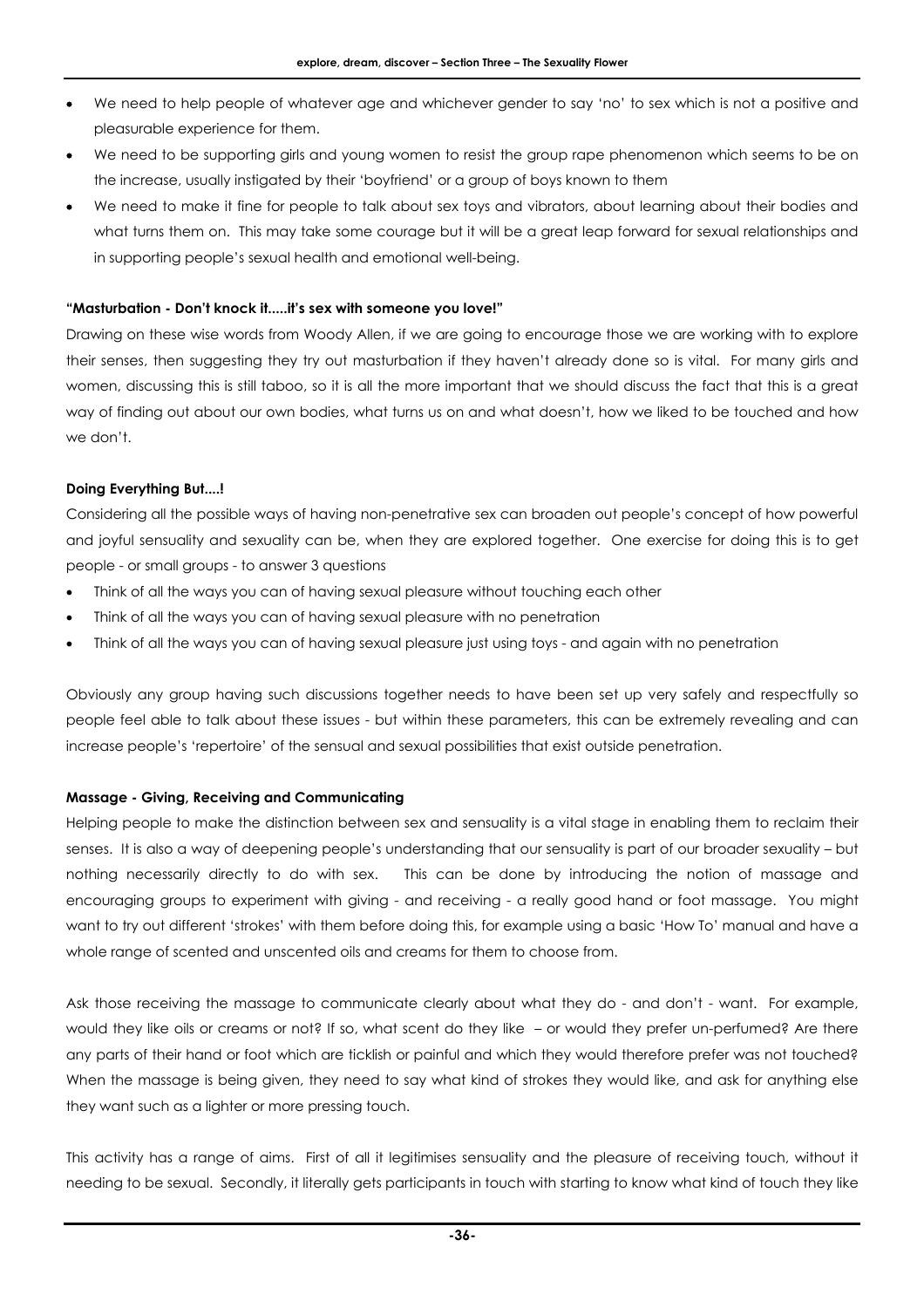- We need to help people of whatever age and whichever gender to say 'no' to sex which is not a positive and pleasurable experience for them.
- We need to be supporting girls and young women to resist the group rape phenomenon which seems to be on the increase, usually instigated by their 'boyfriend' or a group of boys known to them
- We need to make it fine for people to talk about sex toys and vibrators, about learning about their bodies and what turns them on. This may take some courage but it will be a great leap forward for sexual relationships and in supporting people's sexual health and emotional well-being.

**"Masturbation - Don't knock it.....it's sex with someone you love!"**

Drawing on these wise words from Woody Allen, if we are going to encourage those we are working with to explore their senses, then suggesting they try out masturbation if they haven't already done so is vital. For many girls and women, discussing this is still taboo, so it is all the more important that we should discuss the fact that this is a great way of finding out about our own bodies, what turns us on and what doesn't, how we liked to be touched and how we don't.

**Doing Everything But....!**

Considering all the possible ways of having non-penetrative sex can broaden out people's concept of how powerful and joyful sensuality and sexuality can be, when they are explored together. One exercise for doing this is to get people - or small groups - to answer 3 questions

- Think of all the ways you can of having sexual pleasure without touching each other
- Think of all the ways you can of having sexual pleasure with no penetration
- Think of all the ways you can of having sexual pleasure just using toys - and again with no penetration

Obviously any group having such discussions together needs to have been set up very safely and respectfully so people feel able to talk about these issues - but within these parameters, this can be extremely revealing and can increase people's 'repertoire' of the sensual and sexual possibilities that exist outside penetration.

**Massage - Giving, Receiving and Communicating**

Helping people to make the distinction between sex and sensuality is a vital stage in enabling them to reclaim their senses. It is also a way of deepening people's understanding that our sensuality is part of our broader sexuality – but nothing necessarily directly to do with sex. This can be done by introducing the notion of massage and encouraging groups to experiment with giving - and receiving - a really good hand or foot massage. You might want to try out different 'strokes' with them before doing this, for example using a basic 'How To' manual and have a whole range of scented and unscented oils and creams for them to choose from.

Ask those receiving the massage to communicate clearly about what they do - and don't - want. For example, would they like oils or creams or not? If so, what scent do they like – or would they prefer un-perfumed? Are there any parts of their hand or foot which are ticklish or painful and which they would therefore prefer was not touched? When the massage is being given, they need to say what kind of strokes they would like, and ask for anything else they want such as a lighter or more pressing touch.

This activity has a range of aims. First of all it legitimises sensuality and the pleasure of receiving touch, without it needing to be sexual. Secondly, it literally gets participants in touch with starting to know what kind of touch they like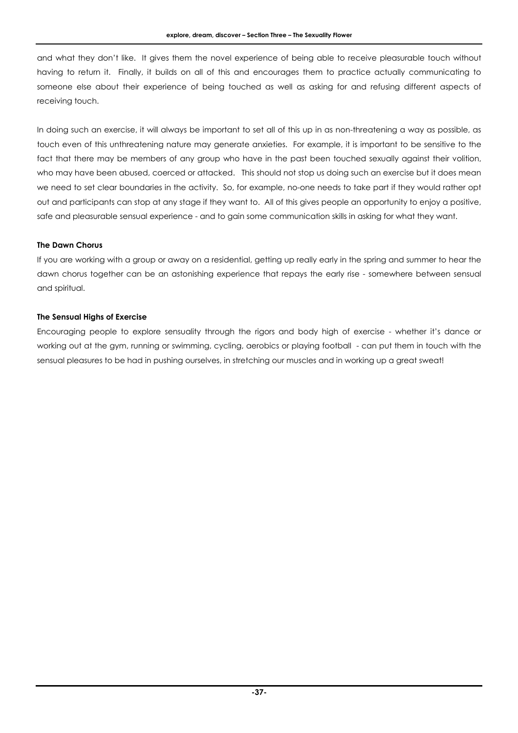and what they don't like. It gives them the novel experience of being able to receive pleasurable touch without having to return it. Finally, it builds on all of this and encourages them to practice actually communicating to someone else about their experience of being touched as well as asking for and refusing different aspects of receiving touch.

In doing such an exercise, it will always be important to set all of this up in as non-threatening a way as possible, as touch even of this unthreatening nature may generate anxieties. For example, it is important to be sensitive to the fact that there may be members of any group who have in the past been touched sexually against their volition, who may have been abused, coerced or attacked. This should not stop us doing such an exercise but it does mean we need to set clear boundaries in the activity. So, for example, no-one needs to take part if they would rather opt out and participants can stop at any stage if they want to. All of this gives people an opportunity to enjoy a positive, safe and pleasurable sensual experience - and to gain some communication skills in asking for what they want.

**The Dawn Chorus**

If you are working with a group or away on a residential, getting up really early in the spring and summer to hear the dawn chorus together can be an astonishing experience that repays the early rise - somewhere between sensual and spiritual.

**The Sensual Highs of Exercise**

Encouraging people to explore sensuality through the rigors and body high of exercise - whether it's dance or working out at the gym, running or swimming, cycling, aerobics or playing football - can put them in touch with the sensual pleasures to be had in pushing ourselves, in stretching our muscles and in working up a great sweat!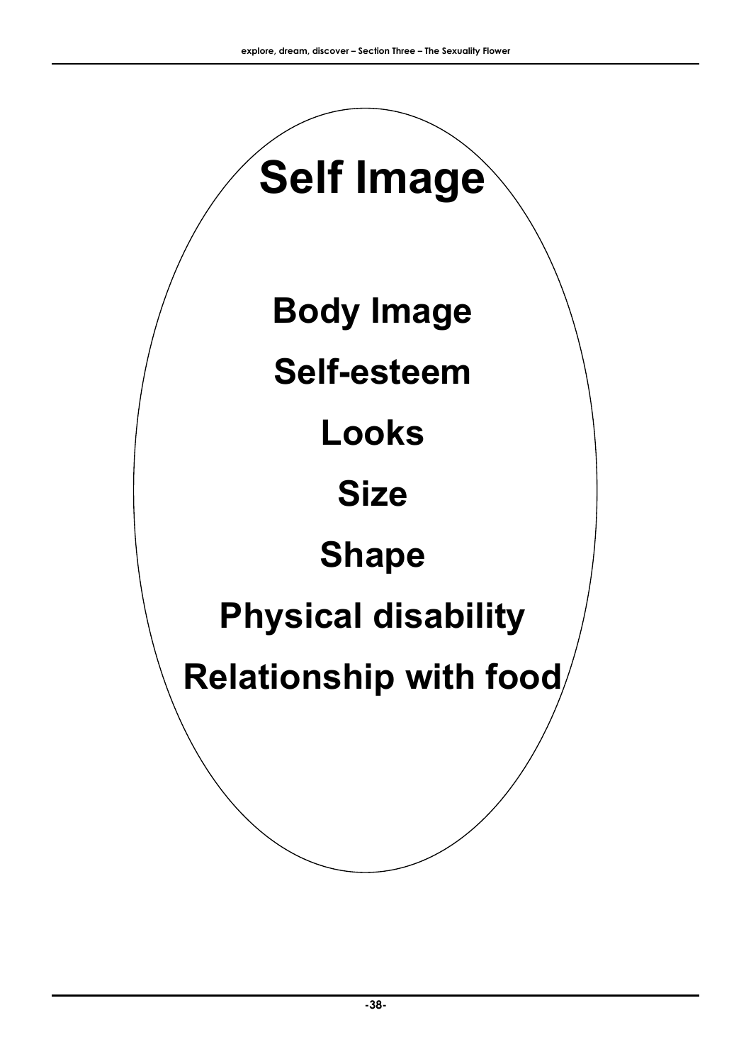# Self Image

**Body Image**

**Self-esteem**

**Looks**

**Size**

**Shape**

**Physical disability**

**Relationship with food**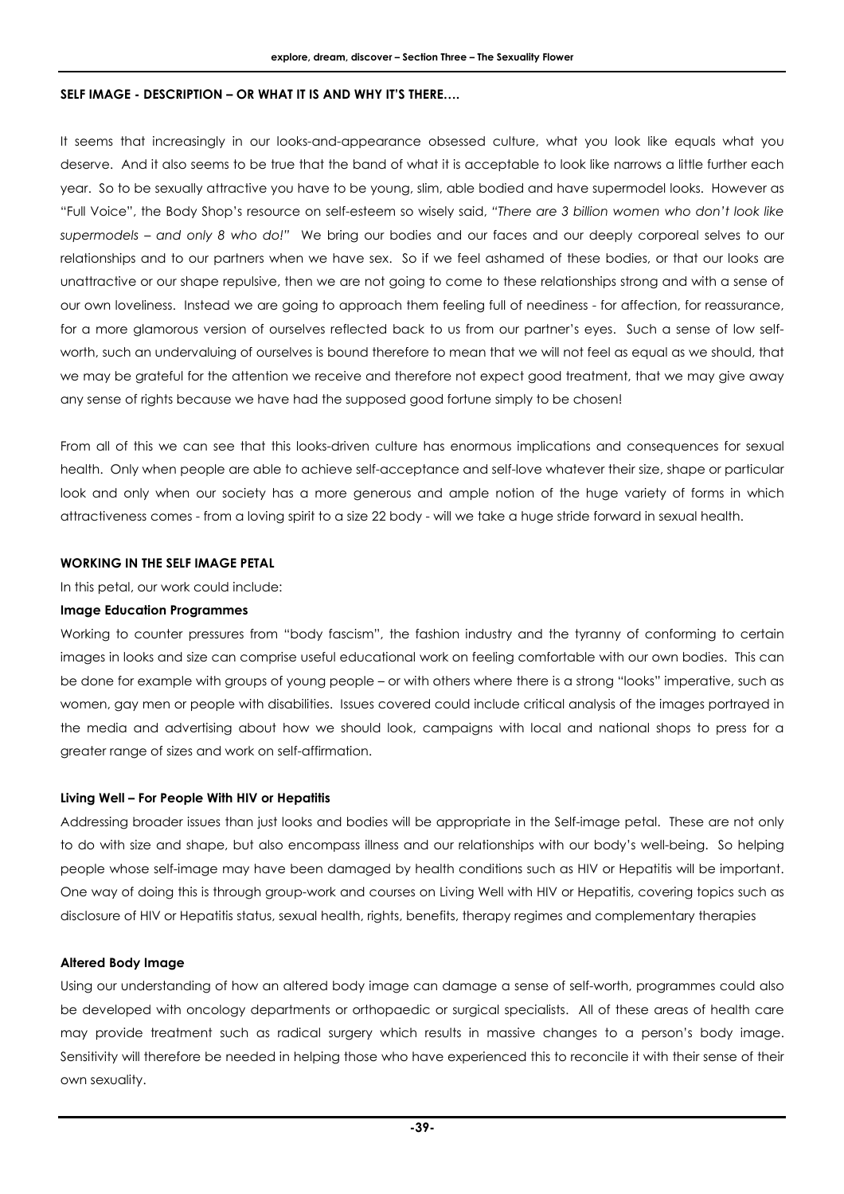**SELF IMAGE - DESCRIPTION – OR WHAT IT IS AND WHY IT'S THERE….**

It seems that increasingly in our looks-and-appearance obsessed culture, what you look like equals what you deserve. And it also seems to be true that the band of what it is acceptable to look like narrows a little further each year. So to be sexually attractive you have to be young, slim, able bodied and have supermodel looks. However as "Full Voice", the Body Shop's resource on self-esteem so wisely said, *"There are 3 billion women who don't look like supermodels – and only 8 who do!"* We bring our bodies and our faces and our deeply corporeal selves to our relationships and to our partners when we have sex. So if we feel ashamed of these bodies, or that our looks are unattractive or our shape repulsive, then we are not going to come to these relationships strong and with a sense of our own loveliness. Instead we are going to approach them feeling full of neediness - for affection, for reassurance, for a more glamorous version of ourselves reflected back to us from our partner's eyes. Such a sense of low self-worth, such an undervaluing of ourselves is bound therefore to mean that we will not feel as equal as we should, that we may be grateful for the attention we receive and therefore not expect good treatment, that we may give away any sense of rights because we have had the supposed good fortune simply to be chosen!

From all of this we can see that this looks-driven culture has enormous implications and consequences for sexual health. Only when people are able to achieve self-acceptance and self-love whatever their size, shape or particular look and only when our society has a more generous and ample notion of the huge variety of forms in which attractiveness comes - from a loving spirit to a size 22 body - will we take a huge stride forward in sexual health.

**WORKING IN THE SELF IMAGE PETAL**

In this petal, our work could include:

**Image Education Programmes**

Working to counter pressures from "body fascism", the fashion industry and the tyranny of conforming to certain images in looks and size can comprise useful educational work on feeling comfortable with our own bodies. This can be done for example with groups of young people – or with others where there is a strong "looks" imperative, such as women, gay men or people with disabilities. Issues covered could include critical analysis of the images portrayed in the media and advertising about how we should look, campaigns with local and national shops to press for a greater range of sizes and work on self-affirmation.

**Living Well – For People With HIV or Hepatitis**

Addressing broader issues than just looks and bodies will be appropriate in the Self-image petal. These are not only to do with size and shape, but also encompass illness and our relationships with our body's well-being. So helping people whose self-image may have been damaged by health conditions such as HIV or Hepatitis will be important. One way of doing this is through group-work and courses on Living Well with HIV or Hepatitis, covering topics such as disclosure of HIV or Hepatitis status, sexual health, rights, benefits, therapy regimes and complementary therapies

**Altered Body Image**

Using our understanding of how an altered body image can damage a sense of self-worth, programmes could also be developed with oncology departments or orthopaedic or surgical specialists. All of these areas of health care may provide treatment such as radical surgery which results in massive changes to a person's body image. Sensitivity will therefore be needed in helping those who have experienced this to reconcile it with their sense of their own sexuality.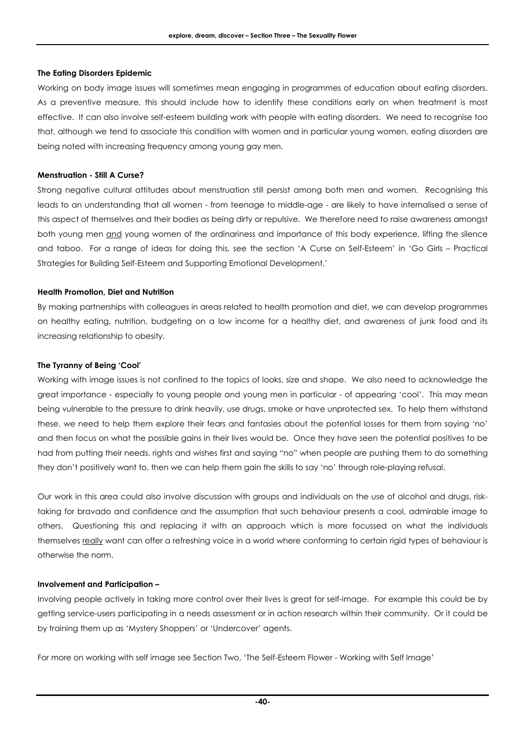**The Eating Disorders Epidemic**

Working on body image issues will sometimes mean engaging in programmes of education about eating disorders. As a preventive measure, this should include how to identify these conditions early on when treatment is most effective. It can also involve self-esteem building work with people with eating disorders. We need to recognise too that, although we tend to associate this condition with women and in particular young women, eating disorders are being noted with increasing frequency among young gay men.

**Menstruation - Still A Curse?**

Strong negative cultural attitudes about menstruation still persist among both men and women. Recognising this leads to an understanding that all women - from teenage to middle-age - are likely to have internalised a sense of this aspect of themselves and their bodies as being dirty or repulsive. We therefore need to raise awareness amongst both young men <u>and</u> young women of the ordinariness and importance of this body experience, lifting the silence and taboo. For a range of ideas for doing this, see the section 'A Curse on Self-Esteem' in 'Go Girls – Practical Strategies for Building Self-Esteem and Supporting Emotional Development.'

**Health Promotion, Diet and Nutrition**

By making partnerships with colleagues in areas related to health promotion and diet, we can develop programmes on healthy eating, nutrition, budgeting on a low income for a healthy diet, and awareness of junk food and its increasing relationship to obesity.

**The Tyranny of Being 'Cool'**

Working with image issues is not confined to the topics of looks, size and shape. We also need to acknowledge the great importance - especially to young people and young men in particular - of appearing 'cool'. This may mean being vulnerable to the pressure to drink heavily, use drugs, smoke or have unprotected sex. To help them withstand these, we need to help them explore their fears and fantasies about the potential losses for them from saying 'no' and then focus on what the possible gains in their lives would be. Once they have seen the potential positives to be had from putting their needs, rights and wishes first and saying "no" when people are pushing them to do something they don't positively want to, then we can help them gain the skills to say 'no' through role-playing refusal.

Our work in this area could also involve discussion with groups and individuals on the use of alcohol and drugs, risk-taking for bravado and confidence and the assumption that such behaviour presents a cool, admirable image to others. Questioning this and replacing it with an approach which is more focussed on what the individuals themselves <u>really</u> want can offer a refreshing voice in a world where conforming to certain rigid types of behaviour is otherwise the norm.

**Involvement and Participation –**

Involving people actively in taking more control over their lives is great for self-image. For example this could be by getting service-users participating in a needs assessment or in action research within their community. Or it could be by training them up as 'Mystery Shoppers' or 'Undercover' agents.

For more on working with self image see Section Two, 'The Self-Esteem Flower - Working with Self Image'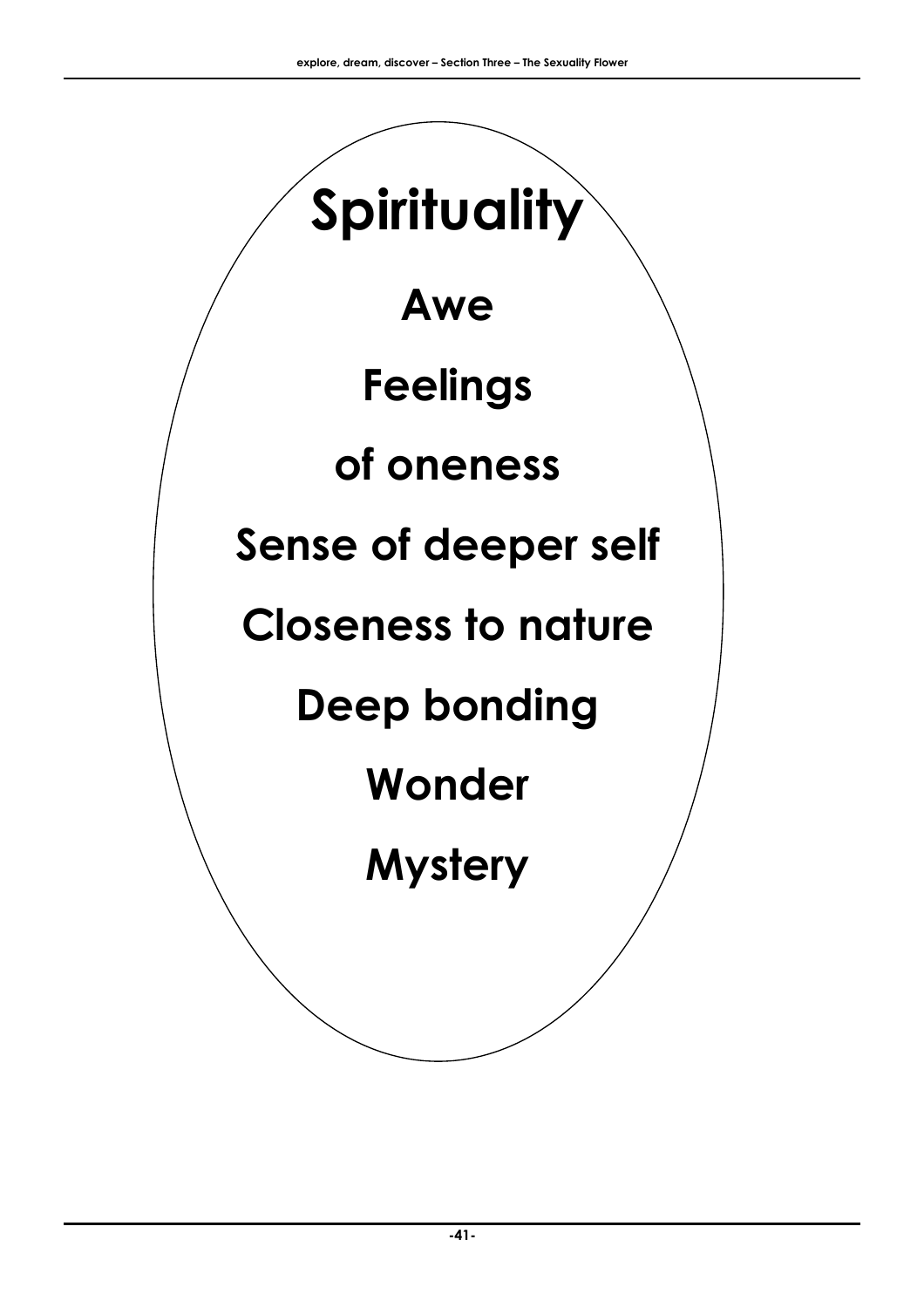# Spirituality

**Awe**

**Feelings**

**of oneness**

**Sense of deeper self**

**Closeness to nature**

**Deep bonding**

**Wonder**

**Mystery**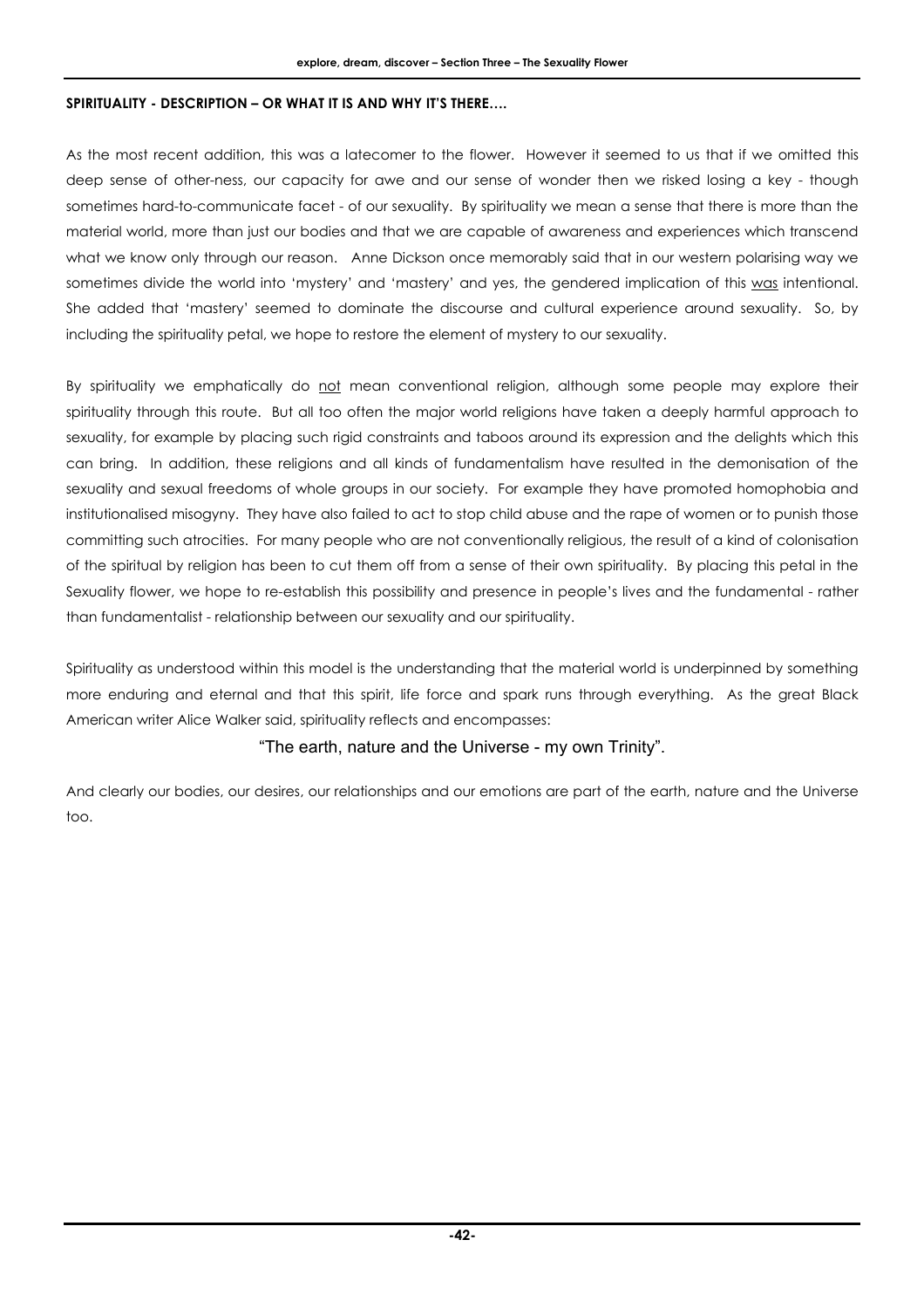**SPIRITUALITY - DESCRIPTION – OR WHAT IT IS AND WHY IT'S THERE….**

As the most recent addition, this was a latecomer to the flower. However it seemed to us that if we omitted this deep sense of other-ness, our capacity for awe and our sense of wonder then we risked losing a key - though sometimes hard-to-communicate facet - of our sexuality. By spirituality we mean a sense that there is more than the material world, more than just our bodies and that we are capable of awareness and experiences which transcend what we know only through our reason. Anne Dickson once memorably said that in our western polarising way we sometimes divide the world into 'mystery' and 'mastery' and yes, the gendered implication of this <u>was</u> intentional. She added that 'mastery' seemed to dominate the discourse and cultural experience around sexuality. So, by including the spirituality petal, we hope to restore the element of mystery to our sexuality.

By spirituality we emphatically do <u>not</u> mean conventional religion, although some people may explore their spirituality through this route. But all too often the major world religions have taken a deeply harmful approach to sexuality, for example by placing such rigid constraints and taboos around its expression and the delights which this can bring. In addition, these religions and all kinds of fundamentalism have resulted in the demonisation of the sexuality and sexual freedoms of whole groups in our society. For example they have promoted homophobia and institutionalised misogyny. They have also failed to act to stop child abuse and the rape of women or to punish those committing such atrocities. For many people who are not conventionally religious, the result of a kind of colonisation of the spiritual by religion has been to cut them off from a sense of their own spirituality. By placing this petal in the Sexuality flower, we hope to re-establish this possibility and presence in people's lives and the fundamental - rather than fundamentalist - relationship between our sexuality and our spirituality.

Spirituality as understood within this model is the understanding that the material world is underpinned by something more enduring and eternal and that this spirit, life force and spark runs through everything. As the great Black American writer Alice Walker said, spirituality reflects and encompasses:

"The earth, nature and the Universe - my own Trinity".

And clearly our bodies, our desires, our relationships and our emotions are part of the earth, nature and the Universe too.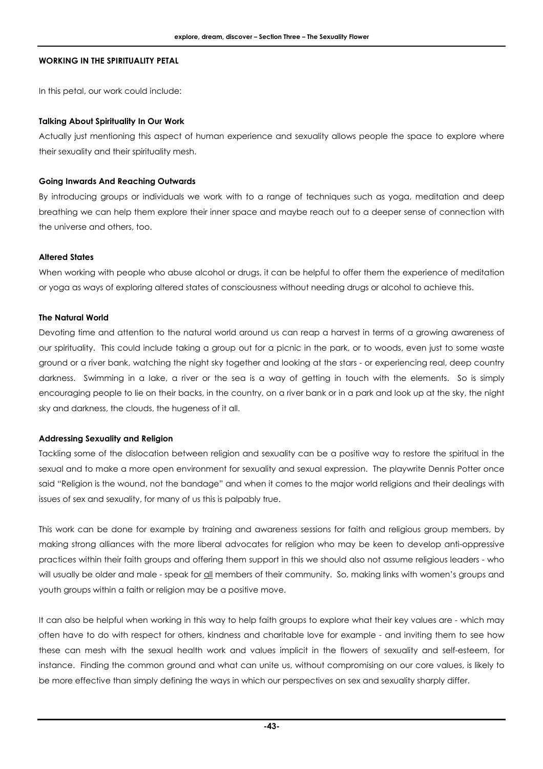## WORKING IN THE SPIRITUALITY PETAL

In this petal, our work could include:

### Talking About Spirituality In Our Work

Actually just mentioning this aspect of human experience and sexuality allows people the space to explore where their sexuality and their spirituality mesh.

### Going Inwards And Reaching Outwards

By introducing groups or individuals we work with to a range of techniques such as yoga, meditation and deep breathing we can help them explore their inner space and maybe reach out to a deeper sense of connection with the universe and others, too.

### Altered States

When working with people who abuse alcohol or drugs, it can be helpful to offer them the experience of meditation or yoga as ways of exploring altered states of consciousness without needing drugs or alcohol to achieve this.

### The Natural World

Devoting time and attention to the natural world around us can reap a harvest in terms of a growing awareness of our spirituality. This could include taking a group out for a picnic in the park, or to woods, even just to some waste ground or a river bank, watching the night sky together and looking at the stars - or experiencing real, deep country darkness. Swimming in a lake, a river or the sea is a way of getting in touch with the elements. So is simply encouraging people to lie on their backs, in the country, on a river bank or in a park and look up at the sky, the night sky and darkness, the clouds, the hugeness of it all.

### Addressing Sexuality and Religion

Tackling some of the dislocation between religion and sexuality can be a positive way to restore the spiritual in the sexual and to make a more open environment for sexuality and sexual expression. The playwrite Dennis Potter once said "Religion is the wound, not the bandage" and when it comes to the major world religions and their dealings with issues of sex and sexuality, for many of us this is palpably true.

This work can be done for example by training and awareness sessions for faith and religious group members, by making strong alliances with the more liberal advocates for religion who may be keen to develop anti-oppressive practices within their faith groups and offering them support in this we should also not assume religious leaders - who will usually be older and male - speak for <u>all</u> members of their community. So, making links with women's groups and youth groups within a faith or religion may be a positive move.

It can also be helpful when working in this way to help faith groups to explore what their key values are - which may often have to do with respect for others, kindness and charitable love for example - and inviting them to see how these can mesh with the sexual health work and values implicit in the flowers of sexuality and self-esteem, for instance. Finding the common ground and what can unite us, without compromising on our core values, is likely to be more effective than simply defining the ways in which our perspectives on sex and sexuality sharply differ.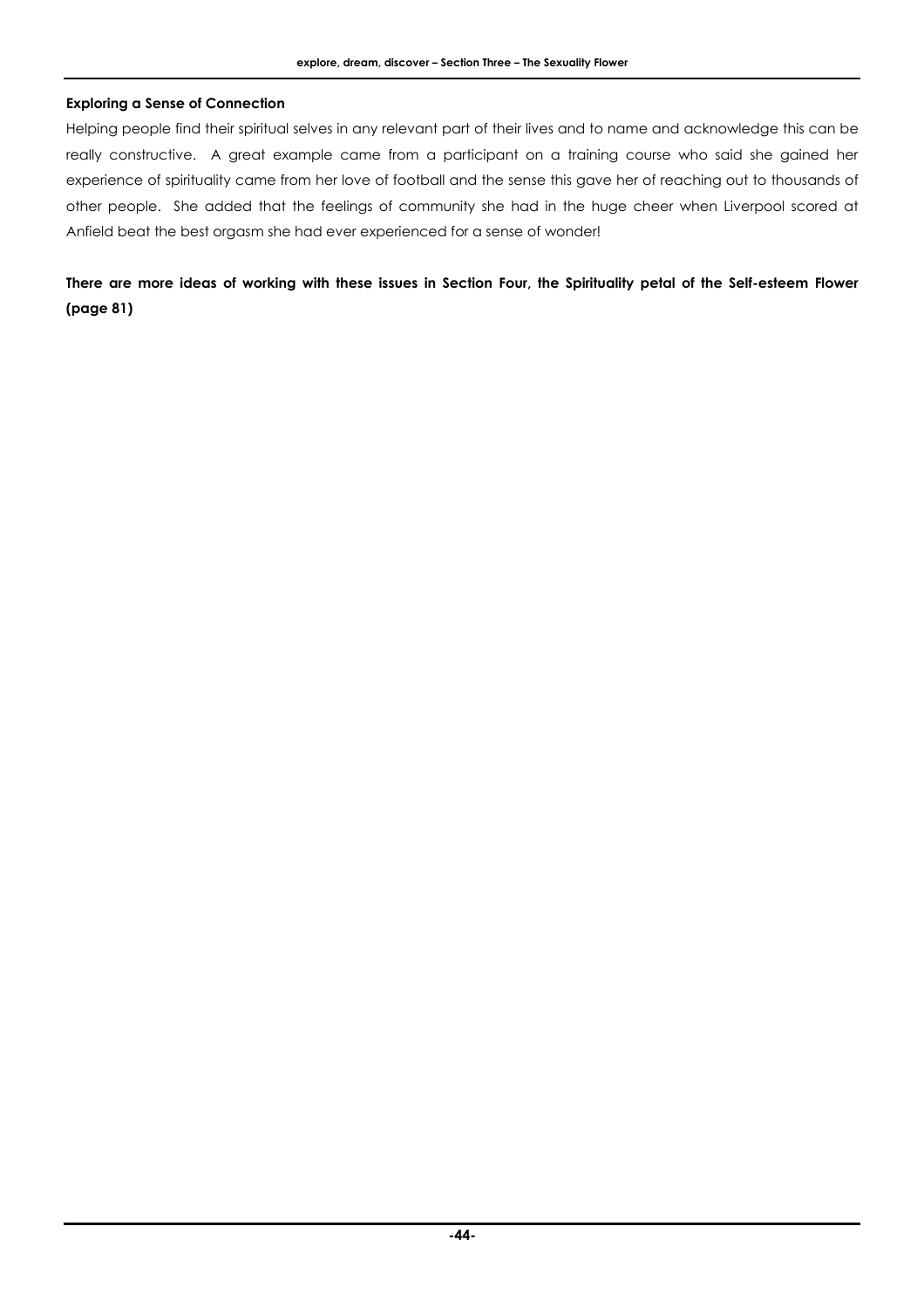**Exploring a Sense of Connection**

Helping people find their spiritual selves in any relevant part of their lives and to name and acknowledge this can be really constructive. A great example came from a participant on a training course who said she gained her experience of spirituality came from her love of football and the sense this gave her of reaching out to thousands of other people. She added that the feelings of community she had in the huge cheer when Liverpool scored at Anfield beat the best orgasm she had ever experienced for a sense of wonder!

**There are more ideas of working with these issues in Section Four, the Spirituality petal of the Self-esteem Flower (page 81)**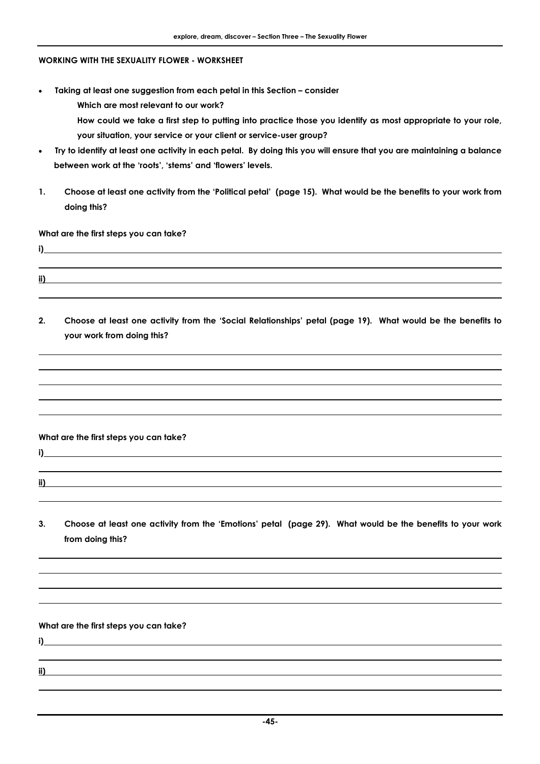**WORKING WITH THE SEXUALITY FLOWER - WORKSHEET**

- **Taking at least one suggestion from each petal in this Section – consider**

  **Which are most relevant to our work?**

  **How could we take a first step to putting into practice those you identify as most appropriate to your role, your situation, your service or your client or service-user group?**

- **Try to identify at least one activity in each petal. By doing this you will ensure that you are maintaining a balance between work at the 'roots', 'stems' and 'flowers' levels.**

**1. Choose at least one activity from the 'Political petal' (page 15). What would be the benefits to your work from doing this?**

**What are the first steps you can take?**

**i)** \_\_\_\_\_\_\_\_\_\_\_\_\_\_\_\_\_\_\_\_\_\_\_\_\_\_\_\_\_\_\_\_\_\_\_\_\_\_\_\_

**ii)** \_\_\_\_\_\_\_\_\_\_\_\_\_\_\_\_\_\_\_\_\_\_\_\_\_\_\_\_\_\_\_\_\_\_\_\_\_\_\_\_

**2. Choose at least one activity from the 'Social Relationships' petal (page 19). What would be the benefits to your work from doing this?**

**What are the first steps you can take?**

**i)** \_\_\_\_\_\_\_\_\_\_\_\_\_\_\_\_\_\_\_\_\_\_\_\_\_\_\_\_\_\_\_\_\_\_\_\_\_\_\_\_

**ii)** \_\_\_\_\_\_\_\_\_\_\_\_\_\_\_\_\_\_\_\_\_\_\_\_\_\_\_\_\_\_\_\_\_\_\_\_\_\_\_\_

**3. Choose at least one activity from the 'Emotions' petal (page 29). What would be the benefits to your work from doing this?**

**What are the first steps you can take?**

**i)** \_\_\_\_\_\_\_\_\_\_\_\_\_\_\_\_\_\_\_\_\_\_\_\_\_\_\_\_\_\_\_\_\_\_\_\_\_\_\_\_

**ii)** \_\_\_\_\_\_\_\_\_\_\_\_\_\_\_\_\_\_\_\_\_\_\_\_\_\_\_\_\_\_\_\_\_\_\_\_\_\_\_\_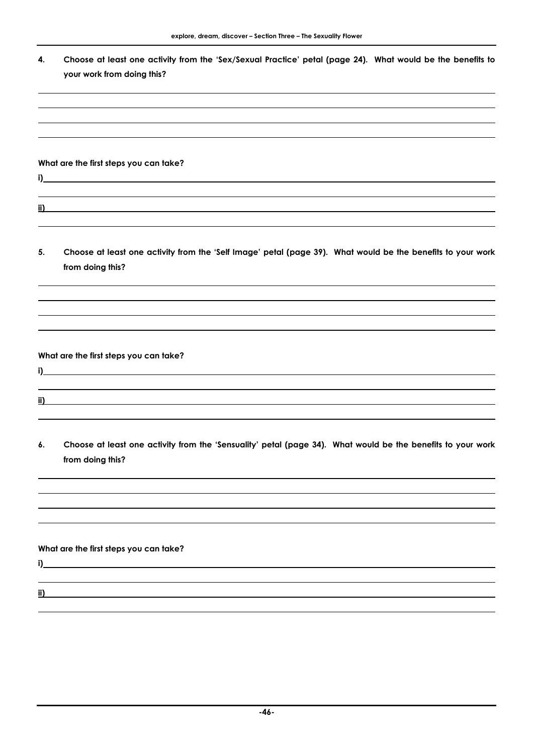4. **Choose at least one activity from the 'Sex/Sexual Practice' petal (page 24). What would be the benefits to your work from doing this?**

**What are the first steps you can take?**

**i)**

**ii)**

5. **Choose at least one activity from the 'Self Image' petal (page 39). What would be the benefits to your work from doing this?**

**What are the first steps you can take?**

**i)**

**ii)**

6. **Choose at least one activity from the 'Sensuality' petal (page 34). What would be the benefits to your work from doing this?**

**What are the first steps you can take?**

**i)**

**ii)**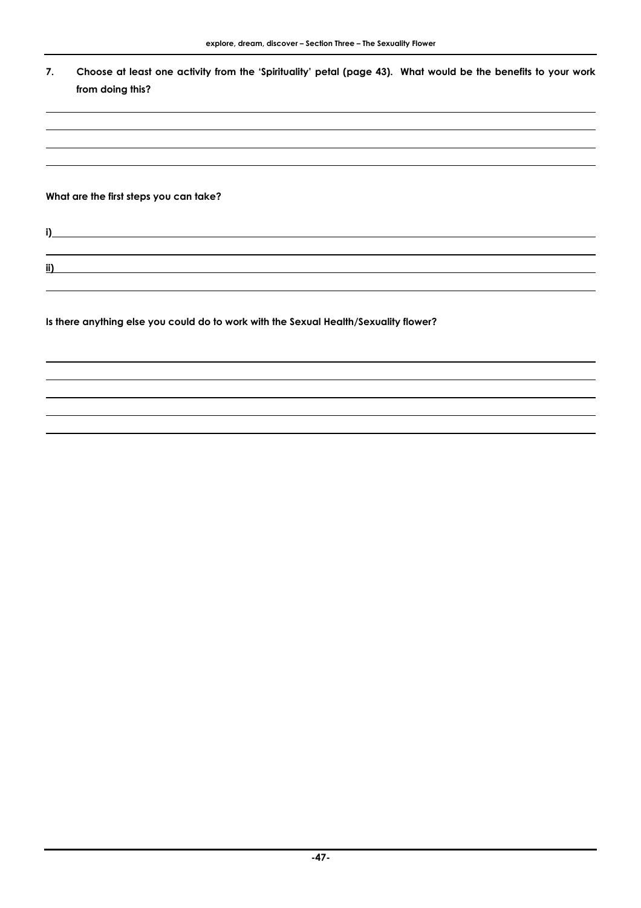**7. Choose at least one activity from the 'Spirituality' petal (page 43). What would be the benefits to your work from doing this?**

**What are the first steps you can take?**

**i)**

**ii)**

**Is there anything else you could do to work with the Sexual Health/Sexuality flower?**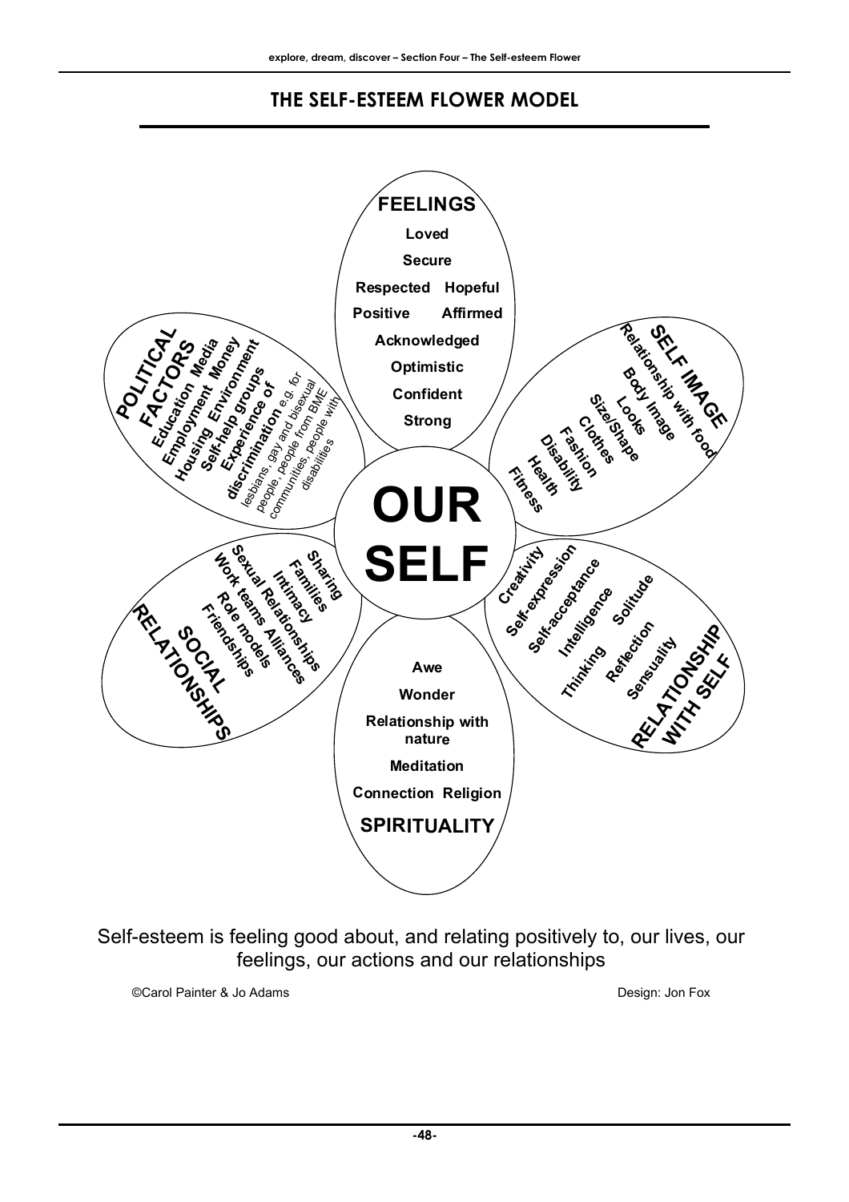# THE SELF-ESTEEM FLOWER MODEL

**FEELINGS**

- Loved
- Secure
- Respected
- Hopeful
- Positive
- Affirmed
- Acknowledged
- Optimistic
- Confident
- Strong

**SELF IMAGE**

- Relationship with food
- Body Image
- Looks
- Size/Shape
- Clothes
- Fashion
- Disability
- Health
- Fitness

**RELATIONSHIP WITH SELF**

- Creativity
- Self-expression
- Self-acceptance
- Intelligence
- Solitude
- Thinking
- Reflection
- Sensuality

**SPIRITUALITY**

- Awe
- Wonder
- Relationship with nature
- Meditation
- Connection
- Religion

**SOCIAL RELATIONSHIPS**

- Sharing
- Families
- Intimacy
- Sexual Relationships
- Work teams
- Alliances
- Role models
- Friendships

**POLITICAL FACTORS**

- Media
- Money
- Education
- Environment
- Employment
- Self-help groups
- Housing
- Experience of discrimination e.g. for lesbians, gay and bisexual people, people from BME communities, people with disabilities

**OUR SELF**

Self-esteem is feeling good about, and relating positively to, our lives, our feelings, our actions and our relationships

©Carol Painter & Jo Adams

Design: Jon Fox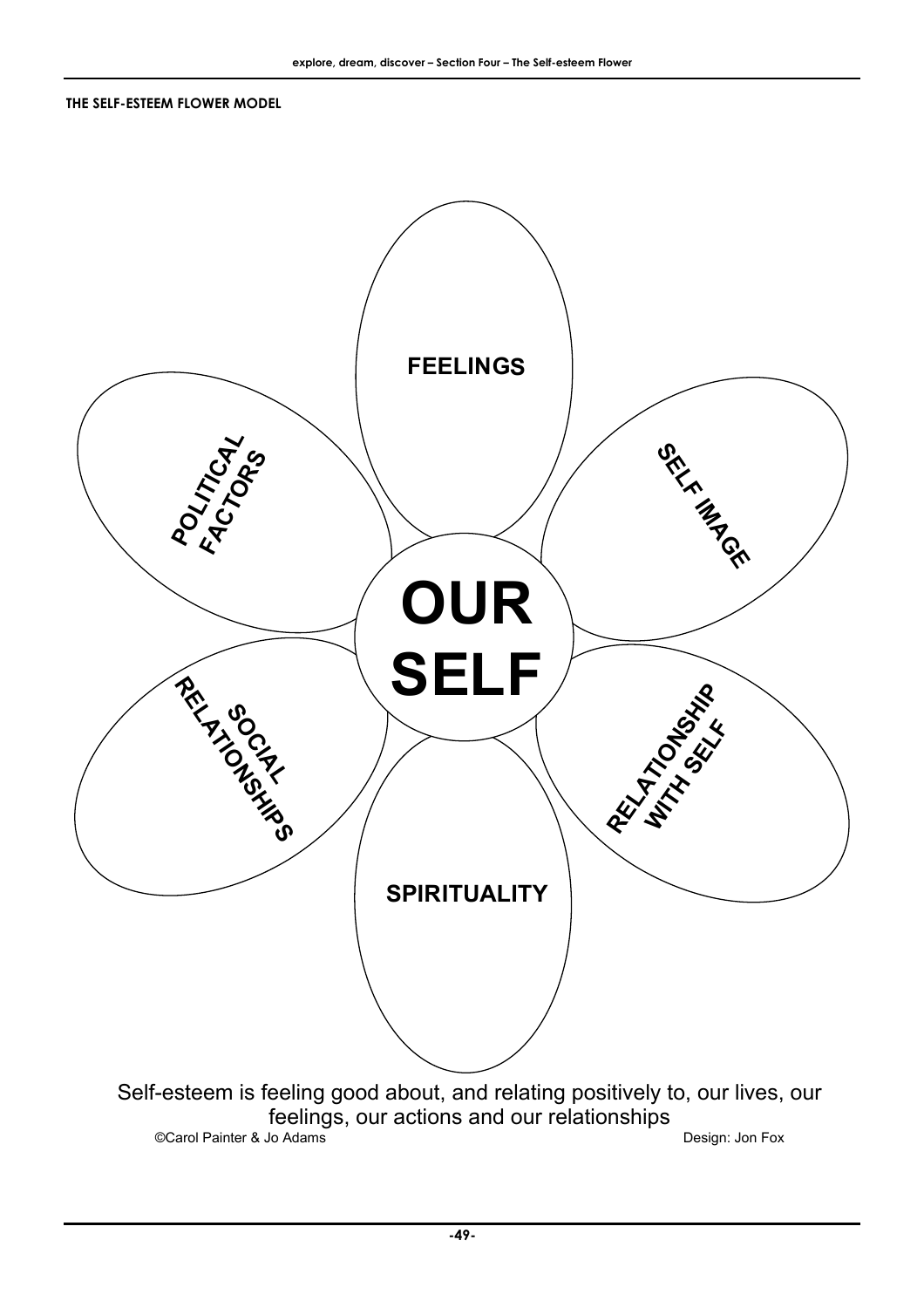THE SELF-ESTEEM FLOWER MODEL

OUR SELF

FEELINGS

SELF IMAGE

RELATIONSHIP WITH SELF

SPIRITUALITY

SOCIAL RELATIONSHIPS

POLITICAL FACTORS

Self-esteem is feeling good about, and relating positively to, our lives, our feelings, our actions and our relationships

©Carol Painter & Jo Adams

Design: Jon Fox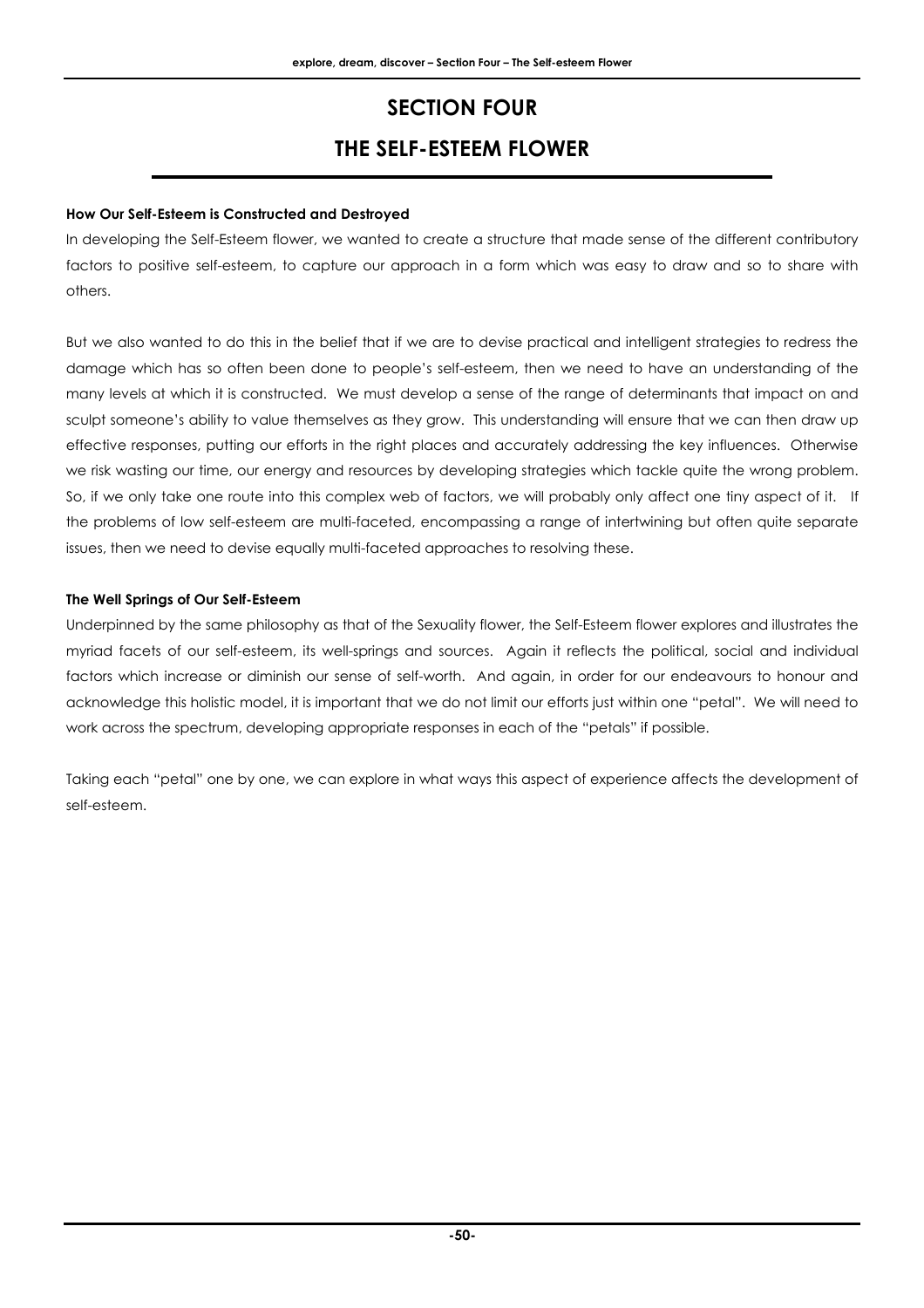# SECTION FOUR

# THE SELF-ESTEEM FLOWER

**How Our Self-Esteem is Constructed and Destroyed**

In developing the Self-Esteem flower, we wanted to create a structure that made sense of the different contributory factors to positive self-esteem, to capture our approach in a form which was easy to draw and so to share with others.

But we also wanted to do this in the belief that if we are to devise practical and intelligent strategies to redress the damage which has so often been done to people's self-esteem, then we need to have an understanding of the many levels at which it is constructed. We must develop a sense of the range of determinants that impact on and sculpt someone's ability to value themselves as they grow. This understanding will ensure that we can then draw up effective responses, putting our efforts in the right places and accurately addressing the key influences. Otherwise we risk wasting our time, our energy and resources by developing strategies which tackle quite the wrong problem. So, if we only take one route into this complex web of factors, we will probably only affect one tiny aspect of it. If the problems of low self-esteem are multi-faceted, encompassing a range of intertwining but often quite separate issues, then we need to devise equally multi-faceted approaches to resolving these.

**The Well Springs of Our Self-Esteem**

Underpinned by the same philosophy as that of the Sexuality flower, the Self-Esteem flower explores and illustrates the myriad facets of our self-esteem, its well-springs and sources. Again it reflects the political, social and individual factors which increase or diminish our sense of self-worth. And again, in order for our endeavours to honour and acknowledge this holistic model, it is important that we do not limit our efforts just within one "petal". We will need to work across the spectrum, developing appropriate responses in each of the "petals" if possible.

Taking each "petal" one by one, we can explore in what ways this aspect of experience affects the development of self-esteem.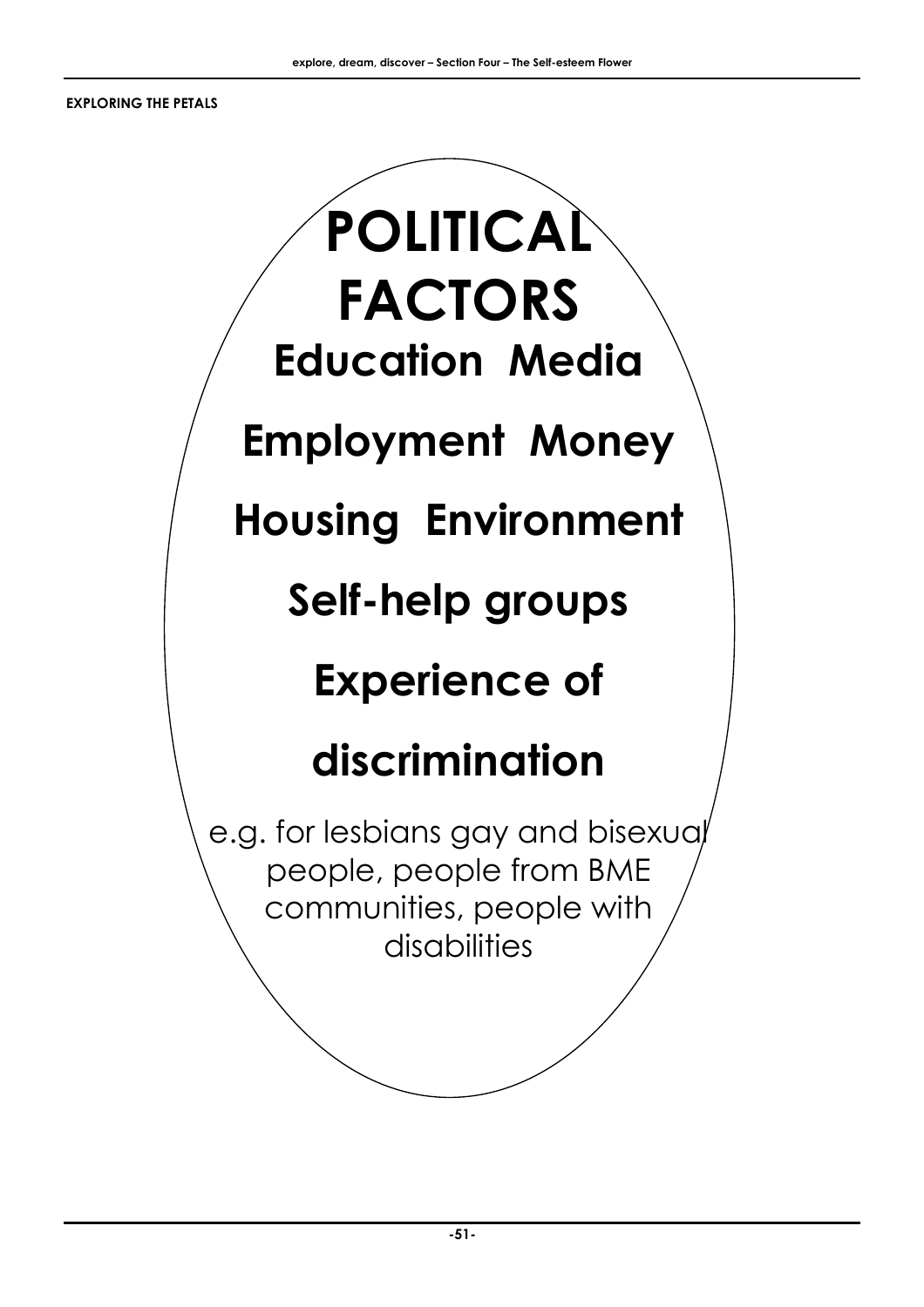**EXPLORING THE PETALS**

# POLITICAL FACTORS

## Education Media

## Employment Money

## Housing Environment

## Self-help groups

## Experience of discrimination

e.g. for lesbians gay and bisexual people, people from BME communities, people with disabilities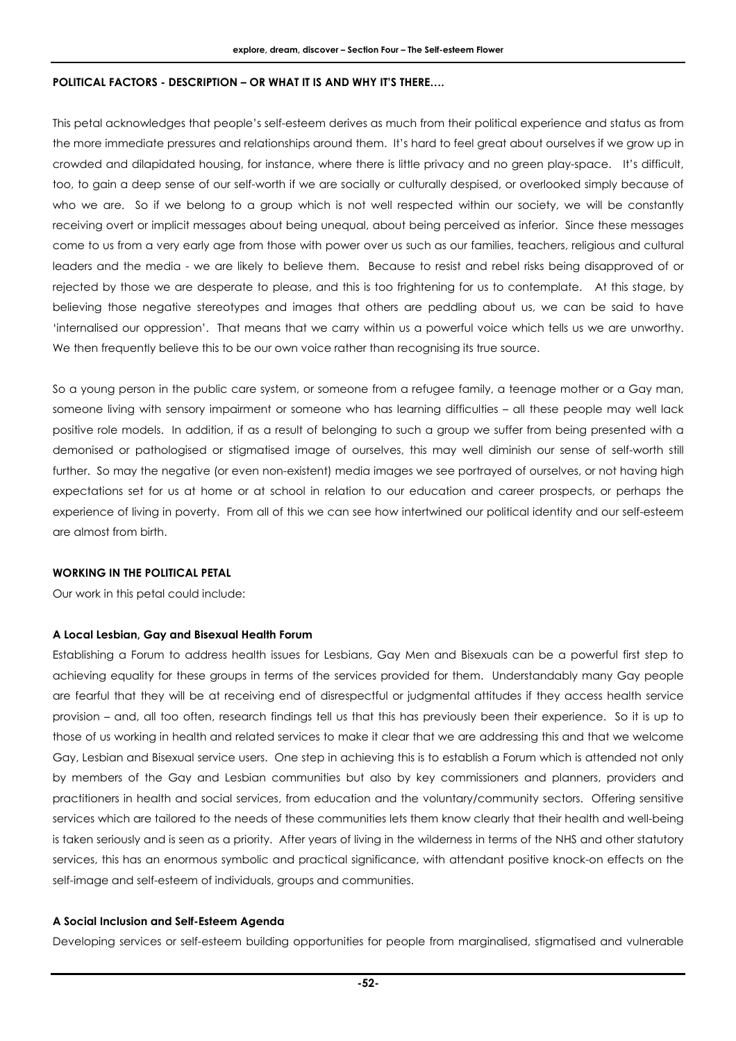**POLITICAL FACTORS - DESCRIPTION – OR WHAT IT IS AND WHY IT'S THERE….**

This petal acknowledges that people's self-esteem derives as much from their political experience and status as from the more immediate pressures and relationships around them. It's hard to feel great about ourselves if we grow up in crowded and dilapidated housing, for instance, where there is little privacy and no green play-space. It's difficult, too, to gain a deep sense of our self-worth if we are socially or culturally despised, or overlooked simply because of who we are. So if we belong to a group which is not well respected within our society, we will be constantly receiving overt or implicit messages about being unequal, about being perceived as inferior. Since these messages come to us from a very early age from those with power over us such as our families, teachers, religious and cultural leaders and the media - we are likely to believe them. Because to resist and rebel risks being disapproved of or rejected by those we are desperate to please, and this is too frightening for us to contemplate. At this stage, by believing those negative stereotypes and images that others are peddling about us, we can be said to have 'internalised our oppression'. That means that we carry within us a powerful voice which tells us we are unworthy. We then frequently believe this to be our own voice rather than recognising its true source.

So a young person in the public care system, or someone from a refugee family, a teenage mother or a Gay man, someone living with sensory impairment or someone who has learning difficulties – all these people may well lack positive role models. In addition, if as a result of belonging to such a group we suffer from being presented with a demonised or pathologised or stigmatised image of ourselves, this may well diminish our sense of self-worth still further. So may the negative (or even non-existent) media images we see portrayed of ourselves, or not having high expectations set for us at home or at school in relation to our education and career prospects, or perhaps the experience of living in poverty. From all of this we can see how intertwined our political identity and our self-esteem are almost from birth.

**WORKING IN THE POLITICAL PETAL**

Our work in this petal could include:

**A Local Lesbian, Gay and Bisexual Health Forum**

Establishing a Forum to address health issues for Lesbians, Gay Men and Bisexuals can be a powerful first step to achieving equality for these groups in terms of the services provided for them. Understandably many Gay people are fearful that they will be at receiving end of disrespectful or judgmental attitudes if they access health service provision – and, all too often, research findings tell us that this has previously been their experience. So it is up to those of us working in health and related services to make it clear that we are addressing this and that we welcome Gay, Lesbian and Bisexual service users. One step in achieving this is to establish a Forum which is attended not only by members of the Gay and Lesbian communities but also by key commissioners and planners, providers and practitioners in health and social services, from education and the voluntary/community sectors. Offering sensitive services which are tailored to the needs of these communities lets them know clearly that their health and well-being is taken seriously and is seen as a priority. After years of living in the wilderness in terms of the NHS and other statutory services, this has an enormous symbolic and practical significance, with attendant positive knock-on effects on the self-image and self-esteem of individuals, groups and communities.

**A Social Inclusion and Self-Esteem Agenda**

Developing services or self-esteem building opportunities for people from marginalised, stigmatised and vulnerable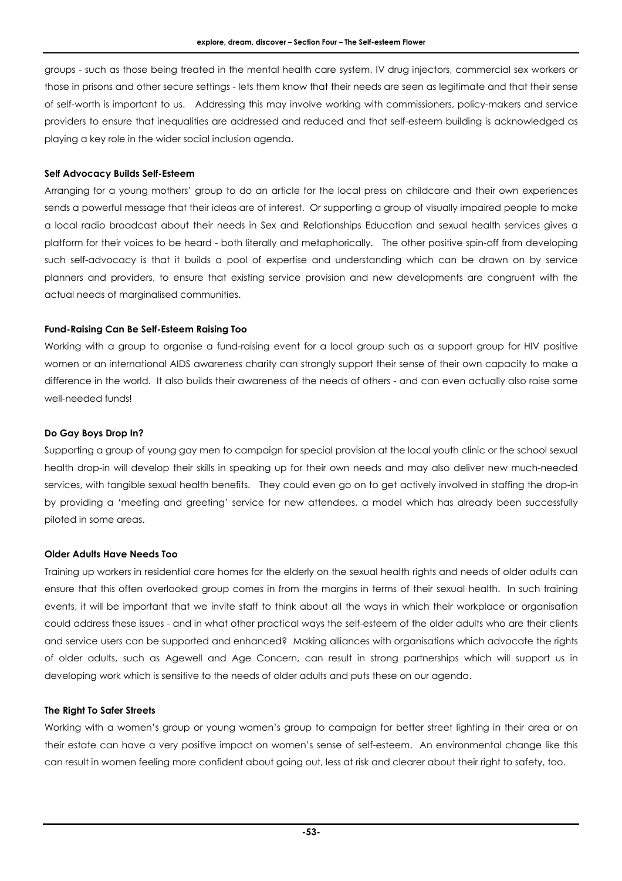groups - such as those being treated in the mental health care system, IV drug injectors, commercial sex workers or those in prisons and other secure settings - lets them know that their needs are seen as legitimate and that their sense of self-worth is important to us. Addressing this may involve working with commissioners, policy-makers and service providers to ensure that inequalities are addressed and reduced and that self-esteem building is acknowledged as playing a key role in the wider social inclusion agenda.

**Self Advocacy Builds Self-Esteem**

Arranging for a young mothers' group to do an article for the local press on childcare and their own experiences sends a powerful message that their ideas are of interest. Or supporting a group of visually impaired people to make a local radio broadcast about their needs in Sex and Relationships Education and sexual health services gives a platform for their voices to be heard - both literally and metaphorically. The other positive spin-off from developing such self-advocacy is that it builds a pool of expertise and understanding which can be drawn on by service planners and providers, to ensure that existing service provision and new developments are congruent with the actual needs of marginalised communities.

**Fund-Raising Can Be Self-Esteem Raising Too**

Working with a group to organise a fund-raising event for a local group such as a support group for HIV positive women or an international AIDS awareness charity can strongly support their sense of their own capacity to make a difference in the world. It also builds their awareness of the needs of others - and can even actually also raise some well-needed funds!

**Do Gay Boys Drop In?**

Supporting a group of young gay men to campaign for special provision at the local youth clinic or the school sexual health drop-in will develop their skills in speaking up for their own needs and may also deliver new much-needed services, with tangible sexual health benefits. They could even go on to get actively involved in staffing the drop-in by providing a 'meeting and greeting' service for new attendees, a model which has already been successfully piloted in some areas.

**Older Adults Have Needs Too**

Training up workers in residential care homes for the elderly on the sexual health rights and needs of older adults can ensure that this often overlooked group comes in from the margins in terms of their sexual health. In such training events, it will be important that we invite staff to think about all the ways in which their workplace or organisation could address these issues - and in what other practical ways the self-esteem of the older adults who are their clients and service users can be supported and enhanced? Making alliances with organisations which advocate the rights of older adults, such as Agewell and Age Concern, can result in strong partnerships which will support us in developing work which is sensitive to the needs of older adults and puts these on our agenda.

**The Right To Safer Streets**

Working with a women's group or young women's group to campaign for better street lighting in their area or on their estate can have a very positive impact on women's sense of self-esteem. An environmental change like this can result in women feeling more confident about going out, less at risk and clearer about their right to safety, too.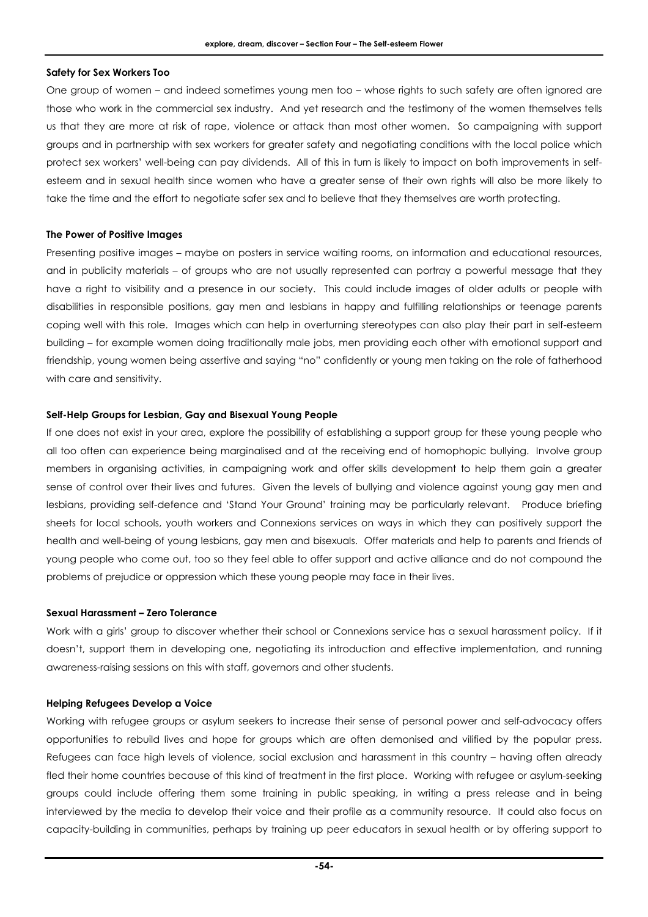#### Safety for Sex Workers Too

One group of women – and indeed sometimes young men too – whose rights to such safety are often ignored are those who work in the commercial sex industry. And yet research and the testimony of the women themselves tells us that they are more at risk of rape, violence or attack than most other women. So campaigning with support groups and in partnership with sex workers for greater safety and negotiating conditions with the local police which protect sex workers' well-being can pay dividends. All of this in turn is likely to impact on both improvements in self-esteem and in sexual health since women who have a greater sense of their own rights will also be more likely to take the time and the effort to negotiate safer sex and to believe that they themselves are worth protecting.

#### The Power of Positive Images

Presenting positive images – maybe on posters in service waiting rooms, on information and educational resources, and in publicity materials – of groups who are not usually represented can portray a powerful message that they have a right to visibility and a presence in our society. This could include images of older adults or people with disabilities in responsible positions, gay men and lesbians in happy and fulfilling relationships or teenage parents coping well with this role. Images which can help in overturning stereotypes can also play their part in self-esteem building – for example women doing traditionally male jobs, men providing each other with emotional support and friendship, young women being assertive and saying "no" confidently or young men taking on the role of fatherhood with care and sensitivity.

#### Self-Help Groups for Lesbian, Gay and Bisexual Young People

If one does not exist in your area, explore the possibility of establishing a support group for these young people who all too often can experience being marginalised and at the receiving end of homophopic bullying. Involve group members in organising activities, in campaigning work and offer skills development to help them gain a greater sense of control over their lives and futures. Given the levels of bullying and violence against young gay men and lesbians, providing self-defence and 'Stand Your Ground' training may be particularly relevant. Produce briefing sheets for local schools, youth workers and Connexions services on ways in which they can positively support the health and well-being of young lesbians, gay men and bisexuals. Offer materials and help to parents and friends of young people who come out, too so they feel able to offer support and active alliance and do not compound the problems of prejudice or oppression which these young people may face in their lives.

#### Sexual Harassment – Zero Tolerance

Work with a girls' group to discover whether their school or Connexions service has a sexual harassment policy. If it doesn't, support them in developing one, negotiating its introduction and effective implementation, and running awareness-raising sessions on this with staff, governors and other students.

#### Helping Refugees Develop a Voice

Working with refugee groups or asylum seekers to increase their sense of personal power and self-advocacy offers opportunities to rebuild lives and hope for groups which are often demonised and vilified by the popular press. Refugees can face high levels of violence, social exclusion and harassment in this country – having often already fled their home countries because of this kind of treatment in the first place. Working with refugee or asylum-seeking groups could include offering them some training in public speaking, in writing a press release and in being interviewed by the media to develop their voice and their profile as a community resource. It could also focus on capacity-building in communities, perhaps by training up peer educators in sexual health or by offering support to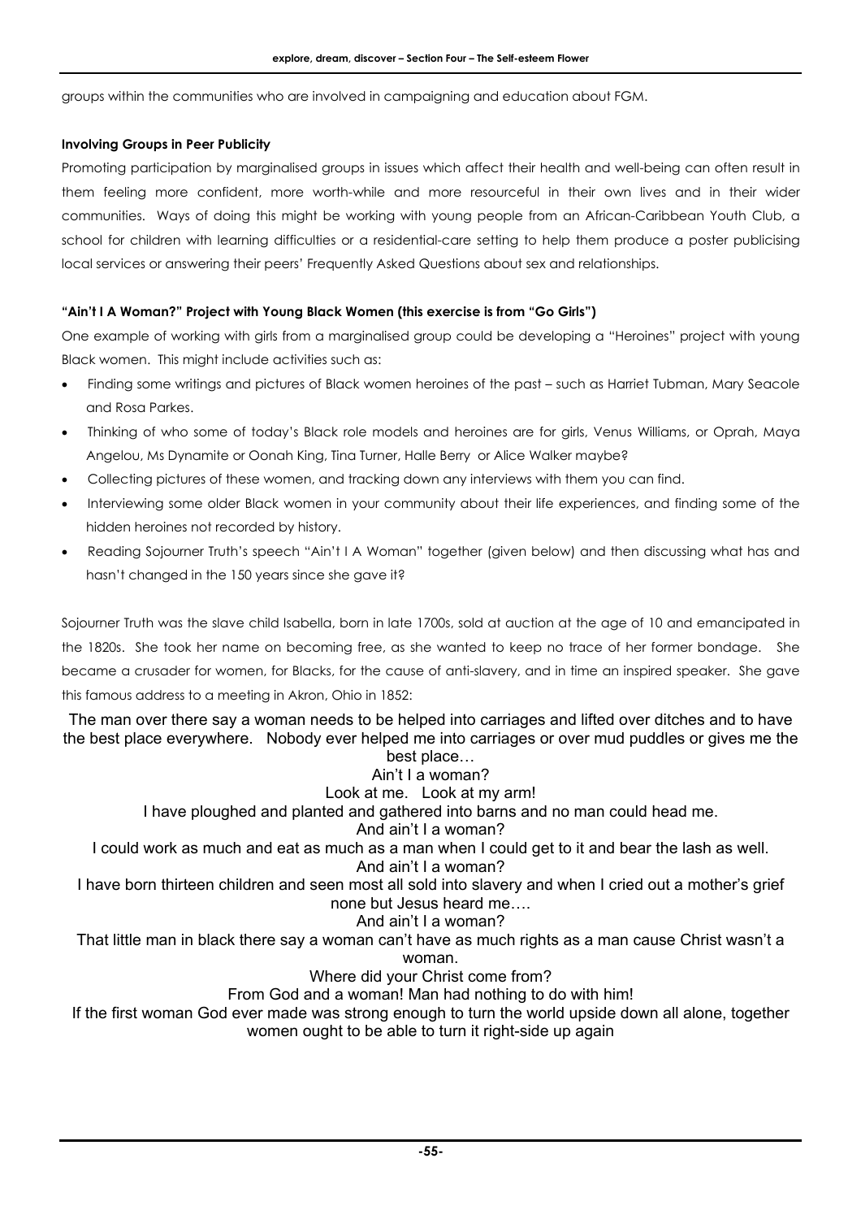groups within the communities who are involved in campaigning and education about FGM.

**Involving Groups in Peer Publicity**

Promoting participation by marginalised groups in issues which affect their health and well-being can often result in them feeling more confident, more worth-while and more resourceful in their own lives and in their wider communities. Ways of doing this might be working with young people from an African-Caribbean Youth Club, a school for children with learning difficulties or a residential-care setting to help them produce a poster publicising local services or answering their peers' Frequently Asked Questions about sex and relationships.

**"Ain't I A Woman?" Project with Young Black Women (this exercise is from "Go Girls")**

One example of working with girls from a marginalised group could be developing a "Heroines" project with young Black women. This might include activities such as:

- Finding some writings and pictures of Black women heroines of the past – such as Harriet Tubman, Mary Seacole and Rosa Parkes.
- Thinking of who some of today's Black role models and heroines are for girls, Venus Williams, or Oprah, Maya Angelou, Ms Dynamite or Oonah King, Tina Turner, Halle Berry or Alice Walker maybe?
- Collecting pictures of these women, and tracking down any interviews with them you can find.
- Interviewing some older Black women in your community about their life experiences, and finding some of the hidden heroines not recorded by history.
- Reading Sojourner Truth's speech "Ain't I A Woman" together (given below) and then discussing what has and hasn't changed in the 150 years since she gave it?

Sojourner Truth was the slave child Isabella, born in late 1700s, sold at auction at the age of 10 and emancipated in the 1820s. She took her name on becoming free, as she wanted to keep no trace of her former bondage. She became a crusader for women, for Blacks, for the cause of anti-slavery, and in time an inspired speaker. She gave this famous address to a meeting in Akron, Ohio in 1852:

The man over there say a woman needs to be helped into carriages and lifted over ditches and to have the best place everywhere. Nobody ever helped me into carriages or over mud puddles or gives me the best place…

Ain't I a woman?

Look at me. Look at my arm!

I have ploughed and planted and gathered into barns and no man could head me.

And ain't I a woman?

I could work as much and eat as much as a man when I could get to it and bear the lash as well.

And ain't I a woman?

I have born thirteen children and seen most all sold into slavery and when I cried out a mother's grief none but Jesus heard me….

And ain't I a woman?

That little man in black there say a woman can't have as much rights as a man cause Christ wasn't a woman.

Where did your Christ come from?

From God and a woman! Man had nothing to do with him!

If the first woman God ever made was strong enough to turn the world upside down all alone, together women ought to be able to turn it right-side up again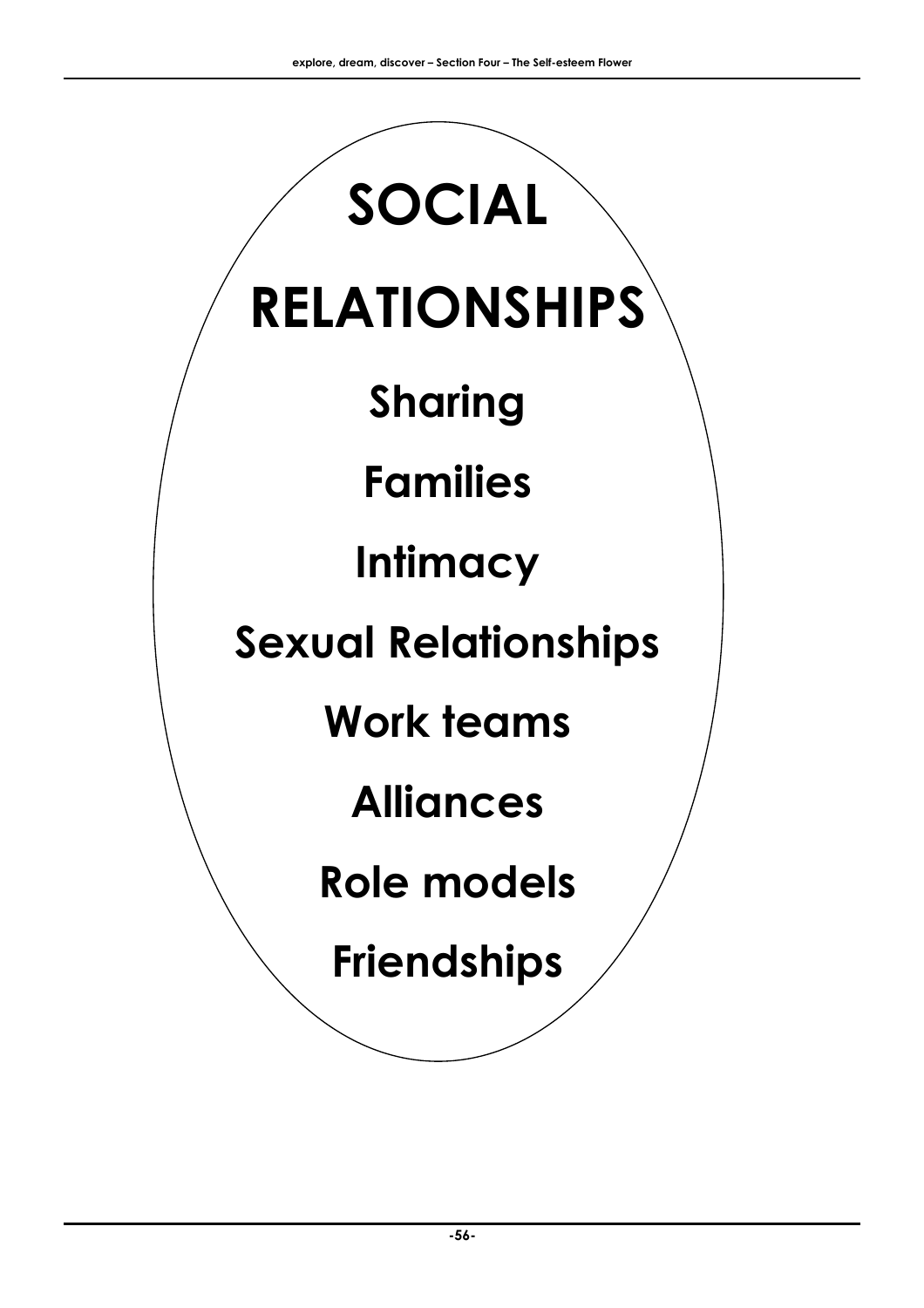# SOCIAL RELATIONSHIPS

**Sharing**

**Families**

**Intimacy**

**Sexual Relationships**

**Work teams**

**Alliances**

**Role models**

**Friendships**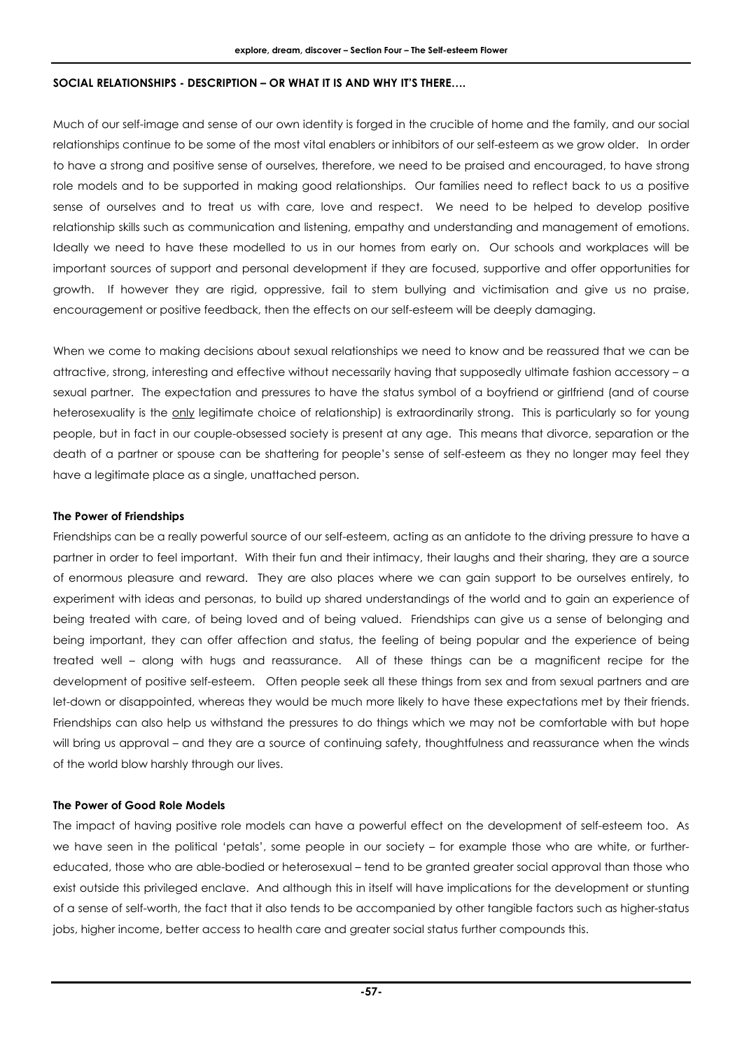**SOCIAL RELATIONSHIPS - DESCRIPTION – OR WHAT IT IS AND WHY IT'S THERE….**

Much of our self-image and sense of our own identity is forged in the crucible of home and the family, and our social relationships continue to be some of the most vital enablers or inhibitors of our self-esteem as we grow older. In order to have a strong and positive sense of ourselves, therefore, we need to be praised and encouraged, to have strong role models and to be supported in making good relationships. Our families need to reflect back to us a positive sense of ourselves and to treat us with care, love and respect. We need to be helped to develop positive relationship skills such as communication and listening, empathy and understanding and management of emotions. Ideally we need to have these modelled to us in our homes from early on. Our schools and workplaces will be important sources of support and personal development if they are focused, supportive and offer opportunities for growth. If however they are rigid, oppressive, fail to stem bullying and victimisation and give us no praise, encouragement or positive feedback, then the effects on our self-esteem will be deeply damaging.

When we come to making decisions about sexual relationships we need to know and be reassured that we can be attractive, strong, interesting and effective without necessarily having that supposedly ultimate fashion accessory – a sexual partner. The expectation and pressures to have the status symbol of a boyfriend or girlfriend (and of course heterosexuality is the only legitimate choice of relationship) is extraordinarily strong. This is particularly so for young people, but in fact in our couple-obsessed society is present at any age. This means that divorce, separation or the death of a partner or spouse can be shattering for people's sense of self-esteem as they no longer may feel they have a legitimate place as a single, unattached person.

**The Power of Friendships**

Friendships can be a really powerful source of our self-esteem, acting as an antidote to the driving pressure to have a partner in order to feel important. With their fun and their intimacy, their laughs and their sharing, they are a source of enormous pleasure and reward. They are also places where we can gain support to be ourselves entirely, to experiment with ideas and personas, to build up shared understandings of the world and to gain an experience of being treated with care, of being loved and of being valued. Friendships can give us a sense of belonging and being important, they can offer affection and status, the feeling of being popular and the experience of being treated well – along with hugs and reassurance. All of these things can be a magnificent recipe for the development of positive self-esteem. Often people seek all these things from sex and from sexual partners and are let-down or disappointed, whereas they would be much more likely to have these expectations met by their friends. Friendships can also help us withstand the pressures to do things which we may not be comfortable with but hope will bring us approval – and they are a source of continuing safety, thoughtfulness and reassurance when the winds of the world blow harshly through our lives.

**The Power of Good Role Models**

The impact of having positive role models can have a powerful effect on the development of self-esteem too. As we have seen in the political 'petals', some people in our society – for example those who are white, or further-educated, those who are able-bodied or heterosexual – tend to be granted greater social approval than those who exist outside this privileged enclave. And although this in itself will have implications for the development or stunting of a sense of self-worth, the fact that it also tends to be accompanied by other tangible factors such as higher-status jobs, higher income, better access to health care and greater social status further compounds this.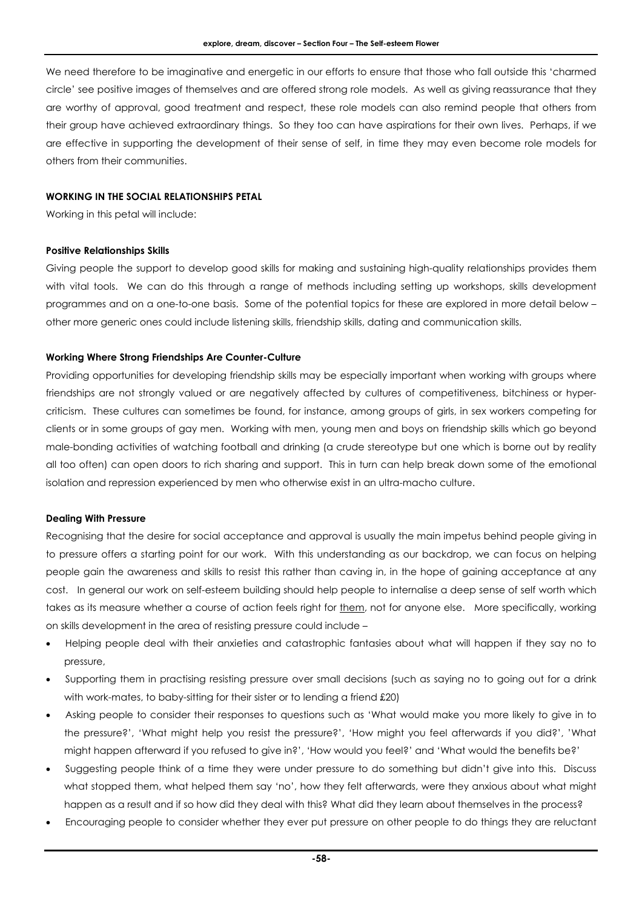We need therefore to be imaginative and energetic in our efforts to ensure that those who fall outside this 'charmed circle' see positive images of themselves and are offered strong role models. As well as giving reassurance that they are worthy of approval, good treatment and respect, these role models can also remind people that others from their group have achieved extraordinary things. So they too can have aspirations for their own lives. Perhaps, if we are effective in supporting the development of their sense of self, in time they may even become role models for others from their communities.

## WORKING IN THE SOCIAL RELATIONSHIPS PETAL

Working in this petal will include:

### Positive Relationships Skills

Giving people the support to develop good skills for making and sustaining high-quality relationships provides them with vital tools. We can do this through a range of methods including setting up workshops, skills development programmes and on a one-to-one basis. Some of the potential topics for these are explored in more detail below – other more generic ones could include listening skills, friendship skills, dating and communication skills.

### Working Where Strong Friendships Are Counter-Culture

Providing opportunities for developing friendship skills may be especially important when working with groups where friendships are not strongly valued or are negatively affected by cultures of competitiveness, bitchiness or hyper-criticism. These cultures can sometimes be found, for instance, among groups of girls, in sex workers competing for clients or in some groups of gay men. Working with men, young men and boys on friendship skills which go beyond male-bonding activities of watching football and drinking (a crude stereotype but one which is borne out by reality all too often) can open doors to rich sharing and support. This in turn can help break down some of the emotional isolation and repression experienced by men who otherwise exist in an ultra-macho culture.

### Dealing With Pressure

Recognising that the desire for social acceptance and approval is usually the main impetus behind people giving in to pressure offers a starting point for our work. With this understanding as our backdrop, we can focus on helping people gain the awareness and skills to resist this rather than caving in, in the hope of gaining acceptance at any cost. In general our work on self-esteem building should help people to internalise a deep sense of self worth which takes as its measure whether a course of action feels right for <u>them</u>, not for anyone else. More specifically, working on skills development in the area of resisting pressure could include –

- Helping people deal with their anxieties and catastrophic fantasies about what will happen if they say no to pressure,
- Supporting them in practising resisting pressure over small decisions (such as saying no to going out for a drink with work-mates, to baby-sitting for their sister or to lending a friend £20)
- Asking people to consider their responses to questions such as 'What would make you more likely to give in to the pressure?', 'What might help you resist the pressure?', 'How might you feel afterwards if you did?', 'What might happen afterward if you refused to give in?', 'How would you feel?' and 'What would the benefits be?'
- Suggesting people think of a time they were under pressure to do something but didn't give into this. Discuss what stopped them, what helped them say 'no', how they felt afterwards, were they anxious about what might happen as a result and if so how did they deal with this? What did they learn about themselves in the process?
- Encouraging people to consider whether they ever put pressure on other people to do things they are reluctant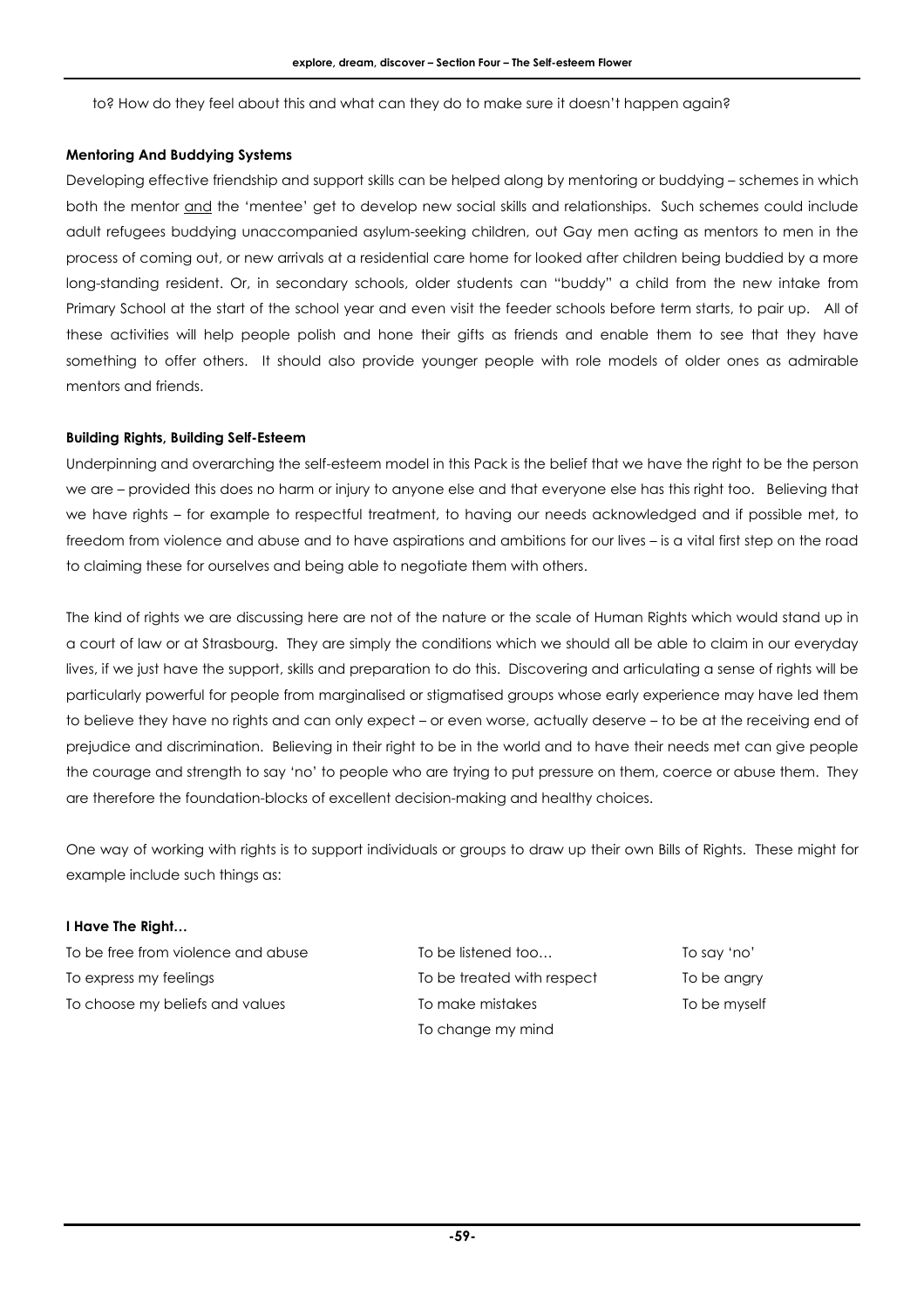to? How do they feel about this and what can they do to make sure it doesn't happen again?

**Mentoring And Buddying Systems**

Developing effective friendship and support skills can be helped along by mentoring or buddying – schemes in which both the mentor <u>and</u> the 'mentee' get to develop new social skills and relationships. Such schemes could include adult refugees buddying unaccompanied asylum-seeking children, out Gay men acting as mentors to men in the process of coming out, or new arrivals at a residential care home for looked after children being buddied by a more long-standing resident. Or, in secondary schools, older students can "buddy" a child from the new intake from Primary School at the start of the school year and even visit the feeder schools before term starts, to pair up. All of these activities will help people polish and hone their gifts as friends and enable them to see that they have something to offer others. It should also provide younger people with role models of older ones as admirable mentors and friends.

**Building Rights, Building Self-Esteem**

Underpinning and overarching the self-esteem model in this Pack is the belief that we have the right to be the person we are – provided this does no harm or injury to anyone else and that everyone else has this right too. Believing that we have rights – for example to respectful treatment, to having our needs acknowledged and if possible met, to freedom from violence and abuse and to have aspirations and ambitions for our lives – is a vital first step on the road to claiming these for ourselves and being able to negotiate them with others.

The kind of rights we are discussing here are not of the nature or the scale of Human Rights which would stand up in a court of law or at Strasbourg. They are simply the conditions which we should all be able to claim in our everyday lives, if we just have the support, skills and preparation to do this. Discovering and articulating a sense of rights will be particularly powerful for people from marginalised or stigmatised groups whose early experience may have led them to believe they have no rights and can only expect – or even worse, actually deserve – to be at the receiving end of prejudice and discrimination. Believing in their right to be in the world and to have their needs met can give people the courage and strength to say 'no' to people who are trying to put pressure on them, coerce or abuse them. They are therefore the foundation-blocks of excellent decision-making and healthy choices.

One way of working with rights is to support individuals or groups to draw up their own Bills of Rights. These might for example include such things as:

**I Have The Right…**

To be free from violence and abuse
To express my feelings
To choose my beliefs and values
To be listened too…
To be treated with respect
To make mistakes
To change my mind
To say 'no'
To be angry
To be myself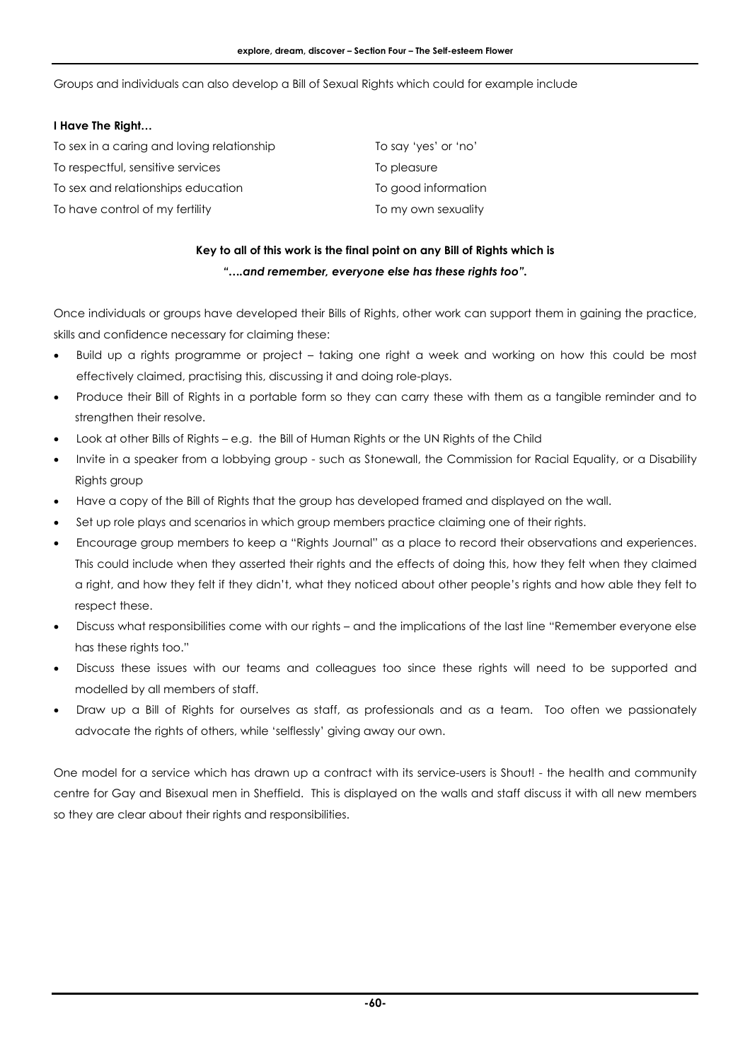Groups and individuals can also develop a Bill of Sexual Rights which could for example include

**I Have The Right…**

To sex in a caring and loving relationship
To respectful, sensitive services
To sex and relationships education
To have control of my fertility
To say 'yes' or 'no'
To pleasure
To good information
To my own sexuality

**Key to all of this work is the final point on any Bill of Rights which is**

***"….and remember, everyone else has these rights too".***

Once individuals or groups have developed their Bills of Rights, other work can support them in gaining the practice, skills and confidence necessary for claiming these:

- Build up a rights programme or project – taking one right a week and working on how this could be most effectively claimed, practising this, discussing it and doing role-plays.
- Produce their Bill of Rights in a portable form so they can carry these with them as a tangible reminder and to strengthen their resolve.
- Look at other Bills of Rights – e.g. the Bill of Human Rights or the UN Rights of the Child
- Invite in a speaker from a lobbying group - such as Stonewall, the Commission for Racial Equality, or a Disability Rights group
- Have a copy of the Bill of Rights that the group has developed framed and displayed on the wall.
- Set up role plays and scenarios in which group members practice claiming one of their rights.
- Encourage group members to keep a "Rights Journal" as a place to record their observations and experiences. This could include when they asserted their rights and the effects of doing this, how they felt when they claimed a right, and how they felt if they didn't, what they noticed about other people's rights and how able they felt to respect these.
- Discuss what responsibilities come with our rights – and the implications of the last line "Remember everyone else has these rights too."
- Discuss these issues with our teams and colleagues too since these rights will need to be supported and modelled by all members of staff.
- Draw up a Bill of Rights for ourselves as staff, as professionals and as a team. Too often we passionately advocate the rights of others, while 'selflessly' giving away our own.

One model for a service which has drawn up a contract with its service-users is Shout! - the health and community centre for Gay and Bisexual men in Sheffield. This is displayed on the walls and staff discuss it with all new members so they are clear about their rights and responsibilities.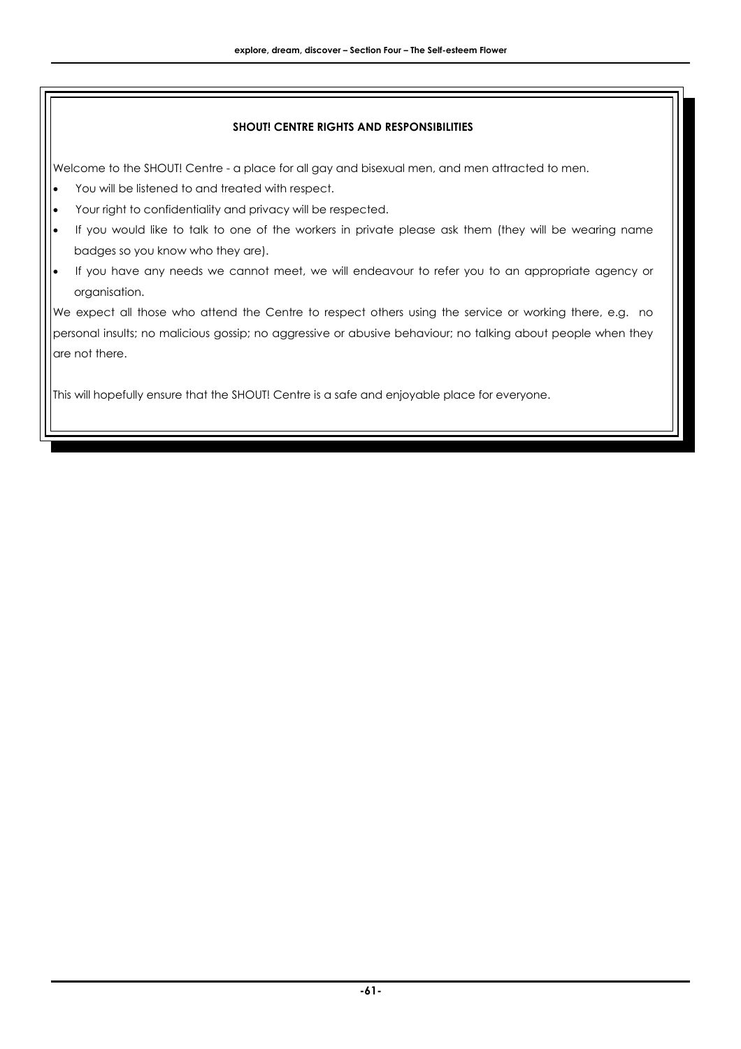**SHOUT! CENTRE RIGHTS AND RESPONSIBILITIES**

Welcome to the SHOUT! Centre - a place for all gay and bisexual men, and men attracted to men.

- You will be listened to and treated with respect.
- Your right to confidentiality and privacy will be respected.
- If you would like to talk to one of the workers in private please ask them (they will be wearing name badges so you know who they are).
- If you have any needs we cannot meet, we will endeavour to refer you to an appropriate agency or organisation.

We expect all those who attend the Centre to respect others using the service or working there, e.g. no personal insults; no malicious gossip; no aggressive or abusive behaviour; no talking about people when they are not there.

This will hopefully ensure that the SHOUT! Centre is a safe and enjoyable place for everyone.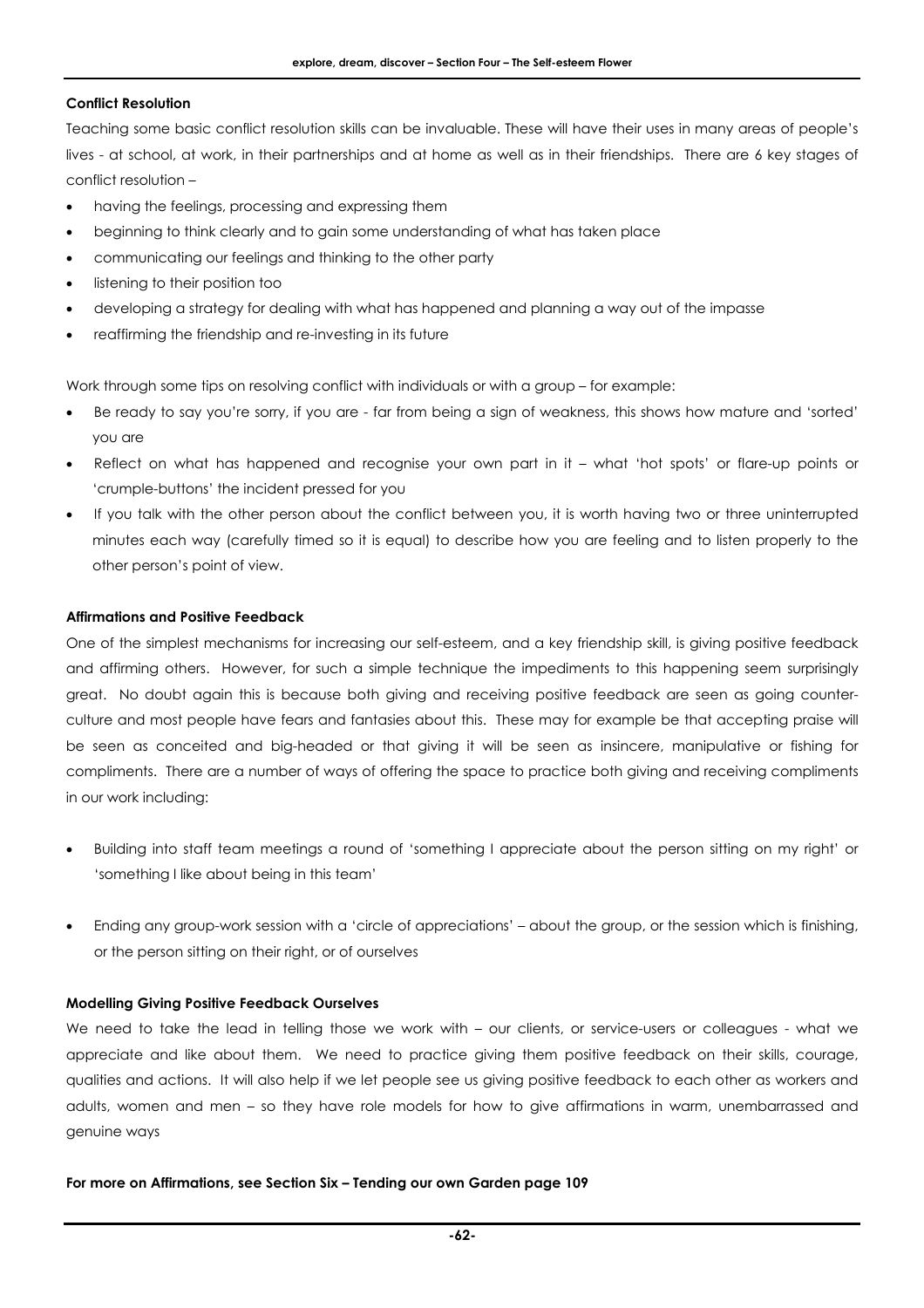**Conflict Resolution**

Teaching some basic conflict resolution skills can be invaluable. These will have their uses in many areas of people's lives - at school, at work, in their partnerships and at home as well as in their friendships. There are 6 key stages of conflict resolution –

- having the feelings, processing and expressing them
- beginning to think clearly and to gain some understanding of what has taken place
- communicating our feelings and thinking to the other party
- listening to their position too
- developing a strategy for dealing with what has happened and planning a way out of the impasse
- reaffirming the friendship and re-investing in its future

Work through some tips on resolving conflict with individuals or with a group – for example:

- Be ready to say you're sorry, if you are - far from being a sign of weakness, this shows how mature and 'sorted' you are
- Reflect on what has happened and recognise your own part in it – what 'hot spots' or flare-up points or 'crumple-buttons' the incident pressed for you
- If you talk with the other person about the conflict between you, it is worth having two or three uninterrupted minutes each way (carefully timed so it is equal) to describe how you are feeling and to listen properly to the other person's point of view.

**Affirmations and Positive Feedback**

One of the simplest mechanisms for increasing our self-esteem, and a key friendship skill, is giving positive feedback and affirming others. However, for such a simple technique the impediments to this happening seem surprisingly great. No doubt again this is because both giving and receiving positive feedback are seen as going counter-culture and most people have fears and fantasies about this. These may for example be that accepting praise will be seen as conceited and big-headed or that giving it will be seen as insincere, manipulative or fishing for compliments. There are a number of ways of offering the space to practice both giving and receiving compliments in our work including:

- Building into staff team meetings a round of 'something I appreciate about the person sitting on my right' or 'something I like about being in this team'

- Ending any group-work session with a 'circle of appreciations' – about the group, or the session which is finishing, or the person sitting on their right, or of ourselves

**Modelling Giving Positive Feedback Ourselves**

We need to take the lead in telling those we work with – our clients, or service-users or colleagues - what we appreciate and like about them. We need to practice giving them positive feedback on their skills, courage, qualities and actions. It will also help if we let people see us giving positive feedback to each other as workers and adults, women and men – so they have role models for how to give affirmations in warm, unembarrassed and genuine ways

**For more on Affirmations, see Section Six – Tending our own Garden page 109**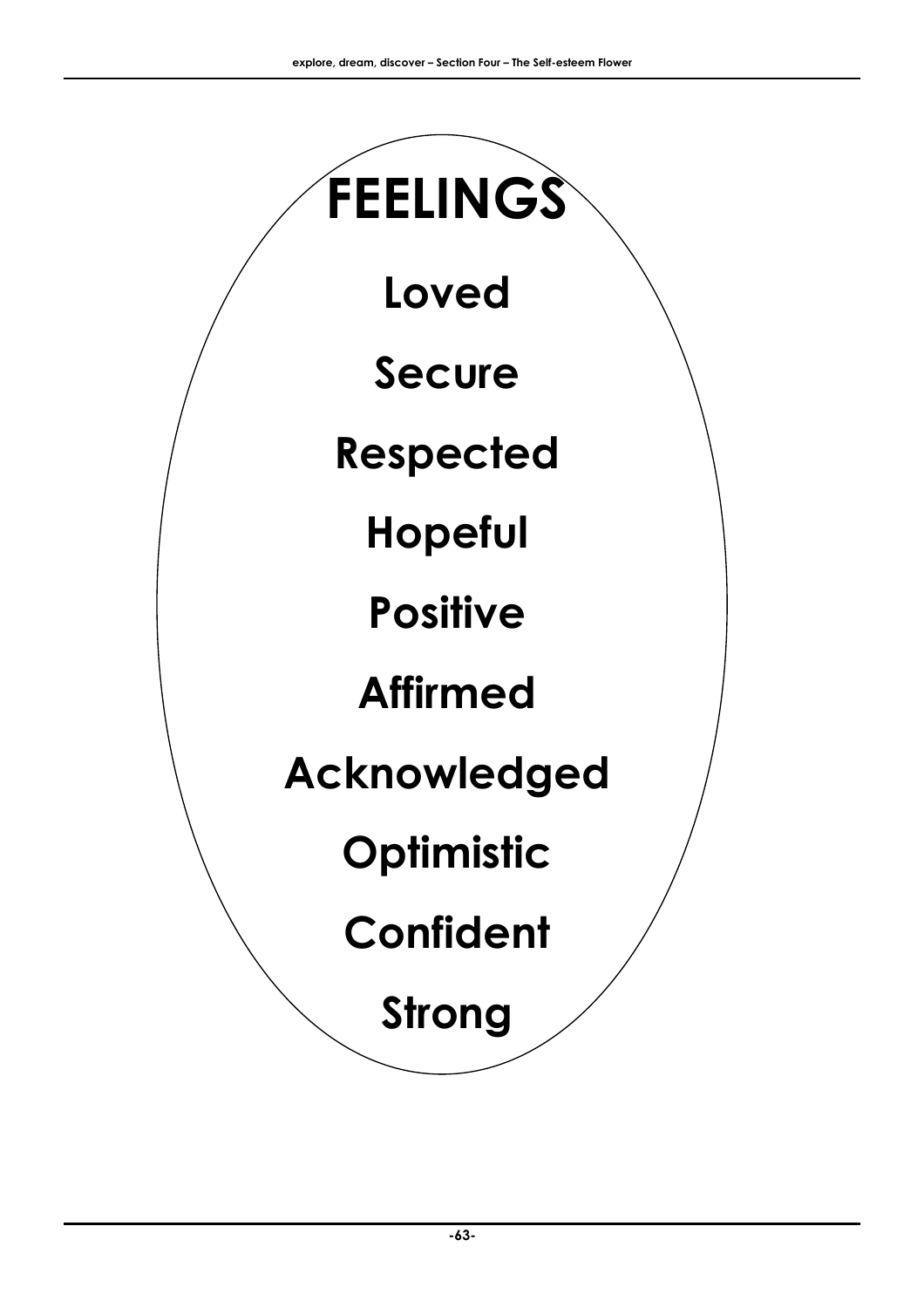# FEELINGS

**Loved**

**Secure**

**Respected**

**Hopeful**

**Positive**

**Affirmed**

**Acknowledged**

**Optimistic**

**Confident**

**Strong**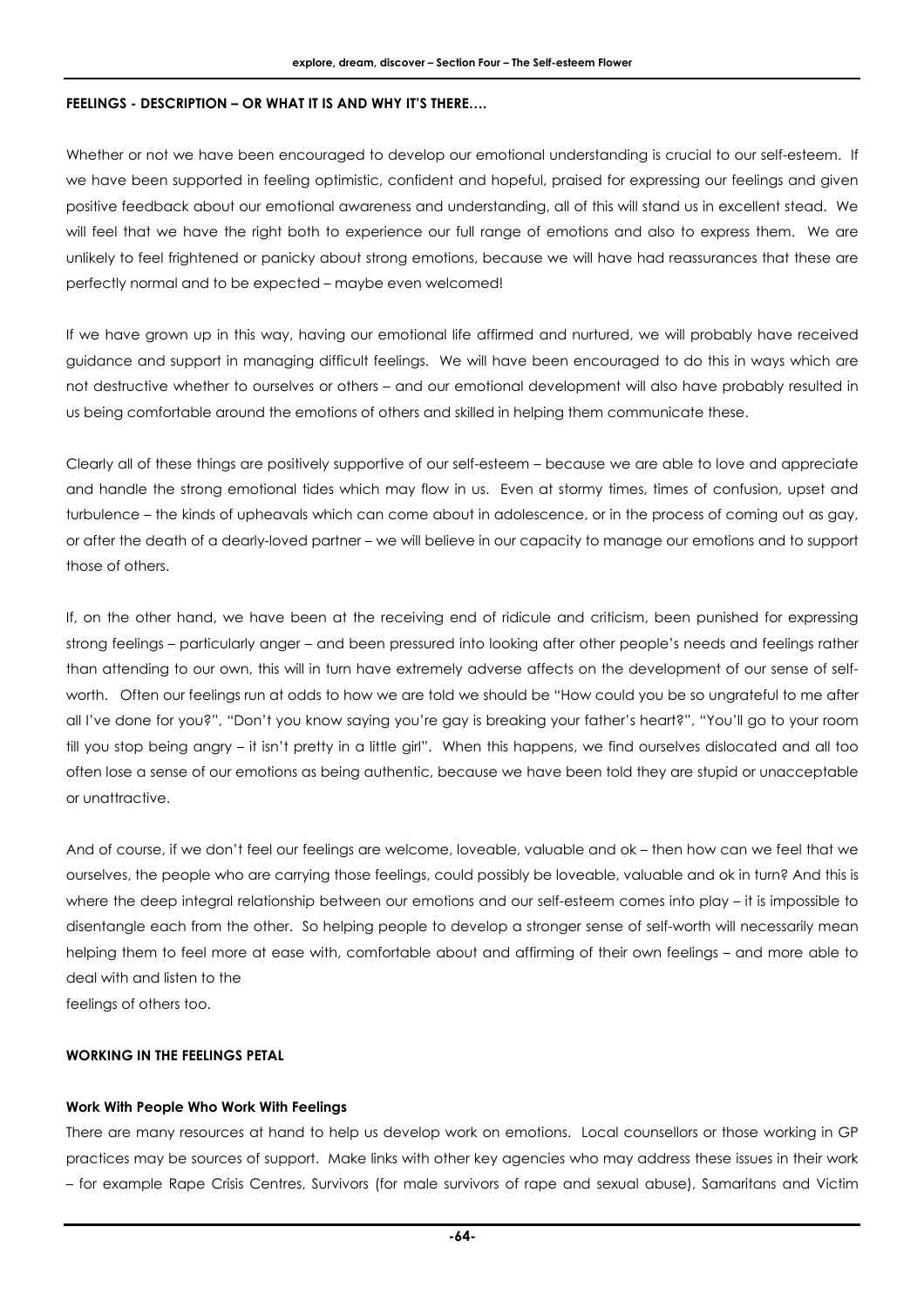## FEELINGS - DESCRIPTION – OR WHAT IT IS AND WHY IT'S THERE….

Whether or not we have been encouraged to develop our emotional understanding is crucial to our self-esteem. If we have been supported in feeling optimistic, confident and hopeful, praised for expressing our feelings and given positive feedback about our emotional awareness and understanding, all of this will stand us in excellent stead. We will feel that we have the right both to experience our full range of emotions and also to express them. We are unlikely to feel frightened or panicky about strong emotions, because we will have had reassurances that these are perfectly normal and to be expected – maybe even welcomed!

If we have grown up in this way, having our emotional life affirmed and nurtured, we will probably have received guidance and support in managing difficult feelings. We will have been encouraged to do this in ways which are not destructive whether to ourselves or others – and our emotional development will also have probably resulted in us being comfortable around the emotions of others and skilled in helping them communicate these.

Clearly all of these things are positively supportive of our self-esteem – because we are able to love and appreciate and handle the strong emotional tides which may flow in us. Even at stormy times, times of confusion, upset and turbulence – the kinds of upheavals which can come about in adolescence, or in the process of coming out as gay, or after the death of a dearly-loved partner – we will believe in our capacity to manage our emotions and to support those of others.

If, on the other hand, we have been at the receiving end of ridicule and criticism, been punished for expressing strong feelings – particularly anger – and been pressured into looking after other people's needs and feelings rather than attending to our own, this will in turn have extremely adverse affects on the development of our sense of self-worth. Often our feelings run at odds to how we are told we should be "How could you be so ungrateful to me after all I've done for you?", "Don't you know saying you're gay is breaking your father's heart?", "You'll go to your room till you stop being angry – it isn't pretty in a little girl". When this happens, we find ourselves dislocated and all too often lose a sense of our emotions as being authentic, because we have been told they are stupid or unacceptable or unattractive.

And of course, if we don't feel our feelings are welcome, loveable, valuable and ok – then how can we feel that we ourselves, the people who are carrying those feelings, could possibly be loveable, valuable and ok in turn? And this is where the deep integral relationship between our emotions and our self-esteem comes into play – it is impossible to disentangle each from the other. So helping people to develop a stronger sense of self-worth will necessarily mean helping them to feel more at ease with, comfortable about and affirming of their own feelings – and more able to deal with and listen to the feelings of others too.

## WORKING IN THE FEELINGS PETAL

### Work With People Who Work With Feelings

There are many resources at hand to help us develop work on emotions. Local counsellors or those working in GP practices may be sources of support. Make links with other key agencies who may address these issues in their work – for example Rape Crisis Centres, Survivors (for male survivors of rape and sexual abuse), Samaritans and Victim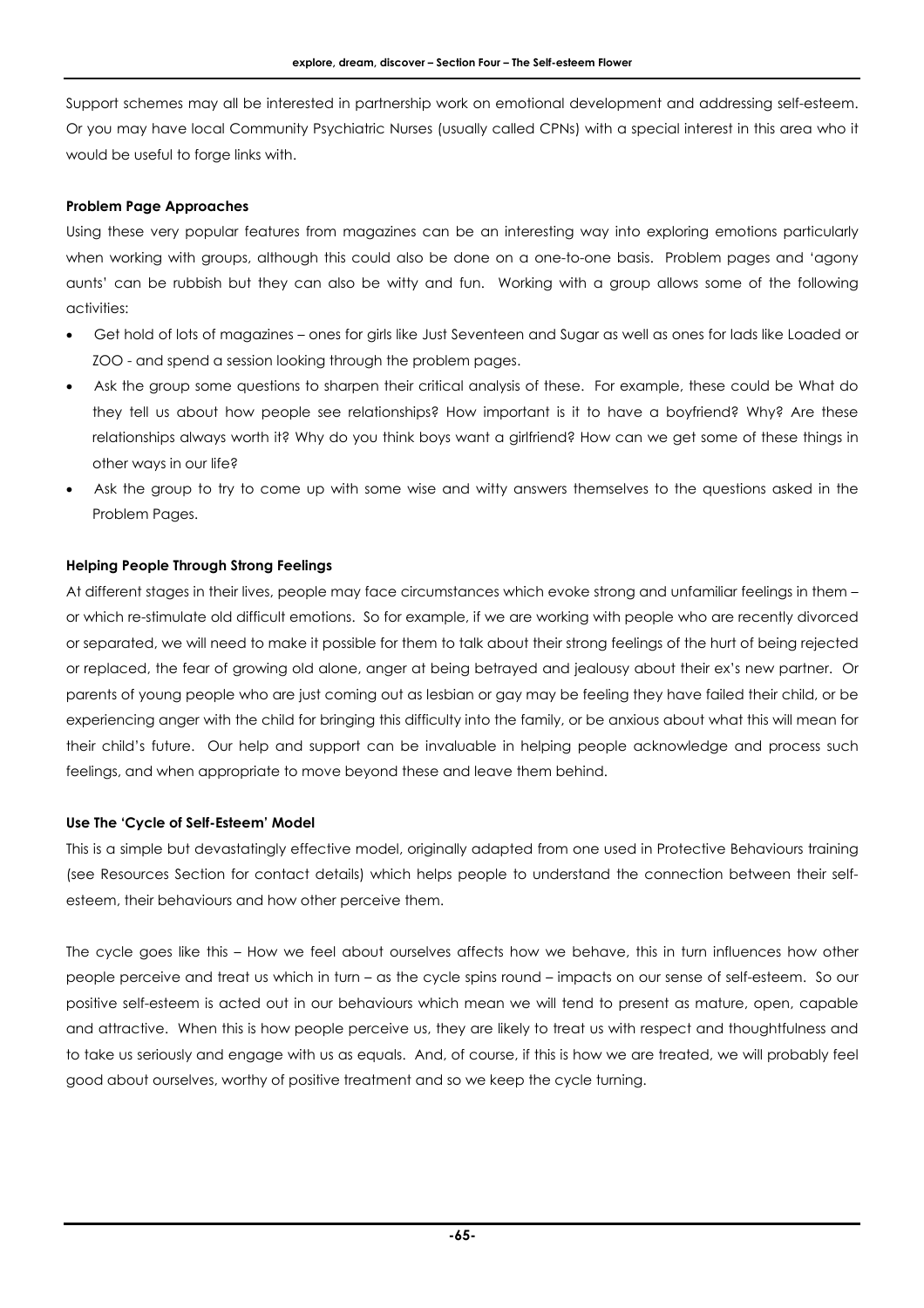Support schemes may all be interested in partnership work on emotional development and addressing self-esteem. Or you may have local Community Psychiatric Nurses (usually called CPNs) with a special interest in this area who it would be useful to forge links with.

**Problem Page Approaches**

Using these very popular features from magazines can be an interesting way into exploring emotions particularly when working with groups, although this could also be done on a one-to-one basis. Problem pages and 'agony aunts' can be rubbish but they can also be witty and fun. Working with a group allows some of the following activities:

- Get hold of lots of magazines – ones for girls like Just Seventeen and Sugar as well as ones for lads like Loaded or ZOO - and spend a session looking through the problem pages.
- Ask the group some questions to sharpen their critical analysis of these. For example, these could be What do they tell us about how people see relationships? How important is it to have a boyfriend? Why? Are these relationships always worth it? Why do you think boys want a girlfriend? How can we get some of these things in other ways in our life?
- Ask the group to try to come up with some wise and witty answers themselves to the questions asked in the Problem Pages.

**Helping People Through Strong Feelings**

At different stages in their lives, people may face circumstances which evoke strong and unfamiliar feelings in them – or which re-stimulate old difficult emotions. So for example, if we are working with people who are recently divorced or separated, we will need to make it possible for them to talk about their strong feelings of the hurt of being rejected or replaced, the fear of growing old alone, anger at being betrayed and jealousy about their ex's new partner. Or parents of young people who are just coming out as lesbian or gay may be feeling they have failed their child, or be experiencing anger with the child for bringing this difficulty into the family, or be anxious about what this will mean for their child's future. Our help and support can be invaluable in helping people acknowledge and process such feelings, and when appropriate to move beyond these and leave them behind.

**Use The 'Cycle of Self-Esteem' Model**

This is a simple but devastatingly effective model, originally adapted from one used in Protective Behaviours training (see Resources Section for contact details) which helps people to understand the connection between their self-esteem, their behaviours and how other perceive them.

The cycle goes like this – How we feel about ourselves affects how we behave, this in turn influences how other people perceive and treat us which in turn – as the cycle spins round – impacts on our sense of self-esteem. So our positive self-esteem is acted out in our behaviours which mean we will tend to present as mature, open, capable and attractive. When this is how people perceive us, they are likely to treat us with respect and thoughtfulness and to take us seriously and engage with us as equals. And, of course, if this is how we are treated, we will probably feel good about ourselves, worthy of positive treatment and so we keep the cycle turning.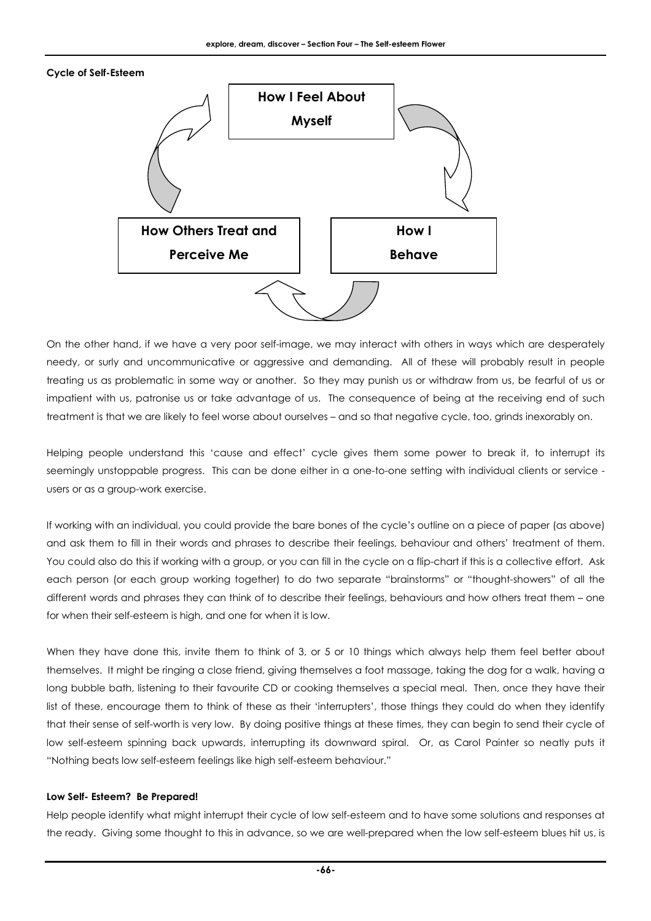**Cycle of Self-Esteem**

How I Feel About Myself → How I Behave → How Others Treat and Perceive Me → How I Feel About Myself

On the other hand, if we have a very poor self-image, we may interact with others in ways which are desperately needy, or surly and uncommunicative or aggressive and demanding. All of these will probably result in people treating us as problematic in some way or another. So they may punish us or withdraw from us, be fearful of us or impatient with us, patronise us or take advantage of us. The consequence of being at the receiving end of such treatment is that we are likely to feel worse about ourselves – and so that negative cycle, too, grinds inexorably on.

Helping people understand this 'cause and effect' cycle gives them some power to break it, to interrupt its seemingly unstoppable progress. This can be done either in a one-to-one setting with individual clients or service - users or as a group-work exercise.

If working with an individual, you could provide the bare bones of the cycle's outline on a piece of paper (as above) and ask them to fill in their words and phrases to describe their feelings, behaviour and others' treatment of them. You could also do this if working with a group, or you can fill in the cycle on a flip-chart if this is a collective effort. Ask each person (or each group working together) to do two separate "brainstorms" or "thought-showers" of all the different words and phrases they can think of to describe their feelings, behaviours and how others treat them – one for when their self-esteem is high, and one for when it is low.

When they have done this, invite them to think of 3, or 5 or 10 things which always help them feel better about themselves. It might be ringing a close friend, giving themselves a foot massage, taking the dog for a walk, having a long bubble bath, listening to their favourite CD or cooking themselves a special meal. Then, once they have their list of these, encourage them to think of these as their 'interrupters', those things they could do when they identify that their sense of self-worth is very low. By doing positive things at these times, they can begin to send their cycle of low self-esteem spinning back upwards, interrupting its downward spiral. Or, as Carol Painter so neatly puts it "Nothing beats low self-esteem feelings like high self-esteem behaviour."

**Low Self- Esteem? Be Prepared!**

Help people identify what might interrupt their cycle of low self-esteem and to have some solutions and responses at the ready. Giving some thought to this in advance, so we are well-prepared when the low self-esteem blues hit us, is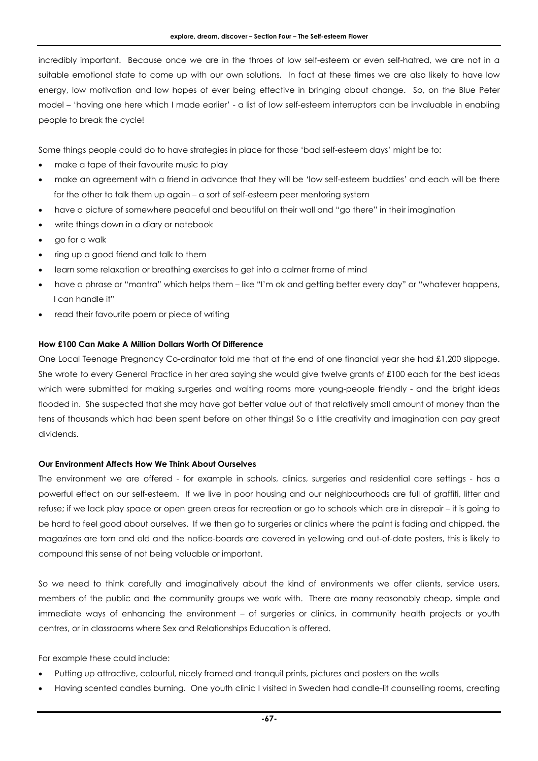incredibly important. Because once we are in the throes of low self-esteem or even self-hatred, we are not in a suitable emotional state to come up with our own solutions. In fact at these times we are also likely to have low energy, low motivation and low hopes of ever being effective in bringing about change. So, on the Blue Peter model – 'having one here which I made earlier' - a list of low self-esteem interruptors can be invaluable in enabling people to break the cycle!

Some things people could do to have strategies in place for those 'bad self-esteem days' might be to:

- make a tape of their favourite music to play
- make an agreement with a friend in advance that they will be 'low self-esteem buddies' and each will be there for the other to talk them up again – a sort of self-esteem peer mentoring system
- have a picture of somewhere peaceful and beautiful on their wall and "go there" in their imagination
- write things down in a diary or notebook
- go for a walk
- ring up a good friend and talk to them
- learn some relaxation or breathing exercises to get into a calmer frame of mind
- have a phrase or "mantra" which helps them – like "I'm ok and getting better every day" or "whatever happens, I can handle it"
- read their favourite poem or piece of writing

**How £100 Can Make A Million Dollars Worth Of Difference**

One Local Teenage Pregnancy Co-ordinator told me that at the end of one financial year she had £1,200 slippage. She wrote to every General Practice in her area saying she would give twelve grants of £100 each for the best ideas which were submitted for making surgeries and waiting rooms more young-people friendly - and the bright ideas flooded in. She suspected that she may have got better value out of that relatively small amount of money than the tens of thousands which had been spent before on other things! So a little creativity and imagination can pay great dividends.

**Our Environment Affects How We Think About Ourselves**

The environment we are offered - for example in schools, clinics, surgeries and residential care settings - has a powerful effect on our self-esteem. If we live in poor housing and our neighbourhoods are full of graffiti, litter and refuse; if we lack play space or open green areas for recreation or go to schools which are in disrepair – it is going to be hard to feel good about ourselves. If we then go to surgeries or clinics where the paint is fading and chipped, the magazines are torn and old and the notice-boards are covered in yellowing and out-of-date posters, this is likely to compound this sense of not being valuable or important.

So we need to think carefully and imaginatively about the kind of environments we offer clients, service users, members of the public and the community groups we work with. There are many reasonably cheap, simple and immediate ways of enhancing the environment – of surgeries or clinics, in community health projects or youth centres, or in classrooms where Sex and Relationships Education is offered.

For example these could include:

- Putting up attractive, colourful, nicely framed and tranquil prints, pictures and posters on the walls
- Having scented candles burning. One youth clinic I visited in Sweden had candle-lit counselling rooms, creating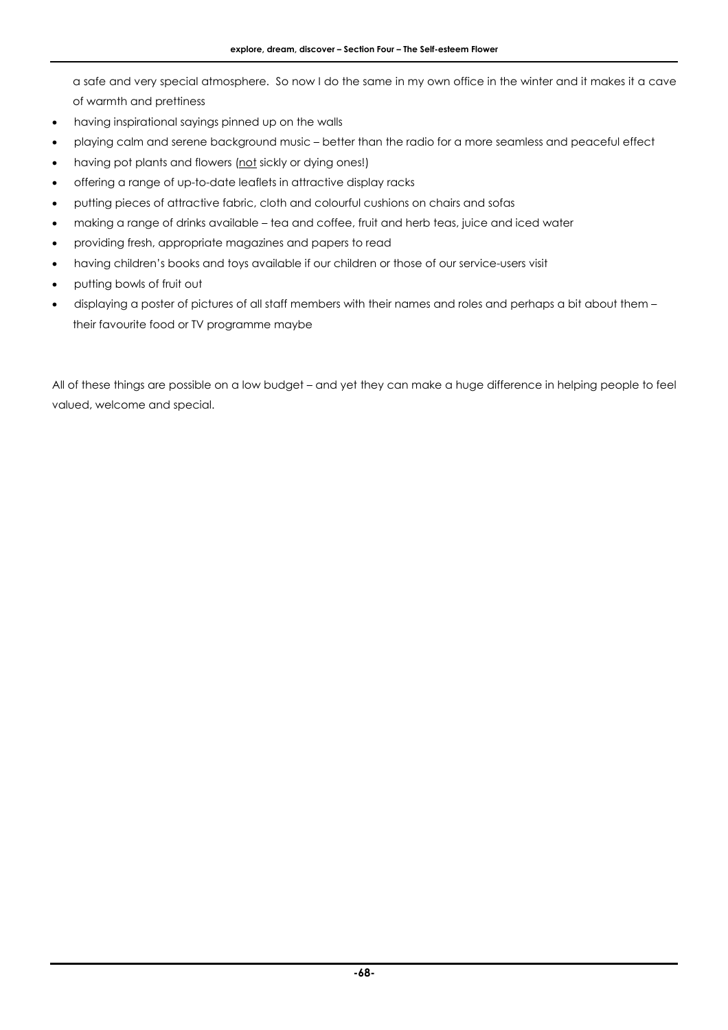a safe and very special atmosphere. So now I do the same in my own office in the winter and it makes it a cave of warmth and prettiness

- having inspirational sayings pinned up on the walls
- playing calm and serene background music – better than the radio for a more seamless and peaceful effect
- having pot plants and flowers (<u>not</u> sickly or dying ones!)
- offering a range of up-to-date leaflets in attractive display racks
- putting pieces of attractive fabric, cloth and colourful cushions on chairs and sofas
- making a range of drinks available – tea and coffee, fruit and herb teas, juice and iced water
- providing fresh, appropriate magazines and papers to read
- having children's books and toys available if our children or those of our service-users visit
- putting bowls of fruit out
- displaying a poster of pictures of all staff members with their names and roles and perhaps a bit about them – their favourite food or TV programme maybe

All of these things are possible on a low budget – and yet they can make a huge difference in helping people to feel valued, welcome and special.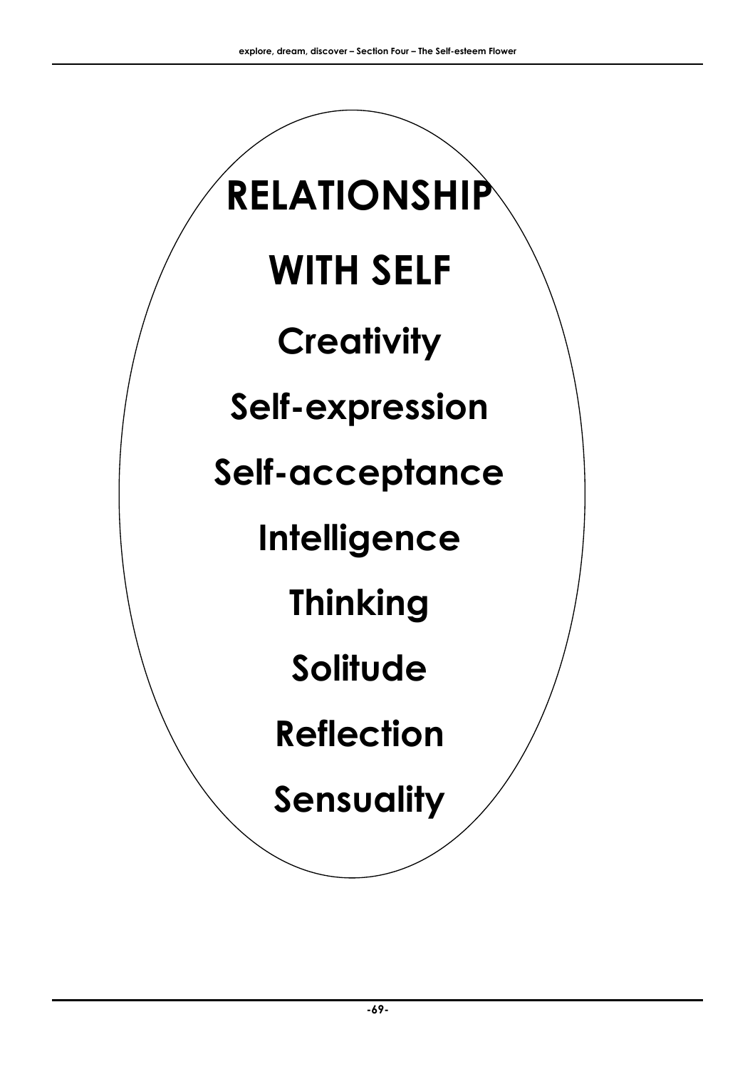# RELATIONSHIP WITH SELF

**Creativity**

**Self-expression**

**Self-acceptance**

**Intelligence**

**Thinking**

**Solitude**

**Reflection**

**Sensuality**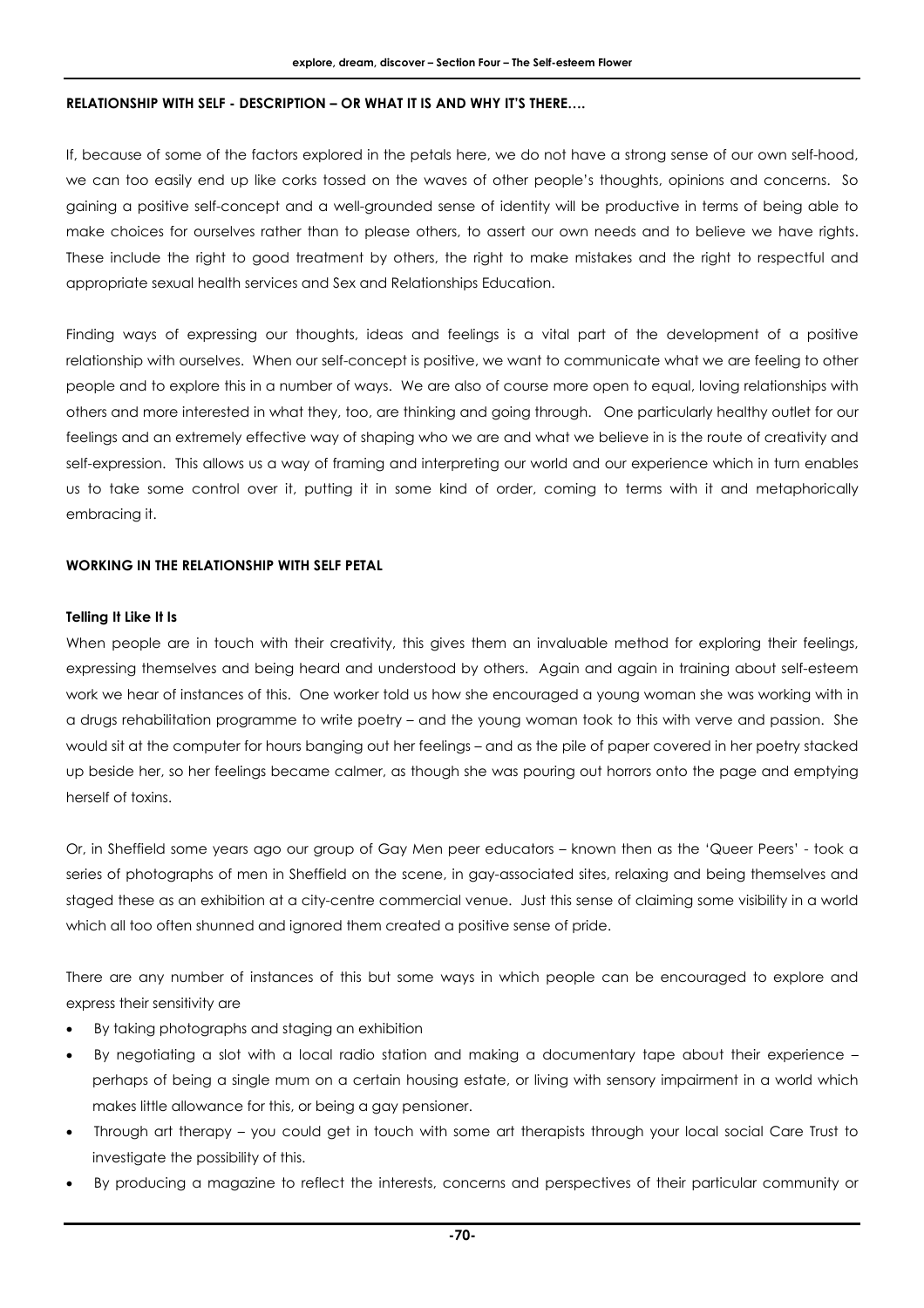**RELATIONSHIP WITH SELF - DESCRIPTION – OR WHAT IT IS AND WHY IT'S THERE….**

If, because of some of the factors explored in the petals here, we do not have a strong sense of our own self-hood, we can too easily end up like corks tossed on the waves of other people's thoughts, opinions and concerns. So gaining a positive self-concept and a well-grounded sense of identity will be productive in terms of being able to make choices for ourselves rather than to please others, to assert our own needs and to believe we have rights. These include the right to good treatment by others, the right to make mistakes and the right to respectful and appropriate sexual health services and Sex and Relationships Education.

Finding ways of expressing our thoughts, ideas and feelings is a vital part of the development of a positive relationship with ourselves. When our self-concept is positive, we want to communicate what we are feeling to other people and to explore this in a number of ways. We are also of course more open to equal, loving relationships with others and more interested in what they, too, are thinking and going through. One particularly healthy outlet for our feelings and an extremely effective way of shaping who we are and what we believe in is the route of creativity and self-expression. This allows us a way of framing and interpreting our world and our experience which in turn enables us to take some control over it, putting it in some kind of order, coming to terms with it and metaphorically embracing it.

**WORKING IN THE RELATIONSHIP WITH SELF PETAL**

**Telling It Like It Is**

When people are in touch with their creativity, this gives them an invaluable method for exploring their feelings, expressing themselves and being heard and understood by others. Again and again in training about self-esteem work we hear of instances of this. One worker told us how she encouraged a young woman she was working with in a drugs rehabilitation programme to write poetry – and the young woman took to this with verve and passion. She would sit at the computer for hours banging out her feelings – and as the pile of paper covered in her poetry stacked up beside her, so her feelings became calmer, as though she was pouring out horrors onto the page and emptying herself of toxins.

Or, in Sheffield some years ago our group of Gay Men peer educators – known then as the 'Queer Peers' - took a series of photographs of men in Sheffield on the scene, in gay-associated sites, relaxing and being themselves and staged these as an exhibition at a city-centre commercial venue. Just this sense of claiming some visibility in a world which all too often shunned and ignored them created a positive sense of pride.

There are any number of instances of this but some ways in which people can be encouraged to explore and express their sensitivity are

- By taking photographs and staging an exhibition
- By negotiating a slot with a local radio station and making a documentary tape about their experience – perhaps of being a single mum on a certain housing estate, or living with sensory impairment in a world which makes little allowance for this, or being a gay pensioner.
- Through art therapy – you could get in touch with some art therapists through your local social Care Trust to investigate the possibility of this.
- By producing a magazine to reflect the interests, concerns and perspectives of their particular community or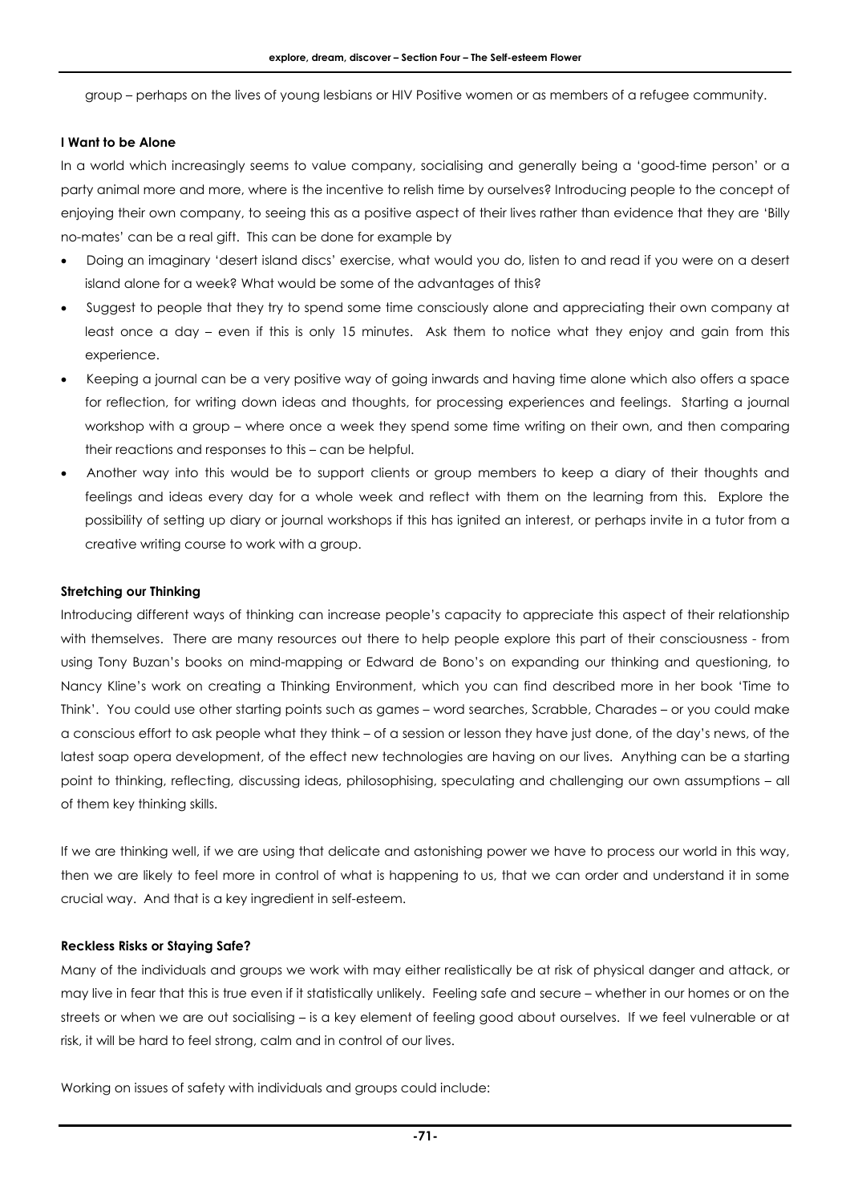group – perhaps on the lives of young lesbians or HIV Positive women or as members of a refugee community.

**I Want to be Alone**

In a world which increasingly seems to value company, socialising and generally being a 'good-time person' or a party animal more and more, where is the incentive to relish time by ourselves? Introducing people to the concept of enjoying their own company, to seeing this as a positive aspect of their lives rather than evidence that they are 'Billy no-mates' can be a real gift. This can be done for example by

- Doing an imaginary 'desert island discs' exercise, what would you do, listen to and read if you were on a desert island alone for a week? What would be some of the advantages of this?
- Suggest to people that they try to spend some time consciously alone and appreciating their own company at least once a day – even if this is only 15 minutes. Ask them to notice what they enjoy and gain from this experience.
- Keeping a journal can be a very positive way of going inwards and having time alone which also offers a space for reflection, for writing down ideas and thoughts, for processing experiences and feelings. Starting a journal workshop with a group – where once a week they spend some time writing on their own, and then comparing their reactions and responses to this – can be helpful.
- Another way into this would be to support clients or group members to keep a diary of their thoughts and feelings and ideas every day for a whole week and reflect with them on the learning from this. Explore the possibility of setting up diary or journal workshops if this has ignited an interest, or perhaps invite in a tutor from a creative writing course to work with a group.

**Stretching our Thinking**

Introducing different ways of thinking can increase people's capacity to appreciate this aspect of their relationship with themselves. There are many resources out there to help people explore this part of their consciousness - from using Tony Buzan's books on mind-mapping or Edward de Bono's on expanding our thinking and questioning, to Nancy Kline's work on creating a Thinking Environment, which you can find described more in her book 'Time to Think'. You could use other starting points such as games – word searches, Scrabble, Charades – or you could make a conscious effort to ask people what they think – of a session or lesson they have just done, of the day's news, of the latest soap opera development, of the effect new technologies are having on our lives. Anything can be a starting point to thinking, reflecting, discussing ideas, philosophising, speculating and challenging our own assumptions – all of them key thinking skills.

If we are thinking well, if we are using that delicate and astonishing power we have to process our world in this way, then we are likely to feel more in control of what is happening to us, that we can order and understand it in some crucial way. And that is a key ingredient in self-esteem.

**Reckless Risks or Staying Safe?**

Many of the individuals and groups we work with may either realistically be at risk of physical danger and attack, or may live in fear that this is true even if it statistically unlikely. Feeling safe and secure – whether in our homes or on the streets or when we are out socialising – is a key element of feeling good about ourselves. If we feel vulnerable or at risk, it will be hard to feel strong, calm and in control of our lives.

Working on issues of safety with individuals and groups could include: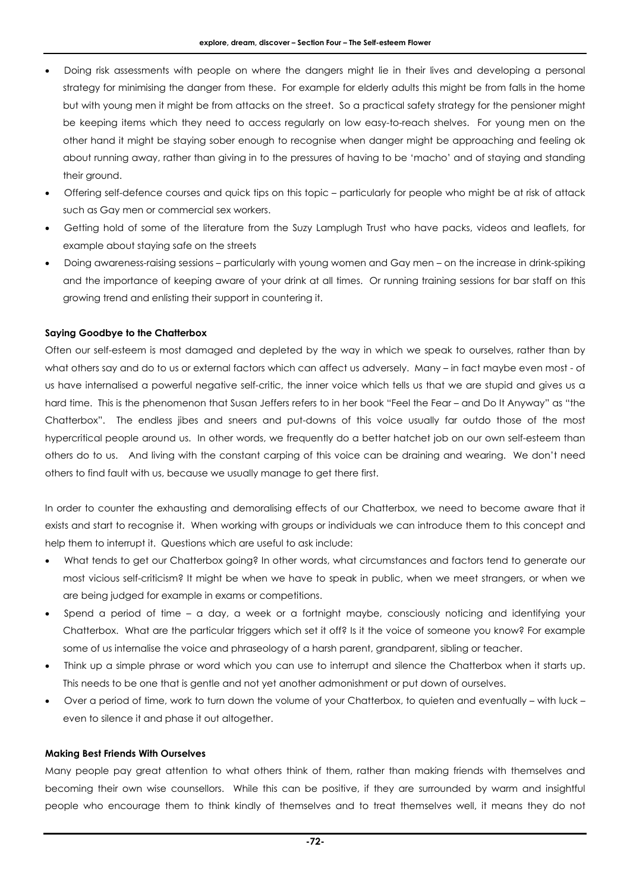- Doing risk assessments with people on where the dangers might lie in their lives and developing a personal strategy for minimising the danger from these. For example for elderly adults this might be from falls in the home but with young men it might be from attacks on the street. So a practical safety strategy for the pensioner might be keeping items which they need to access regularly on low easy-to-reach shelves. For young men on the other hand it might be staying sober enough to recognise when danger might be approaching and feeling ok about running away, rather than giving in to the pressures of having to be 'macho' and of staying and standing their ground.
- Offering self-defence courses and quick tips on this topic – particularly for people who might be at risk of attack such as Gay men or commercial sex workers.
- Getting hold of some of the literature from the Suzy Lamplugh Trust who have packs, videos and leaflets, for example about staying safe on the streets
- Doing awareness-raising sessions – particularly with young women and Gay men – on the increase in drink-spiking and the importance of keeping aware of your drink at all times. Or running training sessions for bar staff on this growing trend and enlisting their support in countering it.

**Saying Goodbye to the Chatterbox**

Often our self-esteem is most damaged and depleted by the way in which we speak to ourselves, rather than by what others say and do to us or external factors which can affect us adversely. Many – in fact maybe even most - of us have internalised a powerful negative self-critic, the inner voice which tells us that we are stupid and gives us a hard time. This is the phenomenon that Susan Jeffers refers to in her book "Feel the Fear – and Do It Anyway" as "the Chatterbox". The endless jibes and sneers and put-downs of this voice usually far outdo those of the most hypercritical people around us. In other words, we frequently do a better hatchet job on our own self-esteem than others do to us. And living with the constant carping of this voice can be draining and wearing. We don't need others to find fault with us, because we usually manage to get there first.

In order to counter the exhausting and demoralising effects of our Chatterbox, we need to become aware that it exists and start to recognise it. When working with groups or individuals we can introduce them to this concept and help them to interrupt it. Questions which are useful to ask include:

- What tends to get our Chatterbox going? In other words, what circumstances and factors tend to generate our most vicious self-criticism? It might be when we have to speak in public, when we meet strangers, or when we are being judged for example in exams or competitions.
- Spend a period of time – a day, a week or a fortnight maybe, consciously noticing and identifying your Chatterbox. What are the particular triggers which set it off? Is it the voice of someone you know? For example some of us internalise the voice and phraseology of a harsh parent, grandparent, sibling or teacher.
- Think up a simple phrase or word which you can use to interrupt and silence the Chatterbox when it starts up. This needs to be one that is gentle and not yet another admonishment or put down of ourselves.
- Over a period of time, work to turn down the volume of your Chatterbox, to quieten and eventually – with luck – even to silence it and phase it out altogether.

**Making Best Friends With Ourselves**

Many people pay great attention to what others think of them, rather than making friends with themselves and becoming their own wise counsellors. While this can be positive, if they are surrounded by warm and insightful people who encourage them to think kindly of themselves and to treat themselves well, it means they do not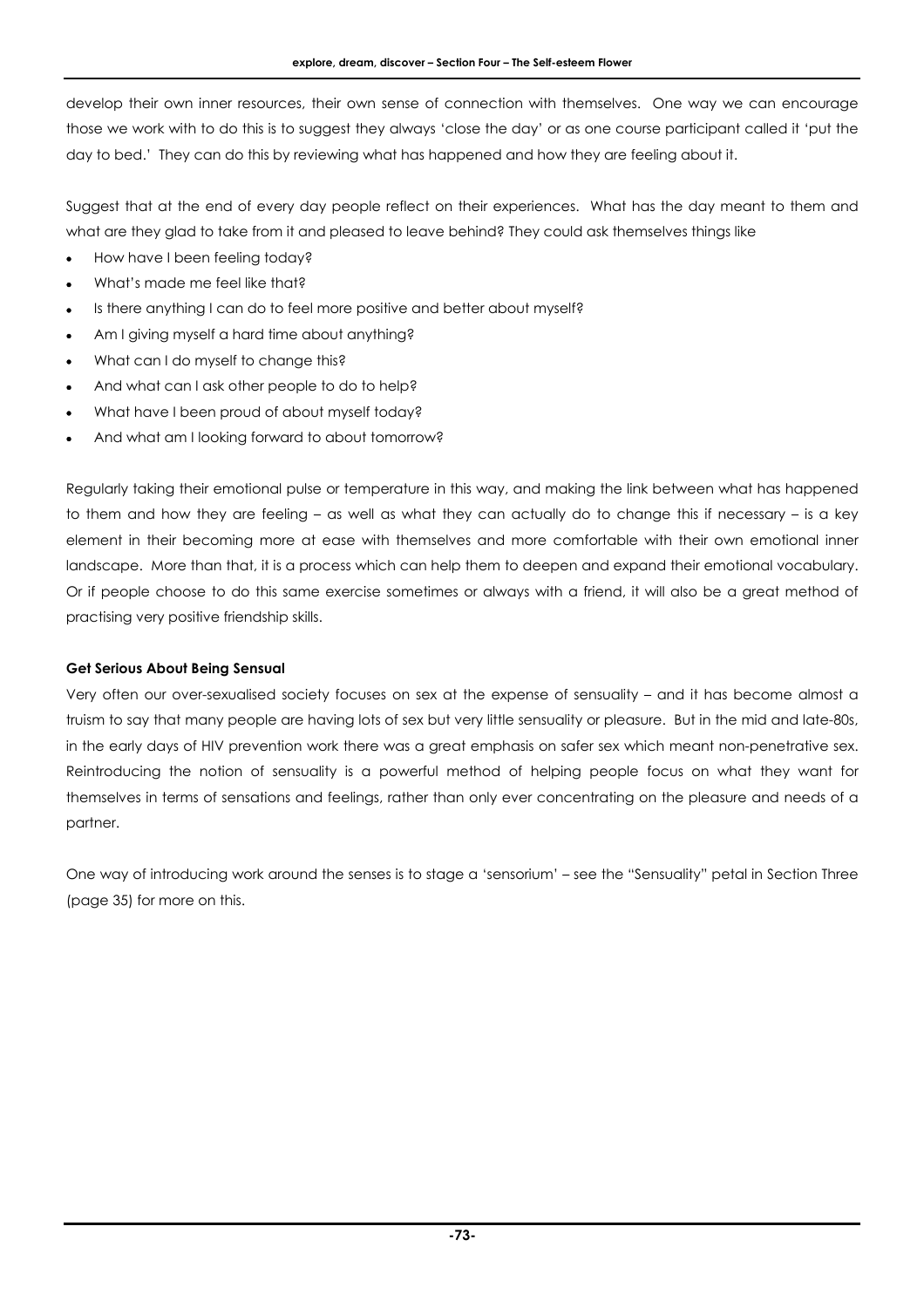develop their own inner resources, their own sense of connection with themselves. One way we can encourage those we work with to do this is to suggest they always 'close the day' or as one course participant called it 'put the day to bed.' They can do this by reviewing what has happened and how they are feeling about it.

Suggest that at the end of every day people reflect on their experiences. What has the day meant to them and what are they glad to take from it and pleased to leave behind? They could ask themselves things like

- How have I been feeling today?
- What's made me feel like that?
- Is there anything I can do to feel more positive and better about myself?
- Am I giving myself a hard time about anything?
- What can I do myself to change this?
- And what can I ask other people to do to help?
- What have I been proud of about myself today?
- And what am I looking forward to about tomorrow?

Regularly taking their emotional pulse or temperature in this way, and making the link between what has happened to them and how they are feeling – as well as what they can actually do to change this if necessary – is a key element in their becoming more at ease with themselves and more comfortable with their own emotional inner landscape. More than that, it is a process which can help them to deepen and expand their emotional vocabulary. Or if people choose to do this same exercise sometimes or always with a friend, it will also be a great method of practising very positive friendship skills.

**Get Serious About Being Sensual**

Very often our over-sexualised society focuses on sex at the expense of sensuality – and it has become almost a truism to say that many people are having lots of sex but very little sensuality or pleasure. But in the mid and late-80s, in the early days of HIV prevention work there was a great emphasis on safer sex which meant non-penetrative sex. Reintroducing the notion of sensuality is a powerful method of helping people focus on what they want for themselves in terms of sensations and feelings, rather than only ever concentrating on the pleasure and needs of a partner.

One way of introducing work around the senses is to stage a 'sensorium' – see the "Sensuality" petal in Section Three (page 35) for more on this.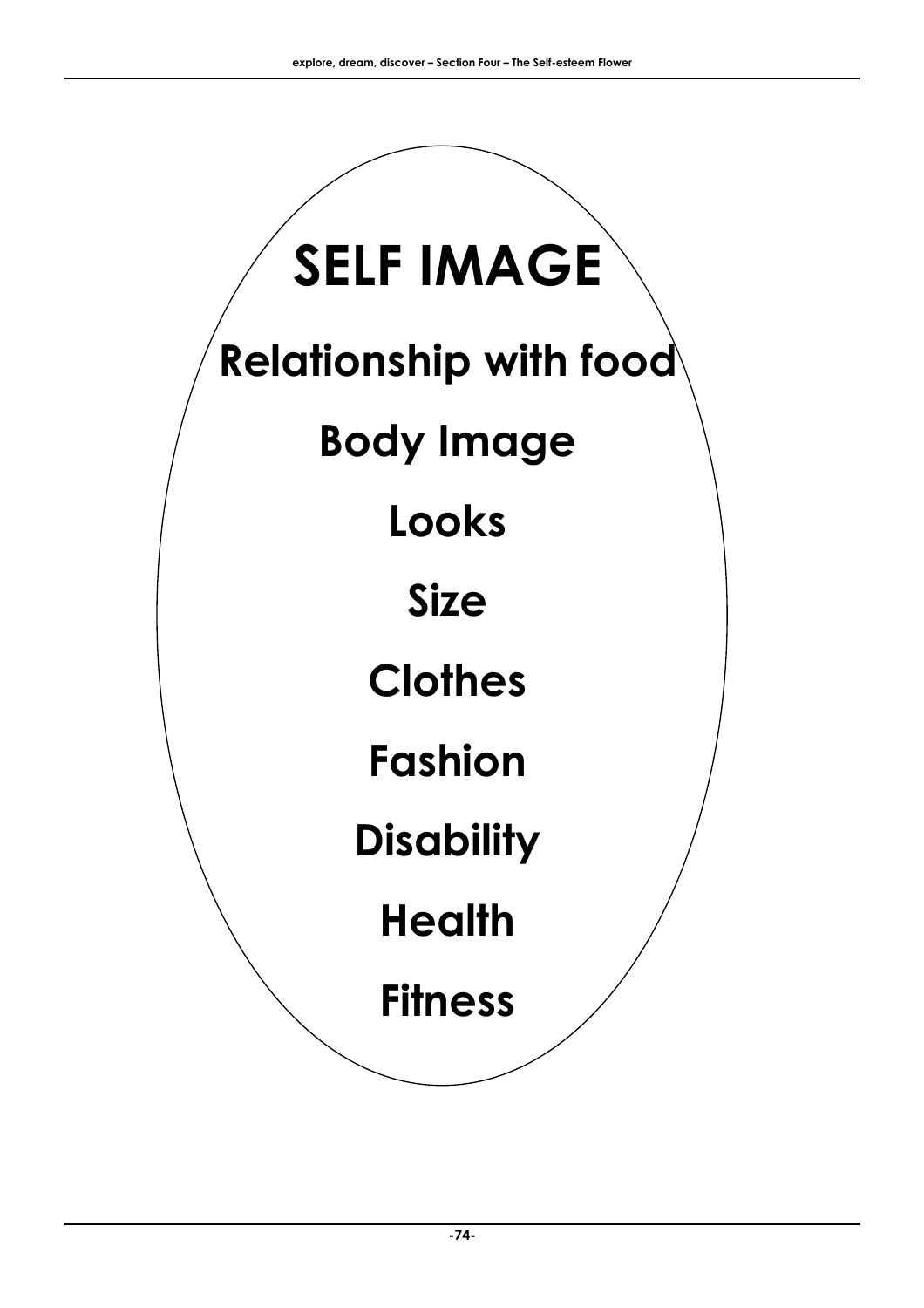# SELF IMAGE

**Relationship with food**

**Body Image**

**Looks**

**Size**

**Clothes**

**Fashion**

**Disability**

**Health**

**Fitness**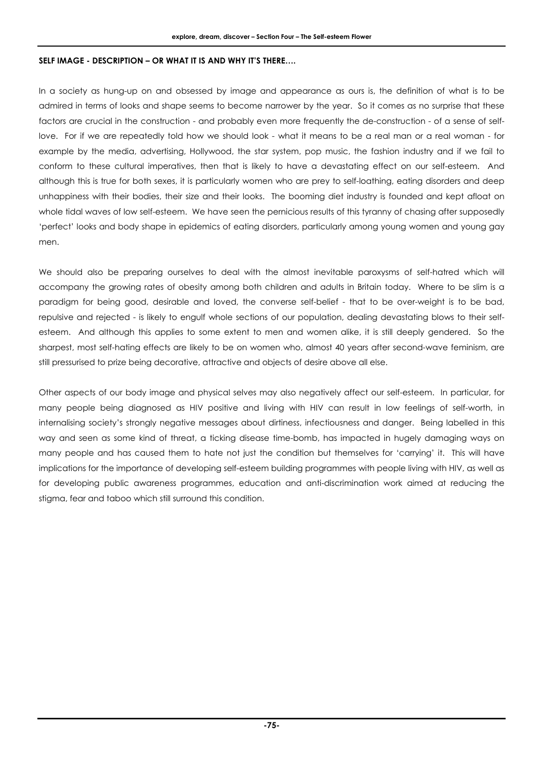**SELF IMAGE - DESCRIPTION – OR WHAT IT IS AND WHY IT'S THERE….**

In a society as hung-up on and obsessed by image and appearance as ours is, the definition of what is to be admired in terms of looks and shape seems to become narrower by the year. So it comes as no surprise that these factors are crucial in the construction - and probably even more frequently the de-construction - of a sense of self-love. For if we are repeatedly told how we should look - what it means to be a real man or a real woman - for example by the media, advertising, Hollywood, the star system, pop music, the fashion industry and if we fail to conform to these cultural imperatives, then that is likely to have a devastating effect on our self-esteem. And although this is true for both sexes, it is particularly women who are prey to self-loathing, eating disorders and deep unhappiness with their bodies, their size and their looks. The booming diet industry is founded and kept afloat on whole tidal waves of low self-esteem. We have seen the pernicious results of this tyranny of chasing after supposedly 'perfect' looks and body shape in epidemics of eating disorders, particularly among young women and young gay men.

We should also be preparing ourselves to deal with the almost inevitable paroxysms of self-hatred which will accompany the growing rates of obesity among both children and adults in Britain today. Where to be slim is a paradigm for being good, desirable and loved, the converse self-belief - that to be over-weight is to be bad, repulsive and rejected - is likely to engulf whole sections of our population, dealing devastating blows to their self-esteem. And although this applies to some extent to men and women alike, it is still deeply gendered. So the sharpest, most self-hating effects are likely to be on women who, almost 40 years after second-wave feminism, are still pressurised to prize being decorative, attractive and objects of desire above all else.

Other aspects of our body image and physical selves may also negatively affect our self-esteem. In particular, for many people being diagnosed as HIV positive and living with HIV can result in low feelings of self-worth, in internalising society's strongly negative messages about dirtiness, infectiousness and danger. Being labelled in this way and seen as some kind of threat, a ticking disease time-bomb, has impacted in hugely damaging ways on many people and has caused them to hate not just the condition but themselves for 'carrying' it. This will have implications for the importance of developing self-esteem building programmes with people living with HIV, as well as for developing public awareness programmes, education and anti-discrimination work aimed at reducing the stigma, fear and taboo which still surround this condition.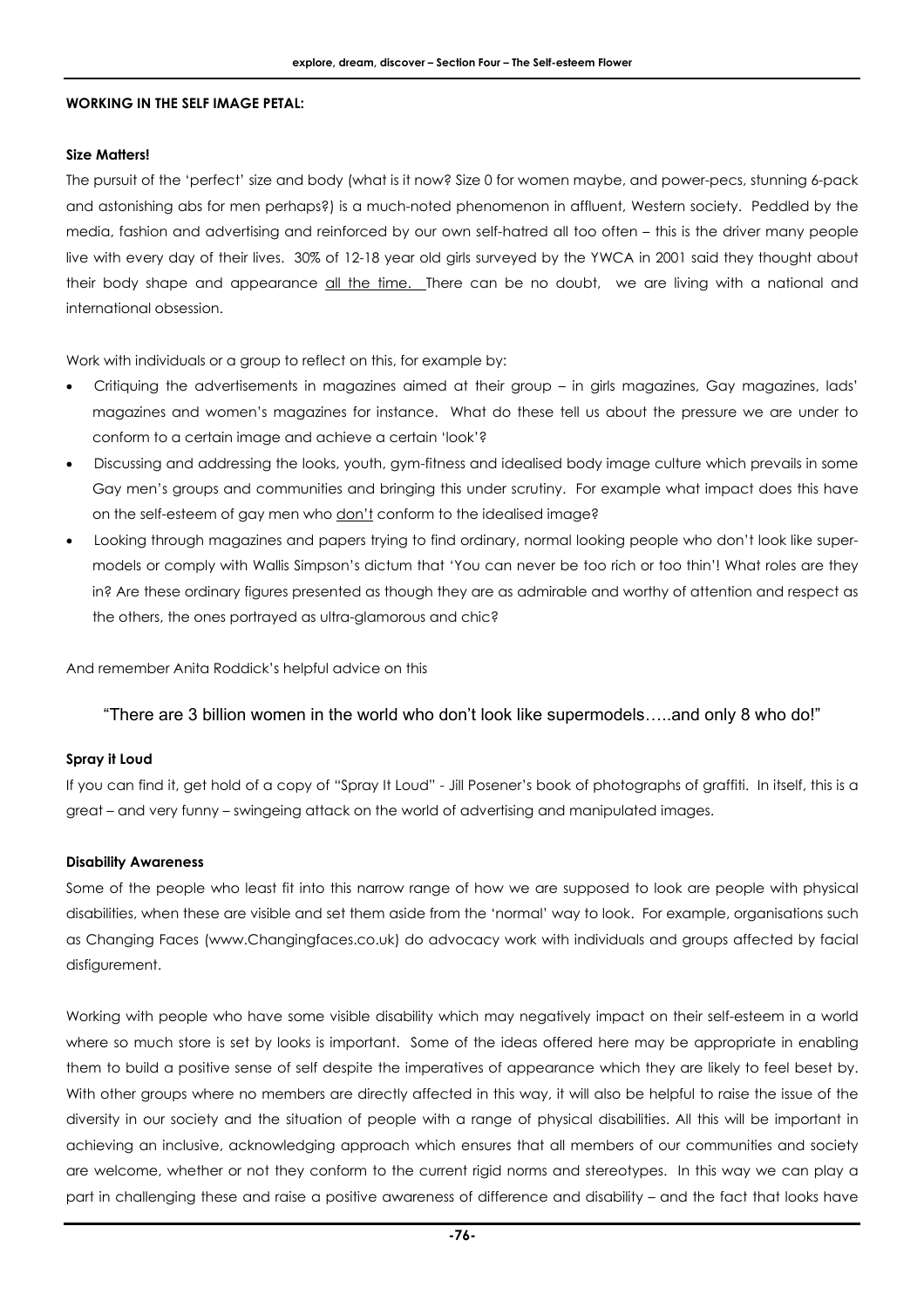**WORKING IN THE SELF IMAGE PETAL:**

**Size Matters!**

The pursuit of the 'perfect' size and body (what is it now? Size 0 for women maybe, and power-pecs, stunning 6-pack and astonishing abs for men perhaps?) is a much-noted phenomenon in affluent, Western society. Peddled by the media, fashion and advertising and reinforced by our own self-hatred all too often – this is the driver many people live with every day of their lives. 30% of 12-18 year old girls surveyed by the YWCA in 2001 said they thought about their body shape and appearance all the time. There can be no doubt, we are living with a national and international obsession.

Work with individuals or a group to reflect on this, for example by:

- Critiquing the advertisements in magazines aimed at their group – in girls magazines, Gay magazines, lads' magazines and women's magazines for instance. What do these tell us about the pressure we are under to conform to a certain image and achieve a certain 'look'?
- Discussing and addressing the looks, youth, gym-fitness and idealised body image culture which prevails in some Gay men's groups and communities and bringing this under scrutiny. For example what impact does this have on the self-esteem of gay men who don't conform to the idealised image?
- Looking through magazines and papers trying to find ordinary, normal looking people who don't look like super-models or comply with Wallis Simpson's dictum that 'You can never be too rich or too thin'! What roles are they in? Are these ordinary figures presented as though they are as admirable and worthy of attention and respect as the others, the ones portrayed as ultra-glamorous and chic?

And remember Anita Roddick's helpful advice on this

"There are 3 billion women in the world who don't look like supermodels…..and only 8 who do!"

**Spray it Loud**

If you can find it, get hold of a copy of "Spray It Loud" - Jill Posener's book of photographs of graffiti. In itself, this is a great – and very funny – swingeing attack on the world of advertising and manipulated images.

**Disability Awareness**

Some of the people who least fit into this narrow range of how we are supposed to look are people with physical disabilities, when these are visible and set them aside from the 'normal' way to look. For example, organisations such as Changing Faces (www.Changingfaces.co.uk) do advocacy work with individuals and groups affected by facial disfigurement.

Working with people who have some visible disability which may negatively impact on their self-esteem in a world where so much store is set by looks is important. Some of the ideas offered here may be appropriate in enabling them to build a positive sense of self despite the imperatives of appearance which they are likely to feel beset by. With other groups where no members are directly affected in this way, it will also be helpful to raise the issue of the diversity in our society and the situation of people with a range of physical disabilities. All this will be important in achieving an inclusive, acknowledging approach which ensures that all members of our communities and society are welcome, whether or not they conform to the current rigid norms and stereotypes. In this way we can play a part in challenging these and raise a positive awareness of difference and disability – and the fact that looks have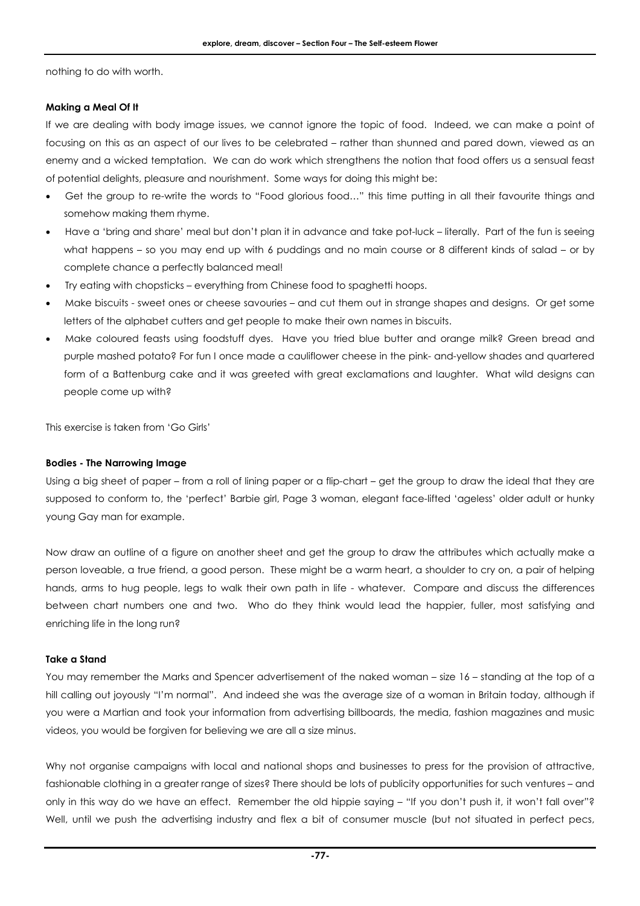nothing to do with worth.

### Making a Meal Of It

If we are dealing with body image issues, we cannot ignore the topic of food. Indeed, we can make a point of focusing on this as an aspect of our lives to be celebrated – rather than shunned and pared down, viewed as an enemy and a wicked temptation. We can do work which strengthens the notion that food offers us a sensual feast of potential delights, pleasure and nourishment. Some ways for doing this might be:

- Get the group to re-write the words to "Food glorious food…" this time putting in all their favourite things and somehow making them rhyme.
- Have a 'bring and share' meal but don't plan it in advance and take pot-luck – literally. Part of the fun is seeing what happens – so you may end up with 6 puddings and no main course or 8 different kinds of salad – or by complete chance a perfectly balanced meal!
- Try eating with chopsticks – everything from Chinese food to spaghetti hoops.
- Make biscuits - sweet ones or cheese savouries – and cut them out in strange shapes and designs. Or get some letters of the alphabet cutters and get people to make their own names in biscuits.
- Make coloured feasts using foodstuff dyes. Have you tried blue butter and orange milk? Green bread and purple mashed potato? For fun I once made a cauliflower cheese in the pink- and-yellow shades and quartered form of a Battenburg cake and it was greeted with great exclamations and laughter. What wild designs can people come up with?

This exercise is taken from 'Go Girls'

### Bodies - The Narrowing Image

Using a big sheet of paper – from a roll of lining paper or a flip-chart – get the group to draw the ideal that they are supposed to conform to, the 'perfect' Barbie girl, Page 3 woman, elegant face-lifted 'ageless' older adult or hunky young Gay man for example.

Now draw an outline of a figure on another sheet and get the group to draw the attributes which actually make a person loveable, a true friend, a good person. These might be a warm heart, a shoulder to cry on, a pair of helping hands, arms to hug people, legs to walk their own path in life - whatever. Compare and discuss the differences between chart numbers one and two. Who do they think would lead the happier, fuller, most satisfying and enriching life in the long run?

### Take a Stand

You may remember the Marks and Spencer advertisement of the naked woman – size 16 – standing at the top of a hill calling out joyously "I'm normal". And indeed she was the average size of a woman in Britain today, although if you were a Martian and took your information from advertising billboards, the media, fashion magazines and music videos, you would be forgiven for believing we are all a size minus.

Why not organise campaigns with local and national shops and businesses to press for the provision of attractive, fashionable clothing in a greater range of sizes? There should be lots of publicity opportunities for such ventures – and only in this way do we have an effect. Remember the old hippie saying – "If you don't push it, it won't fall over"? Well, until we push the advertising industry and flex a bit of consumer muscle (but not situated in perfect pecs,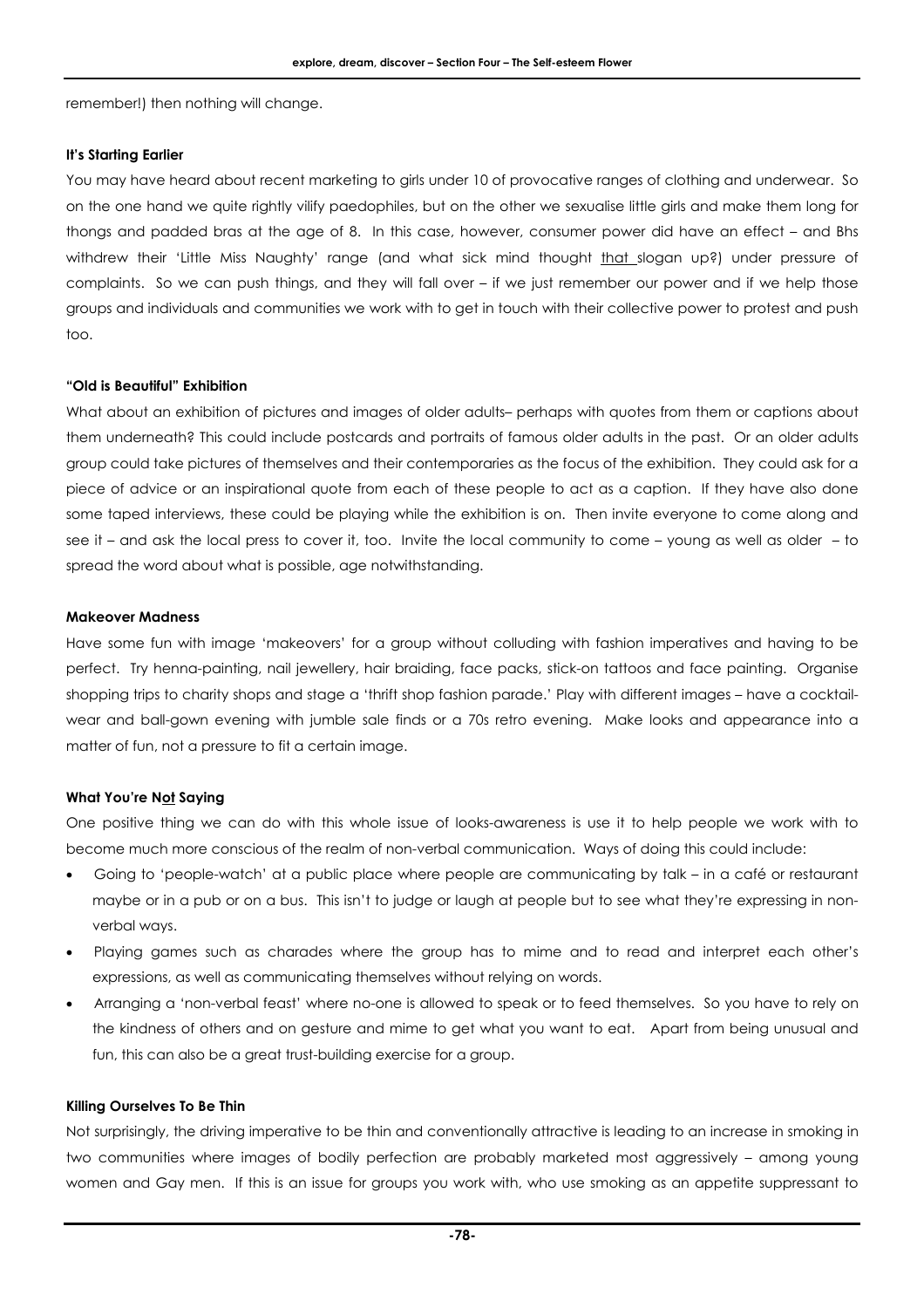remember!) then nothing will change.

**It's Starting Earlier**

You may have heard about recent marketing to girls under 10 of provocative ranges of clothing and underwear. So on the one hand we quite rightly vilify paedophiles, but on the other we sexualise little girls and make them long for thongs and padded bras at the age of 8. In this case, however, consumer power did have an effect – and Bhs withdrew their 'Little Miss Naughty' range (and what sick mind thought that slogan up?) under pressure of complaints. So we can push things, and they will fall over – if we just remember our power and if we help those groups and individuals and communities we work with to get in touch with their collective power to protest and push too.

**"Old is Beautiful" Exhibition**

What about an exhibition of pictures and images of older adults– perhaps with quotes from them or captions about them underneath? This could include postcards and portraits of famous older adults in the past. Or an older adults group could take pictures of themselves and their contemporaries as the focus of the exhibition. They could ask for a piece of advice or an inspirational quote from each of these people to act as a caption. If they have also done some taped interviews, these could be playing while the exhibition is on. Then invite everyone to come along and see it – and ask the local press to cover it, too. Invite the local community to come – young as well as older – to spread the word about what is possible, age notwithstanding.

**Makeover Madness**

Have some fun with image 'makeovers' for a group without colluding with fashion imperatives and having to be perfect. Try henna-painting, nail jewellery, hair braiding, face packs, stick-on tattoos and face painting. Organise shopping trips to charity shops and stage a 'thrift shop fashion parade.' Play with different images – have a cocktail-wear and ball-gown evening with jumble sale finds or a 70s retro evening. Make looks and appearance into a matter of fun, not a pressure to fit a certain image.

**What You're Not Saying**

One positive thing we can do with this whole issue of looks-awareness is use it to help people we work with to become much more conscious of the realm of non-verbal communication. Ways of doing this could include:

- Going to 'people-watch' at a public place where people are communicating by talk – in a café or restaurant maybe or in a pub or on a bus. This isn't to judge or laugh at people but to see what they're expressing in non-verbal ways.
- Playing games such as charades where the group has to mime and to read and interpret each other's expressions, as well as communicating themselves without relying on words.
- Arranging a 'non-verbal feast' where no-one is allowed to speak or to feed themselves. So you have to rely on the kindness of others and on gesture and mime to get what you want to eat. Apart from being unusual and fun, this can also be a great trust-building exercise for a group.

**Killing Ourselves To Be Thin**

Not surprisingly, the driving imperative to be thin and conventionally attractive is leading to an increase in smoking in two communities where images of bodily perfection are probably marketed most aggressively – among young women and Gay men. If this is an issue for groups you work with, who use smoking as an appetite suppressant to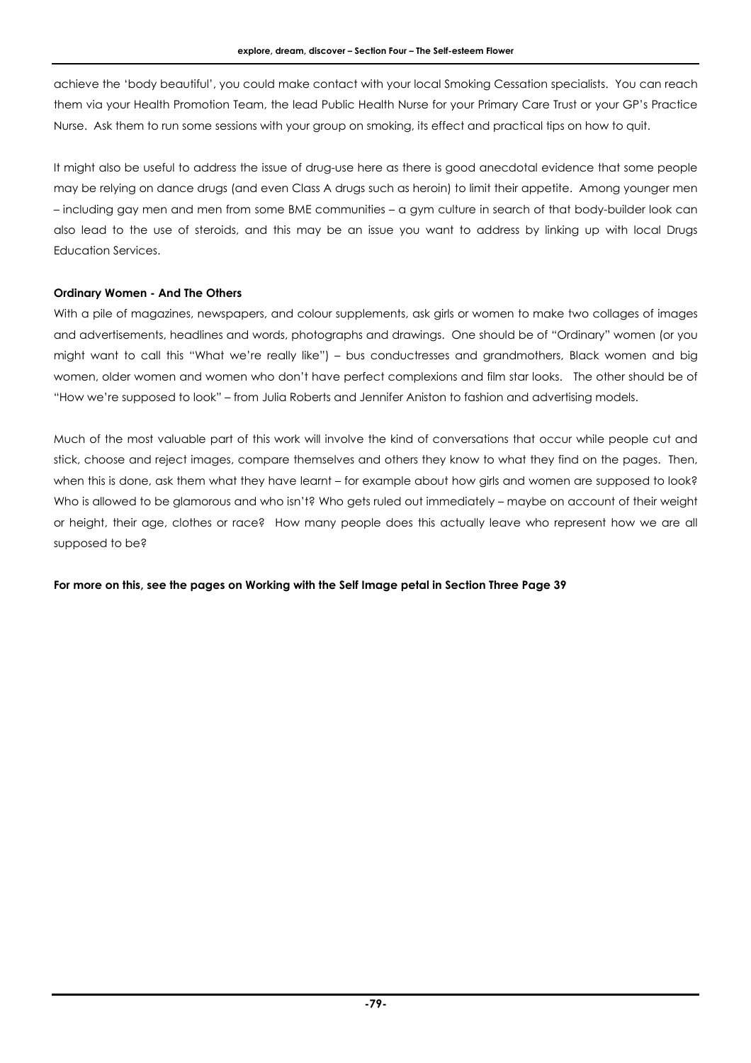achieve the 'body beautiful', you could make contact with your local Smoking Cessation specialists. You can reach them via your Health Promotion Team, the lead Public Health Nurse for your Primary Care Trust or your GP's Practice Nurse. Ask them to run some sessions with your group on smoking, its effect and practical tips on how to quit.

It might also be useful to address the issue of drug-use here as there is good anecdotal evidence that some people may be relying on dance drugs (and even Class A drugs such as heroin) to limit their appetite. Among younger men – including gay men and men from some BME communities – a gym culture in search of that body-builder look can also lead to the use of steroids, and this may be an issue you want to address by linking up with local Drugs Education Services.

**Ordinary Women - And The Others**

With a pile of magazines, newspapers, and colour supplements, ask girls or women to make two collages of images and advertisements, headlines and words, photographs and drawings. One should be of "Ordinary" women (or you might want to call this "What we're really like") – bus conductresses and grandmothers, Black women and big women, older women and women who don't have perfect complexions and film star looks. The other should be of "How we're supposed to look" – from Julia Roberts and Jennifer Aniston to fashion and advertising models.

Much of the most valuable part of this work will involve the kind of conversations that occur while people cut and stick, choose and reject images, compare themselves and others they know to what they find on the pages. Then, when this is done, ask them what they have learnt – for example about how girls and women are supposed to look? Who is allowed to be glamorous and who isn't? Who gets ruled out immediately – maybe on account of their weight or height, their age, clothes or race? How many people does this actually leave who represent how we are all supposed to be?

**For more on this, see the pages on Working with the Self Image petal in Section Three Page 39**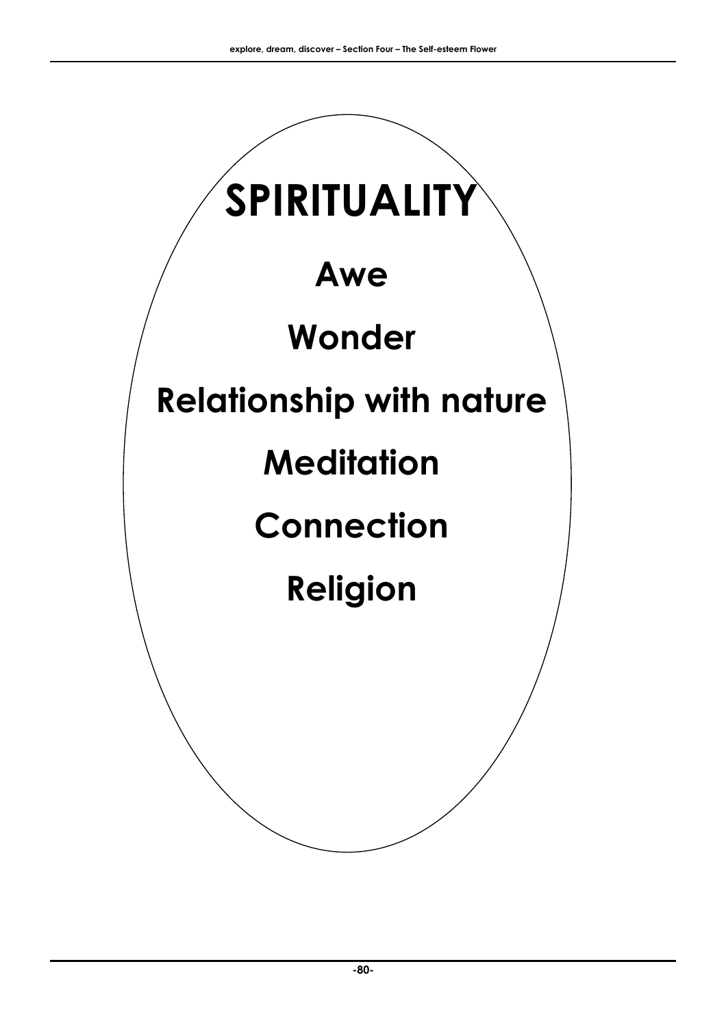# SPIRITUALITY

**Awe**

**Wonder**

**Relationship with nature**

**Meditation**

**Connection**

**Religion**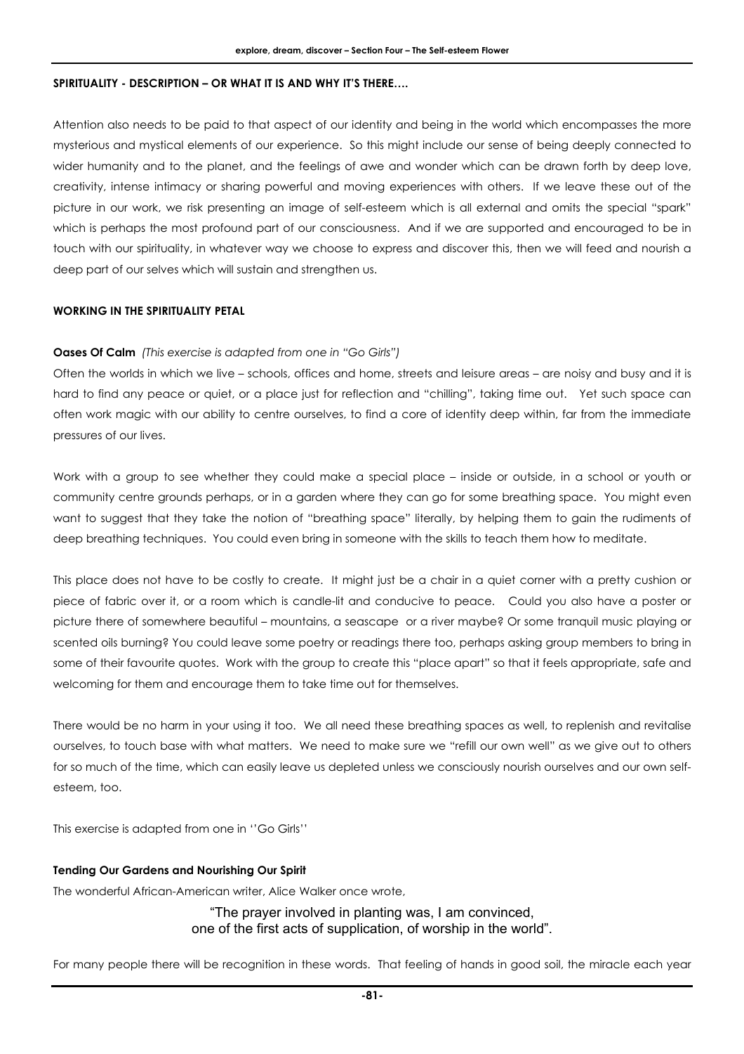**SPIRITUALITY - DESCRIPTION – OR WHAT IT IS AND WHY IT'S THERE….**

Attention also needs to be paid to that aspect of our identity and being in the world which encompasses the more mysterious and mystical elements of our experience. So this might include our sense of being deeply connected to wider humanity and to the planet, and the feelings of awe and wonder which can be drawn forth by deep love, creativity, intense intimacy or sharing powerful and moving experiences with others. If we leave these out of the picture in our work, we risk presenting an image of self-esteem which is all external and omits the special "spark" which is perhaps the most profound part of our consciousness. And if we are supported and encouraged to be in touch with our spirituality, in whatever way we choose to express and discover this, then we will feed and nourish a deep part of our selves which will sustain and strengthen us.

**WORKING IN THE SPIRITUALITY PETAL**

**Oases Of Calm** *(This exercise is adapted from one in "Go Girls")*

Often the worlds in which we live – schools, offices and home, streets and leisure areas – are noisy and busy and it is hard to find any peace or quiet, or a place just for reflection and "chilling", taking time out. Yet such space can often work magic with our ability to centre ourselves, to find a core of identity deep within, far from the immediate pressures of our lives.

Work with a group to see whether they could make a special place – inside or outside, in a school or youth or community centre grounds perhaps, or in a garden where they can go for some breathing space. You might even want to suggest that they take the notion of "breathing space" literally, by helping them to gain the rudiments of deep breathing techniques. You could even bring in someone with the skills to teach them how to meditate.

This place does not have to be costly to create. It might just be a chair in a quiet corner with a pretty cushion or piece of fabric over it, or a room which is candle-lit and conducive to peace. Could you also have a poster or picture there of somewhere beautiful – mountains, a seascape or a river maybe? Or some tranquil music playing or scented oils burning? You could leave some poetry or readings there too, perhaps asking group members to bring in some of their favourite quotes. Work with the group to create this "place apart" so that it feels appropriate, safe and welcoming for them and encourage them to take time out for themselves.

There would be no harm in your using it too. We all need these breathing spaces as well, to replenish and revitalise ourselves, to touch base with what matters. We need to make sure we "refill our own well" as we give out to others for so much of the time, which can easily leave us depleted unless we consciously nourish ourselves and our own self-esteem, too.

This exercise is adapted from one in ''Go Girls''

**Tending Our Gardens and Nourishing Our Spirit**

The wonderful African-American writer, Alice Walker once wrote,

> "The prayer involved in planting was, I am convinced,
> one of the first acts of supplication, of worship in the world".

For many people there will be recognition in these words. That feeling of hands in good soil, the miracle each year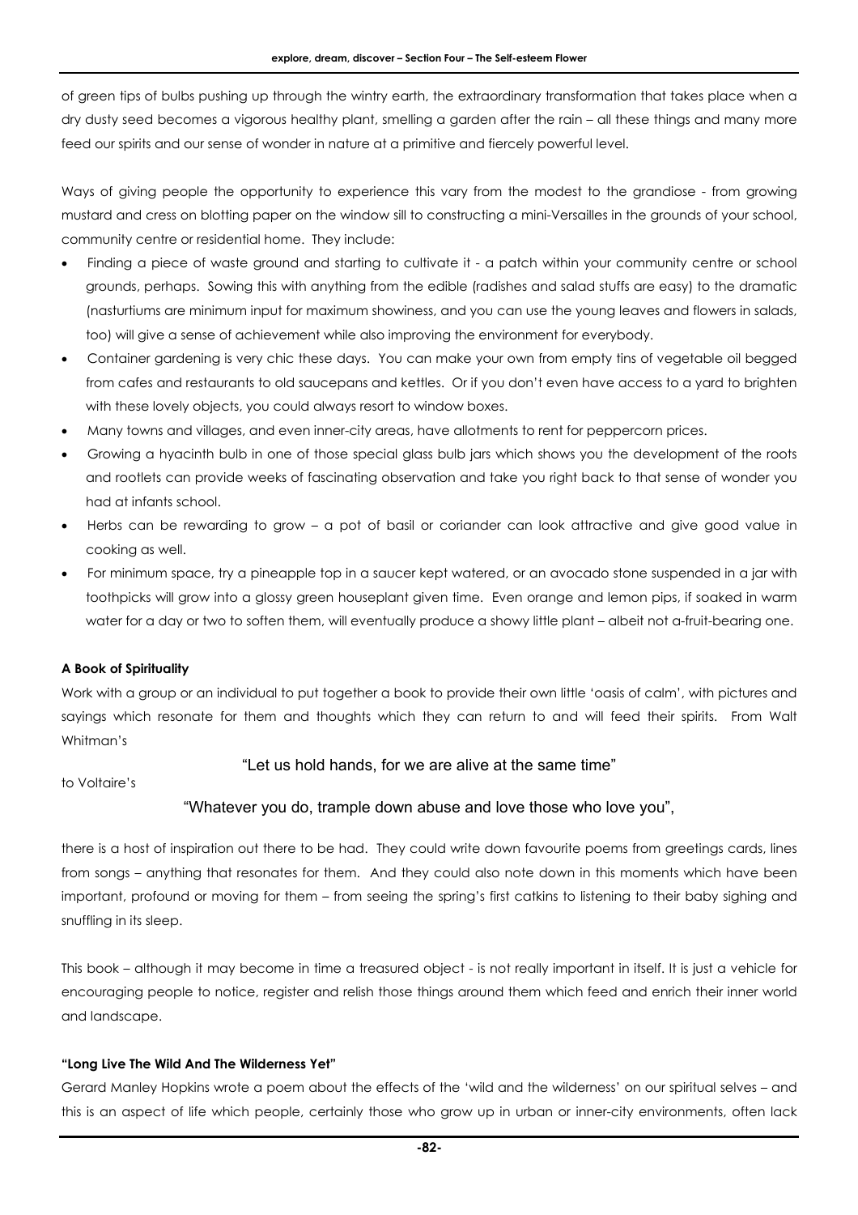of green tips of bulbs pushing up through the wintry earth, the extraordinary transformation that takes place when a dry dusty seed becomes a vigorous healthy plant, smelling a garden after the rain – all these things and many more feed our spirits and our sense of wonder in nature at a primitive and fiercely powerful level.

Ways of giving people the opportunity to experience this vary from the modest to the grandiose - from growing mustard and cress on blotting paper on the window sill to constructing a mini-Versailles in the grounds of your school, community centre or residential home. They include:

- Finding a piece of waste ground and starting to cultivate it - a patch within your community centre or school grounds, perhaps. Sowing this with anything from the edible (radishes and salad stuffs are easy) to the dramatic (nasturtiums are minimum input for maximum showiness, and you can use the young leaves and flowers in salads, too) will give a sense of achievement while also improving the environment for everybody.
- Container gardening is very chic these days. You can make your own from empty tins of vegetable oil begged from cafes and restaurants to old saucepans and kettles. Or if you don't even have access to a yard to brighten with these lovely objects, you could always resort to window boxes.
- Many towns and villages, and even inner-city areas, have allotments to rent for peppercorn prices.
- Growing a hyacinth bulb in one of those special glass bulb jars which shows you the development of the roots and rootlets can provide weeks of fascinating observation and take you right back to that sense of wonder you had at infants school.
- Herbs can be rewarding to grow – a pot of basil or coriander can look attractive and give good value in cooking as well.
- For minimum space, try a pineapple top in a saucer kept watered, or an avocado stone suspended in a jar with toothpicks will grow into a glossy green houseplant given time. Even orange and lemon pips, if soaked in warm water for a day or two to soften them, will eventually produce a showy little plant – albeit not a-fruit-bearing one.

**A Book of Spirituality**

Work with a group or an individual to put together a book to provide their own little 'oasis of calm', with pictures and sayings which resonate for them and thoughts which they can return to and will feed their spirits. From Walt Whitman's

"Let us hold hands, for we are alive at the same time"

to Voltaire's

"Whatever you do, trample down abuse and love those who love you",

there is a host of inspiration out there to be had. They could write down favourite poems from greetings cards, lines from songs – anything that resonates for them. And they could also note down in this moments which have been important, profound or moving for them – from seeing the spring's first catkins to listening to their baby sighing and snuffling in its sleep.

This book – although it may become in time a treasured object - is not really important in itself. It is just a vehicle for encouraging people to notice, register and relish those things around them which feed and enrich their inner world and landscape.

**"Long Live The Wild And The Wilderness Yet"**

Gerard Manley Hopkins wrote a poem about the effects of the 'wild and the wilderness' on our spiritual selves – and this is an aspect of life which people, certainly those who grow up in urban or inner-city environments, often lack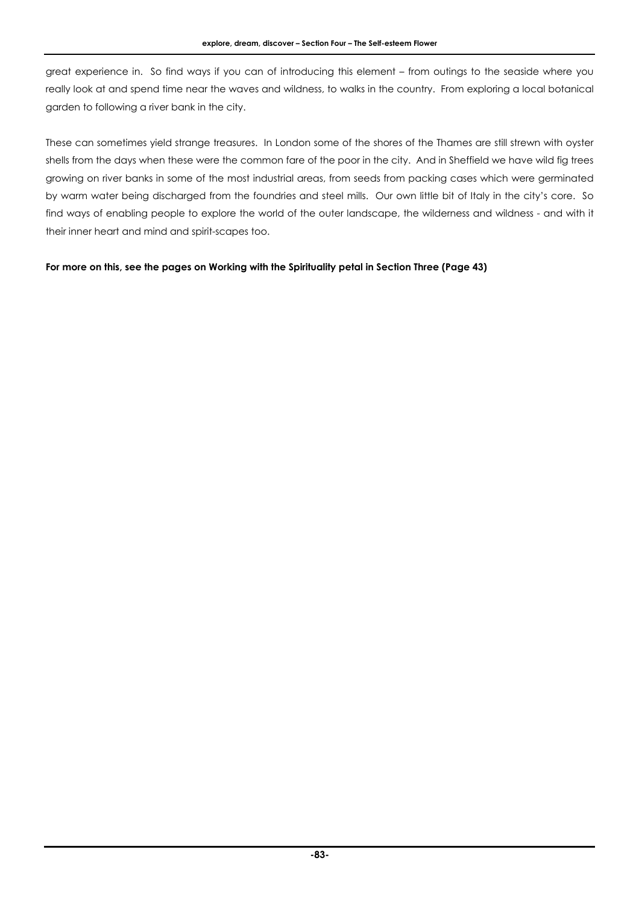great experience in. So find ways if you can of introducing this element – from outings to the seaside where you really look at and spend time near the waves and wildness, to walks in the country. From exploring a local botanical garden to following a river bank in the city.

These can sometimes yield strange treasures. In London some of the shores of the Thames are still strewn with oyster shells from the days when these were the common fare of the poor in the city. And in Sheffield we have wild fig trees growing on river banks in some of the most industrial areas, from seeds from packing cases which were germinated by warm water being discharged from the foundries and steel mills. Our own little bit of Italy in the city's core. So find ways of enabling people to explore the world of the outer landscape, the wilderness and wildness - and with it their inner heart and mind and spirit-scapes too.

**For more on this, see the pages on Working with the Spirituality petal in Section Three (Page 43)**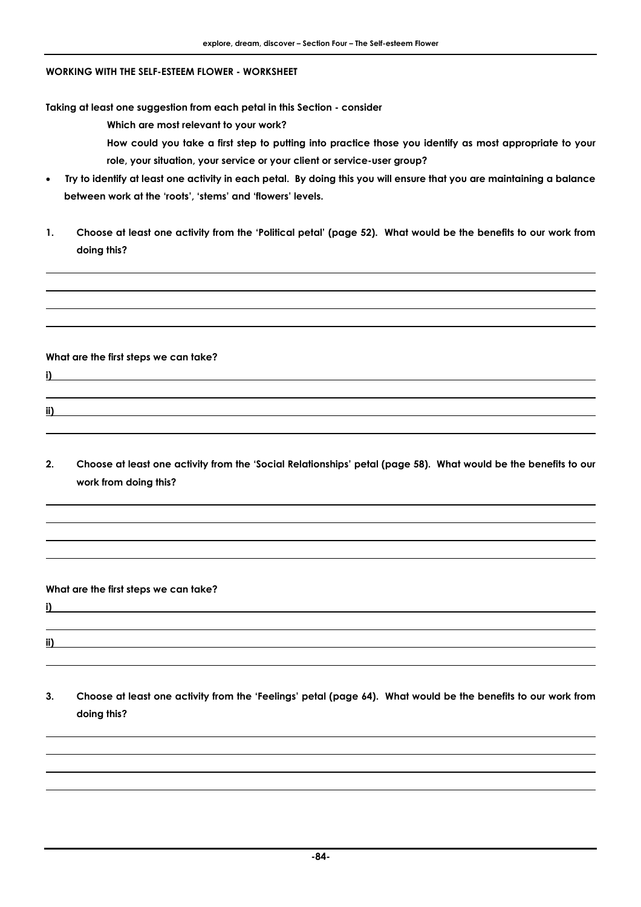**WORKING WITH THE SELF-ESTEEM FLOWER - WORKSHEET**

**Taking at least one suggestion from each petal in this Section - consider**

**Which are most relevant to your work?**

**How could you take a first step to putting into practice those you identify as most appropriate to your role, your situation, your service or your client or service-user group?**

- **Try to identify at least one activity in each petal. By doing this you will ensure that you are maintaining a balance between work at the 'roots', 'stems' and 'flowers' levels.**

**1. Choose at least one activity from the 'Political petal' (page 52). What would be the benefits to our work from doing this?**

**What are the first steps we can take?**

**i)**

**ii)**

**2. Choose at least one activity from the 'Social Relationships' petal (page 58). What would be the benefits to our work from doing this?**

**What are the first steps we can take?**

**i)**

**ii)**

**3. Choose at least one activity from the 'Feelings' petal (page 64). What would be the benefits to our work from doing this?**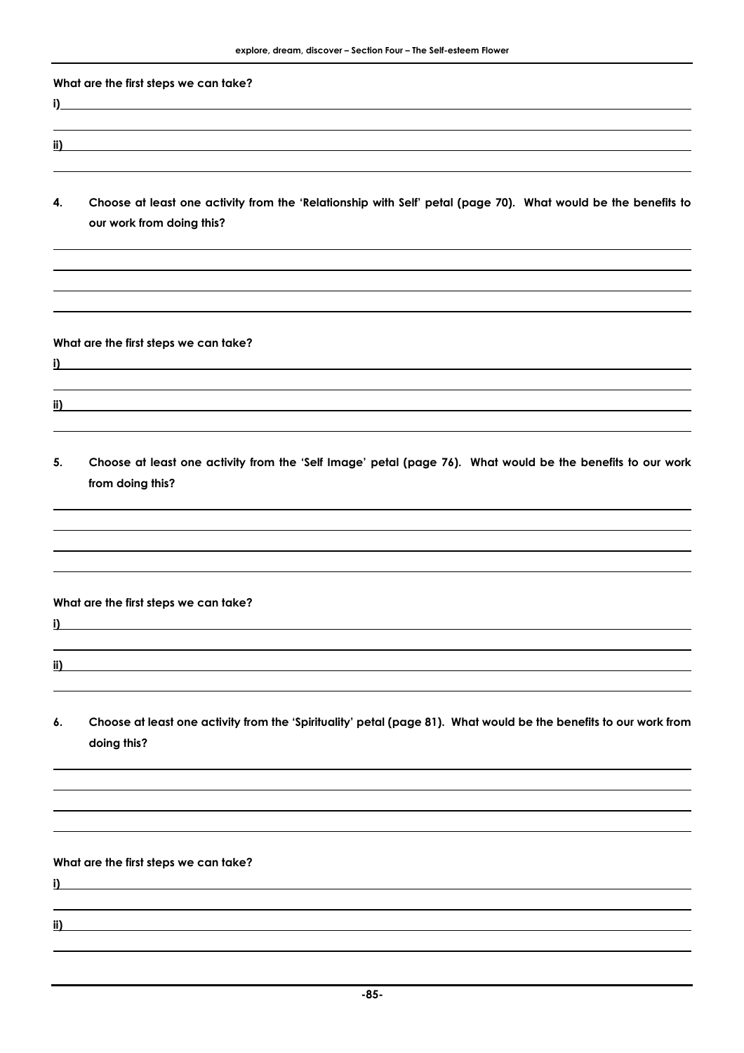**What are the first steps we can take?**

i)

ii)

4. **Choose at least one activity from the 'Relationship with Self' petal (page 70). What would be the benefits to our work from doing this?**

**What are the first steps we can take?**

i)

ii)

5. **Choose at least one activity from the 'Self Image' petal (page 76). What would be the benefits to our work from doing this?**

**What are the first steps we can take?**

i)

ii)

6. **Choose at least one activity from the 'Spirituality' petal (page 81). What would be the benefits to our work from doing this?**

**What are the first steps we can take?**

i)

ii)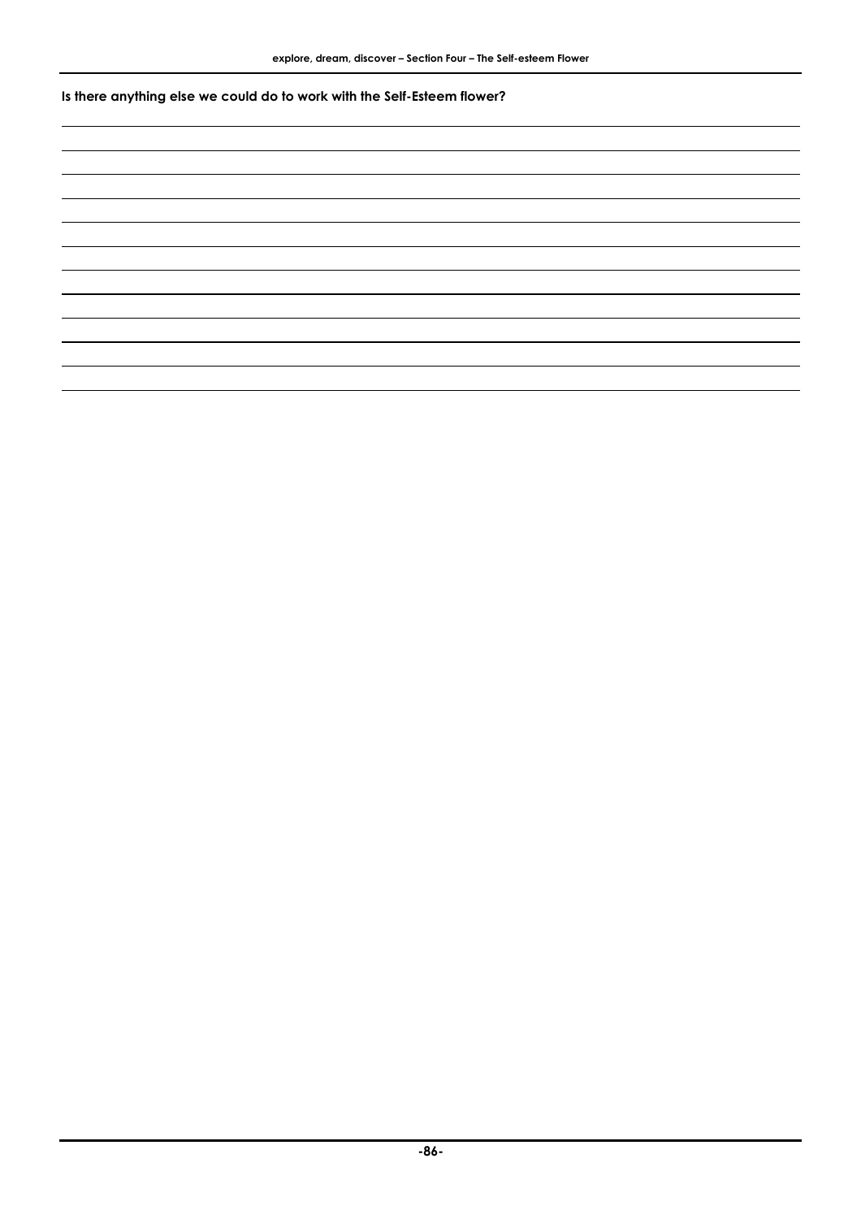**Is there anything else we could do to work with the Self-Esteem flower?**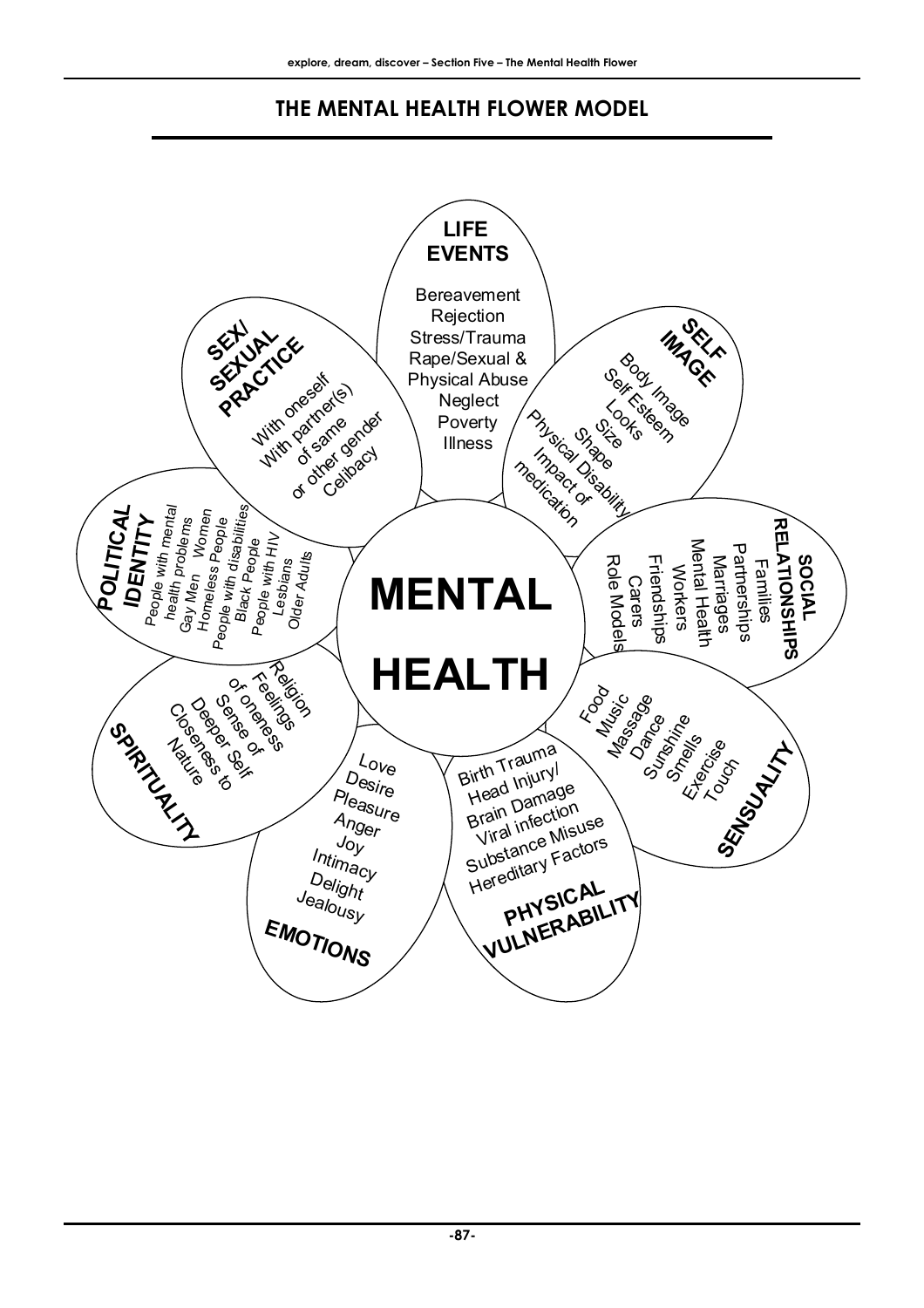## THE MENTAL HEALTH FLOWER MODEL

**MENTAL HEALTH**

**LIFE EVENTS**
Bereavement
Rejection
Stress/Trauma
Rape/Sexual & Physical Abuse
Neglect
Poverty
Illness

**SELF IMAGE**
Body Image
Self Esteem
Looks
Size
Shape
Physical Disability
Impact of medication

**SOCIAL RELATIONSHIPS**
Families
Partnerships
Marriages
Mental Health Workers
Friendships
Carers
Role Models

**SENSUALITY**
Food
Music
Massage
Dance
Sunshine
Smells
Exercise
Touch

**PHYSICAL VULNERABILITY**
Birth Trauma
Head Injury/ Brain Damage
Viral infection
Substance Misuse
Hereditary Factors

**EMOTIONS**
Love
Desire
Pleasure
Anger
Joy
Intimacy
Delight
Jealousy

**SPIRITUALITY**
Religion
Feelings of oneness
Sense of Deeper Self
Closeness to Nature

**POLITICAL IDENTITY**
People with mental health problems
Women
Gay Men
Homeless People
People with disabilities
Black People
People with HIV
Lesbians
Older Adults

**SEX/ SEXUAL PRACTICE**
With oneself
With partner(s) of same or other gender
Celibacy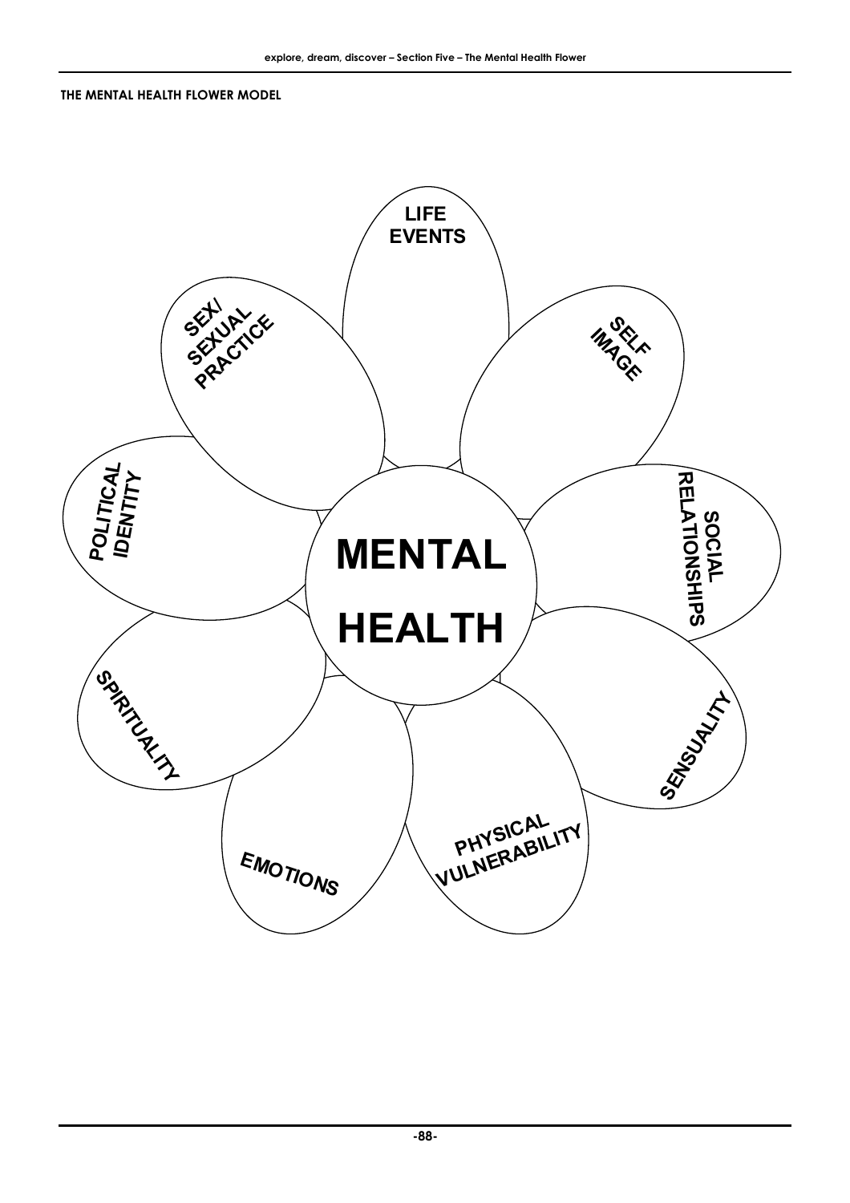### THE MENTAL HEALTH FLOWER MODEL

MENTAL HEALTH

- LIFE EVENTS
- SELF IMAGE
- SOCIAL RELATIONSHIPS
- SENSUALITY
- PHYSICAL VULNERABILITY
- EMOTIONS
- SPIRITUALITY
- POLITICAL IDENTITY
- SEX/ SEXUAL PRACTICE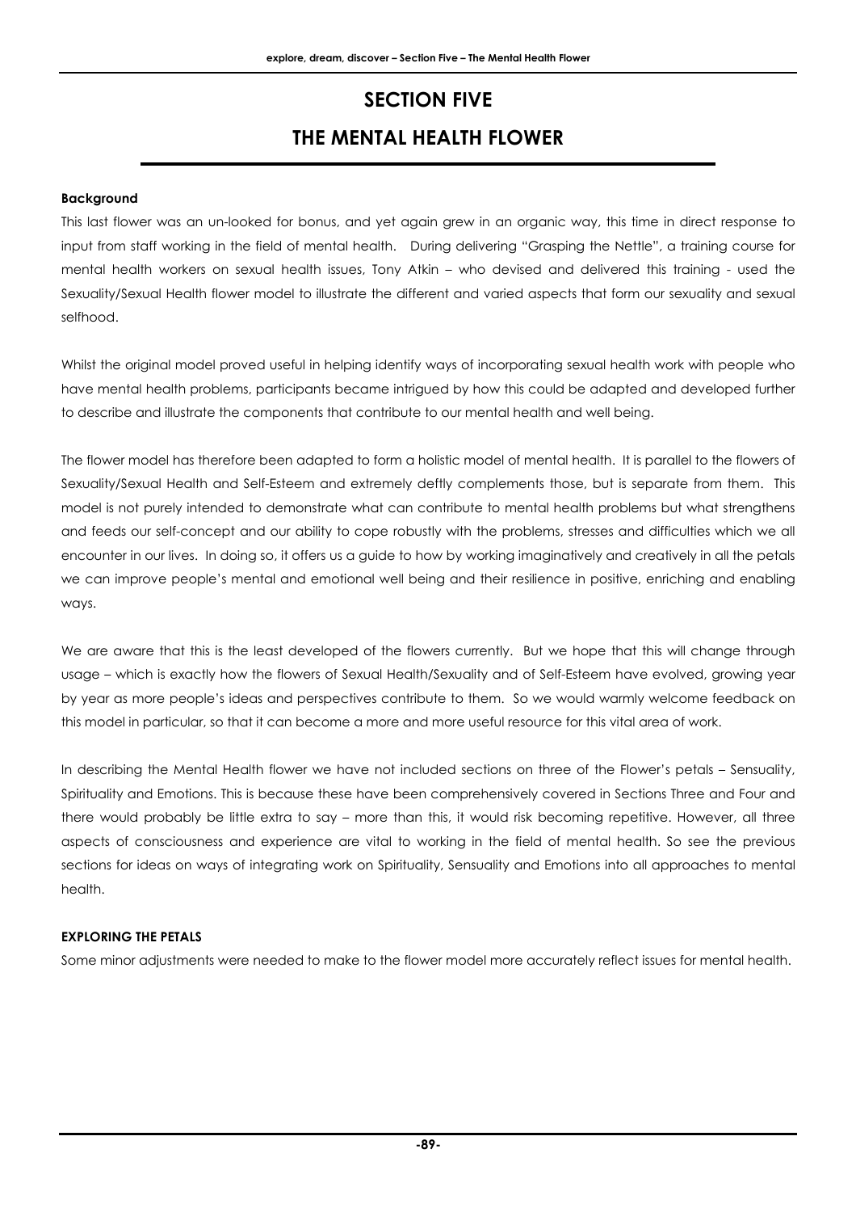# SECTION FIVE

# THE MENTAL HEALTH FLOWER

**Background**

This last flower was an un-looked for bonus, and yet again grew in an organic way, this time in direct response to input from staff working in the field of mental health. During delivering "Grasping the Nettle", a training course for mental health workers on sexual health issues, Tony Atkin – who devised and delivered this training - used the Sexuality/Sexual Health flower model to illustrate the different and varied aspects that form our sexuality and sexual selfhood.

Whilst the original model proved useful in helping identify ways of incorporating sexual health work with people who have mental health problems, participants became intrigued by how this could be adapted and developed further to describe and illustrate the components that contribute to our mental health and well being.

The flower model has therefore been adapted to form a holistic model of mental health. It is parallel to the flowers of Sexuality/Sexual Health and Self-Esteem and extremely deftly complements those, but is separate from them. This model is not purely intended to demonstrate what can contribute to mental health problems but what strengthens and feeds our self-concept and our ability to cope robustly with the problems, stresses and difficulties which we all encounter in our lives. In doing so, it offers us a guide to how by working imaginatively and creatively in all the petals we can improve people's mental and emotional well being and their resilience in positive, enriching and enabling ways.

We are aware that this is the least developed of the flowers currently. But we hope that this will change through usage – which is exactly how the flowers of Sexual Health/Sexuality and of Self-Esteem have evolved, growing year by year as more people's ideas and perspectives contribute to them. So we would warmly welcome feedback on this model in particular, so that it can become a more and more useful resource for this vital area of work.

In describing the Mental Health flower we have not included sections on three of the Flower's petals – Sensuality, Spirituality and Emotions. This is because these have been comprehensively covered in Sections Three and Four and there would probably be little extra to say – more than this, it would risk becoming repetitive. However, all three aspects of consciousness and experience are vital to working in the field of mental health. So see the previous sections for ideas on ways of integrating work on Spirituality, Sensuality and Emotions into all approaches to mental health.

**EXPLORING THE PETALS**

Some minor adjustments were needed to make to the flower model more accurately reflect issues for mental health.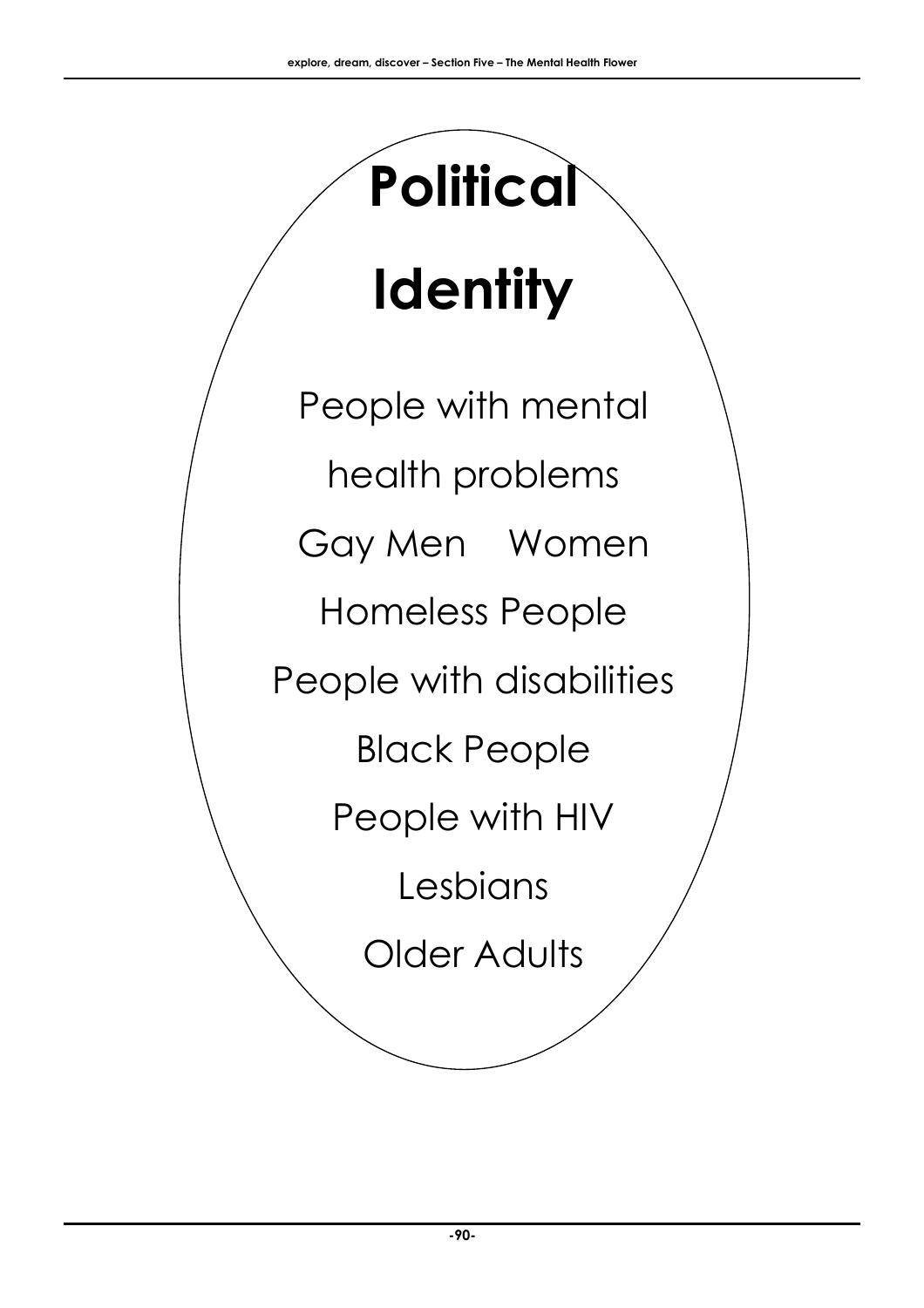# Political Identity

People with mental health problems

Gay Men Women

Homeless People

People with disabilities

Black People

People with HIV

Lesbians

Older Adults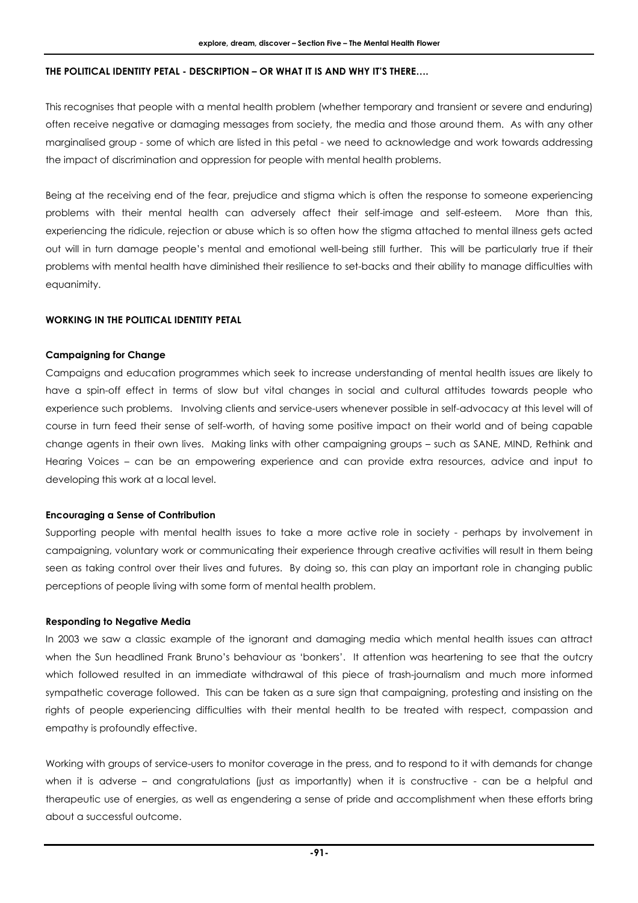## THE POLITICAL IDENTITY PETAL - DESCRIPTION – OR WHAT IT IS AND WHY IT'S THERE….

This recognises that people with a mental health problem (whether temporary and transient or severe and enduring) often receive negative or damaging messages from society, the media and those around them. As with any other marginalised group - some of which are listed in this petal - we need to acknowledge and work towards addressing the impact of discrimination and oppression for people with mental health problems.

Being at the receiving end of the fear, prejudice and stigma which is often the response to someone experiencing problems with their mental health can adversely affect their self-image and self-esteem. More than this, experiencing the ridicule, rejection or abuse which is so often how the stigma attached to mental illness gets acted out will in turn damage people's mental and emotional well-being still further. This will be particularly true if their problems with mental health have diminished their resilience to set-backs and their ability to manage difficulties with equanimity.

## WORKING IN THE POLITICAL IDENTITY PETAL

### Campaigning for Change

Campaigns and education programmes which seek to increase understanding of mental health issues are likely to have a spin-off effect in terms of slow but vital changes in social and cultural attitudes towards people who experience such problems. Involving clients and service-users whenever possible in self-advocacy at this level will of course in turn feed their sense of self-worth, of having some positive impact on their world and of being capable change agents in their own lives. Making links with other campaigning groups – such as SANE, MIND, Rethink and Hearing Voices – can be an empowering experience and can provide extra resources, advice and input to developing this work at a local level.

### Encouraging a Sense of Contribution

Supporting people with mental health issues to take a more active role in society - perhaps by involvement in campaigning, voluntary work or communicating their experience through creative activities will result in them being seen as taking control over their lives and futures. By doing so, this can play an important role in changing public perceptions of people living with some form of mental health problem.

### Responding to Negative Media

In 2003 we saw a classic example of the ignorant and damaging media which mental health issues can attract when the Sun headlined Frank Bruno's behaviour as 'bonkers'. It attention was heartening to see that the outcry which followed resulted in an immediate withdrawal of this piece of trash-journalism and much more informed sympathetic coverage followed. This can be taken as a sure sign that campaigning, protesting and insisting on the rights of people experiencing difficulties with their mental health to be treated with respect, compassion and empathy is profoundly effective.

Working with groups of service-users to monitor coverage in the press, and to respond to it with demands for change when it is adverse – and congratulations (just as importantly) when it is constructive - can be a helpful and therapeutic use of energies, as well as engendering a sense of pride and accomplishment when these efforts bring about a successful outcome.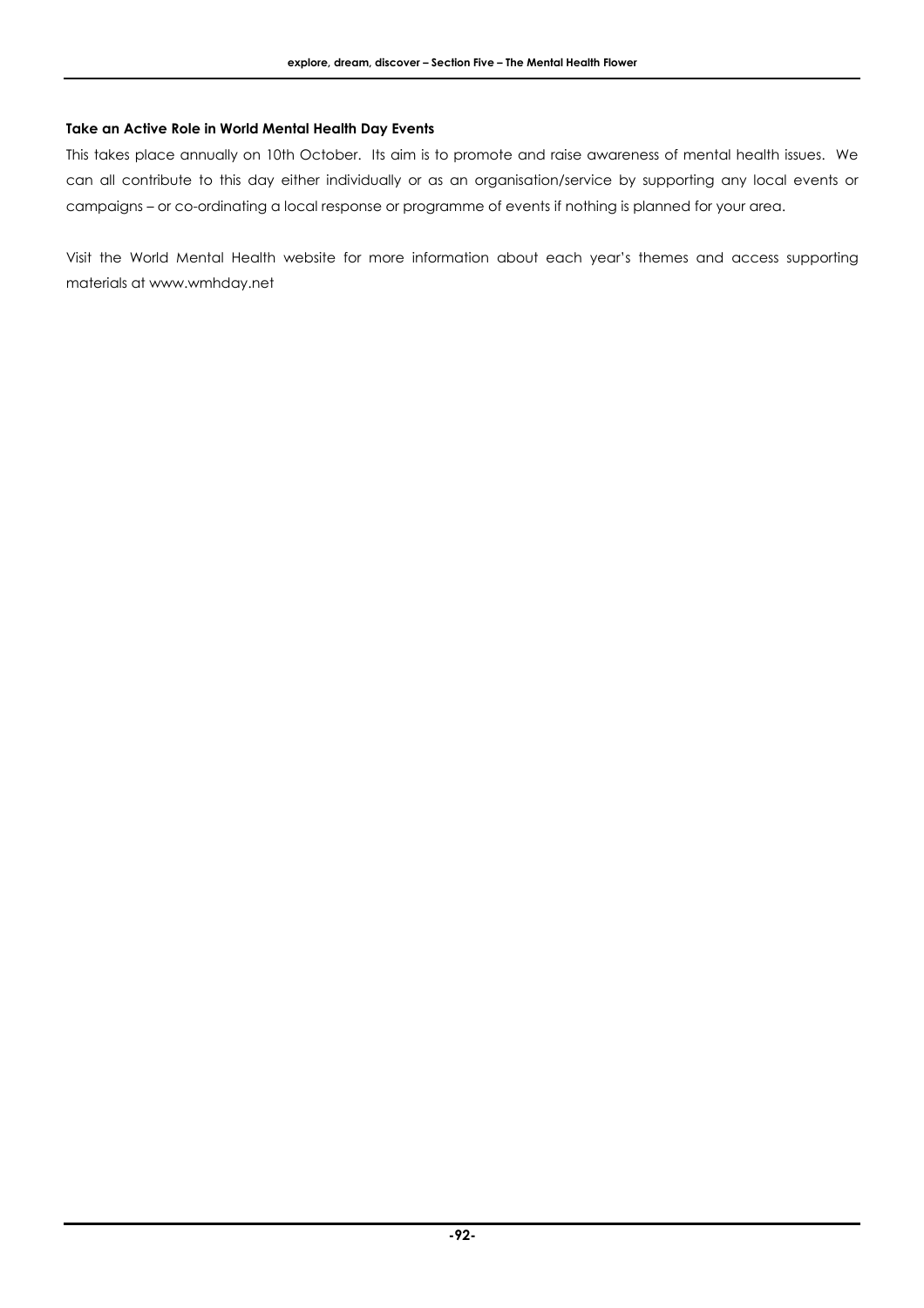**Take an Active Role in World Mental Health Day Events**

This takes place annually on 10th October. Its aim is to promote and raise awareness of mental health issues. We can all contribute to this day either individually or as an organisation/service by supporting any local events or campaigns – or co-ordinating a local response or programme of events if nothing is planned for your area.

Visit the World Mental Health website for more information about each year's themes and access supporting materials at www.wmhday.net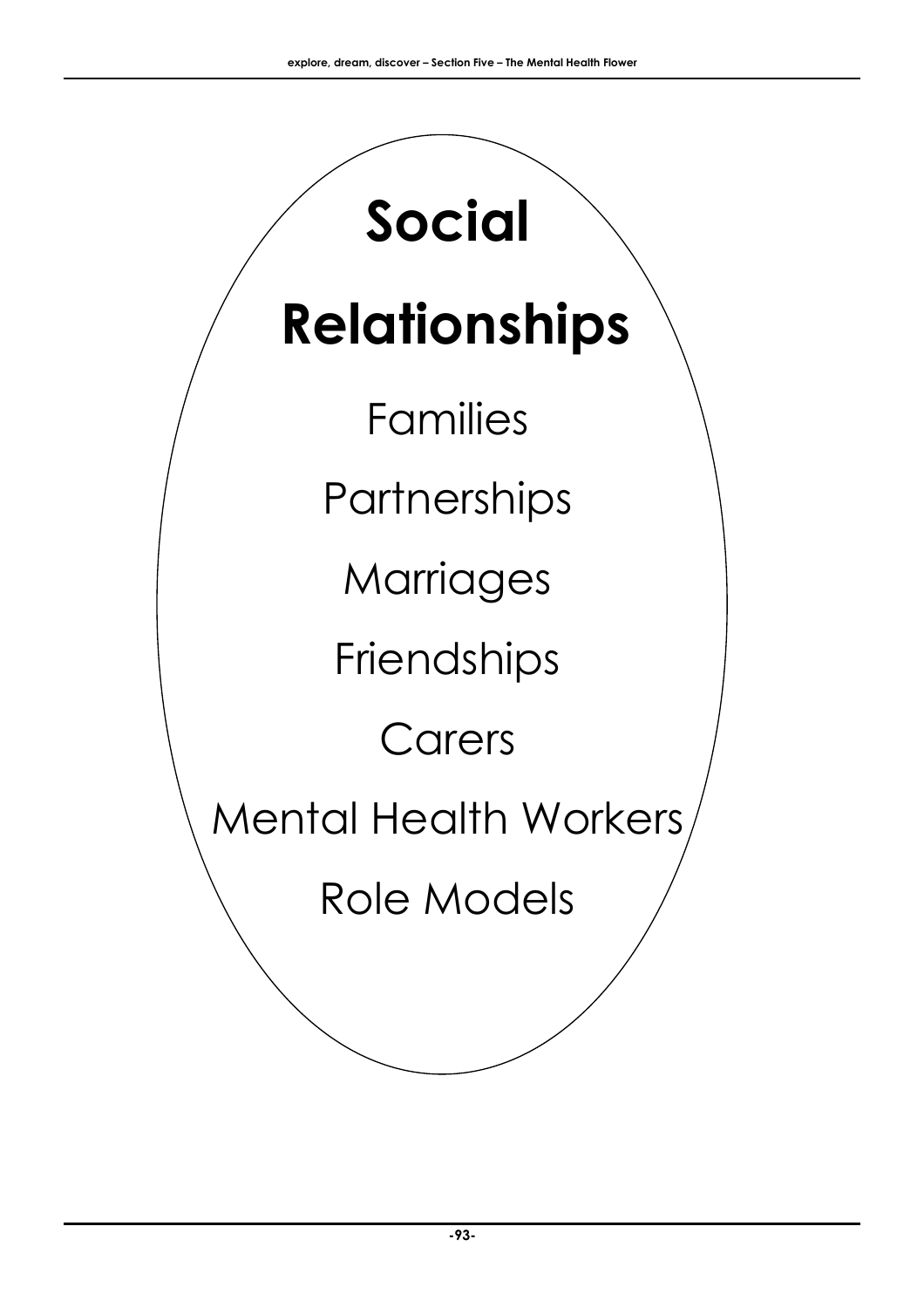# Social Relationships

Families

Partnerships

Marriages

Friendships

Carers

Mental Health Workers

Role Models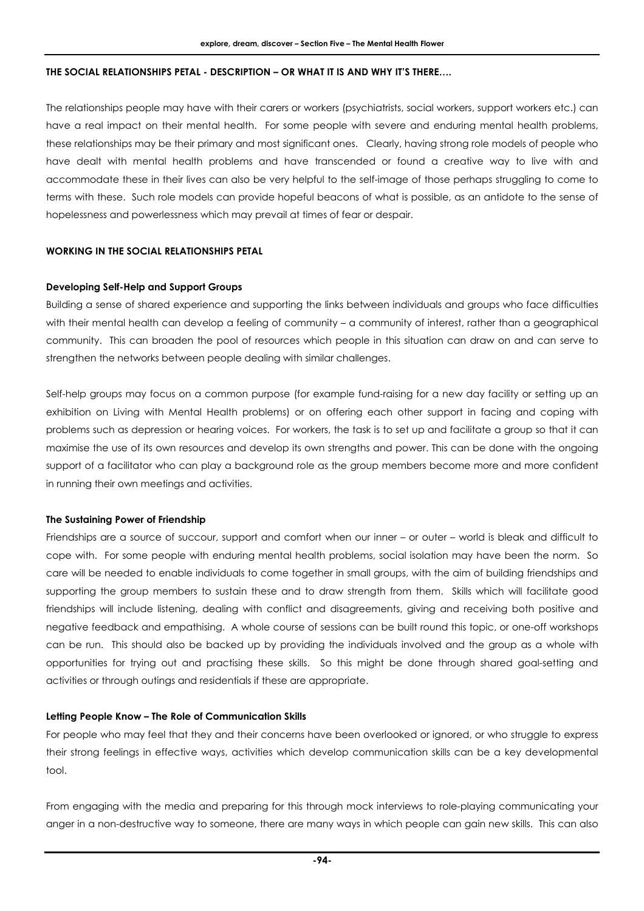## THE SOCIAL RELATIONSHIPS PETAL - DESCRIPTION – OR WHAT IT IS AND WHY IT'S THERE….

The relationships people may have with their carers or workers (psychiatrists, social workers, support workers etc.) can have a real impact on their mental health. For some people with severe and enduring mental health problems, these relationships may be their primary and most significant ones. Clearly, having strong role models of people who have dealt with mental health problems and have transcended or found a creative way to live with and accommodate these in their lives can also be very helpful to the self-image of those perhaps struggling to come to terms with these. Such role models can provide hopeful beacons of what is possible, as an antidote to the sense of hopelessness and powerlessness which may prevail at times of fear or despair.

## WORKING IN THE SOCIAL RELATIONSHIPS PETAL

### Developing Self-Help and Support Groups

Building a sense of shared experience and supporting the links between individuals and groups who face difficulties with their mental health can develop a feeling of community – a community of interest, rather than a geographical community. This can broaden the pool of resources which people in this situation can draw on and can serve to strengthen the networks between people dealing with similar challenges.

Self-help groups may focus on a common purpose (for example fund-raising for a new day facility or setting up an exhibition on Living with Mental Health problems) or on offering each other support in facing and coping with problems such as depression or hearing voices. For workers, the task is to set up and facilitate a group so that it can maximise the use of its own resources and develop its own strengths and power. This can be done with the ongoing support of a facilitator who can play a background role as the group members become more and more confident in running their own meetings and activities.

### The Sustaining Power of Friendship

Friendships are a source of succour, support and comfort when our inner – or outer – world is bleak and difficult to cope with. For some people with enduring mental health problems, social isolation may have been the norm. So care will be needed to enable individuals to come together in small groups, with the aim of building friendships and supporting the group members to sustain these and to draw strength from them. Skills which will facilitate good friendships will include listening, dealing with conflict and disagreements, giving and receiving both positive and negative feedback and empathising. A whole course of sessions can be built round this topic, or one-off workshops can be run. This should also be backed up by providing the individuals involved and the group as a whole with opportunities for trying out and practising these skills. So this might be done through shared goal-setting and activities or through outings and residentials if these are appropriate.

### Letting People Know – The Role of Communication Skills

For people who may feel that they and their concerns have been overlooked or ignored, or who struggle to express their strong feelings in effective ways, activities which develop communication skills can be a key developmental tool.

From engaging with the media and preparing for this through mock interviews to role-playing communicating your anger in a non-destructive way to someone, there are many ways in which people can gain new skills. This can also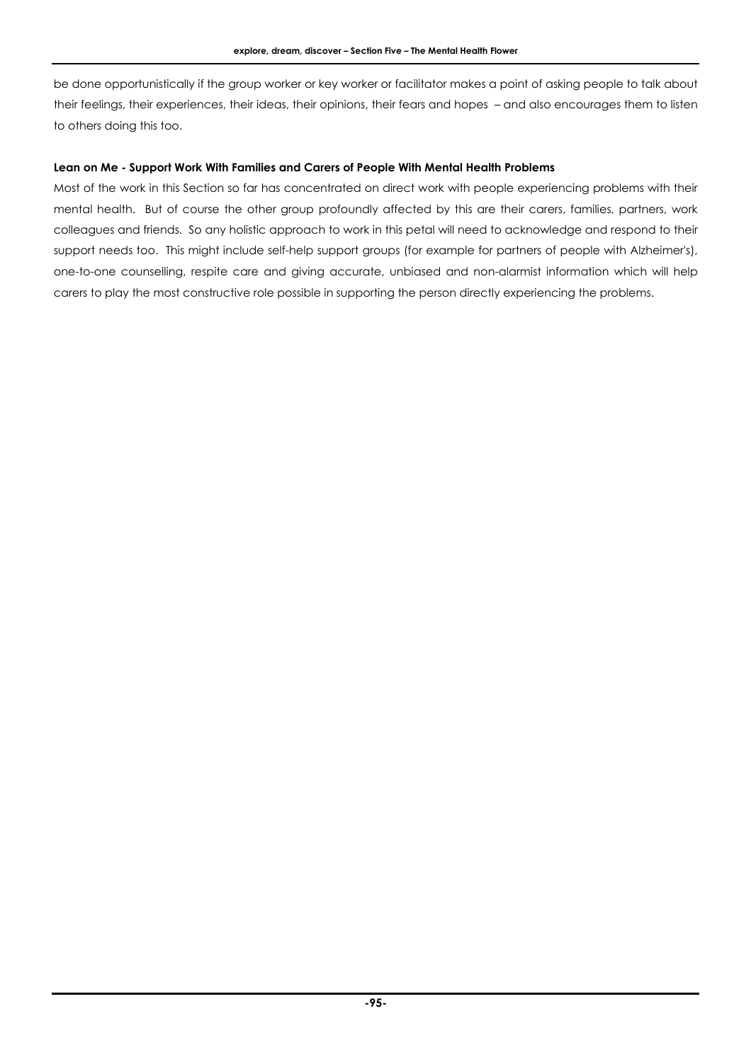be done opportunistically if the group worker or key worker or facilitator makes a point of asking people to talk about their feelings, their experiences, their ideas, their opinions, their fears and hopes – and also encourages them to listen to others doing this too.

**Lean on Me - Support Work With Families and Carers of People With Mental Health Problems**

Most of the work in this Section so far has concentrated on direct work with people experiencing problems with their mental health. But of course the other group profoundly affected by this are their carers, families, partners, work colleagues and friends. So any holistic approach to work in this petal will need to acknowledge and respond to their support needs too. This might include self-help support groups (for example for partners of people with Alzheimer's), one-to-one counselling, respite care and giving accurate, unbiased and non-alarmist information which will help carers to play the most constructive role possible in supporting the person directly experiencing the problems.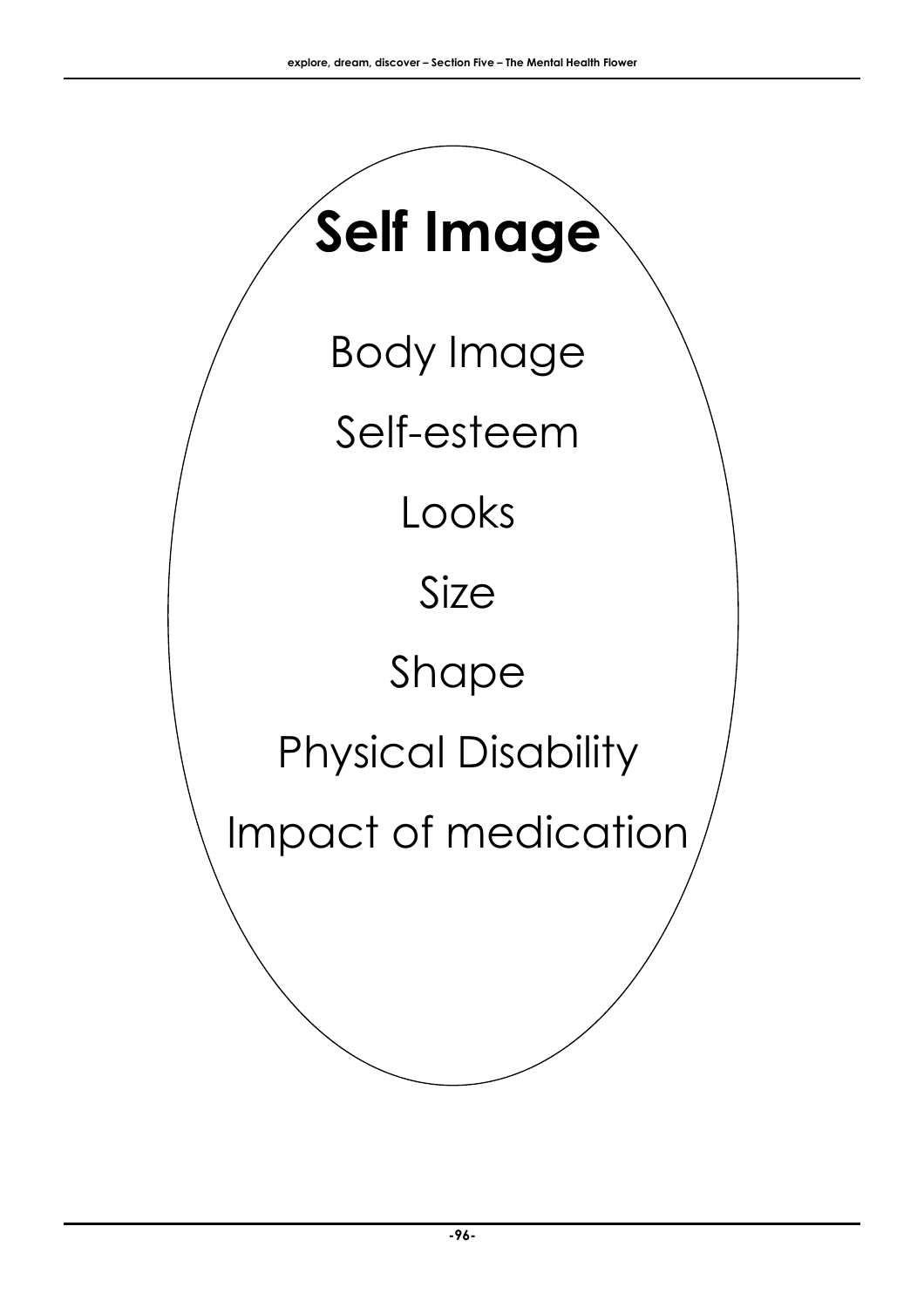# Self Image

Body Image

Self-esteem

Looks

Size

Shape

Physical Disability

Impact of medication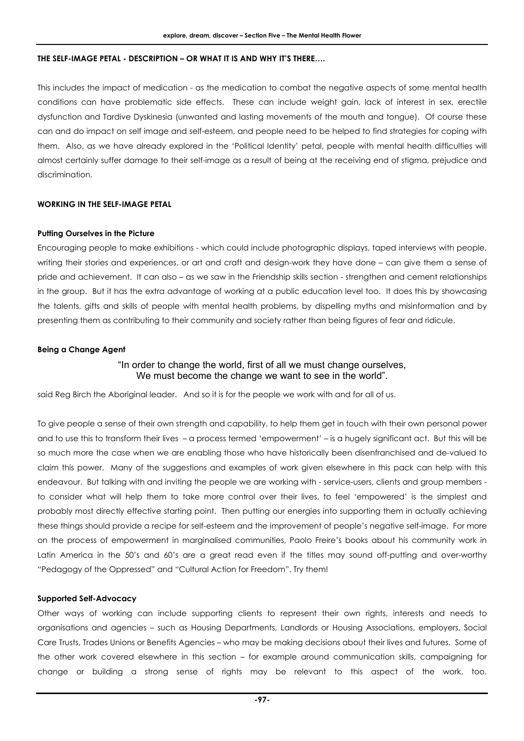**THE SELF-IMAGE PETAL - DESCRIPTION – OR WHAT IT IS AND WHY IT'S THERE….**

This includes the impact of medication - as the medication to combat the negative aspects of some mental health conditions can have problematic side effects. These can include weight gain, lack of interest in sex, erectile dysfunction and Tardive Dyskinesia (unwanted and lasting movements of the mouth and tongue). Of course these can and do impact on self image and self-esteem, and people need to be helped to find strategies for coping with them. Also, as we have already explored in the 'Political Identity' petal, people with mental health difficulties will almost certainly suffer damage to their self-image as a result of being at the receiving end of stigma, prejudice and discrimination.

**WORKING IN THE SELF-IMAGE PETAL**

**Putting Ourselves in the Picture**

Encouraging people to make exhibitions - which could include photographic displays, taped interviews with people, writing their stories and experiences, or art and craft and design-work they have done – can give them a sense of pride and achievement. It can also – as we saw in the Friendship skills section - strengthen and cement relationships in the group. But it has the extra advantage of working at a public education level too. It does this by showcasing the talents, gifts and skills of people with mental health problems, by dispelling myths and misinformation and by presenting them as contributing to their community and society rather than being figures of fear and ridicule.

**Being a Change Agent**

> "In order to change the world, first of all we must change ourselves,
> We must become the change we want to see in the world".

said Reg Birch the Aboriginal leader. And so it is for the people we work with and for all of us.

To give people a sense of their own strength and capability, to help them get in touch with their own personal power and to use this to transform their lives – a process termed 'empowerment' – is a hugely significant act. But this will be so much more the case when we are enabling those who have historically been disenfranchised and de-valued to claim this power. Many of the suggestions and examples of work given elsewhere in this pack can help with this endeavour. But talking with and inviting the people we are working with - service-users, clients and group members - to consider what will help them to take more control over their lives, to feel 'empowered' is the simplest and probably most directly effective starting point. Then putting our energies into supporting them in actually achieving these things should provide a recipe for self-esteem and the improvement of people's negative self-image. For more on the process of empowerment in marginalised communities, Paolo Freire's books about his community work in Latin America in the 50's and 60's are a great read even if the titles may sound off-putting and over-worthy "Pedagogy of the Oppressed" and "Cultural Action for Freedom". Try them!

**Supported Self-Advocacy**

Other ways of working can include supporting clients to represent their own rights, interests and needs to organisations and agencies – such as Housing Departments, Landlords or Housing Associations, employers, Social Care Trusts, Trades Unions or Benefits Agencies – who may be making decisions about their lives and futures. Some of the other work covered elsewhere in this section – for example around communication skills, campaigning for change or building a strong sense of rights may be relevant to this aspect of the work, too.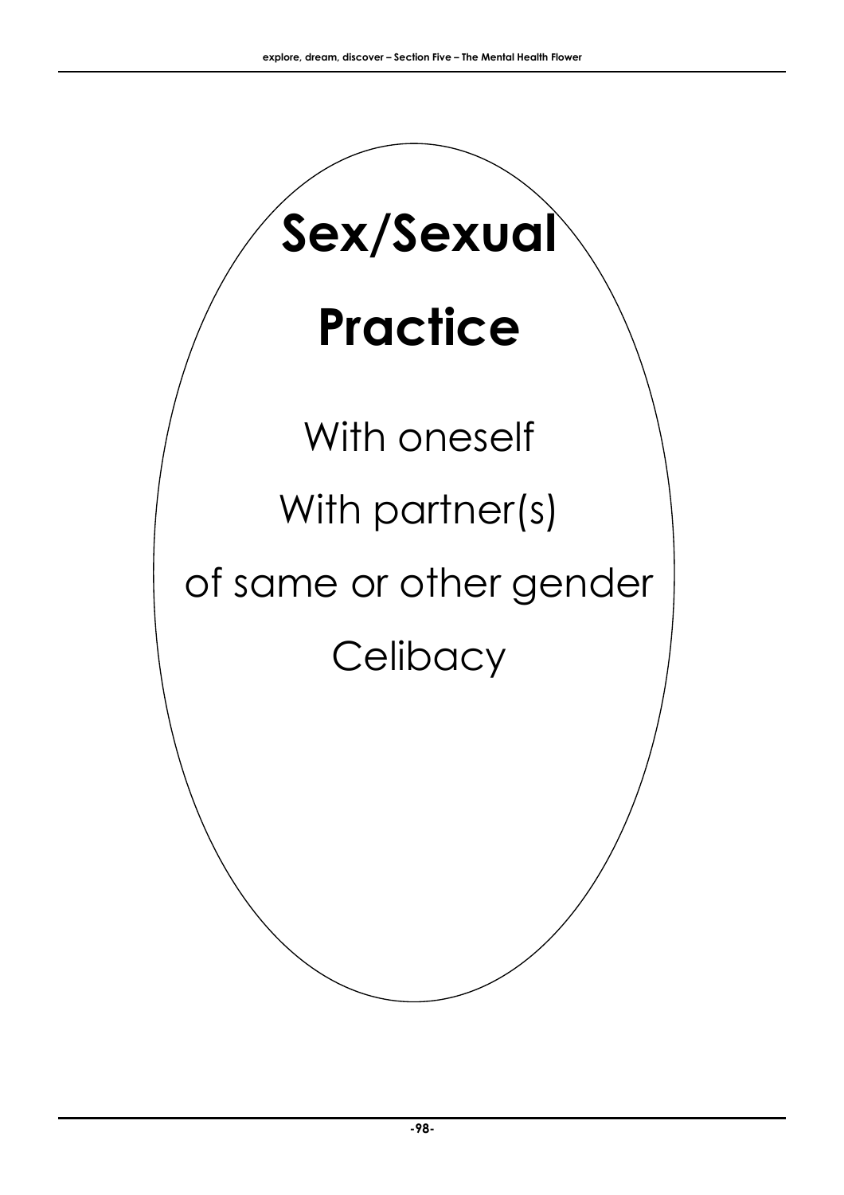# Sex/Sexual Practice

With oneself

With partner(s)

of same or other gender

Celibacy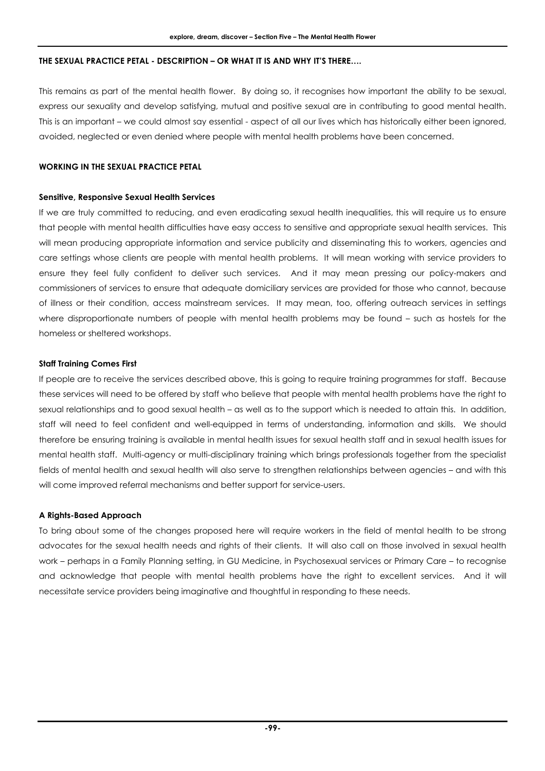**THE SEXUAL PRACTICE PETAL - DESCRIPTION – OR WHAT IT IS AND WHY IT'S THERE….**

This remains as part of the mental health flower. By doing so, it recognises how important the ability to be sexual, express our sexuality and develop satisfying, mutual and positive sexual are in contributing to good mental health. This is an important – we could almost say essential - aspect of all our lives which has historically either been ignored, avoided, neglected or even denied where people with mental health problems have been concerned.

**WORKING IN THE SEXUAL PRACTICE PETAL**

**Sensitive, Responsive Sexual Health Services**

If we are truly committed to reducing, and even eradicating sexual health inequalities, this will require us to ensure that people with mental health difficulties have easy access to sensitive and appropriate sexual health services. This will mean producing appropriate information and service publicity and disseminating this to workers, agencies and care settings whose clients are people with mental health problems. It will mean working with service providers to ensure they feel fully confident to deliver such services. And it may mean pressing our policy-makers and commissioners of services to ensure that adequate domiciliary services are provided for those who cannot, because of illness or their condition, access mainstream services. It may mean, too, offering outreach services in settings where disproportionate numbers of people with mental health problems may be found – such as hostels for the homeless or sheltered workshops.

**Staff Training Comes First**

If people are to receive the services described above, this is going to require training programmes for staff. Because these services will need to be offered by staff who believe that people with mental health problems have the right to sexual relationships and to good sexual health – as well as to the support which is needed to attain this. In addition, staff will need to feel confident and well-equipped in terms of understanding, information and skills. We should therefore be ensuring training is available in mental health issues for sexual health staff and in sexual health issues for mental health staff. Multi-agency or multi-disciplinary training which brings professionals together from the specialist fields of mental health and sexual health will also serve to strengthen relationships between agencies – and with this will come improved referral mechanisms and better support for service-users.

**A Rights-Based Approach**

To bring about some of the changes proposed here will require workers in the field of mental health to be strong advocates for the sexual health needs and rights of their clients. It will also call on those involved in sexual health work – perhaps in a Family Planning setting, in GU Medicine, in Psychosexual services or Primary Care – to recognise and acknowledge that people with mental health problems have the right to excellent services. And it will necessitate service providers being imaginative and thoughtful in responding to these needs.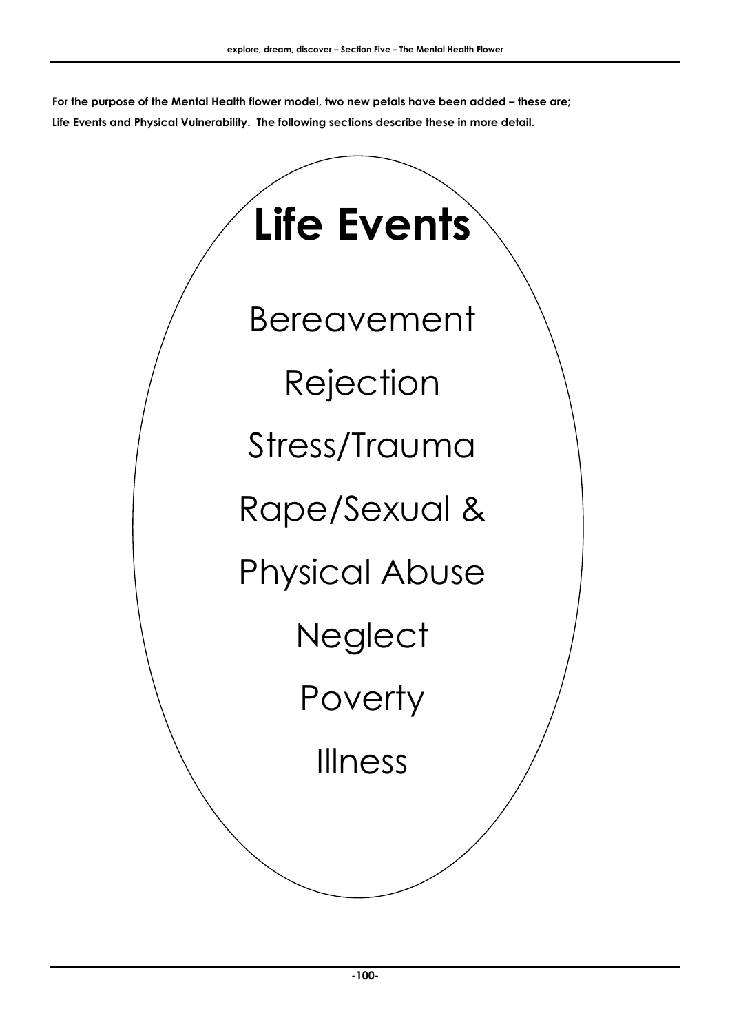**For the purpose of the Mental Health flower model, two new petals have been added – these are; Life Events and Physical Vulnerability. The following sections describe these in more detail.**

# Life Events

Bereavement

Rejection

Stress/Trauma

Rape/Sexual &

Physical Abuse

Neglect

Poverty

Illness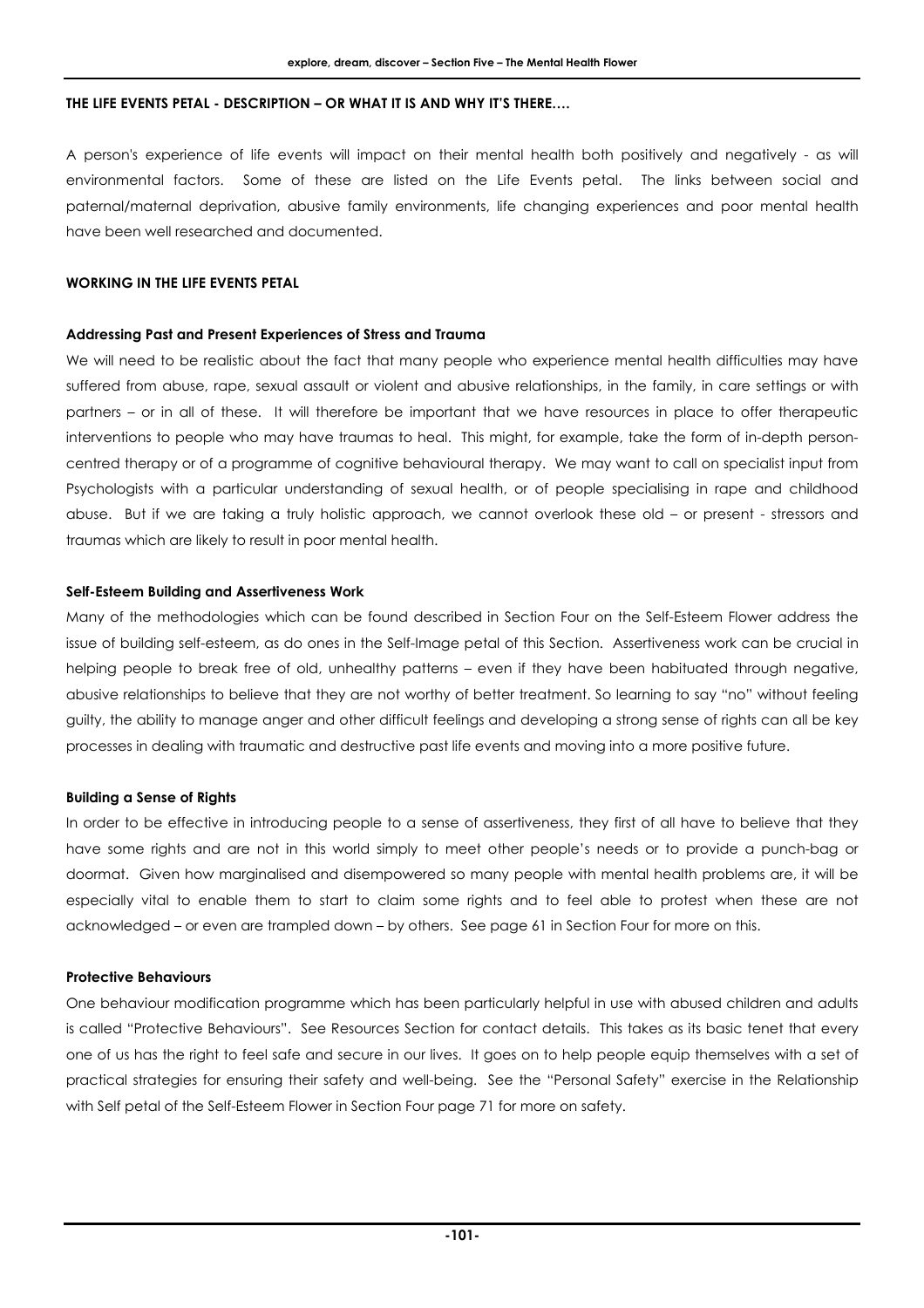## THE LIFE EVENTS PETAL - DESCRIPTION – OR WHAT IT IS AND WHY IT'S THERE….

A person's experience of life events will impact on their mental health both positively and negatively - as will environmental factors. Some of these are listed on the Life Events petal. The links between social and paternal/maternal deprivation, abusive family environments, life changing experiences and poor mental health have been well researched and documented.

## WORKING IN THE LIFE EVENTS PETAL

### Addressing Past and Present Experiences of Stress and Trauma

We will need to be realistic about the fact that many people who experience mental health difficulties may have suffered from abuse, rape, sexual assault or violent and abusive relationships, in the family, in care settings or with partners – or in all of these. It will therefore be important that we have resources in place to offer therapeutic interventions to people who may have traumas to heal. This might, for example, take the form of in-depth person-centred therapy or of a programme of cognitive behavioural therapy. We may want to call on specialist input from Psychologists with a particular understanding of sexual health, or of people specialising in rape and childhood abuse. But if we are taking a truly holistic approach, we cannot overlook these old – or present - stressors and traumas which are likely to result in poor mental health.

### Self-Esteem Building and Assertiveness Work

Many of the methodologies which can be found described in Section Four on the Self-Esteem Flower address the issue of building self-esteem, as do ones in the Self-Image petal of this Section. Assertiveness work can be crucial in helping people to break free of old, unhealthy patterns – even if they have been habituated through negative, abusive relationships to believe that they are not worthy of better treatment. So learning to say "no" without feeling guilty, the ability to manage anger and other difficult feelings and developing a strong sense of rights can all be key processes in dealing with traumatic and destructive past life events and moving into a more positive future.

### Building a Sense of Rights

In order to be effective in introducing people to a sense of assertiveness, they first of all have to believe that they have some rights and are not in this world simply to meet other people's needs or to provide a punch-bag or doormat. Given how marginalised and disempowered so many people with mental health problems are, it will be especially vital to enable them to start to claim some rights and to feel able to protest when these are not acknowledged – or even are trampled down – by others. See page 61 in Section Four for more on this.

### Protective Behaviours

One behaviour modification programme which has been particularly helpful in use with abused children and adults is called "Protective Behaviours". See Resources Section for contact details. This takes as its basic tenet that every one of us has the right to feel safe and secure in our lives. It goes on to help people equip themselves with a set of practical strategies for ensuring their safety and well-being. See the "Personal Safety" exercise in the Relationship with Self petal of the Self-Esteem Flower in Section Four page 71 for more on safety.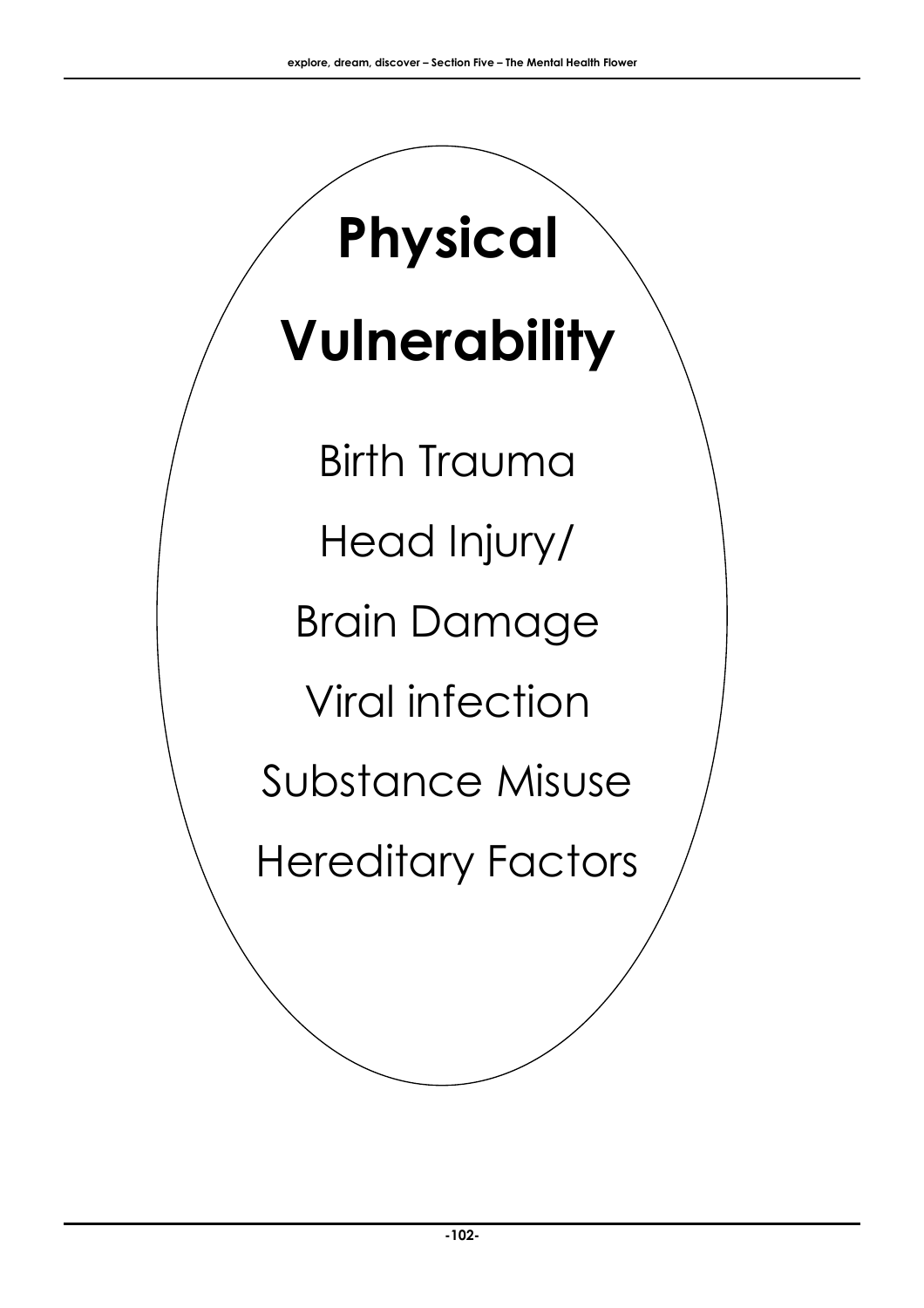# Physical Vulnerability

Birth Trauma

Head Injury/

Brain Damage

Viral infection

Substance Misuse

Hereditary Factors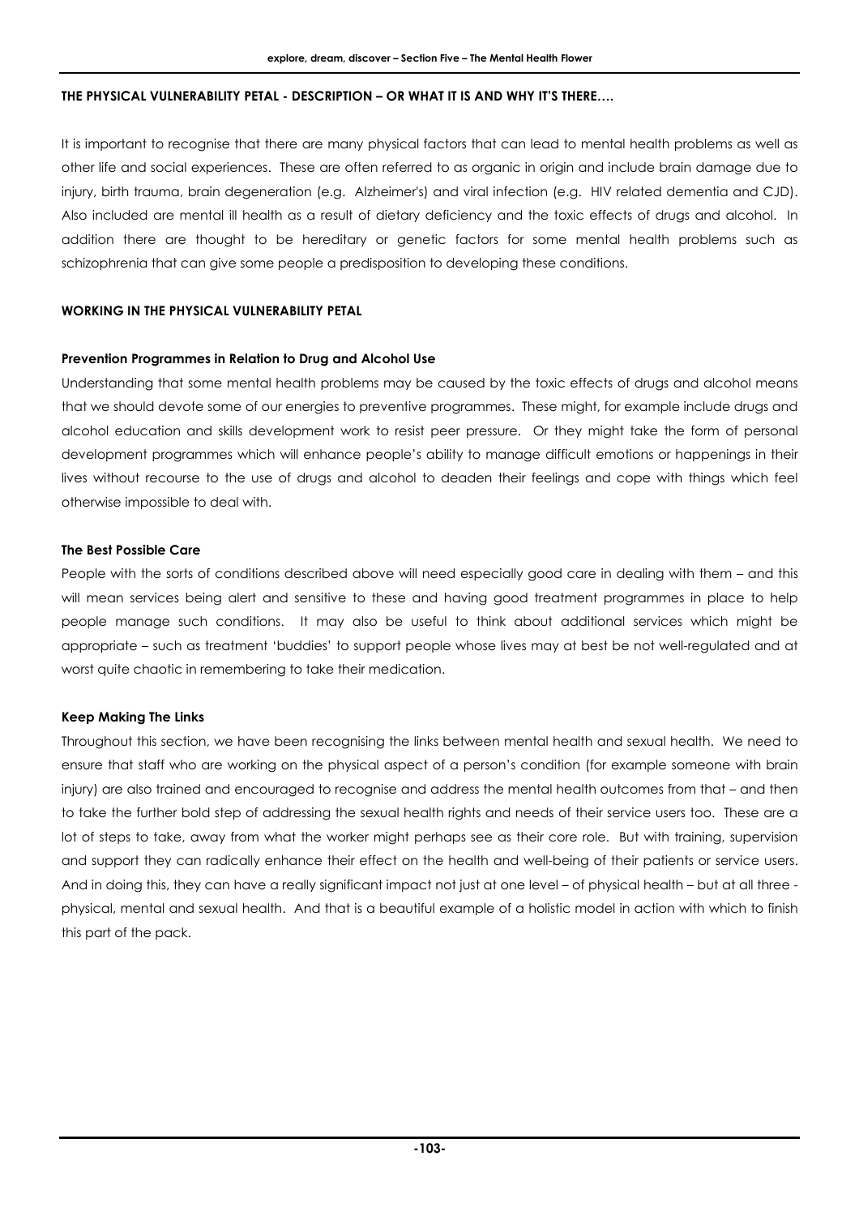**THE PHYSICAL VULNERABILITY PETAL - DESCRIPTION – OR WHAT IT IS AND WHY IT'S THERE….**

It is important to recognise that there are many physical factors that can lead to mental health problems as well as other life and social experiences. These are often referred to as organic in origin and include brain damage due to injury, birth trauma, brain degeneration (e.g. Alzheimer's) and viral infection (e.g. HIV related dementia and CJD). Also included are mental ill health as a result of dietary deficiency and the toxic effects of drugs and alcohol. In addition there are thought to be hereditary or genetic factors for some mental health problems such as schizophrenia that can give some people a predisposition to developing these conditions.

**WORKING IN THE PHYSICAL VULNERABILITY PETAL**

**Prevention Programmes in Relation to Drug and Alcohol Use**

Understanding that some mental health problems may be caused by the toxic effects of drugs and alcohol means that we should devote some of our energies to preventive programmes. These might, for example include drugs and alcohol education and skills development work to resist peer pressure. Or they might take the form of personal development programmes which will enhance people's ability to manage difficult emotions or happenings in their lives without recourse to the use of drugs and alcohol to deaden their feelings and cope with things which feel otherwise impossible to deal with.

**The Best Possible Care**

People with the sorts of conditions described above will need especially good care in dealing with them – and this will mean services being alert and sensitive to these and having good treatment programmes in place to help people manage such conditions. It may also be useful to think about additional services which might be appropriate – such as treatment 'buddies' to support people whose lives may at best be not well-regulated and at worst quite chaotic in remembering to take their medication.

**Keep Making The Links**

Throughout this section, we have been recognising the links between mental health and sexual health. We need to ensure that staff who are working on the physical aspect of a person's condition (for example someone with brain injury) are also trained and encouraged to recognise and address the mental health outcomes from that – and then to take the further bold step of addressing the sexual health rights and needs of their service users too. These are a lot of steps to take, away from what the worker might perhaps see as their core role. But with training, supervision and support they can radically enhance their effect on the health and well-being of their patients or service users. And in doing this, they can have a really significant impact not just at one level – of physical health – but at all three - physical, mental and sexual health. And that is a beautiful example of a holistic model in action with which to finish this part of the pack.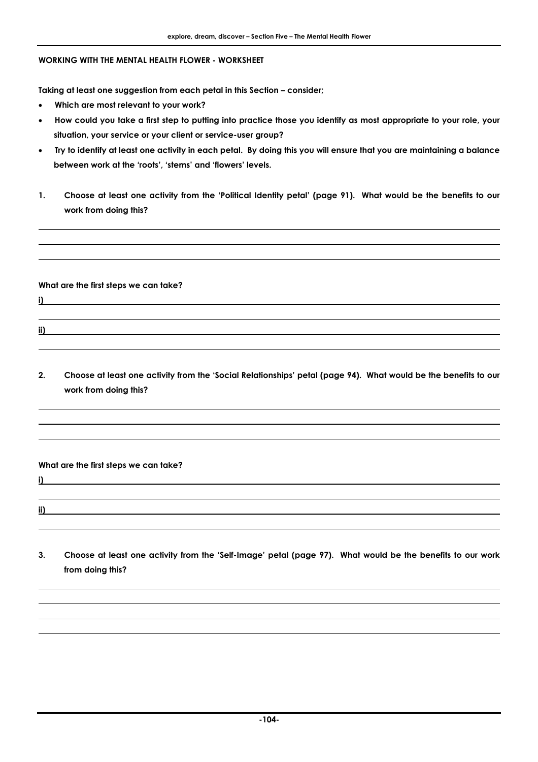**WORKING WITH THE MENTAL HEALTH FLOWER - WORKSHEET**

**Taking at least one suggestion from each petal in this Section – consider;**

- **Which are most relevant to your work?**
- **How could you take a first step to putting into practice those you identify as most appropriate to your role, your situation, your service or your client or service-user group?**
- **Try to identify at least one activity in each petal. By doing this you will ensure that you are maintaining a balance between work at the 'roots', 'stems' and 'flowers' levels.**

**1. Choose at least one activity from the 'Political Identity petal' (page 91). What would be the benefits to our work from doing this?**

---

---

---

**What are the first steps we can take?**

**i)** ______________________________

---

**ii)** ______________________________

---

**2. Choose at least one activity from the 'Social Relationships' petal (page 94). What would be the benefits to our work from doing this?**

---

---

---

**What are the first steps we can take?**

**i)** ______________________________

---

**ii)** ______________________________

---

**3. Choose at least one activity from the 'Self-Image' petal (page 97). What would be the benefits to our work from doing this?**

---

---

---

---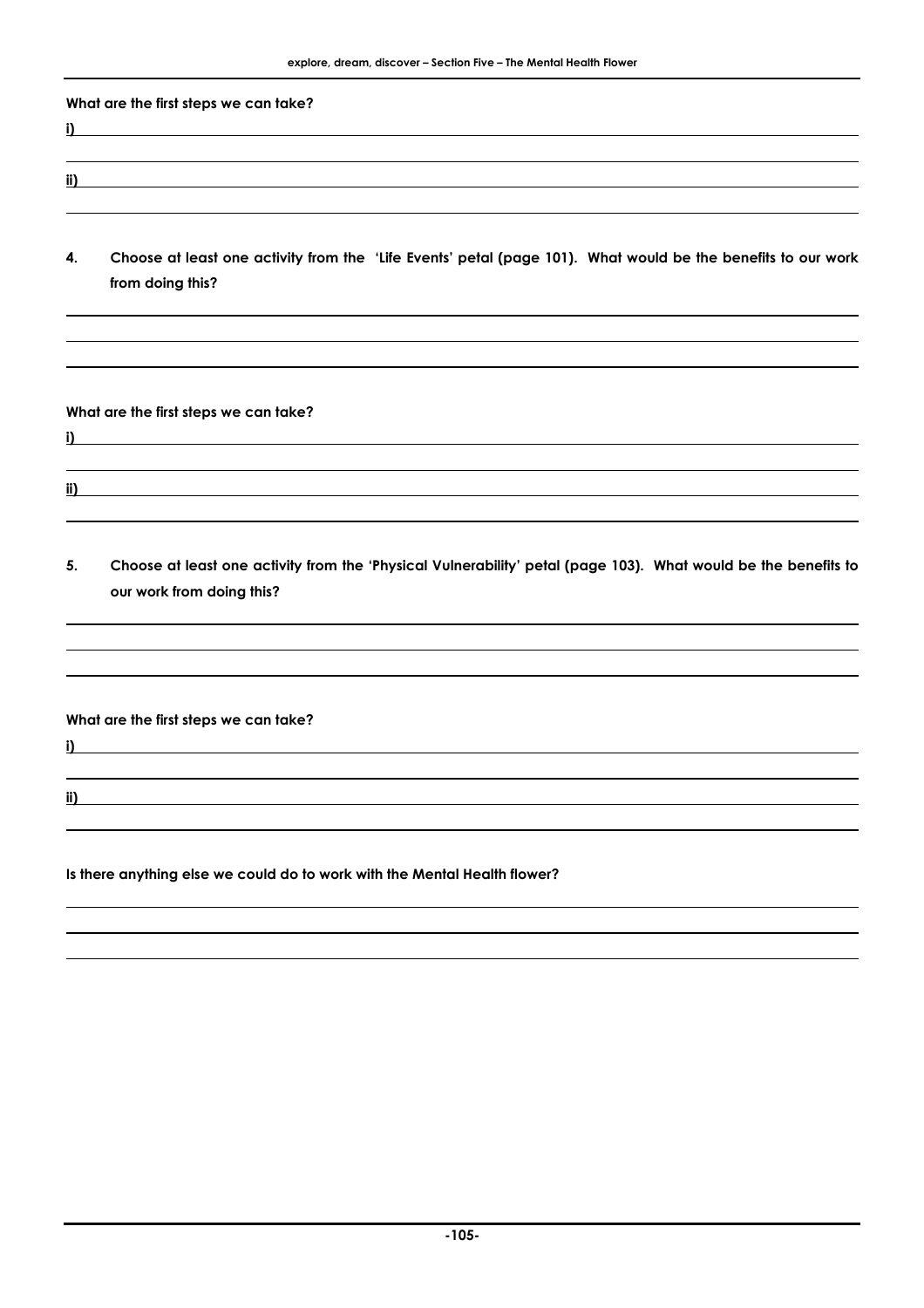**What are the first steps we can take?**

**i)**

**ii)**

**4. Choose at least one activity from the 'Life Events' petal (page 101). What would be the benefits to our work from doing this?**

**What are the first steps we can take?**

**i)**

**ii)**

**5. Choose at least one activity from the 'Physical Vulnerability' petal (page 103). What would be the benefits to our work from doing this?**

**What are the first steps we can take?**

**i)**

**ii)**

**Is there anything else we could do to work with the Mental Health flower?**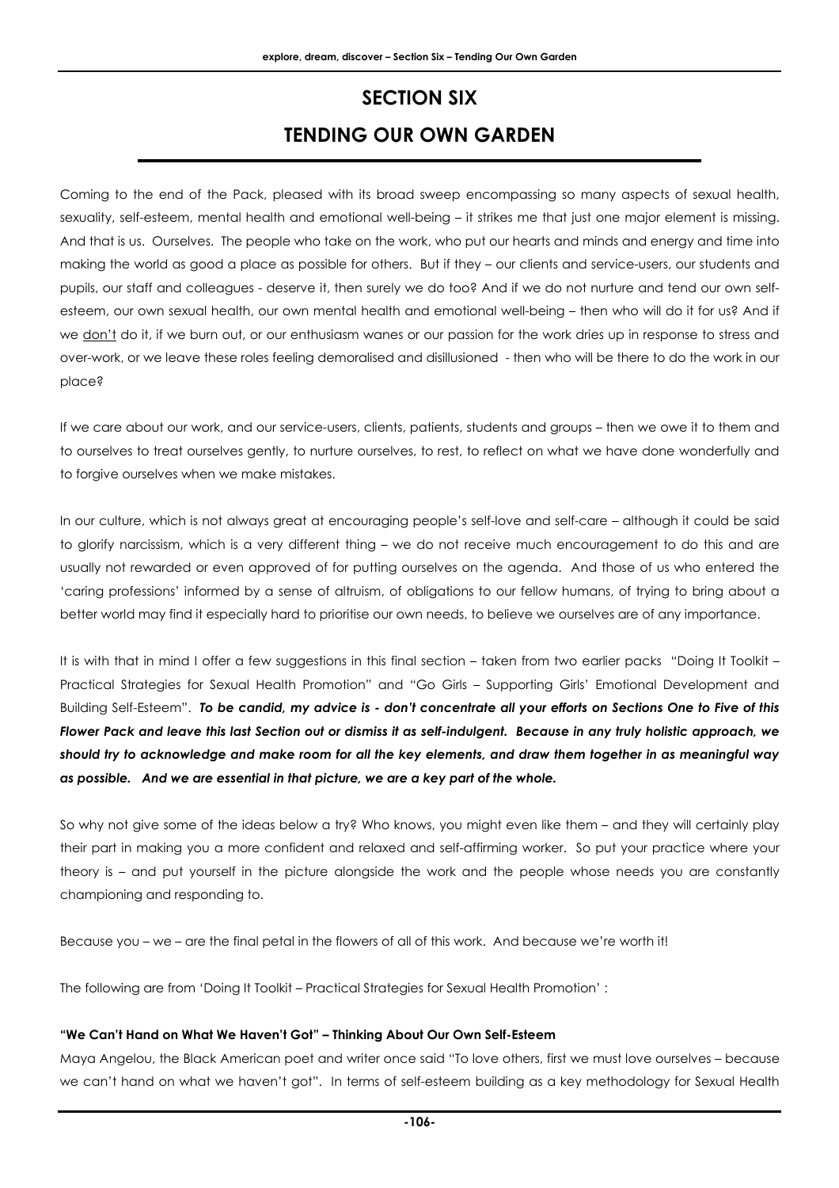# SECTION SIX

# TENDING OUR OWN GARDEN

Coming to the end of the Pack, pleased with its broad sweep encompassing so many aspects of sexual health, sexuality, self-esteem, mental health and emotional well-being – it strikes me that just one major element is missing. And that is us. Ourselves. The people who take on the work, who put our hearts and minds and energy and time into making the world as good a place as possible for others. But if they – our clients and service-users, our students and pupils, our staff and colleagues - deserve it, then surely we do too? And if we do not nurture and tend our own self-esteem, our own sexual health, our own mental health and emotional well-being – then who will do it for us? And if we don't do it, if we burn out, or our enthusiasm wanes or our passion for the work dries up in response to stress and over-work, or we leave these roles feeling demoralised and disillusioned - then who will be there to do the work in our place?

If we care about our work, and our service-users, clients, patients, students and groups – then we owe it to them and to ourselves to treat ourselves gently, to nurture ourselves, to rest, to reflect on what we have done wonderfully and to forgive ourselves when we make mistakes.

In our culture, which is not always great at encouraging people's self-love and self-care – although it could be said to glorify narcissism, which is a very different thing – we do not receive much encouragement to do this and are usually not rewarded or even approved of for putting ourselves on the agenda. And those of us who entered the 'caring professions' informed by a sense of altruism, of obligations to our fellow humans, of trying to bring about a better world may find it especially hard to prioritise our own needs, to believe we ourselves are of any importance.

It is with that in mind I offer a few suggestions in this final section – taken from two earlier packs "Doing It Toolkit – Practical Strategies for Sexual Health Promotion" and "Go Girls – Supporting Girls' Emotional Development and Building Self-Esteem". ***To be candid, my advice is - don't concentrate all your efforts on Sections One to Five of this Flower Pack and leave this last Section out or dismiss it as self-indulgent. Because in any truly holistic approach, we should try to acknowledge and make room for all the key elements, and draw them together in as meaningful way as possible. And we are essential in that picture, we are a key part of the whole.***

So why not give some of the ideas below a try? Who knows, you might even like them – and they will certainly play their part in making you a more confident and relaxed and self-affirming worker. So put your practice where your theory is – and put yourself in the picture alongside the work and the people whose needs you are constantly championing and responding to.

Because you – we – are the final petal in the flowers of all of this work. And because we're worth it!

The following are from 'Doing It Toolkit – Practical Strategies for Sexual Health Promotion' :

**"We Can't Hand on What We Haven't Got" – Thinking About Our Own Self-Esteem**

Maya Angelou, the Black American poet and writer once said "To love others, first we must love ourselves – because we can't hand on what we haven't got". In terms of self-esteem building as a key methodology for Sexual Health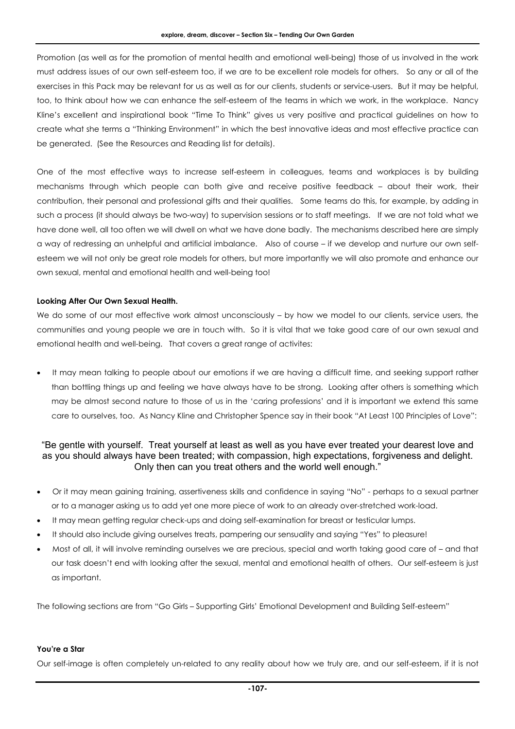Promotion (as well as for the promotion of mental health and emotional well-being) those of us involved in the work must address issues of our own self-esteem too, if we are to be excellent role models for others. So any or all of the exercises in this Pack may be relevant for us as well as for our clients, students or service-users. But it may be helpful, too, to think about how we can enhance the self-esteem of the teams in which we work, in the workplace. Nancy Kline's excellent and inspirational book "Time To Think" gives us very positive and practical guidelines on how to create what she terms a "Thinking Environment" in which the best innovative ideas and most effective practice can be generated. (See the Resources and Reading list for details).

One of the most effective ways to increase self-esteem in colleagues, teams and workplaces is by building mechanisms through which people can both give and receive positive feedback – about their work, their contribution, their personal and professional gifts and their qualities. Some teams do this, for example, by adding in such a process (it should always be two-way) to supervision sessions or to staff meetings. If we are not told what we have done well, all too often we will dwell on what we have done badly. The mechanisms described here are simply a way of redressing an unhelpful and artificial imbalance. Also of course – if we develop and nurture our own self-esteem we will not only be great role models for others, but more importantly we will also promote and enhance our own sexual, mental and emotional health and well-being too!

**Looking After Our Own Sexual Health.**

We do some of our most effective work almost unconsciously – by how we model to our clients, service users, the communities and young people we are in touch with. So it is vital that we take good care of our own sexual and emotional health and well-being. That covers a great range of activites:

- It may mean talking to people about our emotions if we are having a difficult time, and seeking support rather than bottling things up and feeling we have always have to be strong. Looking after others is something which may be almost second nature to those of us in the 'caring professions' and it is important we extend this same care to ourselves, too. As Nancy Kline and Christopher Spence say in their book "At Least 100 Principles of Love":

"Be gentle with yourself. Treat yourself at least as well as you have ever treated your dearest love and as you should always have been treated; with compassion, high expectations, forgiveness and delight. Only then can you treat others and the world well enough."

- Or it may mean gaining training, assertiveness skills and confidence in saying "No" - perhaps to a sexual partner or to a manager asking us to add yet one more piece of work to an already over-stretched work-load.
- It may mean getting regular check-ups and doing self-examination for breast or testicular lumps.
- It should also include giving ourselves treats, pampering our sensuality and saying "Yes" to pleasure!
- Most of all, it will involve reminding ourselves we are precious, special and worth taking good care of – and that our task doesn't end with looking after the sexual, mental and emotional health of others. Our self-esteem is just as important.

The following sections are from "Go Girls – Supporting Girls' Emotional Development and Building Self-esteem"

**You're a Star**

Our self-image is often completely un-related to any reality about how we truly are, and our self-esteem, if it is not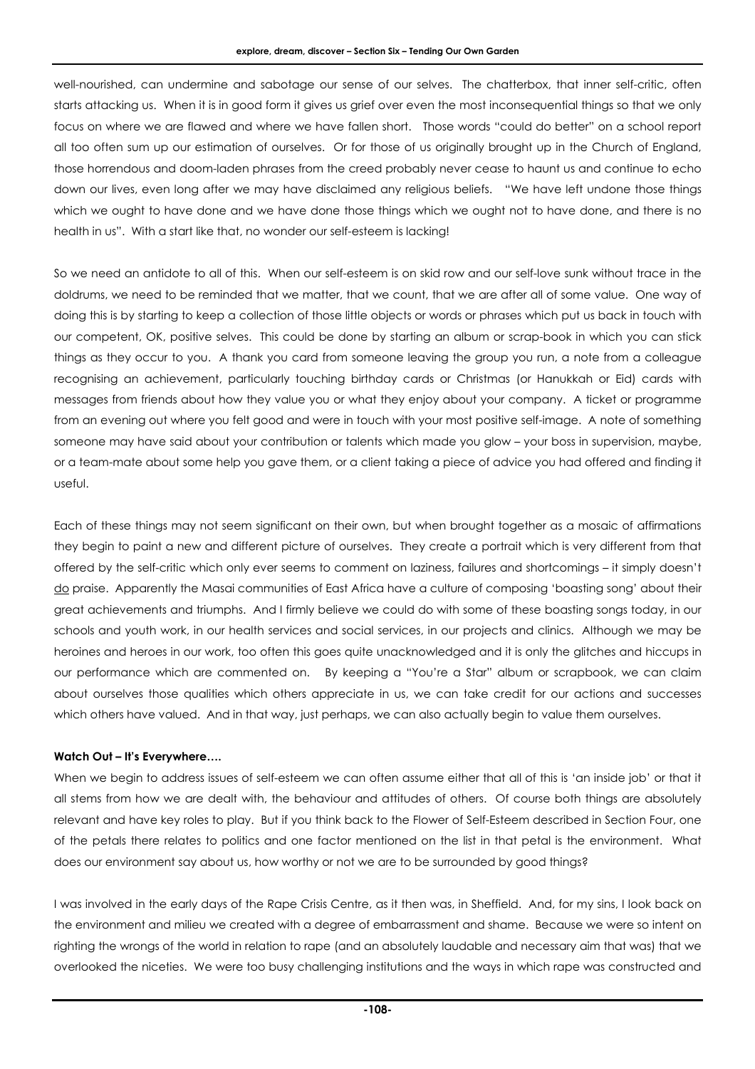well-nourished, can undermine and sabotage our sense of our selves. The chatterbox, that inner self-critic, often starts attacking us. When it is in good form it gives us grief over even the most inconsequential things so that we only focus on where we are flawed and where we have fallen short. Those words "could do better" on a school report all too often sum up our estimation of ourselves. Or for those of us originally brought up in the Church of England, those horrendous and doom-laden phrases from the creed probably never cease to haunt us and continue to echo down our lives, even long after we may have disclaimed any religious beliefs. "We have left undone those things which we ought to have done and we have done those things which we ought not to have done, and there is no health in us". With a start like that, no wonder our self-esteem is lacking!

So we need an antidote to all of this. When our self-esteem is on skid row and our self-love sunk without trace in the doldrums, we need to be reminded that we matter, that we count, that we are after all of some value. One way of doing this is by starting to keep a collection of those little objects or words or phrases which put us back in touch with our competent, OK, positive selves. This could be done by starting an album or scrap-book in which you can stick things as they occur to you. A thank you card from someone leaving the group you run, a note from a colleague recognising an achievement, particularly touching birthday cards or Christmas (or Hanukkah or Eid) cards with messages from friends about how they value you or what they enjoy about your company. A ticket or programme from an evening out where you felt good and were in touch with your most positive self-image. A note of something someone may have said about your contribution or talents which made you glow – your boss in supervision, maybe, or a team-mate about some help you gave them, or a client taking a piece of advice you had offered and finding it useful.

Each of these things may not seem significant on their own, but when brought together as a mosaic of affirmations they begin to paint a new and different picture of ourselves. They create a portrait which is very different from that offered by the self-critic which only ever seems to comment on laziness, failures and shortcomings – it simply doesn't do praise. Apparently the Masai communities of East Africa have a culture of composing 'boasting song' about their great achievements and triumphs. And I firmly believe we could do with some of these boasting songs today, in our schools and youth work, in our health services and social services, in our projects and clinics. Although we may be heroines and heroes in our work, too often this goes quite unacknowledged and it is only the glitches and hiccups in our performance which are commented on. By keeping a "You're a Star" album or scrapbook, we can claim about ourselves those qualities which others appreciate in us, we can take credit for our actions and successes which others have valued. And in that way, just perhaps, we can also actually begin to value them ourselves.

**Watch Out – It's Everywhere….**

When we begin to address issues of self-esteem we can often assume either that all of this is 'an inside job' or that it all stems from how we are dealt with, the behaviour and attitudes of others. Of course both things are absolutely relevant and have key roles to play. But if you think back to the Flower of Self-Esteem described in Section Four, one of the petals there relates to politics and one factor mentioned on the list in that petal is the environment. What does our environment say about us, how worthy or not we are to be surrounded by good things?

I was involved in the early days of the Rape Crisis Centre, as it then was, in Sheffield. And, for my sins, I look back on the environment and milieu we created with a degree of embarrassment and shame. Because we were so intent on righting the wrongs of the world in relation to rape (and an absolutely laudable and necessary aim that was) that we overlooked the niceties. We were too busy challenging institutions and the ways in which rape was constructed and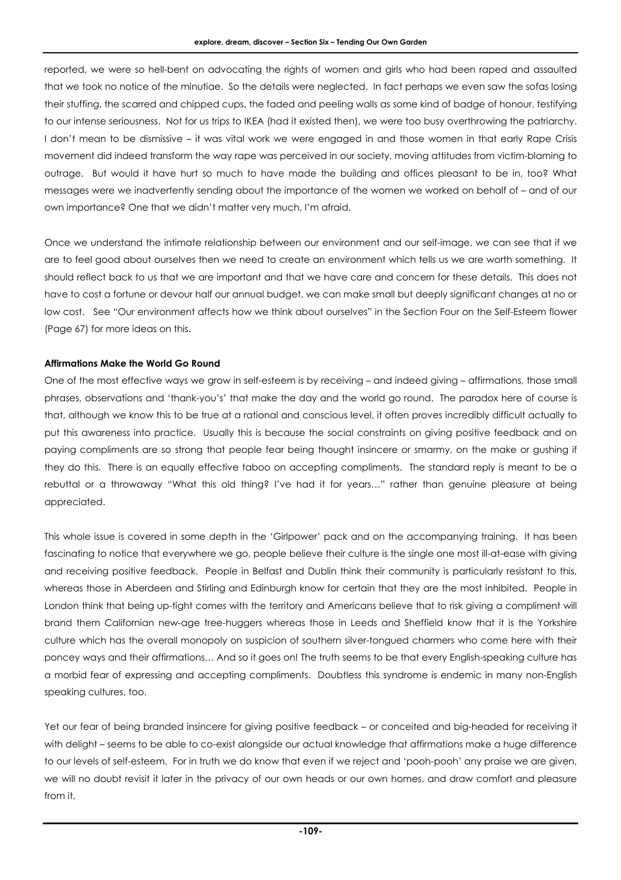reported, we were so hell-bent on advocating the rights of women and girls who had been raped and assaulted that we took no notice of the minutiae. So the details were neglected. In fact perhaps we even saw the sofas losing their stuffing, the scarred and chipped cups, the faded and peeling walls as some kind of badge of honour, testifying to our intense seriousness. Not for us trips to IKEA (had it existed then), we were too busy overthrowing the patriarchy. I don't mean to be dismissive – it was vital work we were engaged in and those women in that early Rape Crisis movement did indeed transform the way rape was perceived in our society, moving attitudes from victim-blaming to outrage. But would it have hurt so much to have made the building and offices pleasant to be in, too? What messages were we inadvertently sending about the importance of the women we worked on behalf of – and of our own importance? One that we didn't matter very much, I'm afraid.

Once we understand the intimate relationship between our environment and our self-image, we can see that if we are to feel good about ourselves then we need to create an environment which tells us we are worth something. It should reflect back to us that we are important and that we have care and concern for these details. This does not have to cost a fortune or devour half our annual budget, we can make small but deeply significant changes at no or low cost. See "Our environment affects how we think about ourselves" in the Section Four on the Self-Esteem flower (Page 67) for more ideas on this.

**Affirmations Make the World Go Round**

One of the most effective ways we grow in self-esteem is by receiving – and indeed giving – affirmations, those small phrases, observations and 'thank-you's' that make the day and the world go round. The paradox here of course is that, although we know this to be true at a rational and conscious level, it often proves incredibly difficult actually to put this awareness into practice. Usually this is because the social constraints on giving positive feedback and on paying compliments are so strong that people fear being thought insincere or smarmy, on the make or gushing if they do this. There is an equally effective taboo on accepting compliments. The standard reply is meant to be a rebuttal or a throwaway "What this old thing? I've had it for years…" rather than genuine pleasure at being appreciated.

This whole issue is covered in some depth in the 'Girlpower' pack and on the accompanying training. It has been fascinating to notice that everywhere we go, people believe their culture is the single one most ill-at-ease with giving and receiving positive feedback. People in Belfast and Dublin think their community is particularly resistant to this, whereas those in Aberdeen and Stirling and Edinburgh know for certain that they are the most inhibited. People in London think that being up-tight comes with the territory and Americans believe that to risk giving a compliment will brand them Californian new-age tree-huggers whereas those in Leeds and Sheffield know that it is the Yorkshire culture which has the overall monopoly on suspicion of southern silver-tongued charmers who come here with their poncey ways and their affirmations… And so it goes on! The truth seems to be that every English-speaking culture has a morbid fear of expressing and accepting compliments. Doubtless this syndrome is endemic in many non-English speaking cultures, too.

Yet our fear of being branded insincere for giving positive feedback – or conceited and big-headed for receiving it with delight – seems to be able to co-exist alongside our actual knowledge that affirmations make a huge difference to our levels of self-esteem. For in truth we do know that even if we reject and 'pooh-pooh' any praise we are given, we will no doubt revisit it later in the privacy of our own heads or our own homes, and draw comfort and pleasure from it.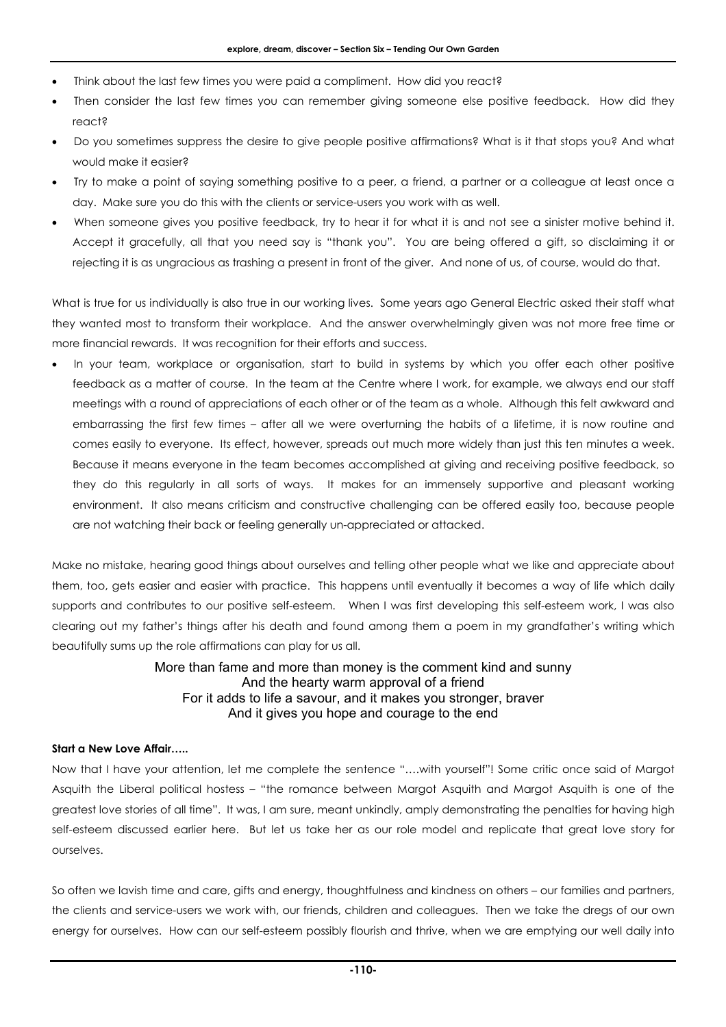- Think about the last few times you were paid a compliment. How did you react?
- Then consider the last few times you can remember giving someone else positive feedback. How did they react?
- Do you sometimes suppress the desire to give people positive affirmations? What is it that stops you? And what would make it easier?
- Try to make a point of saying something positive to a peer, a friend, a partner or a colleague at least once a day. Make sure you do this with the clients or service-users you work with as well.
- When someone gives you positive feedback, try to hear it for what it is and not see a sinister motive behind it. Accept it gracefully, all that you need say is "thank you". You are being offered a gift, so disclaiming it or rejecting it is as ungracious as trashing a present in front of the giver. And none of us, of course, would do that.

What is true for us individually is also true in our working lives. Some years ago General Electric asked their staff what they wanted most to transform their workplace. And the answer overwhelmingly given was not more free time or more financial rewards. It was recognition for their efforts and success.

- In your team, workplace or organisation, start to build in systems by which you offer each other positive feedback as a matter of course. In the team at the Centre where I work, for example, we always end our staff meetings with a round of appreciations of each other or of the team as a whole. Although this felt awkward and embarrassing the first few times – after all we were overturning the habits of a lifetime, it is now routine and comes easily to everyone. Its effect, however, spreads out much more widely than just this ten minutes a week. Because it means everyone in the team becomes accomplished at giving and receiving positive feedback, so they do this regularly in all sorts of ways. It makes for an immensely supportive and pleasant working environment. It also means criticism and constructive challenging can be offered easily too, because people are not watching their back or feeling generally un-appreciated or attacked.

Make no mistake, hearing good things about ourselves and telling other people what we like and appreciate about them, too, gets easier and easier with practice. This happens until eventually it becomes a way of life which daily supports and contributes to our positive self-esteem. When I was first developing this self-esteem work, I was also clearing out my father's things after his death and found among them a poem in my grandfather's writing which beautifully sums up the role affirmations can play for us all.

> More than fame and more than money is the comment kind and sunny
> And the hearty warm approval of a friend
> For it adds to life a savour, and it makes you stronger, braver
> And it gives you hope and courage to the end

**Start a New Love Affair…..**

Now that I have your attention, let me complete the sentence "….with yourself"! Some critic once said of Margot Asquith the Liberal political hostess – "the romance between Margot Asquith and Margot Asquith is one of the greatest love stories of all time". It was, I am sure, meant unkindly, amply demonstrating the penalties for having high self-esteem discussed earlier here. But let us take her as our role model and replicate that great love story for ourselves.

So often we lavish time and care, gifts and energy, thoughtfulness and kindness on others – our families and partners, the clients and service-users we work with, our friends, children and colleagues. Then we take the dregs of our own energy for ourselves. How can our self-esteem possibly flourish and thrive, when we are emptying our well daily into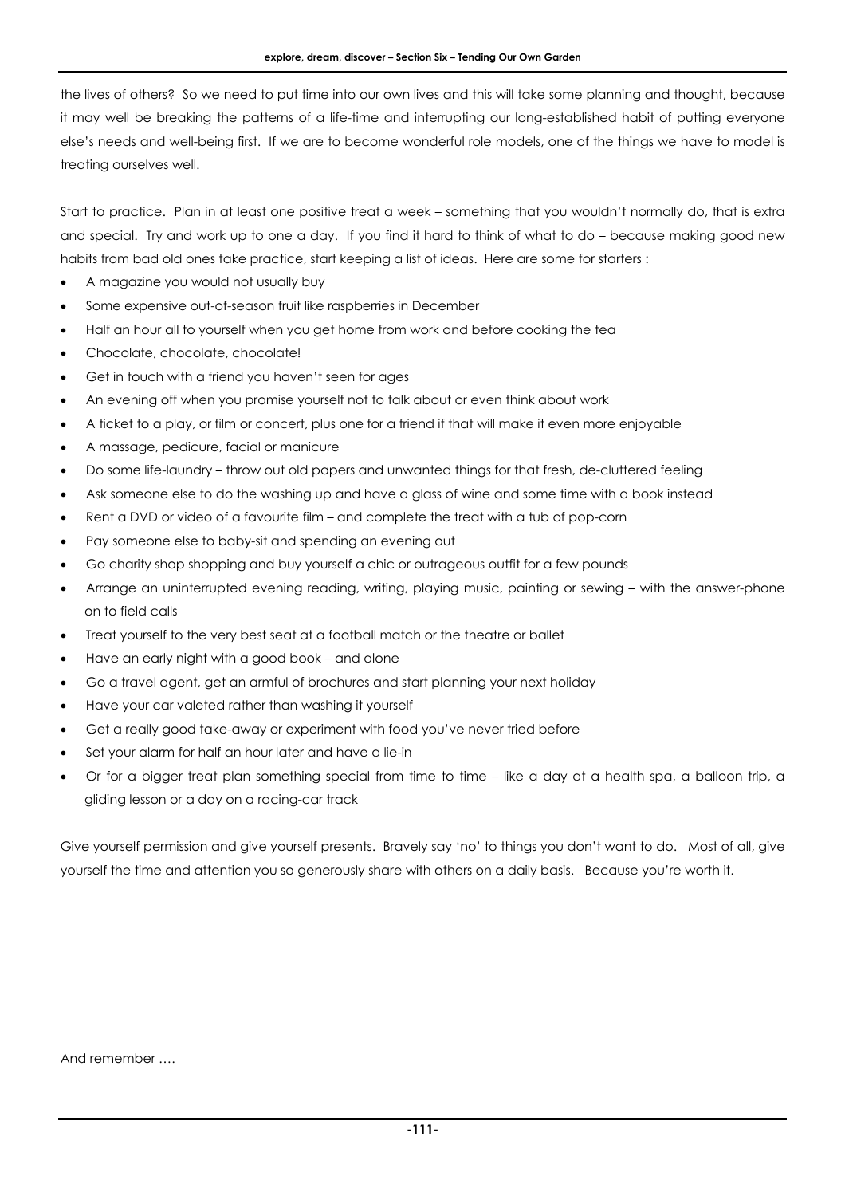the lives of others? So we need to put time into our own lives and this will take some planning and thought, because it may well be breaking the patterns of a life-time and interrupting our long-established habit of putting everyone else's needs and well-being first. If we are to become wonderful role models, one of the things we have to model is treating ourselves well.

Start to practice. Plan in at least one positive treat a week – something that you wouldn't normally do, that is extra and special. Try and work up to one a day. If you find it hard to think of what to do – because making good new habits from bad old ones take practice, start keeping a list of ideas. Here are some for starters :

- A magazine you would not usually buy
- Some expensive out-of-season fruit like raspberries in December
- Half an hour all to yourself when you get home from work and before cooking the tea
- Chocolate, chocolate, chocolate!
- Get in touch with a friend you haven't seen for ages
- An evening off when you promise yourself not to talk about or even think about work
- A ticket to a play, or film or concert, plus one for a friend if that will make it even more enjoyable
- A massage, pedicure, facial or manicure
- Do some life-laundry – throw out old papers and unwanted things for that fresh, de-cluttered feeling
- Ask someone else to do the washing up and have a glass of wine and some time with a book instead
- Rent a DVD or video of a favourite film – and complete the treat with a tub of pop-corn
- Pay someone else to baby-sit and spending an evening out
- Go charity shop shopping and buy yourself a chic or outrageous outfit for a few pounds
- Arrange an uninterrupted evening reading, writing, playing music, painting or sewing – with the answer-phone on to field calls
- Treat yourself to the very best seat at a football match or the theatre or ballet
- Have an early night with a good book – and alone
- Go a travel agent, get an armful of brochures and start planning your next holiday
- Have your car valeted rather than washing it yourself
- Get a really good take-away or experiment with food you've never tried before
- Set your alarm for half an hour later and have a lie-in
- Or for a bigger treat plan something special from time to time – like a day at a health spa, a balloon trip, a gliding lesson or a day on a racing-car track

Give yourself permission and give yourself presents. Bravely say 'no' to things you don't want to do. Most of all, give yourself the time and attention you so generously share with others on a daily basis. Because you're worth it.

And remember ….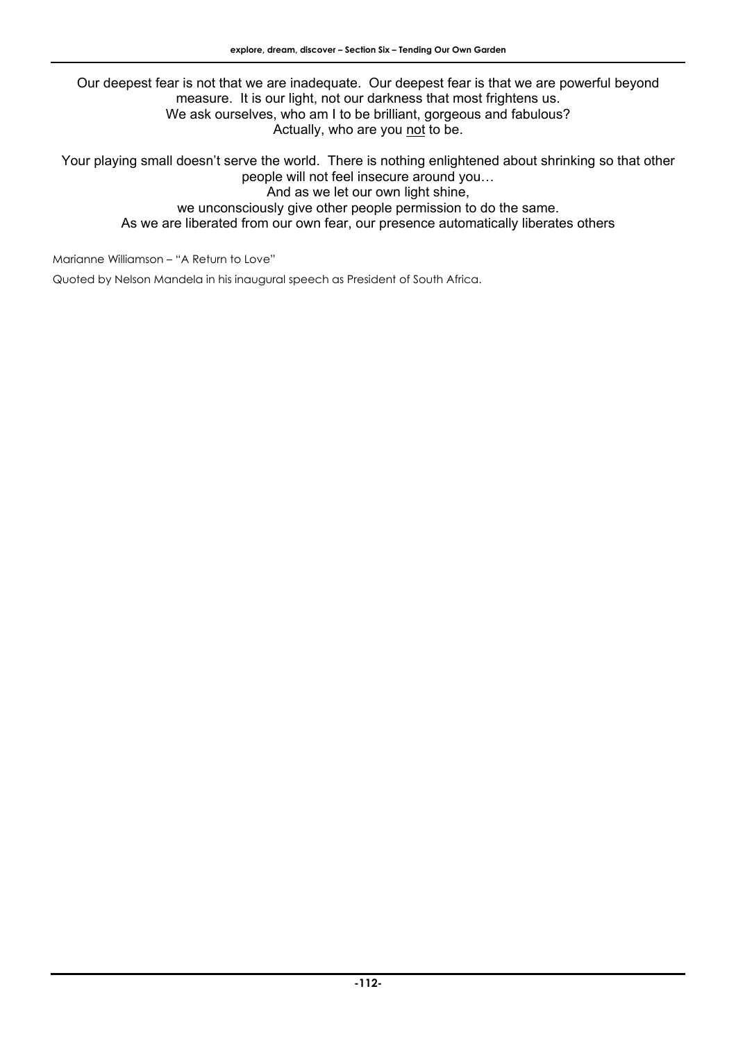Our deepest fear is not that we are inadequate. Our deepest fear is that we are powerful beyond measure. It is our light, not our darkness that most frightens us.
We ask ourselves, who am I to be brilliant, gorgeous and fabulous?
Actually, who are you <u>not</u> to be.

Your playing small doesn't serve the world. There is nothing enlightened about shrinking so that other people will not feel insecure around you…
And as we let our own light shine,
we unconsciously give other people permission to do the same.
As we are liberated from our own fear, our presence automatically liberates others

Marianne Williamson – "A Return to Love"

Quoted by Nelson Mandela in his inaugural speech as President of South Africa.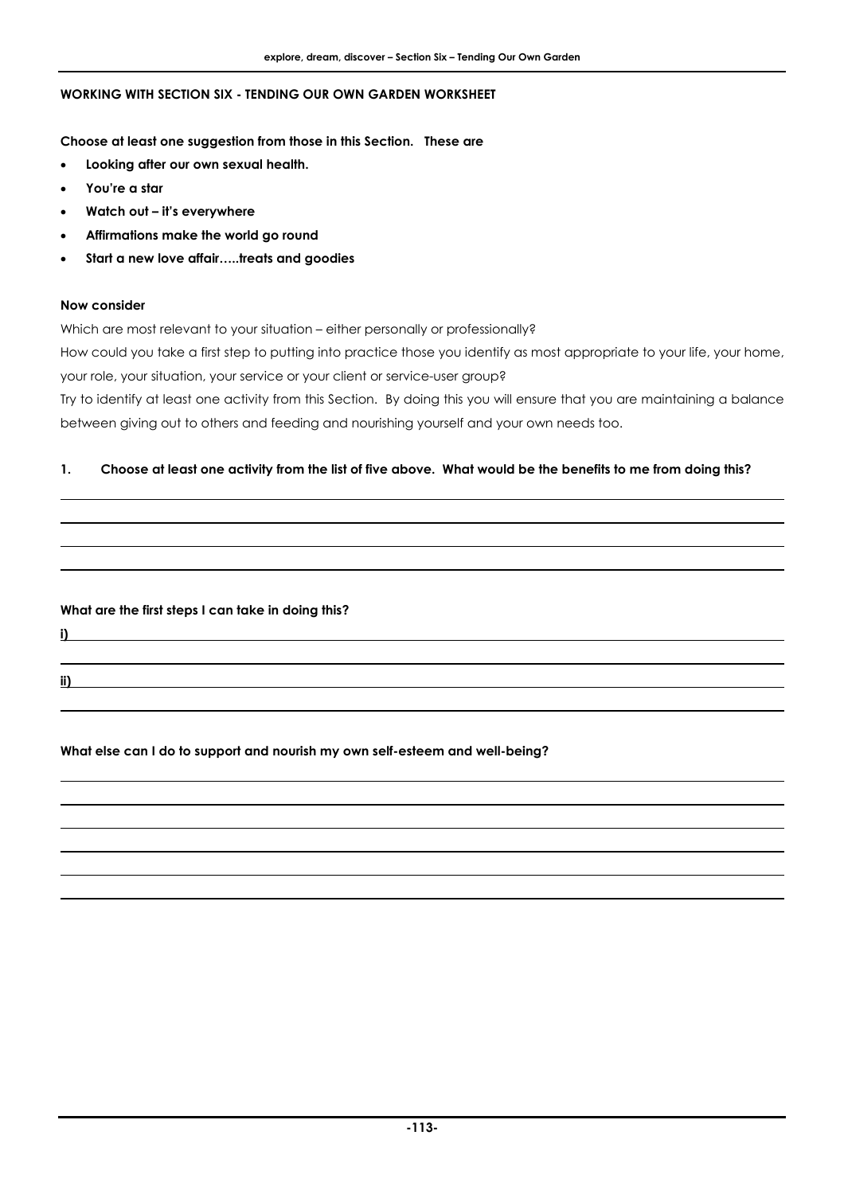**WORKING WITH SECTION SIX - TENDING OUR OWN GARDEN WORKSHEET**

**Choose at least one suggestion from those in this Section. These are**

- **Looking after our own sexual health.**
- **You're a star**
- **Watch out – it's everywhere**
- **Affirmations make the world go round**
- **Start a new love affair…..treats and goodies**

**Now consider**

Which are most relevant to your situation – either personally or professionally?

How could you take a first step to putting into practice those you identify as most appropriate to your life, your home, your role, your situation, your service or your client or service-user group?

Try to identify at least one activity from this Section. By doing this you will ensure that you are maintaining a balance between giving out to others and feeding and nourishing yourself and your own needs too.

**1. Choose at least one activity from the list of five above. What would be the benefits to me from doing this?**

**What are the first steps I can take in doing this?**

**i)**

**ii)**

**What else can I do to support and nourish my own self-esteem and well-being?**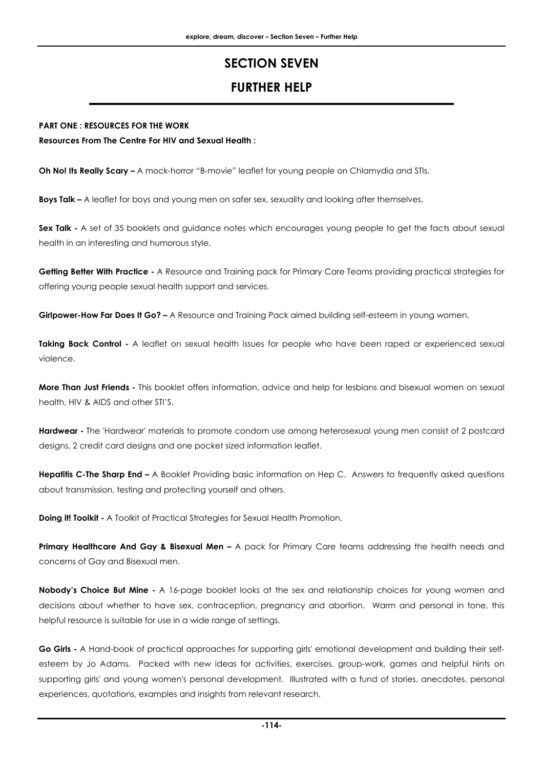# SECTION SEVEN

# FURTHER HELP

**PART ONE : RESOURCES FOR THE WORK**

**Resources From The Centre For HIV and Sexual Health :**

**Oh No! Its Really Scary –** A mock-horror "B-movie" leaflet for young people on Chlamydia and STIs.

**Boys Talk –** A leaflet for boys and young men on safer sex, sexuality and looking after themselves.

**Sex Talk -** A set of 35 booklets and guidance notes which encourages young people to get the facts about sexual health in an interesting and humorous style.

**Getting Better With Practice -** A Resource and Training pack for Primary Care Teams providing practical strategies for offering young people sexual health support and services.

**Girlpower-How Far Does It Go? –** A Resource and Training Pack aimed building self-esteem in young women.

**Taking Back Control -** A leaflet on sexual health issues for people who have been raped or experienced sexual violence.

**More Than Just Friends -** This booklet offers information, advice and help for lesbians and bisexual women on sexual health, HIV & AIDS and other STI'S.

**Hardwear -** The 'Hardwear' materials to promote condom use among heterosexual young men consist of 2 postcard designs, 2 credit card designs and one pocket sized information leaflet.

**Hepatitis C-The Sharp End –** A Booklet Providing basic information on Hep C. Answers to frequently asked questions about transmission, testing and protecting yourself and others.

**Doing it! Toolkit -** A Toolkit of Practical Strategies for Sexual Health Promotion.

**Primary Healthcare And Gay & Bisexual Men –** A pack for Primary Care teams addressing the health needs and concerns of Gay and Bisexual men.

**Nobody's Choice But Mine -** A 16-page booklet looks at the sex and relationship choices for young women and decisions about whether to have sex, contraception, pregnancy and abortion. Warm and personal in tone, this helpful resource is suitable for use in a wide range of settings.

**Go Girls -** A Hand-book of practical approaches for supporting girls' emotional development and building their self-esteem by Jo Adams. Packed with new ideas for activities, exercises, group-work, games and helpful hints on supporting girls' and young women's personal development. Illustrated with a fund of stories, anecdotes, personal experiences, quotations, examples and insights from relevant research.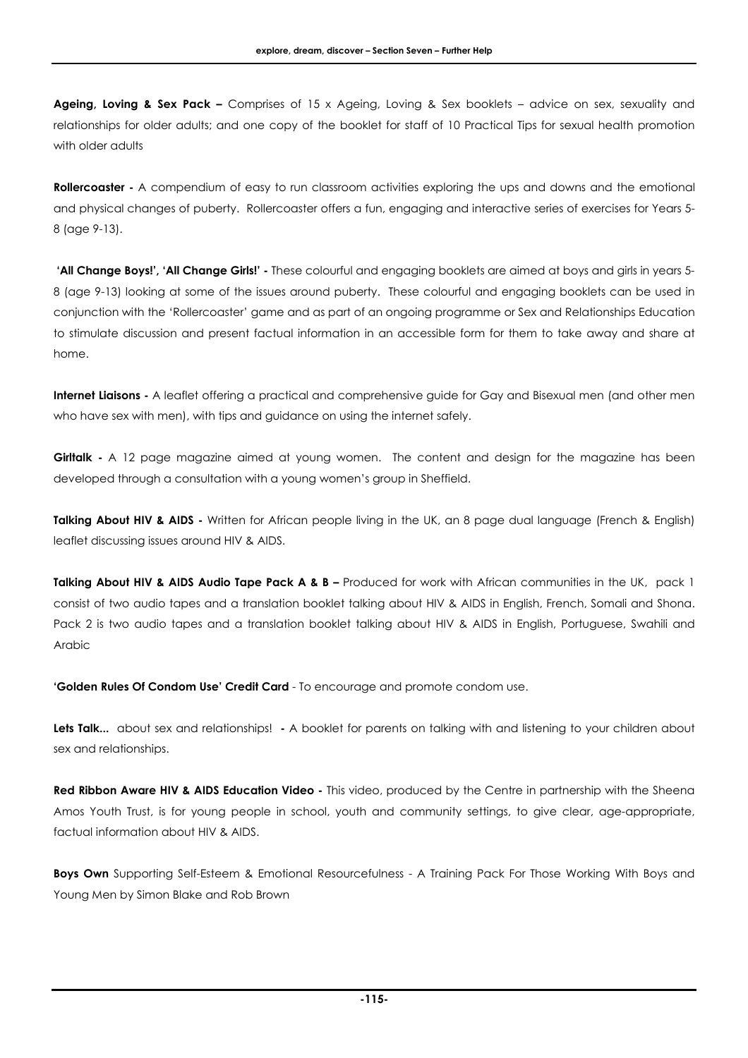**Ageing, Loving & Sex Pack –** Comprises of 15 x Ageing, Loving & Sex booklets – advice on sex, sexuality and relationships for older adults; and one copy of the booklet for staff of 10 Practical Tips for sexual health promotion with older adults

**Rollercoaster -** A compendium of easy to run classroom activities exploring the ups and downs and the emotional and physical changes of puberty. Rollercoaster offers a fun, engaging and interactive series of exercises for Years 5-8 (age 9-13).

**'All Change Boys!', 'All Change Girls!' -** These colourful and engaging booklets are aimed at boys and girls in years 5-8 (age 9-13) looking at some of the issues around puberty. These colourful and engaging booklets can be used in conjunction with the 'Rollercoaster' game and as part of an ongoing programme or Sex and Relationships Education to stimulate discussion and present factual information in an accessible form for them to take away and share at home.

**Internet Liaisons -** A leaflet offering a practical and comprehensive guide for Gay and Bisexual men (and other men who have sex with men), with tips and guidance on using the internet safely.

**Girltalk -** A 12 page magazine aimed at young women. The content and design for the magazine has been developed through a consultation with a young women's group in Sheffield.

**Talking About HIV & AIDS -** Written for African people living in the UK, an 8 page dual language (French & English) leaflet discussing issues around HIV & AIDS.

**Talking About HIV & AIDS Audio Tape Pack A & B –** Produced for work with African communities in the UK, pack 1 consist of two audio tapes and a translation booklet talking about HIV & AIDS in English, French, Somali and Shona. Pack 2 is two audio tapes and a translation booklet talking about HIV & AIDS in English, Portuguese, Swahili and Arabic

**'Golden Rules Of Condom Use' Credit Card** - To encourage and promote condom use.

**Lets Talk...** about sex and relationships! **-** A booklet for parents on talking with and listening to your children about sex and relationships.

**Red Ribbon Aware HIV & AIDS Education Video -** This video, produced by the Centre in partnership with the Sheena Amos Youth Trust, is for young people in school, youth and community settings, to give clear, age-appropriate, factual information about HIV & AIDS.

**Boys Own** Supporting Self-Esteem & Emotional Resourcefulness - A Training Pack For Those Working With Boys and Young Men by Simon Blake and Rob Brown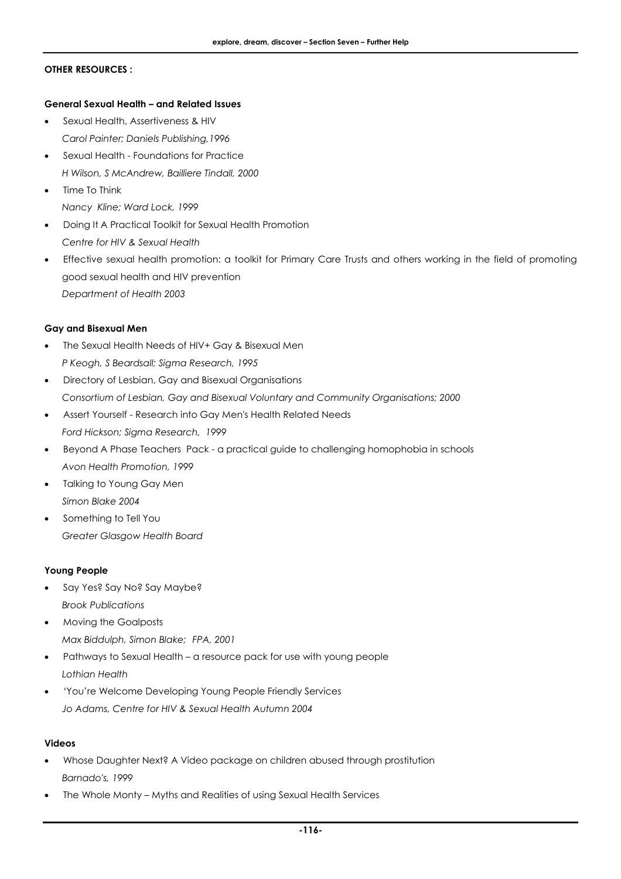**OTHER RESOURCES :**

**General Sexual Health – and Related Issues**

- Sexual Health, Assertiveness & HIV
  *Carol Painter; Daniels Publishing,1996*
- Sexual Health - Foundations for Practice
  *H Wilson, S McAndrew, Bailliere Tindall, 2000*
- Time To Think
  *Nancy Kline; Ward Lock, 1999*
- Doing It A Practical Toolkit for Sexual Health Promotion
  *Centre for HIV & Sexual Health*
- Effective sexual health promotion: a toolkit for Primary Care Trusts and others working in the field of promoting good sexual health and HIV prevention
  *Department of Health 2003*

**Gay and Bisexual Men**

- The Sexual Health Needs of HIV+ Gay & Bisexual Men
  *P Keogh, S Beardsall; Sigma Research, 1995*
- Directory of Lesbian, Gay and Bisexual Organisations
  *Consortium of Lesbian, Gay and Bisexual Voluntary and Community Organisations; 2000*
- Assert Yourself - Research into Gay Men's Health Related Needs
  *Ford Hickson; Sigma Research, 1999*
- Beyond A Phase Teachers Pack - a practical guide to challenging homophobia in schools
  *Avon Health Promotion, 1999*
- Talking to Young Gay Men
  *Simon Blake 2004*
- Something to Tell You
  *Greater Glasgow Health Board*

**Young People**

- Say Yes? Say No? Say Maybe?
  *Brook Publications*
- Moving the Goalposts
  *Max Biddulph, Simon Blake; FPA, 2001*
- Pathways to Sexual Health – a resource pack for use with young people
  *Lothian Health*
- 'You're Welcome Developing Young People Friendly Services
  *Jo Adams, Centre for HIV & Sexual Health Autumn 2004*

**Videos**

- Whose Daughter Next? A Video package on children abused through prostitution
  *Barnado's, 1999*
- The Whole Monty – Myths and Realities of using Sexual Health Services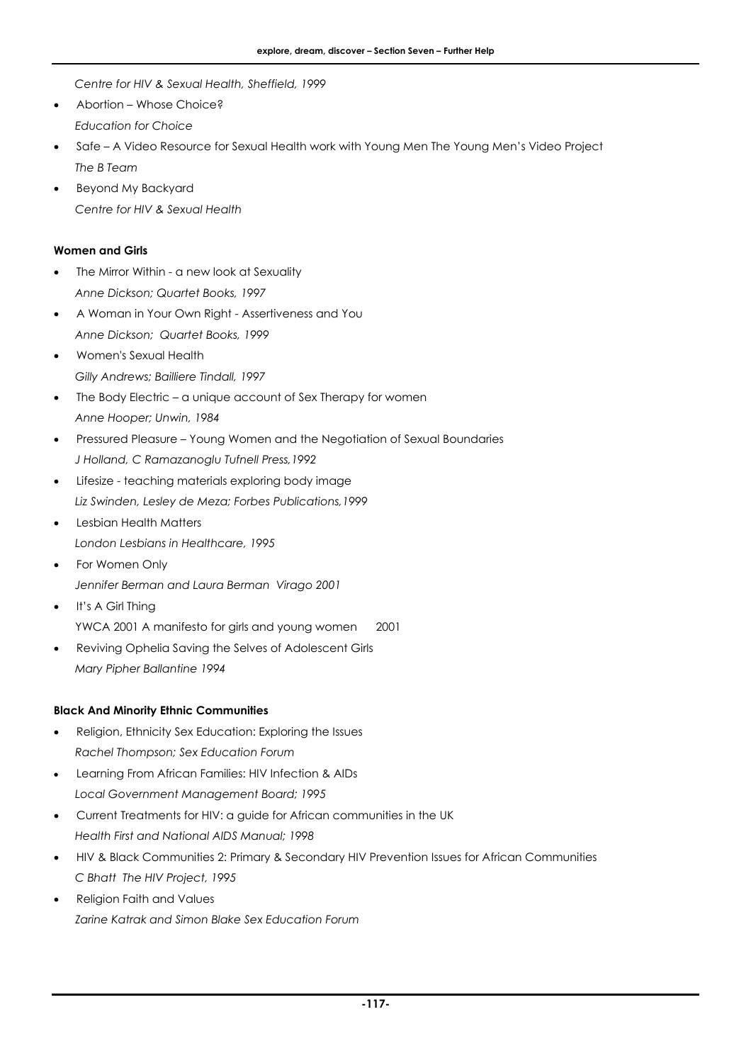*Centre for HIV & Sexual Health, Sheffield, 1999*

- Abortion – Whose Choice?
  *Education for Choice*
- Safe – A Video Resource for Sexual Health work with Young Men The Young Men's Video Project
  *The B Team*
- Beyond My Backyard
  *Centre for HIV & Sexual Health*

**Women and Girls**

- The Mirror Within - a new look at Sexuality
  *Anne Dickson; Quartet Books, 1997*
- A Woman in Your Own Right - Assertiveness and You
  *Anne Dickson; Quartet Books, 1999*
- Women's Sexual Health
  *Gilly Andrews; Bailliere Tindall, 1997*
- The Body Electric – a unique account of Sex Therapy for women
  *Anne Hooper; Unwin, 1984*
- Pressured Pleasure – Young Women and the Negotiation of Sexual Boundaries
  *J Holland, C Ramazanoglu Tufnell Press,1992*
- Lifesize - teaching materials exploring body image
  *Liz Swinden, Lesley de Meza; Forbes Publications,1999*
- Lesbian Health Matters
  *London Lesbians in Healthcare, 1995*
- For Women Only
  *Jennifer Berman and Laura Berman Virago 2001*
- It's A Girl Thing
  YWCA 2001 A manifesto for girls and young women 2001
- Reviving Ophelia Saving the Selves of Adolescent Girls
  *Mary Pipher Ballantine 1994*

**Black And Minority Ethnic Communities**

- Religion, Ethnicity Sex Education: Exploring the Issues
  *Rachel Thompson; Sex Education Forum*
- Learning From African Families: HIV Infection & AIDs
  *Local Government Management Board; 1995*
- Current Treatments for HIV: a guide for African communities in the UK
  *Health First and National AIDS Manual; 1998*
- HIV & Black Communities 2: Primary & Secondary HIV Prevention Issues for African Communities
  *C Bhatt The HIV Project, 1995*
- Religion Faith and Values
  *Zarine Katrak and Simon Blake Sex Education Forum*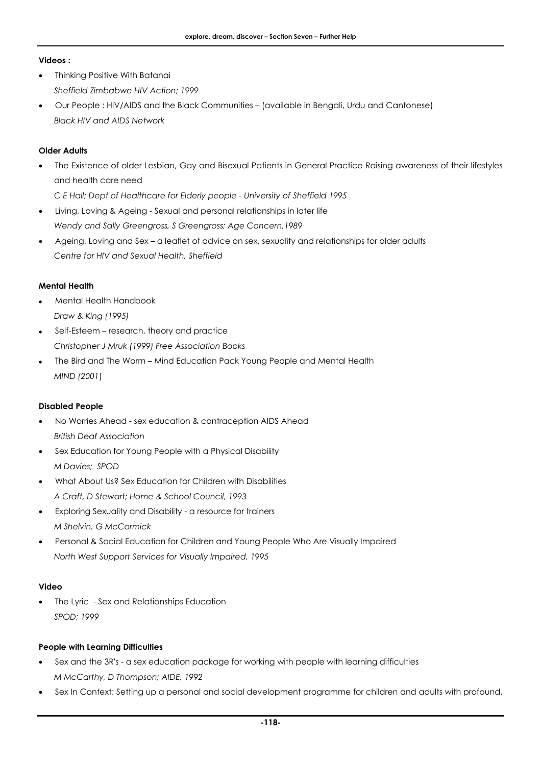**Videos :**

- Thinking Positive With Batanai
  *Sheffield Zimbabwe HIV Action; 1999*
- Our People : HIV/AIDS and the Black Communities – (available in Bengali, Urdu and Cantonese)
  *Black HIV and AIDS Network*

**Older Adults**

- The Existence of older Lesbian, Gay and Bisexual Patients in General Practice Raising awareness of their lifestyles and health care need
  *C E Hall; Dept of Healthcare for Elderly people - University of Sheffield 1995*
- Living, Loving & Ageing - Sexual and personal relationships in later life
  *Wendy and Sally Greengross, S Greengross; Age Concern,1989*
- Ageing, Loving and Sex – a leaflet of advice on sex, sexuality and relationships for older adults
  *Centre for HIV and Sexual Health, Sheffield*

**Mental Health**

- Mental Health Handbook
  *Draw & King (1995)*
- Self-Esteem – research, theory and practice
  *Christopher J Mruk (1999) Free Association Books*
- The Bird and The Worm – Mind Education Pack Young People and Mental Health
  *MIND (2001)*

**Disabled People**

- No Worries Ahead - sex education & contraception AIDS Ahead
  *British Deaf Association*
- Sex Education for Young People with a Physical Disability
  *M Davies; SPOD*
- What About Us? Sex Education for Children with Disabilities
  *A Craft, D Stewart; Home & School Council, 1993*
- Exploring Sexuality and Disability - a resource for trainers
  *M Shelvin, G McCormick*
- Personal & Social Education for Children and Young People Who Are Visually Impaired
  *North West Support Services for Visually Impaired, 1995*

**Video**

- The Lyric - Sex and Relationships Education
  *SPOD; 1999*

**People with Learning Difficulties**

- Sex and the 3R's - a sex education package for working with people with learning difficulties
  *M McCarthy, D Thompson; AIDE, 1992*
- Sex In Context: Setting up a personal and social development programme for children and adults with profound,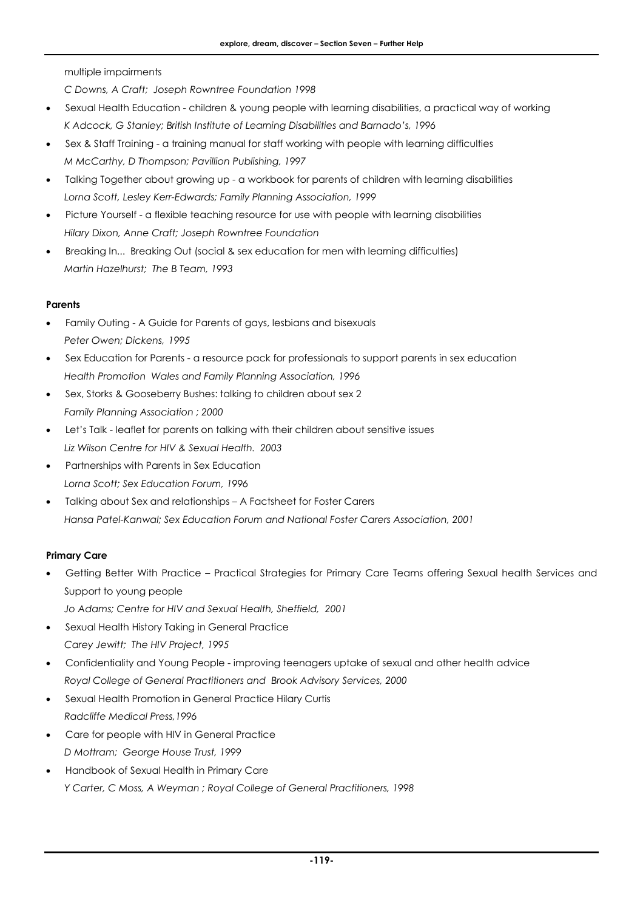multiple impairments

*C Downs, A Craft; Joseph Rowntree Foundation 1998*

- Sexual Health Education - children & young people with learning disabilities, a practical way of working
  *K Adcock, G Stanley; British Institute of Learning Disabilities and Barnado's, 1996*
- Sex & Staff Training - a training manual for staff working with people with learning difficulties
  *M McCarthy, D Thompson; Pavillion Publishing, 1997*
- Talking Together about growing up - a workbook for parents of children with learning disabilities
  *Lorna Scott, Lesley Kerr-Edwards; Family Planning Association, 1999*
- Picture Yourself - a flexible teaching resource for use with people with learning disabilities
  *Hilary Dixon, Anne Craft; Joseph Rowntree Foundation*
- Breaking In... Breaking Out (social & sex education for men with learning difficulties)
  *Martin Hazelhurst; The B Team, 1993*

**Parents**

- Family Outing - A Guide for Parents of gays, lesbians and bisexuals
  *Peter Owen; Dickens, 1995*
- Sex Education for Parents - a resource pack for professionals to support parents in sex education
  *Health Promotion Wales and Family Planning Association, 1996*
- Sex, Storks & Gooseberry Bushes: talking to children about sex 2
  *Family Planning Association ; 2000*
- Let's Talk - leaflet for parents on talking with their children about sensitive issues
  *Liz Wilson Centre for HIV & Sexual Health. 2003*
- Partnerships with Parents in Sex Education
  *Lorna Scott; Sex Education Forum, 1996*
- Talking about Sex and relationships – A Factsheet for Foster Carers
  *Hansa Patel-Kanwal; Sex Education Forum and National Foster Carers Association, 2001*

**Primary Care**

- Getting Better With Practice – Practical Strategies for Primary Care Teams offering Sexual health Services and Support to young people
  *Jo Adams; Centre for HIV and Sexual Health, Sheffield, 2001*
- Sexual Health History Taking in General Practice
  *Carey Jewitt; The HIV Project, 1995*
- Confidentiality and Young People - improving teenagers uptake of sexual and other health advice
  *Royal College of General Practitioners and Brook Advisory Services, 2000*
- Sexual Health Promotion in General Practice Hilary Curtis
  *Radcliffe Medical Press,1996*
- Care for people with HIV in General Practice
  *D Mottram; George House Trust, 1999*
- Handbook of Sexual Health in Primary Care
  *Y Carter, C Moss, A Weyman ; Royal College of General Practitioners, 1998*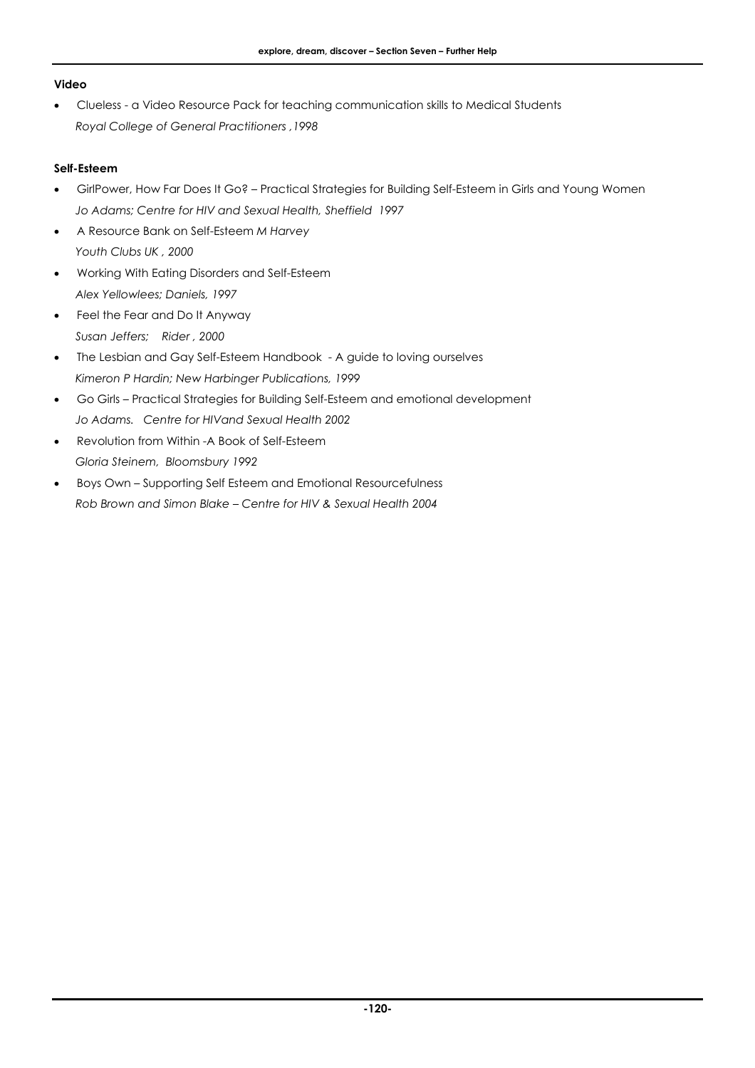### Video

- Clueless - a Video Resource Pack for teaching communication skills to Medical Students
  *Royal College of General Practitioners ,1998*

### Self-Esteem

- GirlPower, How Far Does It Go? – Practical Strategies for Building Self-Esteem in Girls and Young Women
  *Jo Adams; Centre for HIV and Sexual Health, Sheffield 1997*
- A Resource Bank on Self-Esteem *M Harvey*
  *Youth Clubs UK , 2000*
- Working With Eating Disorders and Self-Esteem
  *Alex Yellowlees; Daniels, 1997*
- Feel the Fear and Do It Anyway
  *Susan Jeffers; Rider , 2000*
- The Lesbian and Gay Self-Esteem Handbook - A guide to loving ourselves
  *Kimeron P Hardin; New Harbinger Publications, 1999*
- Go Girls – Practical Strategies for Building Self-Esteem and emotional development
  *Jo Adams. Centre for HIVand Sexual Health 2002*
- Revolution from Within -A Book of Self-Esteem
  *Gloria Steinem, Bloomsbury 1992*
- Boys Own – Supporting Self Esteem and Emotional Resourcefulness
  *Rob Brown and Simon Blake – Centre for HIV & Sexual Health 2004*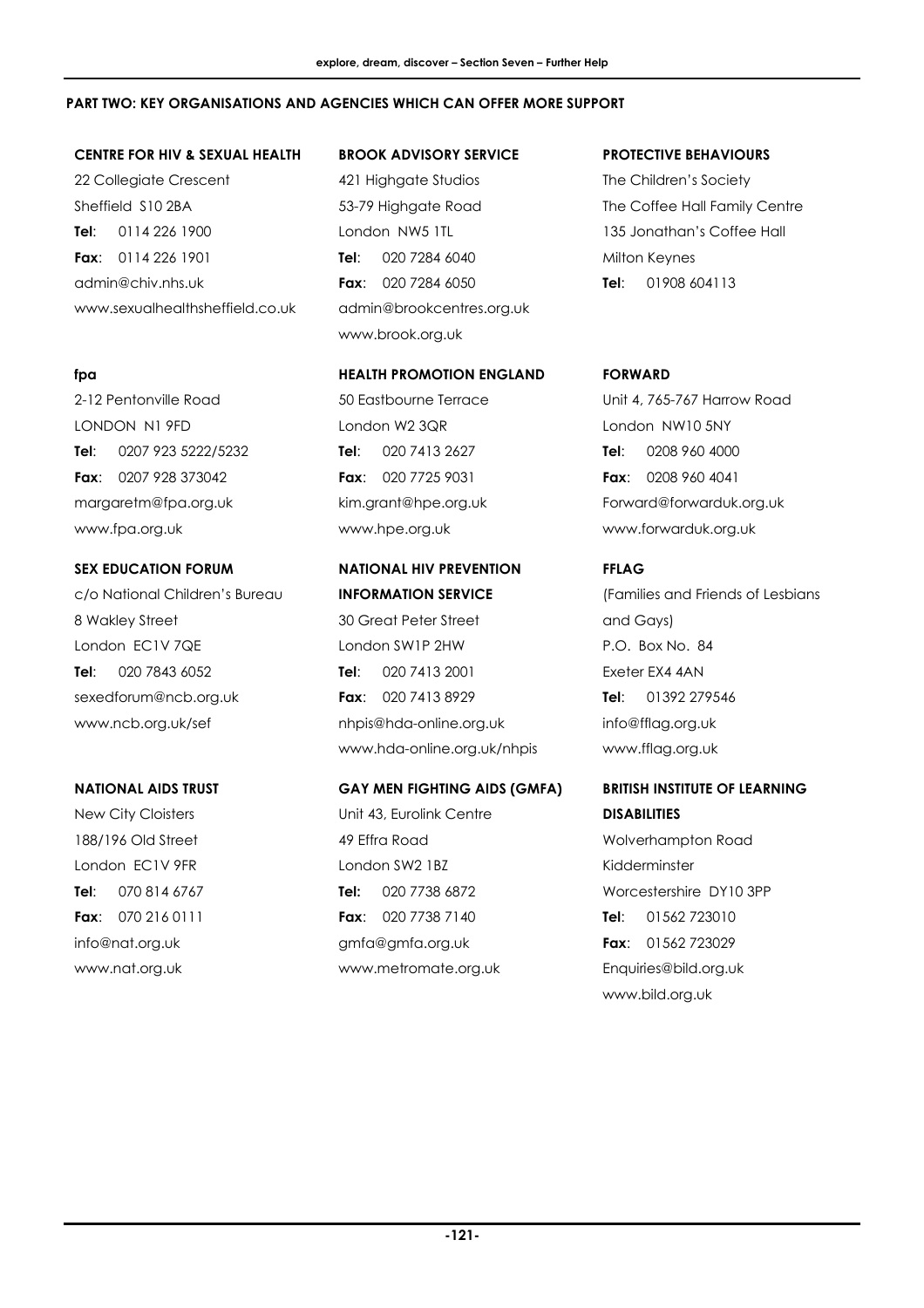## PART TWO: KEY ORGANISATIONS AND AGENCIES WHICH CAN OFFER MORE SUPPORT

**CENTRE FOR HIV & SEXUAL HEALTH**
22 Collegiate Crescent
Sheffield S10 2BA
**Tel**: 0114 226 1900
**Fax**: 0114 226 1901
admin@chiv.nhs.uk
www.sexualhealthsheffield.co.uk

**fpa**
2-12 Pentonville Road
LONDON N1 9FD
**Tel**: 0207 923 5222/5232
**Fax**: 0207 928 373042
margaretm@fpa.org.uk
www.fpa.org.uk

**SEX EDUCATION FORUM**
c/o National Children's Bureau
8 Wakley Street
London EC1V 7QE
**Tel**: 020 7843 6052
sexedforum@ncb.org.uk
www.ncb.org.uk/sef

**NATIONAL AIDS TRUST**
New City Cloisters
188/196 Old Street
London EC1V 9FR
**Tel**: 070 814 6767
**Fax**: 070 216 0111
info@nat.org.uk
www.nat.org.uk

**BROOK ADVISORY SERVICE**
421 Highgate Studios
53-79 Highgate Road
London NW5 1TL
**Tel**: 020 7284 6040
**Fax**: 020 7284 6050
admin@brookcentres.org.uk
www.brook.org.uk

**HEALTH PROMOTION ENGLAND**
50 Eastbourne Terrace
London W2 3QR
**Tel**: 020 7413 2627
**Fax**: 020 7725 9031
kim.grant@hpe.org.uk
www.hpe.org.uk

**NATIONAL HIV PREVENTION INFORMATION SERVICE**
30 Great Peter Street
London SW1P 2HW
**Tel**: 020 7413 2001
**Fax**: 020 7413 8929
nhpis@hda-online.org.uk
www.hda-online.org.uk/nhpis

**GAY MEN FIGHTING AIDS (GMFA)**
Unit 43, Eurolink Centre
49 Effra Road
London SW2 1BZ
**Tel:** 020 7738 6872
**Fax**: 020 7738 7140
gmfa@gmfa.org.uk
www.metromate.org.uk

**PROTECTIVE BEHAVIOURS**
The Children's Society
The Coffee Hall Family Centre
135 Jonathan's Coffee Hall
Milton Keynes
**Tel**: 01908 604113

**FORWARD**
Unit 4, 765-767 Harrow Road
London NW10 5NY
**Tel**: 0208 960 4000
**Fax**: 0208 960 4041
Forward@forwarduk.org.uk
www.forwarduk.org.uk

**FFLAG**
(Families and Friends of Lesbians and Gays)
P.O. Box No. 84
Exeter EX4 4AN
**Tel**: 01392 279546
info@fflag.org.uk
www.fflag.org.uk

**BRITISH INSTITUTE OF LEARNING DISABILITIES**
Wolverhampton Road
Kidderminster
Worcestershire DY10 3PP
**Tel**: 01562 723010
**Fax**: 01562 723029
Enquiries@bild.org.uk
www.bild.org.uk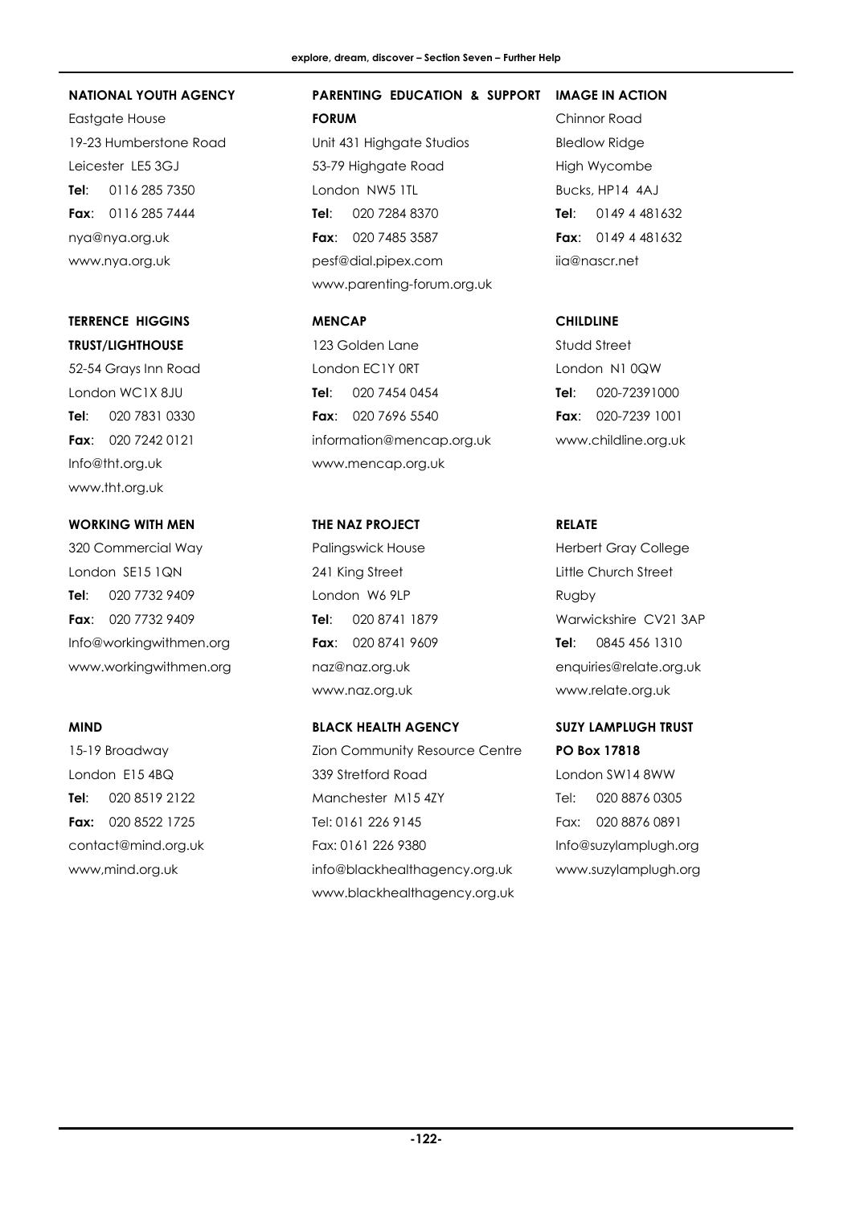**NATIONAL YOUTH AGENCY**

Eastgate House
19-23 Humberstone Road
Leicester LE5 3GJ
**Tel**: 0116 285 7350
**Fax**: 0116 285 7444
nya@nya.org.uk
www.nya.org.uk

**PARENTING EDUCATION & SUPPORT FORUM**

Unit 431 Highgate Studios
53-79 Highgate Road
London NW5 1TL
**Tel**: 020 7284 8370
**Fax**: 020 7485 3587
pesf@dial.pipex.com
www.parenting-forum.org.uk

**IMAGE IN ACTION**

Chinnor Road
Bledlow Ridge
High Wycombe
Bucks, HP14 4AJ
**Tel**: 0149 4 481632
**Fax**: 0149 4 481632
iia@nascr.net

**TERRENCE HIGGINS TRUST/LIGHTHOUSE**

52-54 Grays Inn Road
London WC1X 8JU
**Tel**: 020 7831 0330
**Fax**: 020 7242 0121
Info@tht.org.uk
www.tht.org.uk

**MENCAP**

123 Golden Lane
London EC1Y 0RT
**Tel**: 020 7454 0454
**Fax**: 020 7696 5540
information@mencap.org.uk
www.mencap.org.uk

**CHILDLINE**

Studd Street
London N1 0QW
**Tel**: 020-72391000
**Fax**: 020-7239 1001
www.childline.org.uk

**WORKING WITH MEN**

320 Commercial Way
London SE15 1QN
**Tel**: 020 7732 9409
**Fax**: 020 7732 9409
Info@workingwithmen.org
www.workingwithmen.org

**THE NAZ PROJECT**

Palingswick House
241 King Street
London W6 9LP
**Tel**: 020 8741 1879
**Fax**: 020 8741 9609
naz@naz.org.uk
www.naz.org.uk

**RELATE**

Herbert Gray College
Little Church Street
Rugby
Warwickshire CV21 3AP
**Tel**: 0845 456 1310
enquiries@relate.org.uk
www.relate.org.uk

**MIND**

15-19 Broadway
London E15 4BQ
**Tel**: 020 8519 2122
**Fax:** 020 8522 1725
contact@mind.org.uk
www,mind.org.uk

**BLACK HEALTH AGENCY**

Zion Community Resource Centre
339 Stretford Road
Manchester M15 4ZY
Tel: 0161 226 9145
Fax: 0161 226 9380
info@blackhealthagency.org.uk
www.blackhealthagency.org.uk

**SUZY LAMPLUGH TRUST**

**PO Box 17818**
London SW14 8WW
Tel: 020 8876 0305
Fax: 020 8876 0891
Info@suzylamplugh.org
www.suzylamplugh.org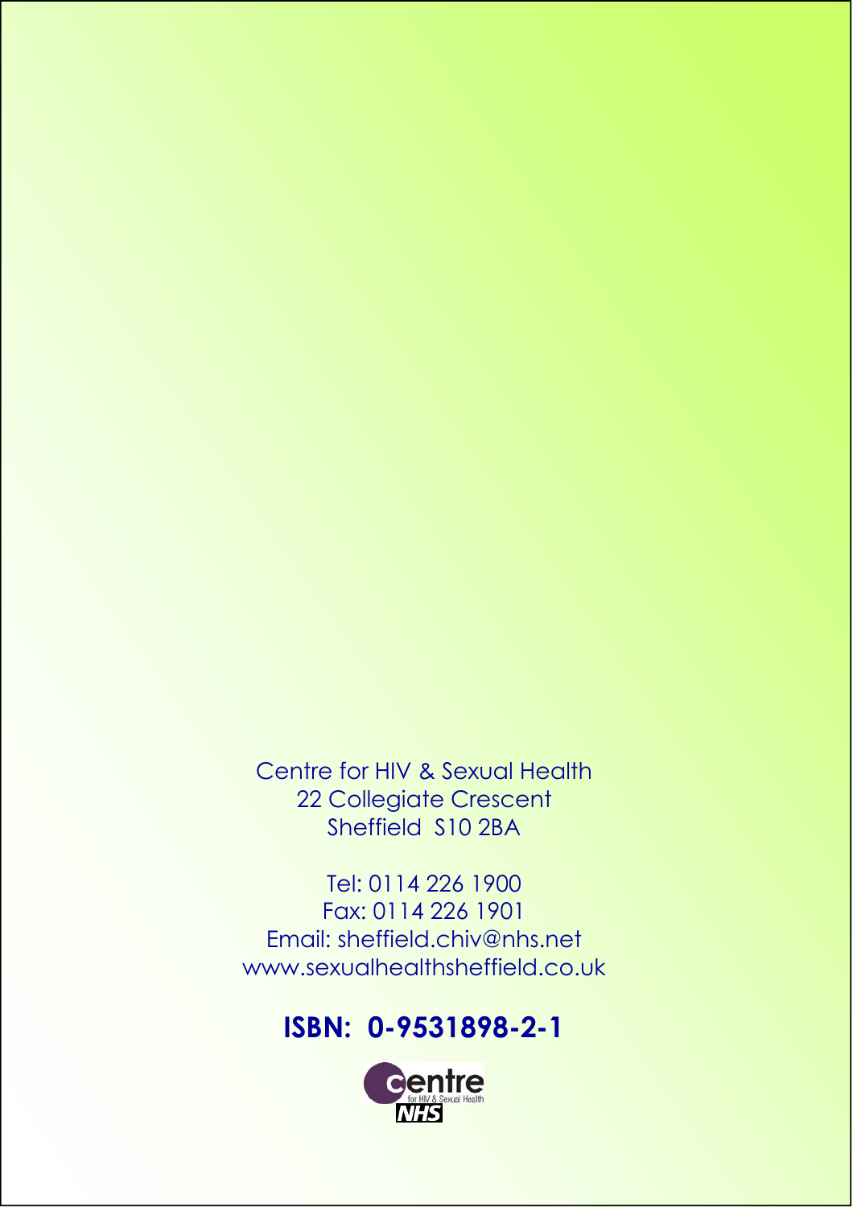Centre for HIV & Sexual Health
22 Collegiate Crescent
Sheffield S10 2BA

Tel: 0114 226 1900
Fax: 0114 226 1901
Email: sheffield.chiv@nhs.net
www.sexualhealthsheffield.co.uk

**ISBN: 0-9531898-2-1**

centre
for HIV & Sexual Health
NHS